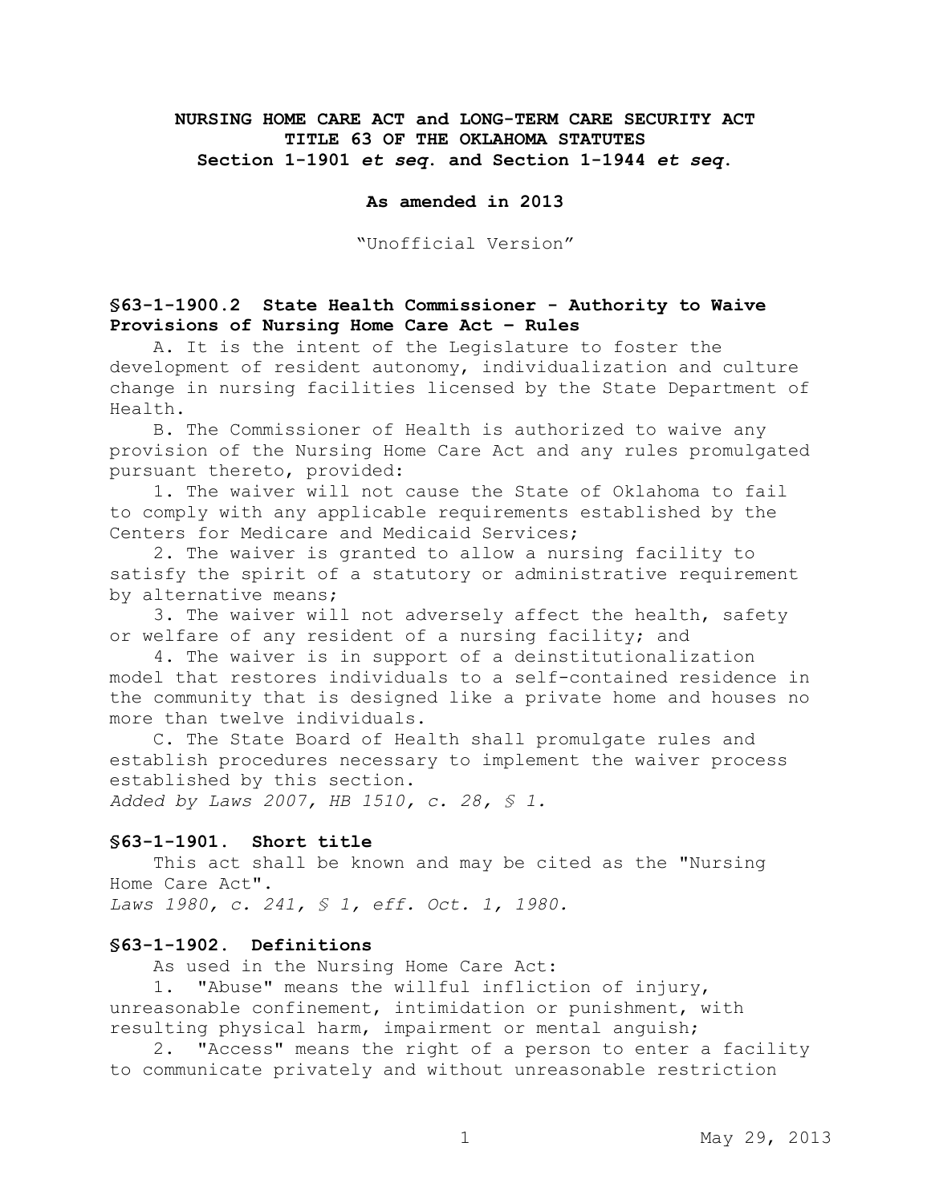**NURSING HOME CARE ACT and LONG-TERM CARE SECURITY ACT**
**TITLE 63 OF THE OKLAHOMA STATUTES**
**Section 1-1901 *et seq*. and Section 1-1944 *et seq*.**

**As amended in 2013**

"Unofficial Version"

### §63-1-1900.2 State Health Commissioner - Authority to Waive Provisions of Nursing Home Care Act – Rules

A. It is the intent of the Legislature to foster the development of resident autonomy, individualization and culture change in nursing facilities licensed by the State Department of Health.

B. The Commissioner of Health is authorized to waive any provision of the Nursing Home Care Act and any rules promulgated pursuant thereto, provided:

1. The waiver will not cause the State of Oklahoma to fail to comply with any applicable requirements established by the Centers for Medicare and Medicaid Services;
2. The waiver is granted to allow a nursing facility to satisfy the spirit of a statutory or administrative requirement by alternative means;
3. The waiver will not adversely affect the health, safety or welfare of any resident of a nursing facility; and
4. The waiver is in support of a deinstitutionalization model that restores individuals to a self-contained residence in the community that is designed like a private home and houses no more than twelve individuals.

C. The State Board of Health shall promulgate rules and establish procedures necessary to implement the waiver process established by this section.

*Added by Laws 2007, HB 1510, c. 28, § 1.*

### §63-1-1901. Short title

This act shall be known and may be cited as the "Nursing Home Care Act".

*Laws 1980, c. 241, § 1, eff. Oct. 1, 1980.*

### §63-1-1902. Definitions

As used in the Nursing Home Care Act:

1. "Abuse" means the willful infliction of injury, unreasonable confinement, intimidation or punishment, with resulting physical harm, impairment or mental anguish;
2. "Access" means the right of a person to enter a facility to communicate privately and without unreasonable restriction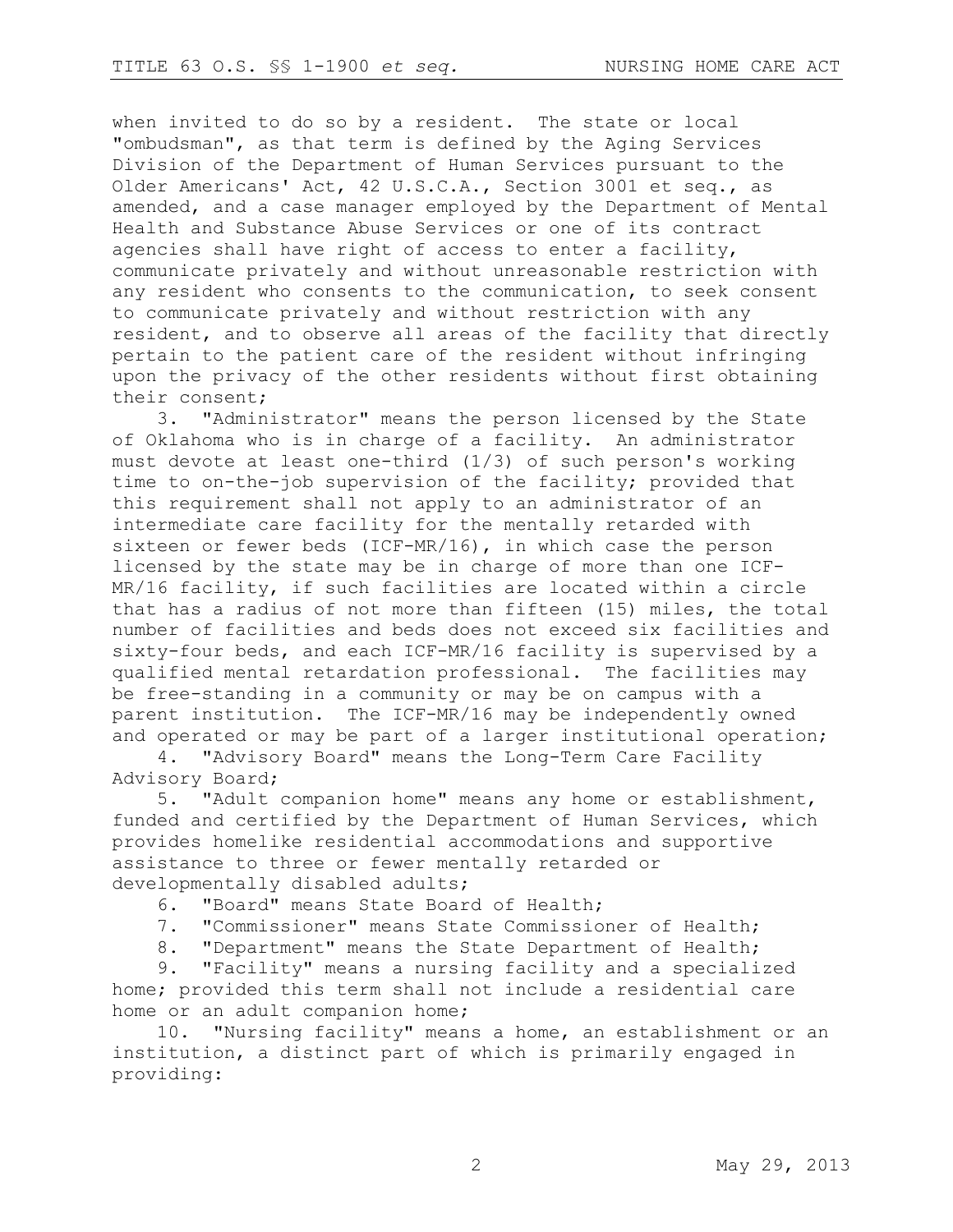when invited to do so by a resident. The state or local "ombudsman", as that term is defined by the Aging Services Division of the Department of Human Services pursuant to the Older Americans' Act, 42 U.S.C.A., Section 3001 et seq., as amended, and a case manager employed by the Department of Mental Health and Substance Abuse Services or one of its contract agencies shall have right of access to enter a facility, communicate privately and without unreasonable restriction with any resident who consents to the communication, to seek consent to communicate privately and without restriction with any resident, and to observe all areas of the facility that directly pertain to the patient care of the resident without infringing upon the privacy of the other residents without first obtaining their consent;

3. "Administrator" means the person licensed by the State of Oklahoma who is in charge of a facility. An administrator must devote at least one-third (1/3) of such person's working time to on-the-job supervision of the facility; provided that this requirement shall not apply to an administrator of an intermediate care facility for the mentally retarded with sixteen or fewer beds (ICF-MR/16), in which case the person licensed by the state may be in charge of more than one ICF-MR/16 facility, if such facilities are located within a circle that has a radius of not more than fifteen (15) miles, the total number of facilities and beds does not exceed six facilities and sixty-four beds, and each ICF-MR/16 facility is supervised by a qualified mental retardation professional. The facilities may be free-standing in a community or may be on campus with a parent institution. The ICF-MR/16 may be independently owned and operated or may be part of a larger institutional operation;

4. "Advisory Board" means the Long-Term Care Facility Advisory Board;

5. "Adult companion home" means any home or establishment, funded and certified by the Department of Human Services, which provides homelike residential accommodations and supportive assistance to three or fewer mentally retarded or developmentally disabled adults;

6. "Board" means State Board of Health;

7. "Commissioner" means State Commissioner of Health;

8. "Department" means the State Department of Health;

9. "Facility" means a nursing facility and a specialized home; provided this term shall not include a residential care home or an adult companion home;

10. "Nursing facility" means a home, an establishment or an institution, a distinct part of which is primarily engaged in providing: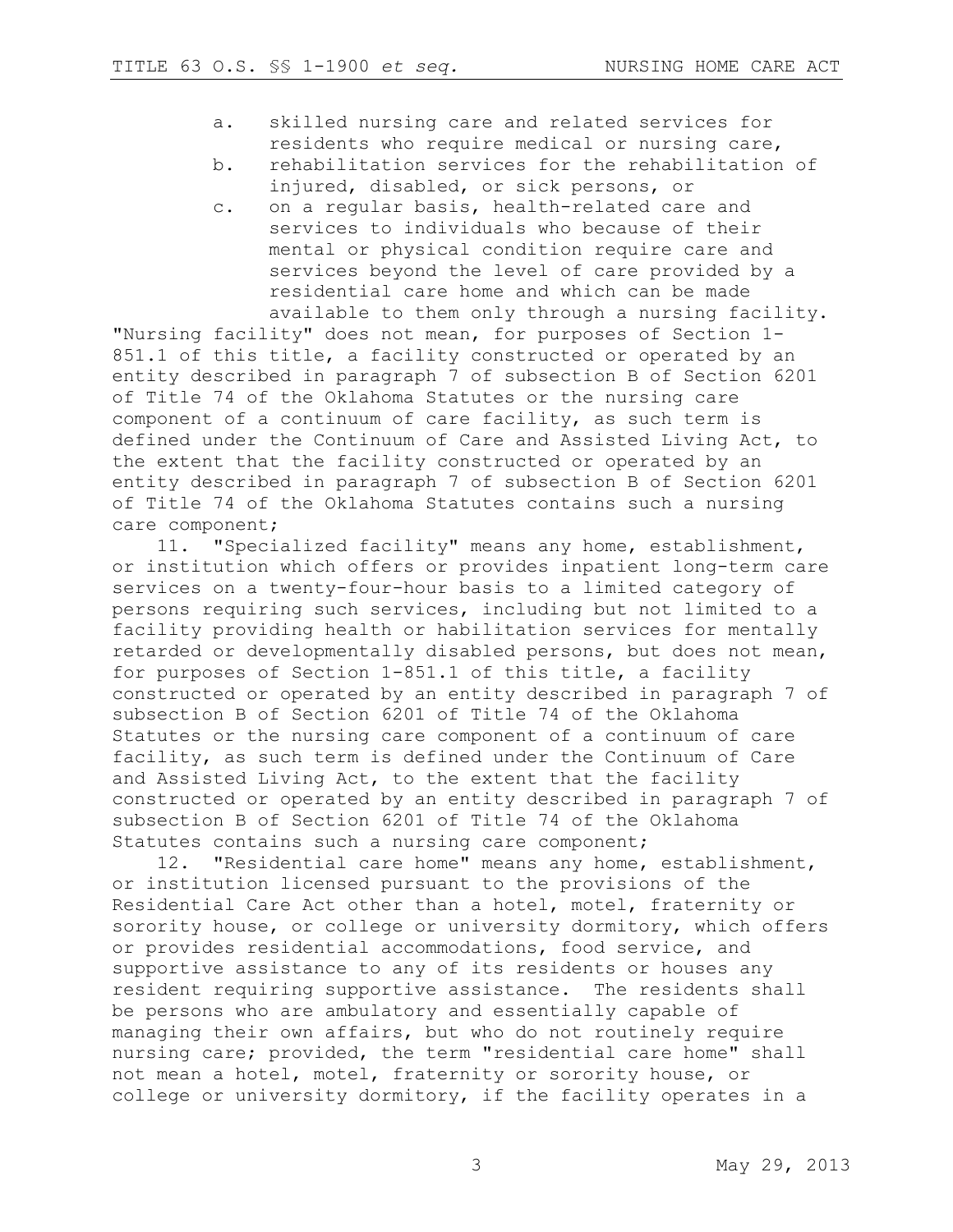a. skilled nursing care and related services for residents who require medical or nursing care,

b. rehabilitation services for the rehabilitation of injured, disabled, or sick persons, or

c. on a regular basis, health-related care and services to individuals who because of their mental or physical condition require care and services beyond the level of care provided by a residential care home and which can be made available to them only through a nursing facility.

"Nursing facility" does not mean, for purposes of Section 1-851.1 of this title, a facility constructed or operated by an entity described in paragraph 7 of subsection B of Section 6201 of Title 74 of the Oklahoma Statutes or the nursing care component of a continuum of care facility, as such term is defined under the Continuum of Care and Assisted Living Act, to the extent that the facility constructed or operated by an entity described in paragraph 7 of subsection B of Section 6201 of Title 74 of the Oklahoma Statutes contains such a nursing care component;

11. "Specialized facility" means any home, establishment, or institution which offers or provides inpatient long-term care services on a twenty-four-hour basis to a limited category of persons requiring such services, including but not limited to a facility providing health or habilitation services for mentally retarded or developmentally disabled persons, but does not mean, for purposes of Section 1-851.1 of this title, a facility constructed or operated by an entity described in paragraph 7 of subsection B of Section 6201 of Title 74 of the Oklahoma Statutes or the nursing care component of a continuum of care facility, as such term is defined under the Continuum of Care and Assisted Living Act, to the extent that the facility constructed or operated by an entity described in paragraph 7 of subsection B of Section 6201 of Title 74 of the Oklahoma Statutes contains such a nursing care component;

12. "Residential care home" means any home, establishment, or institution licensed pursuant to the provisions of the Residential Care Act other than a hotel, motel, fraternity or sorority house, or college or university dormitory, which offers or provides residential accommodations, food service, and supportive assistance to any of its residents or houses any resident requiring supportive assistance. The residents shall be persons who are ambulatory and essentially capable of managing their own affairs, but who do not routinely require nursing care; provided, the term "residential care home" shall not mean a hotel, motel, fraternity or sorority house, or college or university dormitory, if the facility operates in a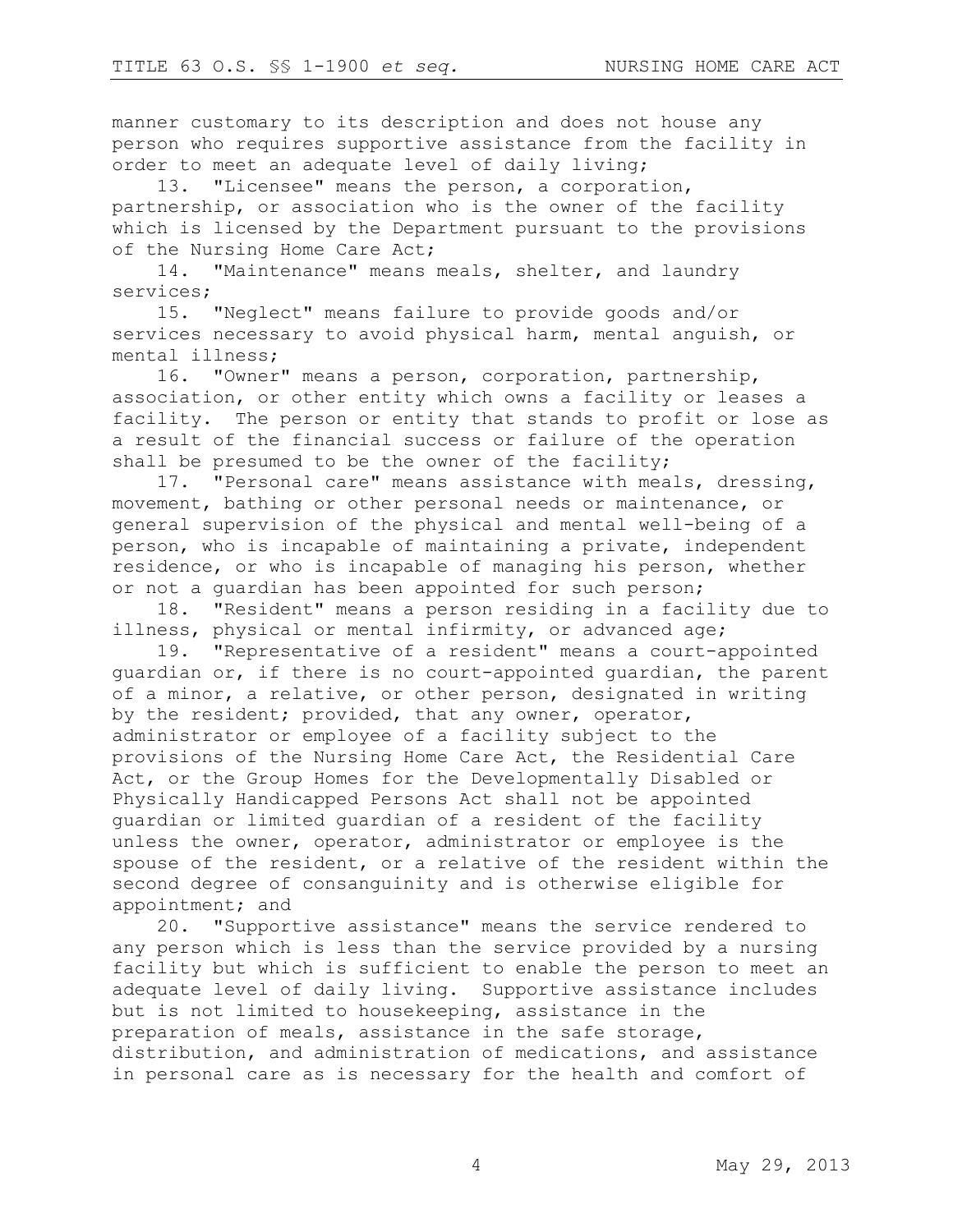manner customary to its description and does not house any person who requires supportive assistance from the facility in order to meet an adequate level of daily living;

13. "Licensee" means the person, a corporation, partnership, or association who is the owner of the facility which is licensed by the Department pursuant to the provisions of the Nursing Home Care Act;

14. "Maintenance" means meals, shelter, and laundry services;

15. "Neglect" means failure to provide goods and/or services necessary to avoid physical harm, mental anguish, or mental illness;

16. "Owner" means a person, corporation, partnership, association, or other entity which owns a facility or leases a facility. The person or entity that stands to profit or lose as a result of the financial success or failure of the operation shall be presumed to be the owner of the facility;

17. "Personal care" means assistance with meals, dressing, movement, bathing or other personal needs or maintenance, or general supervision of the physical and mental well-being of a person, who is incapable of maintaining a private, independent residence, or who is incapable of managing his person, whether or not a guardian has been appointed for such person;

18. "Resident" means a person residing in a facility due to illness, physical or mental infirmity, or advanced age;

19. "Representative of a resident" means a court-appointed guardian or, if there is no court-appointed guardian, the parent of a minor, a relative, or other person, designated in writing by the resident; provided, that any owner, operator, administrator or employee of a facility subject to the provisions of the Nursing Home Care Act, the Residential Care Act, or the Group Homes for the Developmentally Disabled or Physically Handicapped Persons Act shall not be appointed guardian or limited guardian of a resident of the facility unless the owner, operator, administrator or employee is the spouse of the resident, or a relative of the resident within the second degree of consanguinity and is otherwise eligible for appointment; and

20. "Supportive assistance" means the service rendered to any person which is less than the service provided by a nursing facility but which is sufficient to enable the person to meet an adequate level of daily living. Supportive assistance includes but is not limited to housekeeping, assistance in the preparation of meals, assistance in the safe storage, distribution, and administration of medications, and assistance in personal care as is necessary for the health and comfort of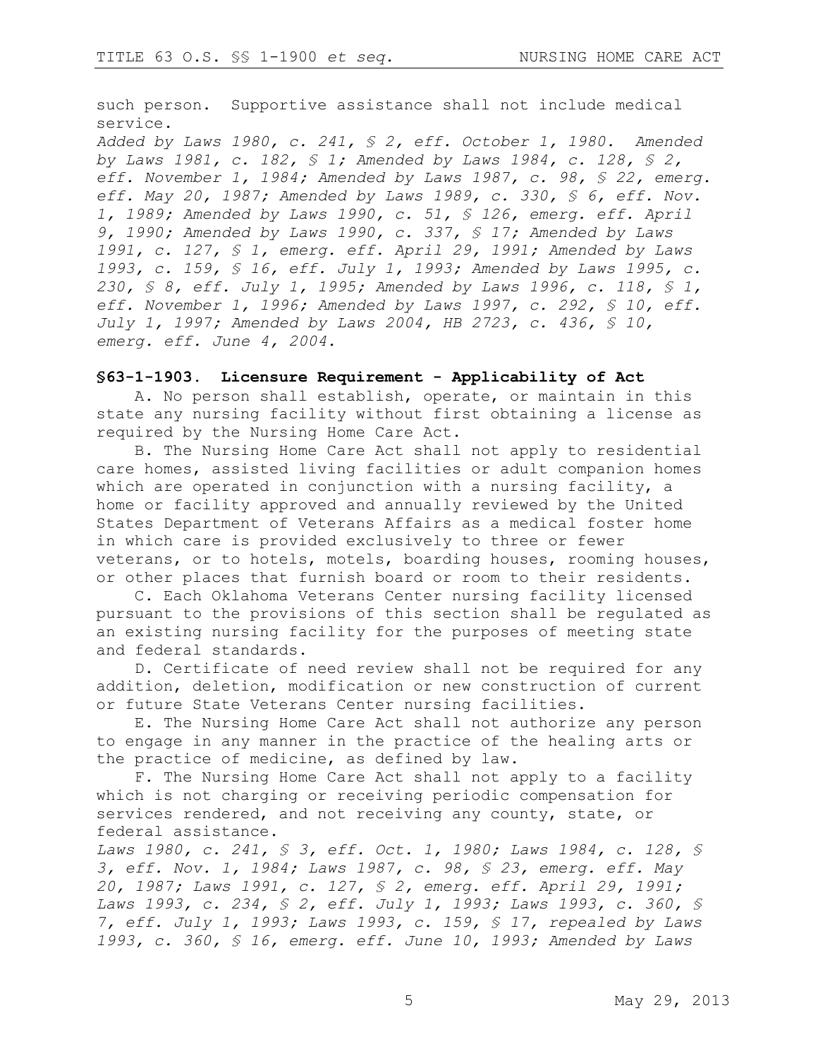such person. Supportive assistance shall not include medical service.

*Added by Laws 1980, c. 241, § 2, eff. October 1, 1980. Amended by Laws 1981, c. 182, § 1; Amended by Laws 1984, c. 128, § 2, eff. November 1, 1984; Amended by Laws 1987, c. 98, § 22, emerg. eff. May 20, 1987; Amended by Laws 1989, c. 330, § 6, eff. Nov. 1, 1989; Amended by Laws 1990, c. 51, § 126, emerg. eff. April 9, 1990; Amended by Laws 1990, c. 337, § 17; Amended by Laws 1991, c. 127, § 1, emerg. eff. April 29, 1991; Amended by Laws 1993, c. 159, § 16, eff. July 1, 1993; Amended by Laws 1995, c. 230, § 8, eff. July 1, 1995; Amended by Laws 1996, c. 118, § 1, eff. November 1, 1996; Amended by Laws 1997, c. 292, § 10, eff. July 1, 1997; Amended by Laws 2004, HB 2723, c. 436, § 10, emerg. eff. June 4, 2004.*

### §63-1-1903. Licensure Requirement - Applicability of Act

A. No person shall establish, operate, or maintain in this state any nursing facility without first obtaining a license as required by the Nursing Home Care Act.

B. The Nursing Home Care Act shall not apply to residential care homes, assisted living facilities or adult companion homes which are operated in conjunction with a nursing facility, a home or facility approved and annually reviewed by the United States Department of Veterans Affairs as a medical foster home in which care is provided exclusively to three or fewer veterans, or to hotels, motels, boarding houses, rooming houses, or other places that furnish board or room to their residents.

C. Each Oklahoma Veterans Center nursing facility licensed pursuant to the provisions of this section shall be regulated as an existing nursing facility for the purposes of meeting state and federal standards.

D. Certificate of need review shall not be required for any addition, deletion, modification or new construction of current or future State Veterans Center nursing facilities.

E. The Nursing Home Care Act shall not authorize any person to engage in any manner in the practice of the healing arts or the practice of medicine, as defined by law.

F. The Nursing Home Care Act shall not apply to a facility which is not charging or receiving periodic compensation for services rendered, and not receiving any county, state, or federal assistance.

*Laws 1980, c. 241, § 3, eff. Oct. 1, 1980; Laws 1984, c. 128, § 3, eff. Nov. 1, 1984; Laws 1987, c. 98, § 23, emerg. eff. May 20, 1987; Laws 1991, c. 127, § 2, emerg. eff. April 29, 1991; Laws 1993, c. 234, § 2, eff. July 1, 1993; Laws 1993, c. 360, § 7, eff. July 1, 1993; Laws 1993, c. 159, § 17, repealed by Laws 1993, c. 360, § 16, emerg. eff. June 10, 1993; Amended by Laws*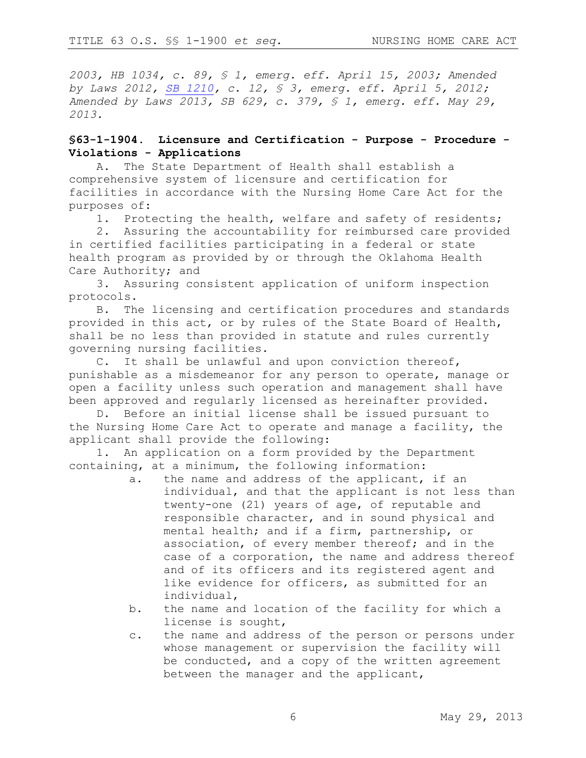*2003, HB 1034, c. 89, § 1, emerg. eff. April 15, 2003; Amended by Laws 2012, SB 1210, c. 12, § 3, emerg. eff. April 5, 2012; Amended by Laws 2013, SB 629, c. 379, § 1, emerg. eff. May 29, 2013.*

**§63-1-1904. Licensure and Certification - Purpose - Procedure - Violations - Applications**

A. The State Department of Health shall establish a comprehensive system of licensure and certification for facilities in accordance with the Nursing Home Care Act for the purposes of:

1. Protecting the health, welfare and safety of residents;
2. Assuring the accountability for reimbursed care provided in certified facilities participating in a federal or state health program as provided by or through the Oklahoma Health Care Authority; and
3. Assuring consistent application of uniform inspection protocols.

B. The licensing and certification procedures and standards provided in this act, or by rules of the State Board of Health, shall be no less than provided in statute and rules currently governing nursing facilities.

C. It shall be unlawful and upon conviction thereof, punishable as a misdemeanor for any person to operate, manage or open a facility unless such operation and management shall have been approved and regularly licensed as hereinafter provided.

D. Before an initial license shall be issued pursuant to the Nursing Home Care Act to operate and manage a facility, the applicant shall provide the following:

1. An application on a form provided by the Department containing, at a minimum, the following information:
   a. the name and address of the applicant, if an individual, and that the applicant is not less than twenty-one (21) years of age, of reputable and responsible character, and in sound physical and mental health; and if a firm, partnership, or association, of every member thereof; and in the case of a corporation, the name and address thereof and of its officers and its registered agent and like evidence for officers, as submitted for an individual,
   b. the name and location of the facility for which a license is sought,
   c. the name and address of the person or persons under whose management or supervision the facility will be conducted, and a copy of the written agreement between the manager and the applicant,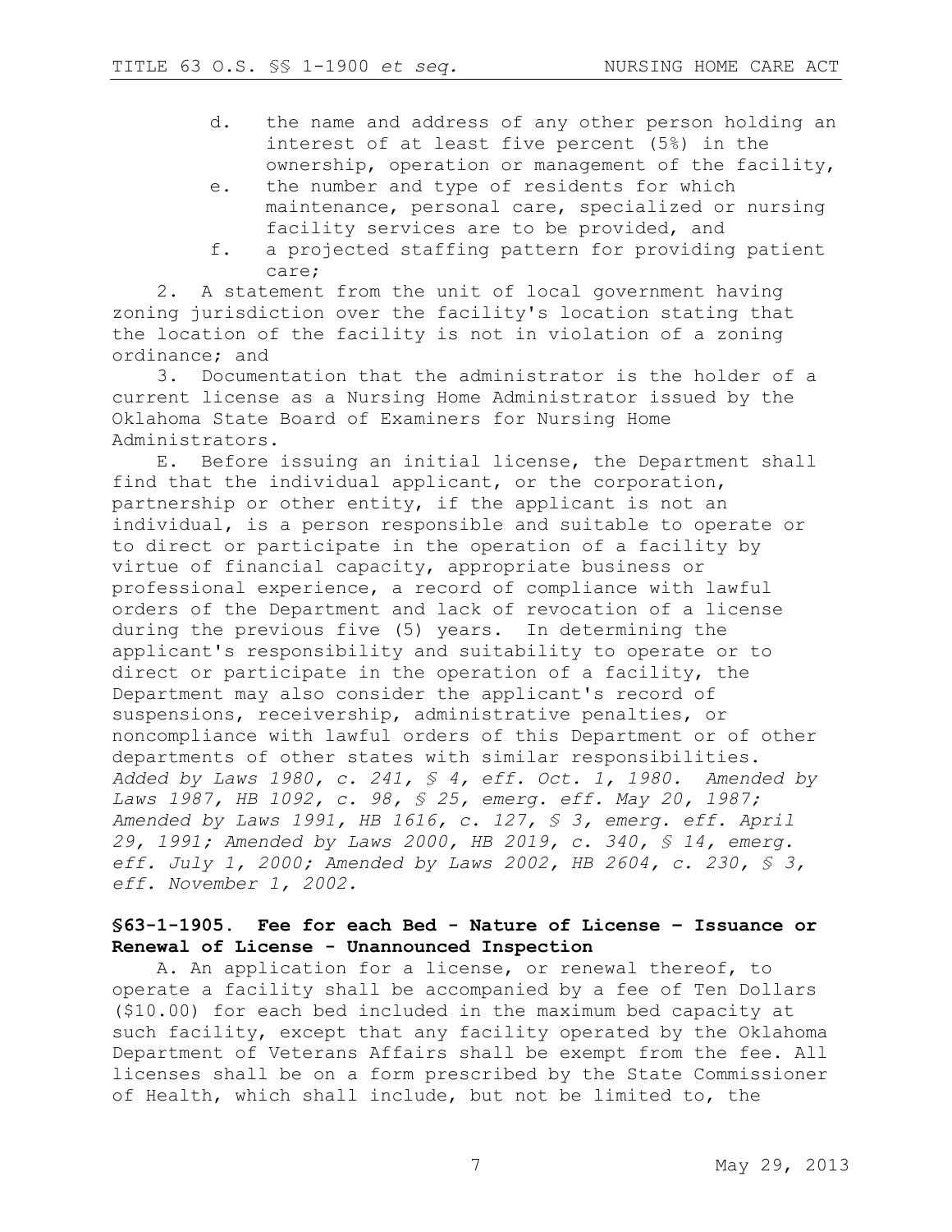d. the name and address of any other person holding an interest of at least five percent (5%) in the ownership, operation or management of the facility,

e. the number and type of residents for which maintenance, personal care, specialized or nursing facility services are to be provided, and

f. a projected staffing pattern for providing patient care;

2. A statement from the unit of local government having zoning jurisdiction over the facility's location stating that the location of the facility is not in violation of a zoning ordinance; and

3. Documentation that the administrator is the holder of a current license as a Nursing Home Administrator issued by the Oklahoma State Board of Examiners for Nursing Home Administrators.

E. Before issuing an initial license, the Department shall find that the individual applicant, or the corporation, partnership or other entity, if the applicant is not an individual, is a person responsible and suitable to operate or to direct or participate in the operation of a facility by virtue of financial capacity, appropriate business or professional experience, a record of compliance with lawful orders of the Department and lack of revocation of a license during the previous five (5) years. In determining the applicant's responsibility and suitability to operate or to direct or participate in the operation of a facility, the Department may also consider the applicant's record of suspensions, receivership, administrative penalties, or noncompliance with lawful orders of this Department or of other departments of other states with similar responsibilities.

*Added by Laws 1980, c. 241, § 4, eff. Oct. 1, 1980. Amended by Laws 1987, HB 1092, c. 98, § 25, emerg. eff. May 20, 1987; Amended by Laws 1991, HB 1616, c. 127, § 3, emerg. eff. April 29, 1991; Amended by Laws 2000, HB 2019, c. 340, § 14, emerg. eff. July 1, 2000; Amended by Laws 2002, HB 2604, c. 230, § 3, eff. November 1, 2002.*

### §63-1-1905. Fee for each Bed - Nature of License – Issuance or Renewal of License - Unannounced Inspection

A. An application for a license, or renewal thereof, to operate a facility shall be accompanied by a fee of Ten Dollars ($10.00) for each bed included in the maximum bed capacity at such facility, except that any facility operated by the Oklahoma Department of Veterans Affairs shall be exempt from the fee. All licenses shall be on a form prescribed by the State Commissioner of Health, which shall include, but not be limited to, the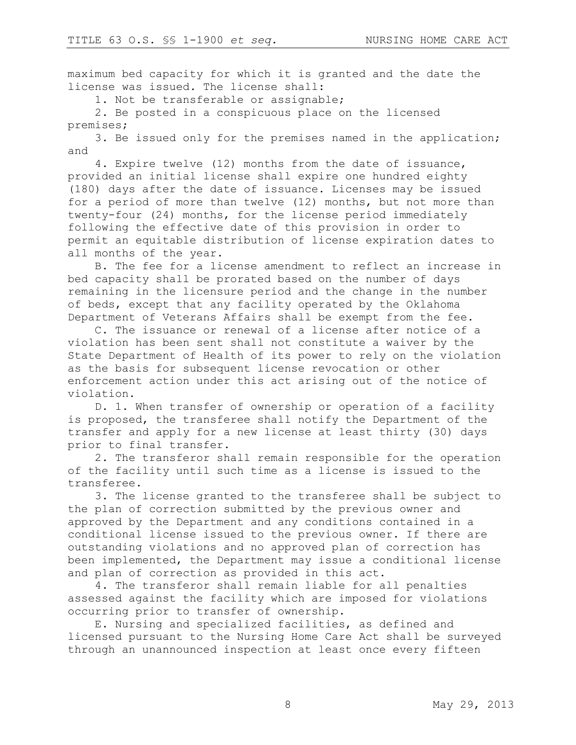maximum bed capacity for which it is granted and the date the license was issued. The license shall:

1. Not be transferable or assignable;

2. Be posted in a conspicuous place on the licensed premises;

3. Be issued only for the premises named in the application; and

4. Expire twelve (12) months from the date of issuance, provided an initial license shall expire one hundred eighty (180) days after the date of issuance. Licenses may be issued for a period of more than twelve (12) months, but not more than twenty-four (24) months, for the license period immediately following the effective date of this provision in order to permit an equitable distribution of license expiration dates to all months of the year.

B. The fee for a license amendment to reflect an increase in bed capacity shall be prorated based on the number of days remaining in the licensure period and the change in the number of beds, except that any facility operated by the Oklahoma Department of Veterans Affairs shall be exempt from the fee.

C. The issuance or renewal of a license after notice of a violation has been sent shall not constitute a waiver by the State Department of Health of its power to rely on the violation as the basis for subsequent license revocation or other enforcement action under this act arising out of the notice of violation.

D. 1. When transfer of ownership or operation of a facility is proposed, the transferee shall notify the Department of the transfer and apply for a new license at least thirty (30) days prior to final transfer.

2. The transferor shall remain responsible for the operation of the facility until such time as a license is issued to the transferee.

3. The license granted to the transferee shall be subject to the plan of correction submitted by the previous owner and approved by the Department and any conditions contained in a conditional license issued to the previous owner. If there are outstanding violations and no approved plan of correction has been implemented, the Department may issue a conditional license and plan of correction as provided in this act.

4. The transferor shall remain liable for all penalties assessed against the facility which are imposed for violations occurring prior to transfer of ownership.

E. Nursing and specialized facilities, as defined and licensed pursuant to the Nursing Home Care Act shall be surveyed through an unannounced inspection at least once every fifteen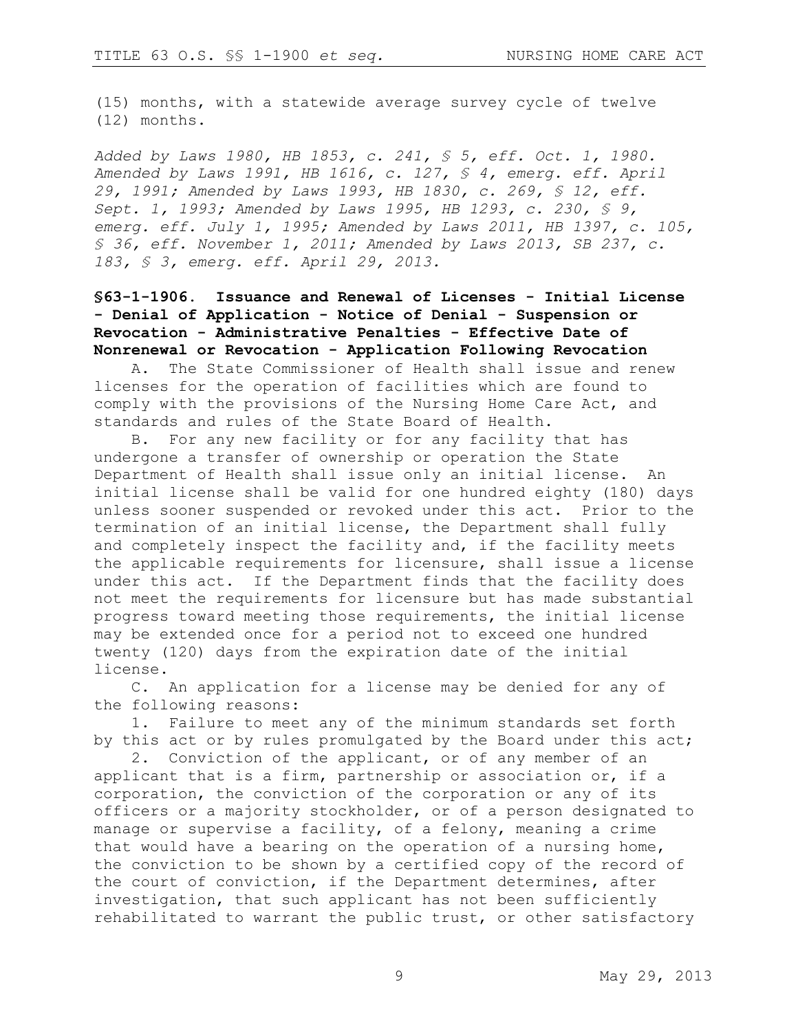(15) months, with a statewide average survey cycle of twelve (12) months.

*Added by Laws 1980, HB 1853, c. 241, § 5, eff. Oct. 1, 1980. Amended by Laws 1991, HB 1616, c. 127, § 4, emerg. eff. April 29, 1991; Amended by Laws 1993, HB 1830, c. 269, § 12, eff. Sept. 1, 1993; Amended by Laws 1995, HB 1293, c. 230, § 9, emerg. eff. July 1, 1995; Amended by Laws 2011, HB 1397, c. 105, § 36, eff. November 1, 2011; Amended by Laws 2013, SB 237, c. 183, § 3, emerg. eff. April 29, 2013.*

**§63-1-1906. Issuance and Renewal of Licenses - Initial License - Denial of Application - Notice of Denial - Suspension or Revocation - Administrative Penalties - Effective Date of Nonrenewal or Revocation - Application Following Revocation**

A. The State Commissioner of Health shall issue and renew licenses for the operation of facilities which are found to comply with the provisions of the Nursing Home Care Act, and standards and rules of the State Board of Health.

B. For any new facility or for any facility that has undergone a transfer of ownership or operation the State Department of Health shall issue only an initial license. An initial license shall be valid for one hundred eighty (180) days unless sooner suspended or revoked under this act. Prior to the termination of an initial license, the Department shall fully and completely inspect the facility and, if the facility meets the applicable requirements for licensure, shall issue a license under this act. If the Department finds that the facility does not meet the requirements for licensure but has made substantial progress toward meeting those requirements, the initial license may be extended once for a period not to exceed one hundred twenty (120) days from the expiration date of the initial license.

C. An application for a license may be denied for any of the following reasons:

1. Failure to meet any of the minimum standards set forth by this act or by rules promulgated by the Board under this act;

2. Conviction of the applicant, or of any member of an applicant that is a firm, partnership or association or, if a corporation, the conviction of the corporation or any of its officers or a majority stockholder, or of a person designated to manage or supervise a facility, of a felony, meaning a crime that would have a bearing on the operation of a nursing home, the conviction to be shown by a certified copy of the record of the court of conviction, if the Department determines, after investigation, that such applicant has not been sufficiently rehabilitated to warrant the public trust, or other satisfactory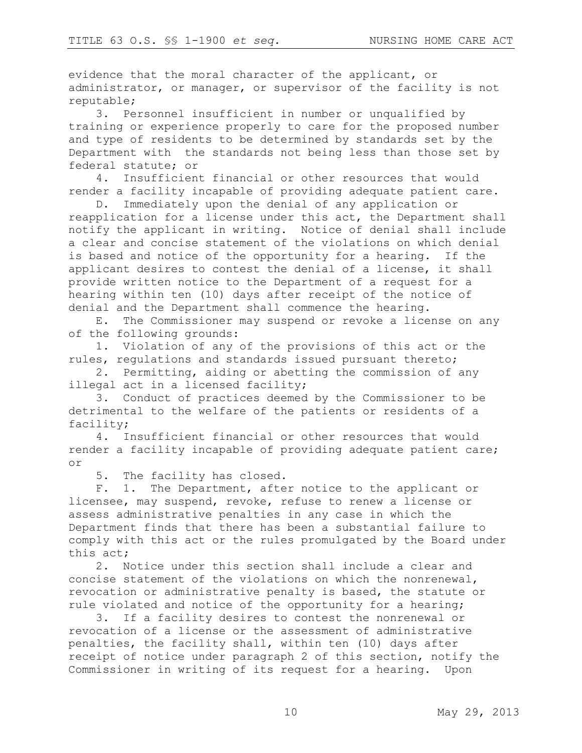evidence that the moral character of the applicant, or administrator, or manager, or supervisor of the facility is not reputable;

3. Personnel insufficient in number or unqualified by training or experience properly to care for the proposed number and type of residents to be determined by standards set by the Department with the standards not being less than those set by federal statute; or

4. Insufficient financial or other resources that would render a facility incapable of providing adequate patient care.

D. Immediately upon the denial of any application or reapplication for a license under this act, the Department shall notify the applicant in writing. Notice of denial shall include a clear and concise statement of the violations on which denial is based and notice of the opportunity for a hearing. If the applicant desires to contest the denial of a license, it shall provide written notice to the Department of a request for a hearing within ten (10) days after receipt of the notice of denial and the Department shall commence the hearing.

E. The Commissioner may suspend or revoke a license on any of the following grounds:

1. Violation of any of the provisions of this act or the rules, regulations and standards issued pursuant thereto;

2. Permitting, aiding or abetting the commission of any illegal act in a licensed facility;

3. Conduct of practices deemed by the Commissioner to be detrimental to the welfare of the patients or residents of a facility;

4. Insufficient financial or other resources that would render a facility incapable of providing adequate patient care; or

5. The facility has closed.

F. 1. The Department, after notice to the applicant or licensee, may suspend, revoke, refuse to renew a license or assess administrative penalties in any case in which the Department finds that there has been a substantial failure to comply with this act or the rules promulgated by the Board under this act;

2. Notice under this section shall include a clear and concise statement of the violations on which the nonrenewal, revocation or administrative penalty is based, the statute or rule violated and notice of the opportunity for a hearing;

3. If a facility desires to contest the nonrenewal or revocation of a license or the assessment of administrative penalties, the facility shall, within ten (10) days after receipt of notice under paragraph 2 of this section, notify the Commissioner in writing of its request for a hearing. Upon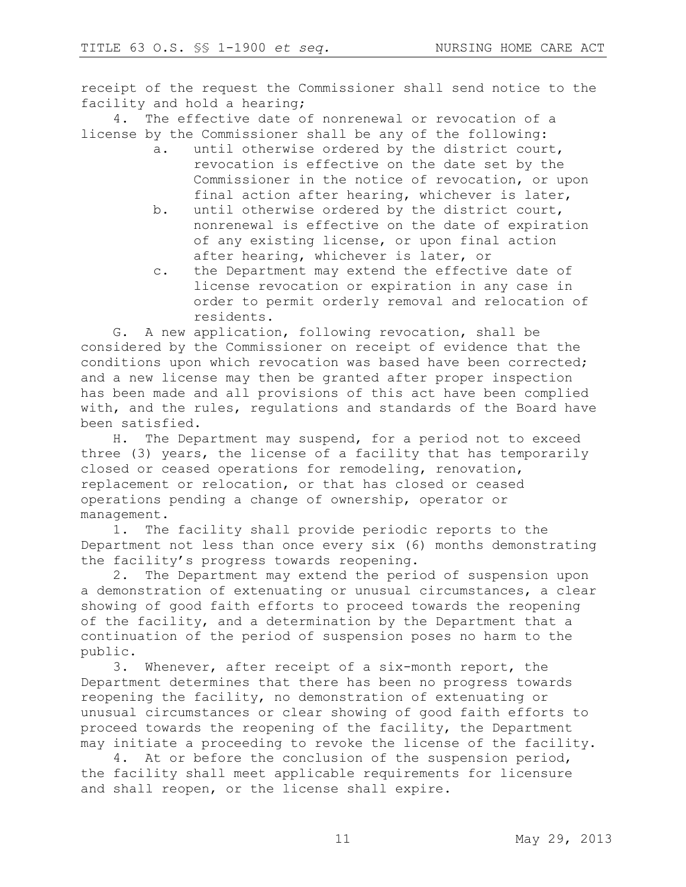receipt of the request the Commissioner shall send notice to the facility and hold a hearing;

4. The effective date of nonrenewal or revocation of a license by the Commissioner shall be any of the following:

   a. until otherwise ordered by the district court, revocation is effective on the date set by the Commissioner in the notice of revocation, or upon final action after hearing, whichever is later,

   b. until otherwise ordered by the district court, nonrenewal is effective on the date of expiration of any existing license, or upon final action after hearing, whichever is later, or

   c. the Department may extend the effective date of license revocation or expiration in any case in order to permit orderly removal and relocation of residents.

G. A new application, following revocation, shall be considered by the Commissioner on receipt of evidence that the conditions upon which revocation was based have been corrected; and a new license may then be granted after proper inspection has been made and all provisions of this act have been complied with, and the rules, regulations and standards of the Board have been satisfied.

H. The Department may suspend, for a period not to exceed three (3) years, the license of a facility that has temporarily closed or ceased operations for remodeling, renovation, replacement or relocation, or that has closed or ceased operations pending a change of ownership, operator or management.

1. The facility shall provide periodic reports to the Department not less than once every six (6) months demonstrating the facility's progress towards reopening.

2. The Department may extend the period of suspension upon a demonstration of extenuating or unusual circumstances, a clear showing of good faith efforts to proceed towards the reopening of the facility, and a determination by the Department that a continuation of the period of suspension poses no harm to the public.

3. Whenever, after receipt of a six-month report, the Department determines that there has been no progress towards reopening the facility, no demonstration of extenuating or unusual circumstances or clear showing of good faith efforts to proceed towards the reopening of the facility, the Department may initiate a proceeding to revoke the license of the facility.

4. At or before the conclusion of the suspension period, the facility shall meet applicable requirements for licensure and shall reopen, or the license shall expire.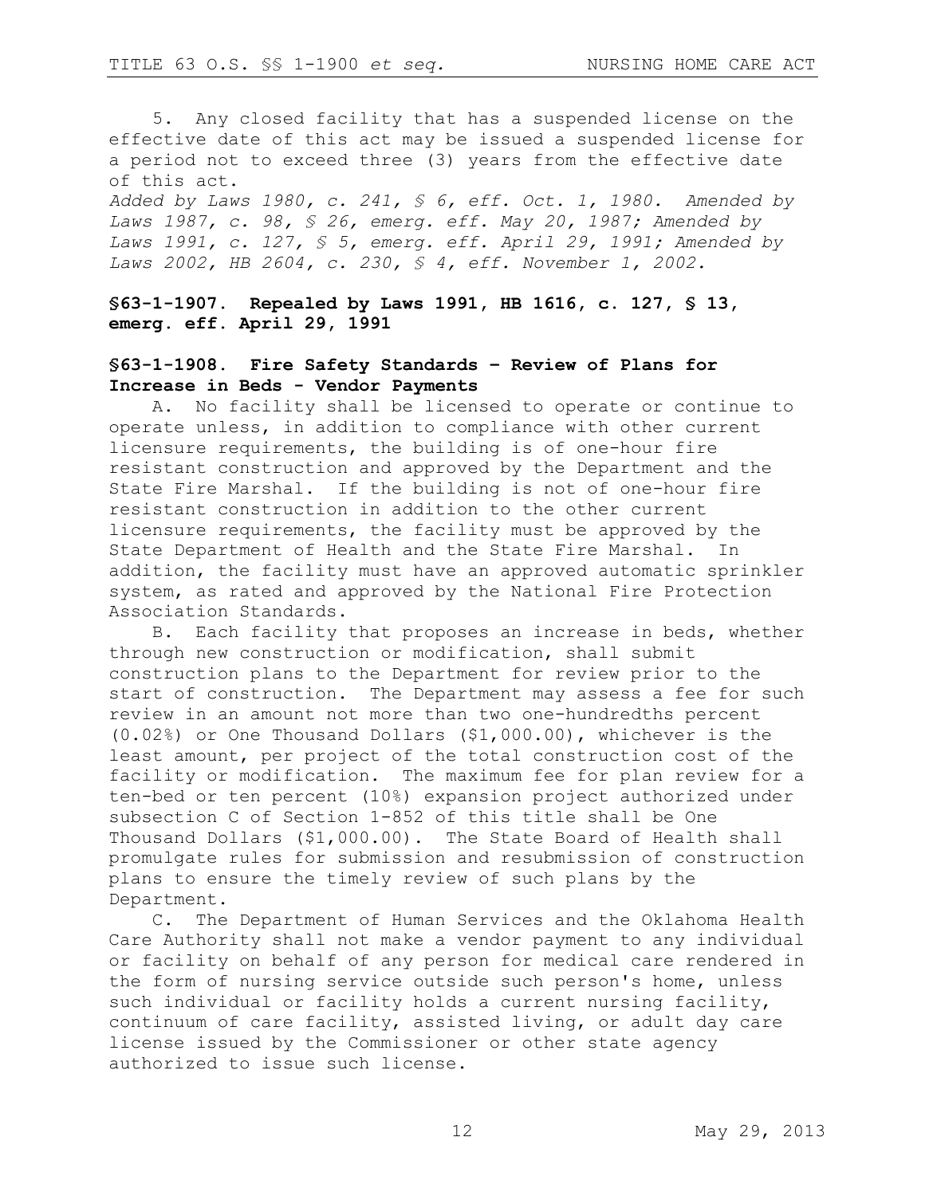5. Any closed facility that has a suspended license on the effective date of this act may be issued a suspended license for a period not to exceed three (3) years from the effective date of this act.

*Added by Laws 1980, c. 241, § 6, eff. Oct. 1, 1980. Amended by Laws 1987, c. 98, § 26, emerg. eff. May 20, 1987; Amended by Laws 1991, c. 127, § 5, emerg. eff. April 29, 1991; Amended by Laws 2002, HB 2604, c. 230, § 4, eff. November 1, 2002.*

**§63-1-1907. Repealed by Laws 1991, HB 1616, c. 127, § 13, emerg. eff. April 29, 1991**

**§63-1-1908. Fire Safety Standards – Review of Plans for Increase in Beds - Vendor Payments**

A. No facility shall be licensed to operate or continue to operate unless, in addition to compliance with other current licensure requirements, the building is of one-hour fire resistant construction and approved by the Department and the State Fire Marshal. If the building is not of one-hour fire resistant construction in addition to the other current licensure requirements, the facility must be approved by the State Department of Health and the State Fire Marshal. In addition, the facility must have an approved automatic sprinkler system, as rated and approved by the National Fire Protection Association Standards.

B. Each facility that proposes an increase in beds, whether through new construction or modification, shall submit construction plans to the Department for review prior to the start of construction. The Department may assess a fee for such review in an amount not more than two one-hundredths percent (0.02%) or One Thousand Dollars ($1,000.00), whichever is the least amount, per project of the total construction cost of the facility or modification. The maximum fee for plan review for a ten-bed or ten percent (10%) expansion project authorized under subsection C of Section 1-852 of this title shall be One Thousand Dollars ($1,000.00). The State Board of Health shall promulgate rules for submission and resubmission of construction plans to ensure the timely review of such plans by the Department.

C. The Department of Human Services and the Oklahoma Health Care Authority shall not make a vendor payment to any individual or facility on behalf of any person for medical care rendered in the form of nursing service outside such person's home, unless such individual or facility holds a current nursing facility, continuum of care facility, assisted living, or adult day care license issued by the Commissioner or other state agency authorized to issue such license.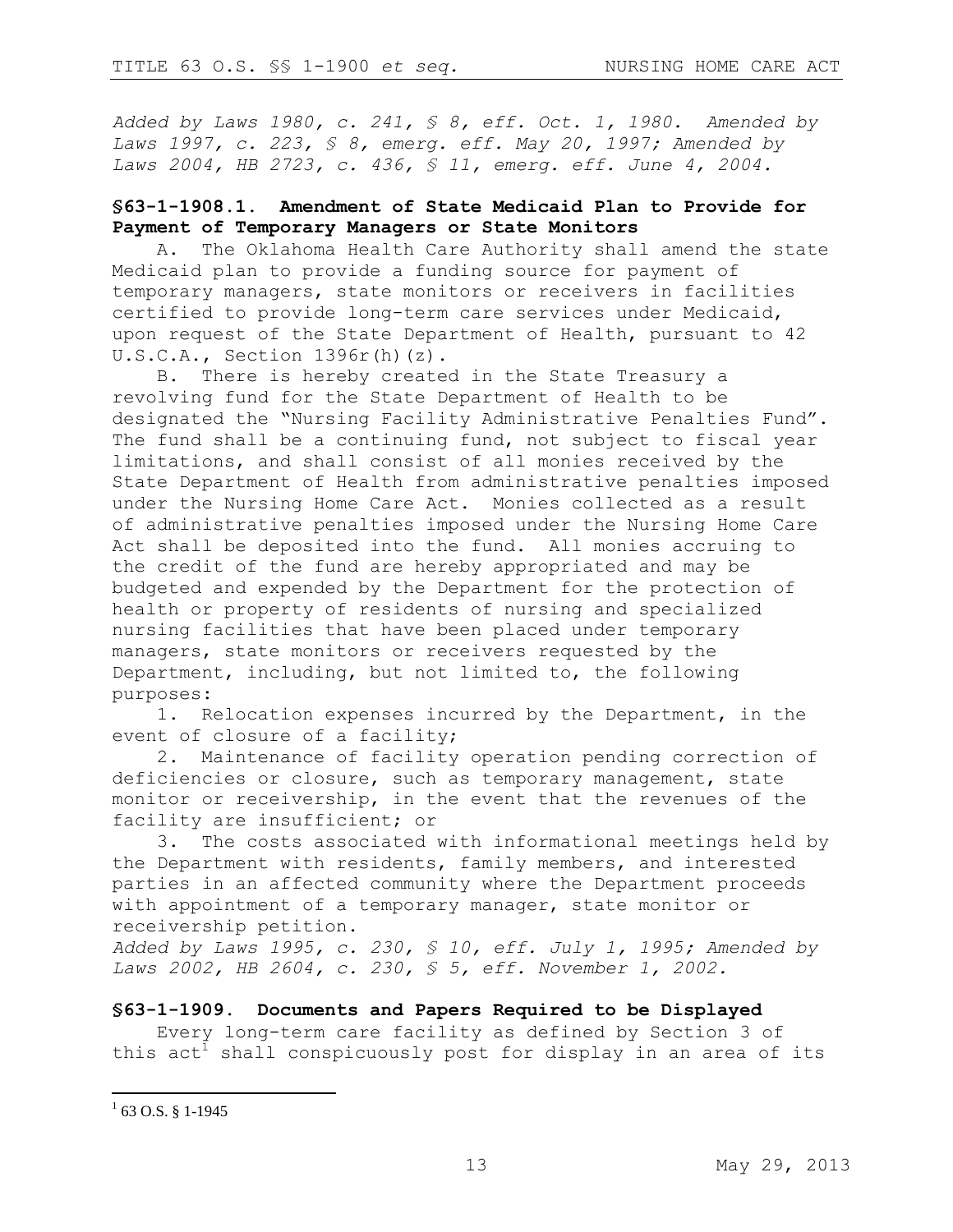*Added by Laws 1980, c. 241, § 8, eff. Oct. 1, 1980. Amended by Laws 1997, c. 223, § 8, emerg. eff. May 20, 1997; Amended by Laws 2004, HB 2723, c. 436, § 11, emerg. eff. June 4, 2004.*

## §63-1-1908.1. Amendment of State Medicaid Plan to Provide for Payment of Temporary Managers or State Monitors

A. The Oklahoma Health Care Authority shall amend the state Medicaid plan to provide a funding source for payment of temporary managers, state monitors or receivers in facilities certified to provide long-term care services under Medicaid, upon request of the State Department of Health, pursuant to 42 U.S.C.A., Section 1396r(h)(z).

B. There is hereby created in the State Treasury a revolving fund for the State Department of Health to be designated the "Nursing Facility Administrative Penalties Fund". The fund shall be a continuing fund, not subject to fiscal year limitations, and shall consist of all monies received by the State Department of Health from administrative penalties imposed under the Nursing Home Care Act. Monies collected as a result of administrative penalties imposed under the Nursing Home Care Act shall be deposited into the fund. All monies accruing to the credit of the fund are hereby appropriated and may be budgeted and expended by the Department for the protection of health or property of residents of nursing and specialized nursing facilities that have been placed under temporary managers, state monitors or receivers requested by the Department, including, but not limited to, the following purposes:

1. Relocation expenses incurred by the Department, in the event of closure of a facility;
2. Maintenance of facility operation pending correction of deficiencies or closure, such as temporary management, state monitor or receivership, in the event that the revenues of the facility are insufficient; or
3. The costs associated with informational meetings held by the Department with residents, family members, and interested parties in an affected community where the Department proceeds with appointment of a temporary manager, state monitor or receivership petition.

*Added by Laws 1995, c. 230, § 10, eff. July 1, 1995; Amended by Laws 2002, HB 2604, c. 230, § 5, eff. November 1, 2002.*

## §63-1-1909. Documents and Papers Required to be Displayed

Every long-term care facility as defined by Section 3 of this act[1] shall conspicuously post for display in an area of its

[1] 63 O.S. § 1-1945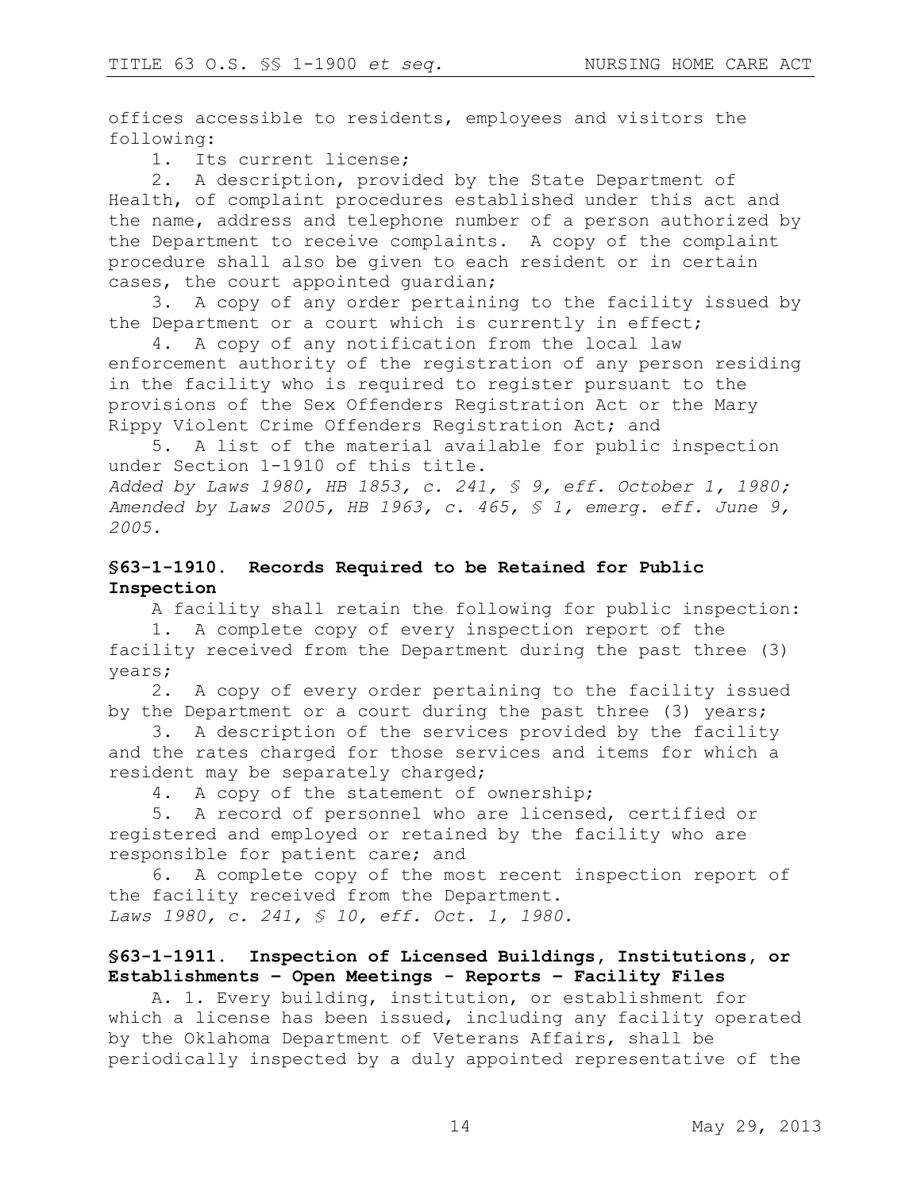offices accessible to residents, employees and visitors the following:

1. Its current license;

2. A description, provided by the State Department of Health, of complaint procedures established under this act and the name, address and telephone number of a person authorized by the Department to receive complaints. A copy of the complaint procedure shall also be given to each resident or in certain cases, the court appointed guardian;

3. A copy of any order pertaining to the facility issued by the Department or a court which is currently in effect;

4. A copy of any notification from the local law enforcement authority of the registration of any person residing in the facility who is required to register pursuant to the provisions of the Sex Offenders Registration Act or the Mary Rippy Violent Crime Offenders Registration Act; and

5. A list of the material available for public inspection under Section 1-1910 of this title.

*Added by Laws 1980, HB 1853, c. 241, § 9, eff. October 1, 1980; Amended by Laws 2005, HB 1963, c. 465, § 1, emerg. eff. June 9, 2005.*

### §63-1-1910. Records Required to be Retained for Public Inspection

A facility shall retain the following for public inspection:

1. A complete copy of every inspection report of the facility received from the Department during the past three (3) years;

2. A copy of every order pertaining to the facility issued by the Department or a court during the past three (3) years;

3. A description of the services provided by the facility and the rates charged for those services and items for which a resident may be separately charged;

4. A copy of the statement of ownership;

5. A record of personnel who are licensed, certified or registered and employed or retained by the facility who are responsible for patient care; and

6. A complete copy of the most recent inspection report of the facility received from the Department.

*Laws 1980, c. 241, § 10, eff. Oct. 1, 1980.*

### §63-1-1911. Inspection of Licensed Buildings, Institutions, or Establishments – Open Meetings - Reports – Facility Files

A. 1. Every building, institution, or establishment for which a license has been issued, including any facility operated by the Oklahoma Department of Veterans Affairs, shall be periodically inspected by a duly appointed representative of the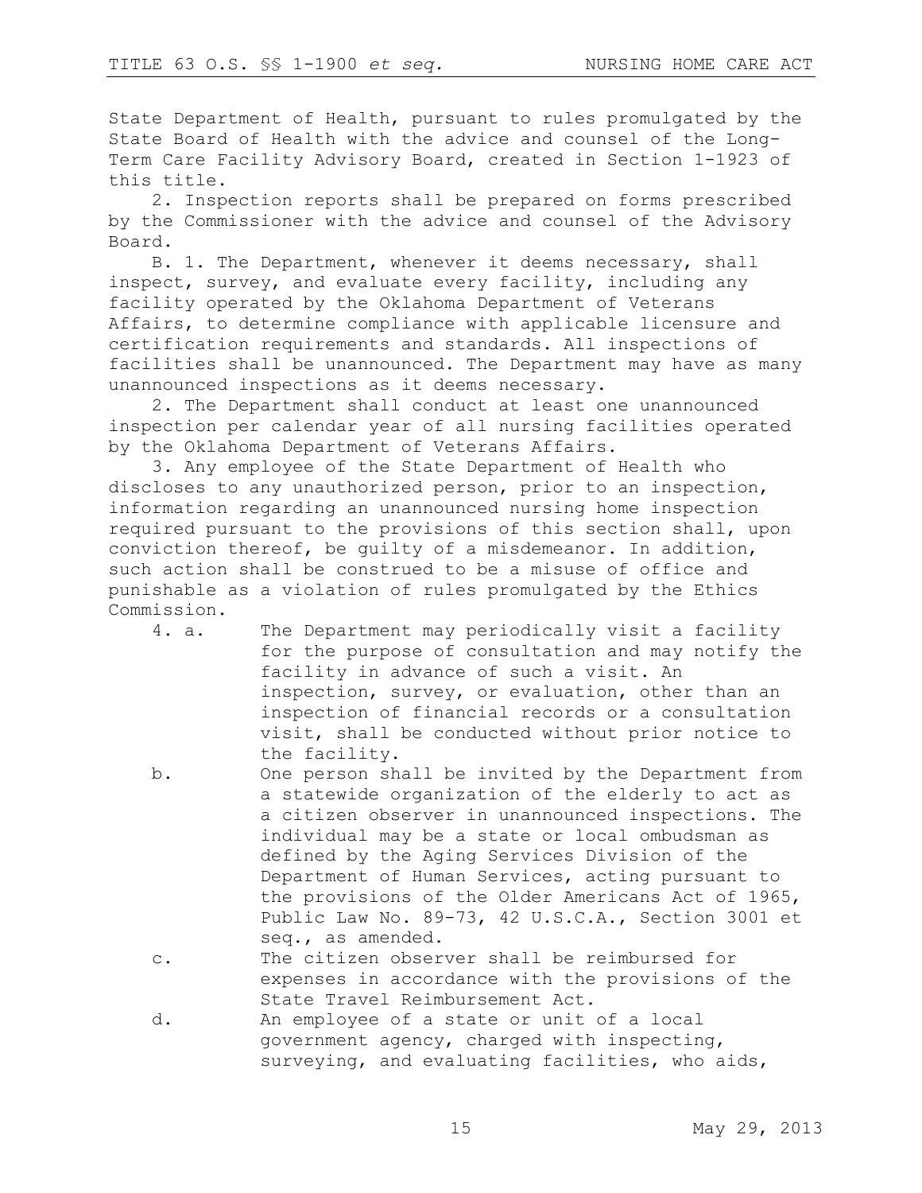State Department of Health, pursuant to rules promulgated by the State Board of Health with the advice and counsel of the Long-Term Care Facility Advisory Board, created in Section 1-1923 of this title.

2. Inspection reports shall be prepared on forms prescribed by the Commissioner with the advice and counsel of the Advisory Board.

B. 1. The Department, whenever it deems necessary, shall inspect, survey, and evaluate every facility, including any facility operated by the Oklahoma Department of Veterans Affairs, to determine compliance with applicable licensure and certification requirements and standards. All inspections of facilities shall be unannounced. The Department may have as many unannounced inspections as it deems necessary.

2. The Department shall conduct at least one unannounced inspection per calendar year of all nursing facilities operated by the Oklahoma Department of Veterans Affairs.

3. Any employee of the State Department of Health who discloses to any unauthorized person, prior to an inspection, information regarding an unannounced nursing home inspection required pursuant to the provisions of this section shall, upon conviction thereof, be guilty of a misdemeanor. In addition, such action shall be construed to be a misuse of office and punishable as a violation of rules promulgated by the Ethics Commission.

4. a. The Department may periodically visit a facility for the purpose of consultation and may notify the facility in advance of such a visit. An inspection, survey, or evaluation, other than an inspection of financial records or a consultation visit, shall be conducted without prior notice to the facility.

b. One person shall be invited by the Department from a statewide organization of the elderly to act as a citizen observer in unannounced inspections. The individual may be a state or local ombudsman as defined by the Aging Services Division of the Department of Human Services, acting pursuant to the provisions of the Older Americans Act of 1965, Public Law No. 89-73, 42 U.S.C.A., Section 3001 et seq., as amended.

c. The citizen observer shall be reimbursed for expenses in accordance with the provisions of the State Travel Reimbursement Act.

d. An employee of a state or unit of a local government agency, charged with inspecting, surveying, and evaluating facilities, who aids,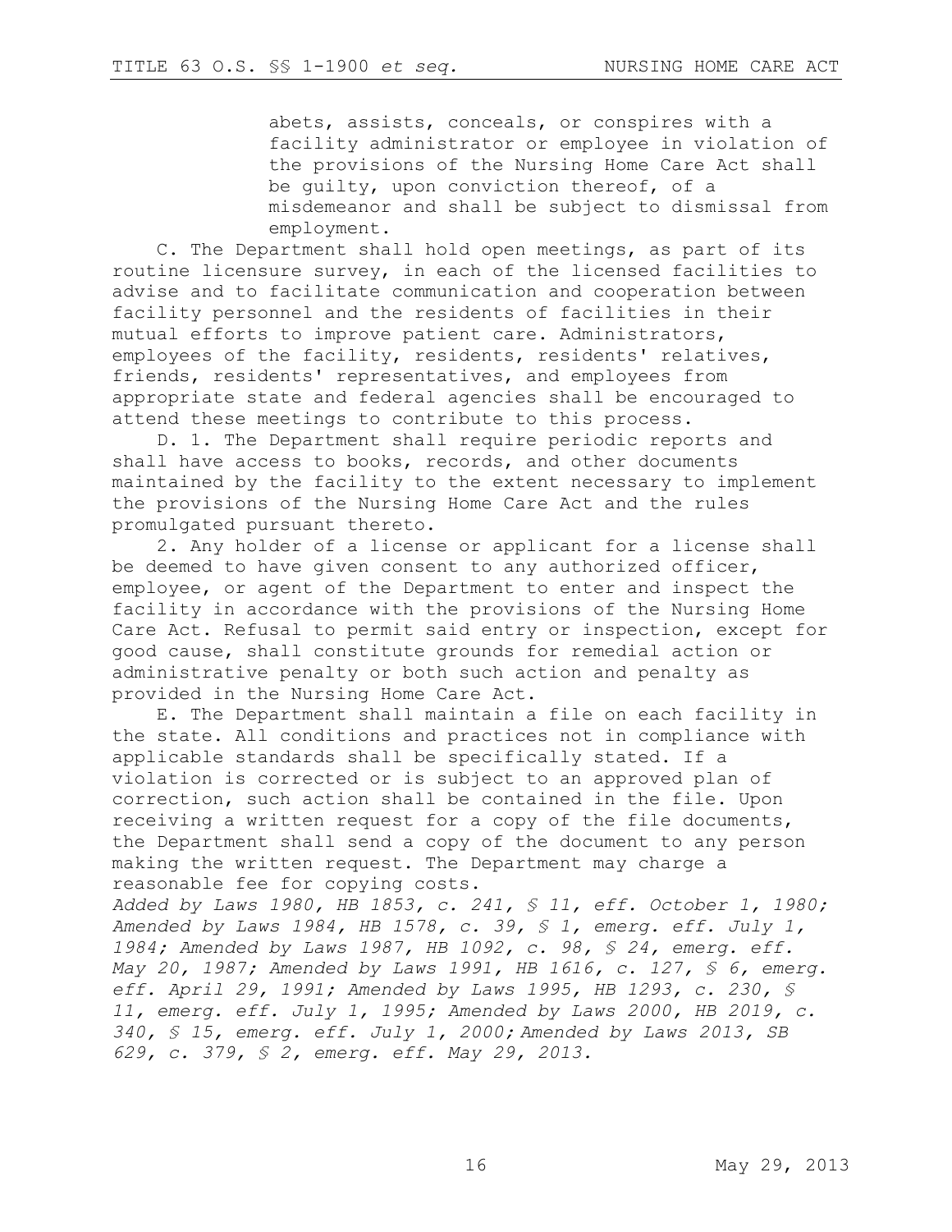abets, assists, conceals, or conspires with a facility administrator or employee in violation of the provisions of the Nursing Home Care Act shall be guilty, upon conviction thereof, of a misdemeanor and shall be subject to dismissal from employment.

C. The Department shall hold open meetings, as part of its routine licensure survey, in each of the licensed facilities to advise and to facilitate communication and cooperation between facility personnel and the residents of facilities in their mutual efforts to improve patient care. Administrators, employees of the facility, residents, residents' relatives, friends, residents' representatives, and employees from appropriate state and federal agencies shall be encouraged to attend these meetings to contribute to this process.

D. 1. The Department shall require periodic reports and shall have access to books, records, and other documents maintained by the facility to the extent necessary to implement the provisions of the Nursing Home Care Act and the rules promulgated pursuant thereto.

2. Any holder of a license or applicant for a license shall be deemed to have given consent to any authorized officer, employee, or agent of the Department to enter and inspect the facility in accordance with the provisions of the Nursing Home Care Act. Refusal to permit said entry or inspection, except for good cause, shall constitute grounds for remedial action or administrative penalty or both such action and penalty as provided in the Nursing Home Care Act.

E. The Department shall maintain a file on each facility in the state. All conditions and practices not in compliance with applicable standards shall be specifically stated. If a violation is corrected or is subject to an approved plan of correction, such action shall be contained in the file. Upon receiving a written request for a copy of the file documents, the Department shall send a copy of the document to any person making the written request. The Department may charge a reasonable fee for copying costs.

*Added by Laws 1980, HB 1853, c. 241, § 11, eff. October 1, 1980; Amended by Laws 1984, HB 1578, c. 39, § 1, emerg. eff. July 1, 1984; Amended by Laws 1987, HB 1092, c. 98, § 24, emerg. eff. May 20, 1987; Amended by Laws 1991, HB 1616, c. 127, § 6, emerg. eff. April 29, 1991; Amended by Laws 1995, HB 1293, c. 230, § 11, emerg. eff. July 1, 1995; Amended by Laws 2000, HB 2019, c. 340, § 15, emerg. eff. July 1, 2000; Amended by Laws 2013, SB 629, c. 379, § 2, emerg. eff. May 29, 2013.*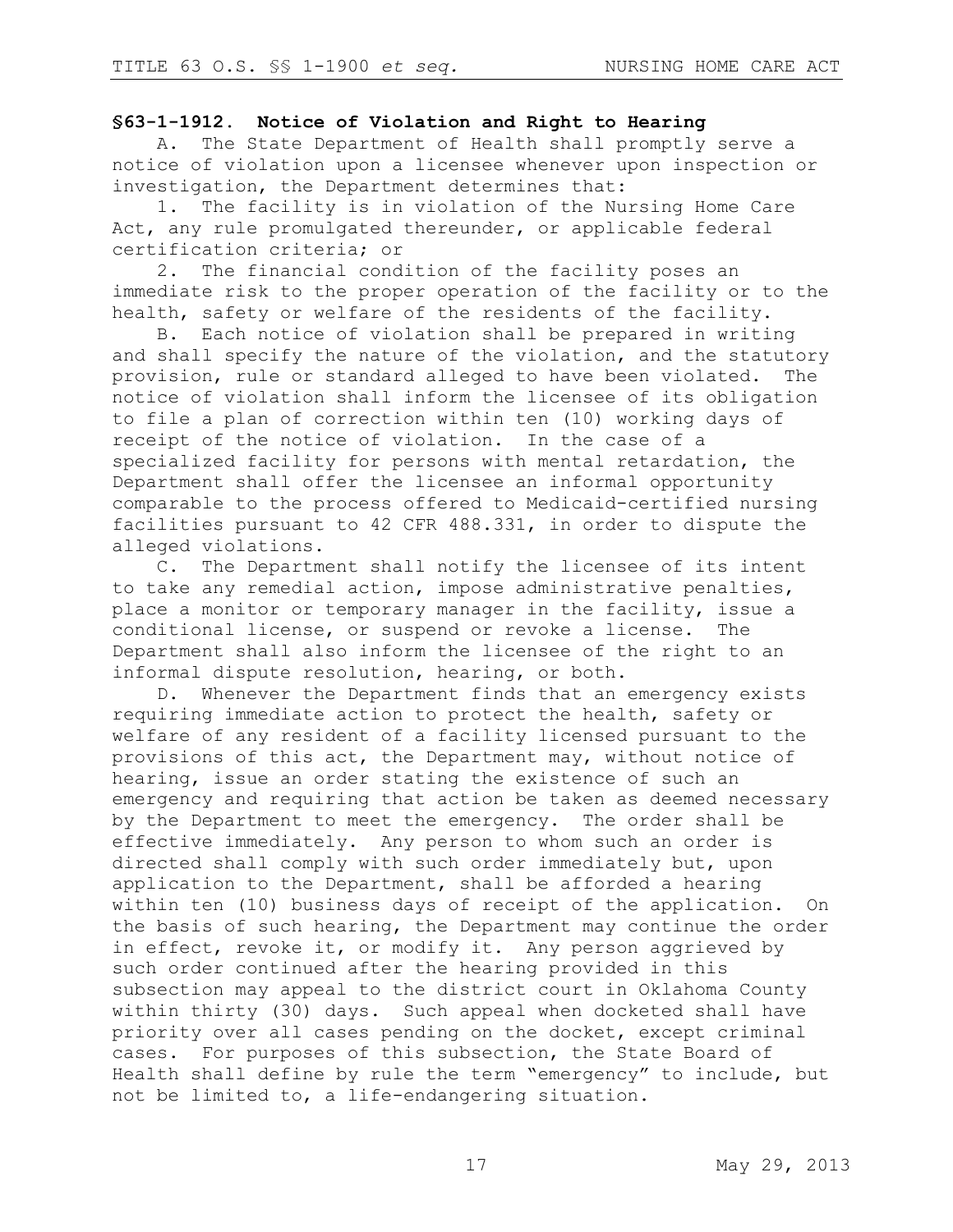## §63-1-1912. Notice of Violation and Right to Hearing

A. The State Department of Health shall promptly serve a notice of violation upon a licensee whenever upon inspection or investigation, the Department determines that:

1. The facility is in violation of the Nursing Home Care Act, any rule promulgated thereunder, or applicable federal certification criteria; or

2. The financial condition of the facility poses an immediate risk to the proper operation of the facility or to the health, safety or welfare of the residents of the facility.

B. Each notice of violation shall be prepared in writing and shall specify the nature of the violation, and the statutory provision, rule or standard alleged to have been violated. The notice of violation shall inform the licensee of its obligation to file a plan of correction within ten (10) working days of receipt of the notice of violation. In the case of a specialized facility for persons with mental retardation, the Department shall offer the licensee an informal opportunity comparable to the process offered to Medicaid-certified nursing facilities pursuant to 42 CFR 488.331, in order to dispute the alleged violations.

C. The Department shall notify the licensee of its intent to take any remedial action, impose administrative penalties, place a monitor or temporary manager in the facility, issue a conditional license, or suspend or revoke a license. The Department shall also inform the licensee of the right to an informal dispute resolution, hearing, or both.

D. Whenever the Department finds that an emergency exists requiring immediate action to protect the health, safety or welfare of any resident of a facility licensed pursuant to the provisions of this act, the Department may, without notice of hearing, issue an order stating the existence of such an emergency and requiring that action be taken as deemed necessary by the Department to meet the emergency. The order shall be effective immediately. Any person to whom such an order is directed shall comply with such order immediately but, upon application to the Department, shall be afforded a hearing within ten (10) business days of receipt of the application. On the basis of such hearing, the Department may continue the order in effect, revoke it, or modify it. Any person aggrieved by such order continued after the hearing provided in this subsection may appeal to the district court in Oklahoma County within thirty (30) days. Such appeal when docketed shall have priority over all cases pending on the docket, except criminal cases. For purposes of this subsection, the State Board of Health shall define by rule the term "emergency" to include, but not be limited to, a life-endangering situation.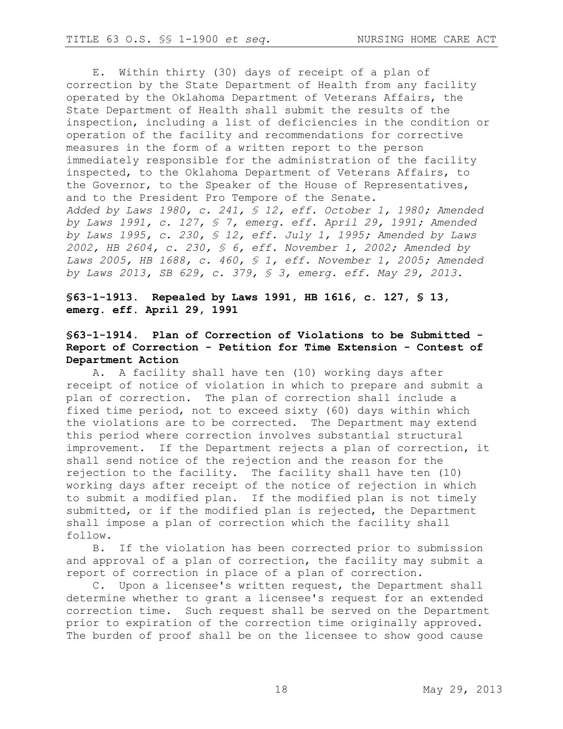E. Within thirty (30) days of receipt of a plan of correction by the State Department of Health from any facility operated by the Oklahoma Department of Veterans Affairs, the State Department of Health shall submit the results of the inspection, including a list of deficiencies in the condition or operation of the facility and recommendations for corrective measures in the form of a written report to the person immediately responsible for the administration of the facility inspected, to the Oklahoma Department of Veterans Affairs, to the Governor, to the Speaker of the House of Representatives, and to the President Pro Tempore of the Senate.

*Added by Laws 1980, c. 241, § 12, eff. October 1, 1980; Amended by Laws 1991, c. 127, § 7, emerg. eff. April 29, 1991; Amended by Laws 1995, c. 230, § 12, eff. July 1, 1995; Amended by Laws 2002, HB 2604, c. 230, § 6, eff. November 1, 2002; Amended by Laws 2005, HB 1688, c. 460, § 1, eff. November 1, 2005; Amended by Laws 2013, SB 629, c. 379, § 3, emerg. eff. May 29, 2013.*

**§63-1-1913. Repealed by Laws 1991, HB 1616, c. 127, § 13, emerg. eff. April 29, 1991**

**§63-1-1914. Plan of Correction of Violations to be Submitted - Report of Correction - Petition for Time Extension - Contest of Department Action**

A. A facility shall have ten (10) working days after receipt of notice of violation in which to prepare and submit a plan of correction. The plan of correction shall include a fixed time period, not to exceed sixty (60) days within which the violations are to be corrected. The Department may extend this period where correction involves substantial structural improvement. If the Department rejects a plan of correction, it shall send notice of the rejection and the reason for the rejection to the facility. The facility shall have ten (10) working days after receipt of the notice of rejection in which to submit a modified plan. If the modified plan is not timely submitted, or if the modified plan is rejected, the Department shall impose a plan of correction which the facility shall follow.

B. If the violation has been corrected prior to submission and approval of a plan of correction, the facility may submit a report of correction in place of a plan of correction.

C. Upon a licensee's written request, the Department shall determine whether to grant a licensee's request for an extended correction time. Such request shall be served on the Department prior to expiration of the correction time originally approved. The burden of proof shall be on the licensee to show good cause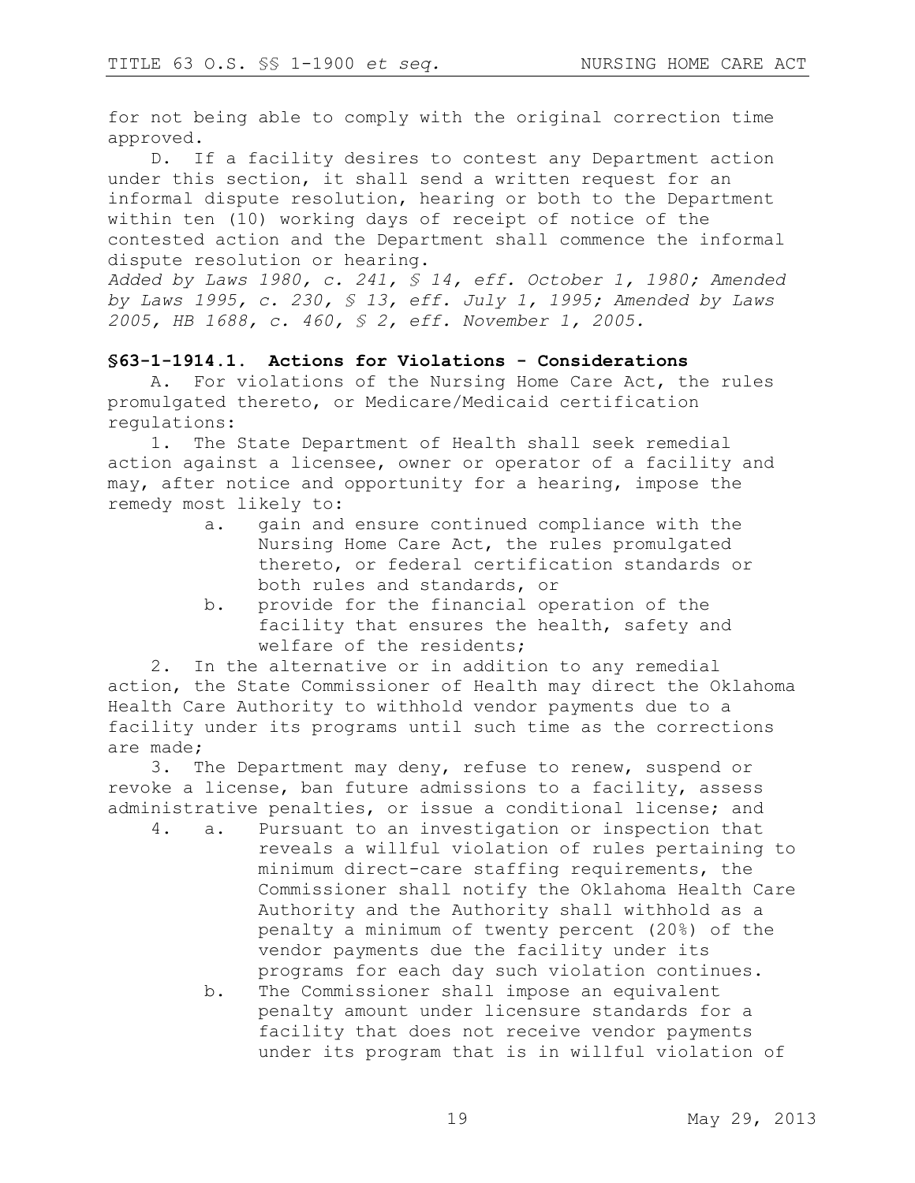for not being able to comply with the original correction time approved.

D. If a facility desires to contest any Department action under this section, it shall send a written request for an informal dispute resolution, hearing or both to the Department within ten (10) working days of receipt of notice of the contested action and the Department shall commence the informal dispute resolution or hearing.

*Added by Laws 1980, c. 241, § 14, eff. October 1, 1980; Amended by Laws 1995, c. 230, § 13, eff. July 1, 1995; Amended by Laws 2005, HB 1688, c. 460, § 2, eff. November 1, 2005.*

**§63-1-1914.1. Actions for Violations - Considerations**

A. For violations of the Nursing Home Care Act, the rules promulgated thereto, or Medicare/Medicaid certification regulations:

1. The State Department of Health shall seek remedial action against a licensee, owner or operator of a facility and may, after notice and opportunity for a hearing, impose the remedy most likely to:
   - a. gain and ensure continued compliance with the Nursing Home Care Act, the rules promulgated thereto, or federal certification standards or both rules and standards, or
   - b. provide for the financial operation of the facility that ensures the health, safety and welfare of the residents;

2. In the alternative or in addition to any remedial action, the State Commissioner of Health may direct the Oklahoma Health Care Authority to withhold vendor payments due to a facility under its programs until such time as the corrections are made;

3. The Department may deny, refuse to renew, suspend or revoke a license, ban future admissions to a facility, assess administrative penalties, or issue a conditional license; and

4.
   - a. Pursuant to an investigation or inspection that reveals a willful violation of rules pertaining to minimum direct-care staffing requirements, the Commissioner shall notify the Oklahoma Health Care Authority and the Authority shall withhold as a penalty a minimum of twenty percent (20%) of the vendor payments due the facility under its programs for each day such violation continues.
   - b. The Commissioner shall impose an equivalent penalty amount under licensure standards for a facility that does not receive vendor payments under its program that is in willful violation of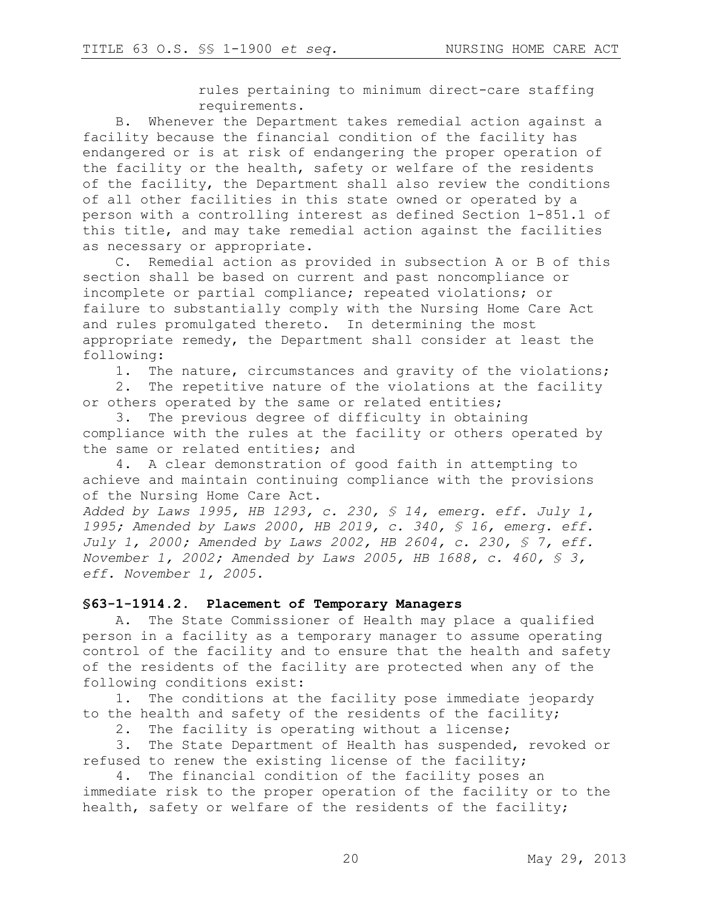rules pertaining to minimum direct-care staffing requirements.

B. Whenever the Department takes remedial action against a facility because the financial condition of the facility has endangered or is at risk of endangering the proper operation of the facility or the health, safety or welfare of the residents of the facility, the Department shall also review the conditions of all other facilities in this state owned or operated by a person with a controlling interest as defined Section 1-851.1 of this title, and may take remedial action against the facilities as necessary or appropriate.

C. Remedial action as provided in subsection A or B of this section shall be based on current and past noncompliance or incomplete or partial compliance; repeated violations; or failure to substantially comply with the Nursing Home Care Act and rules promulgated thereto. In determining the most appropriate remedy, the Department shall consider at least the following:

1. The nature, circumstances and gravity of the violations;

2. The repetitive nature of the violations at the facility or others operated by the same or related entities;

3. The previous degree of difficulty in obtaining compliance with the rules at the facility or others operated by the same or related entities; and

4. A clear demonstration of good faith in attempting to achieve and maintain continuing compliance with the provisions of the Nursing Home Care Act.

*Added by Laws 1995, HB 1293, c. 230, § 14, emerg. eff. July 1, 1995; Amended by Laws 2000, HB 2019, c. 340, § 16, emerg. eff. July 1, 2000; Amended by Laws 2002, HB 2604, c. 230, § 7, eff. November 1, 2002; Amended by Laws 2005, HB 1688, c. 460, § 3, eff. November 1, 2005.*

**§63-1-1914.2. Placement of Temporary Managers**

A. The State Commissioner of Health may place a qualified person in a facility as a temporary manager to assume operating control of the facility and to ensure that the health and safety of the residents of the facility are protected when any of the following conditions exist:

1. The conditions at the facility pose immediate jeopardy to the health and safety of the residents of the facility;

2. The facility is operating without a license;

3. The State Department of Health has suspended, revoked or refused to renew the existing license of the facility;

4. The financial condition of the facility poses an immediate risk to the proper operation of the facility or to the health, safety or welfare of the residents of the facility;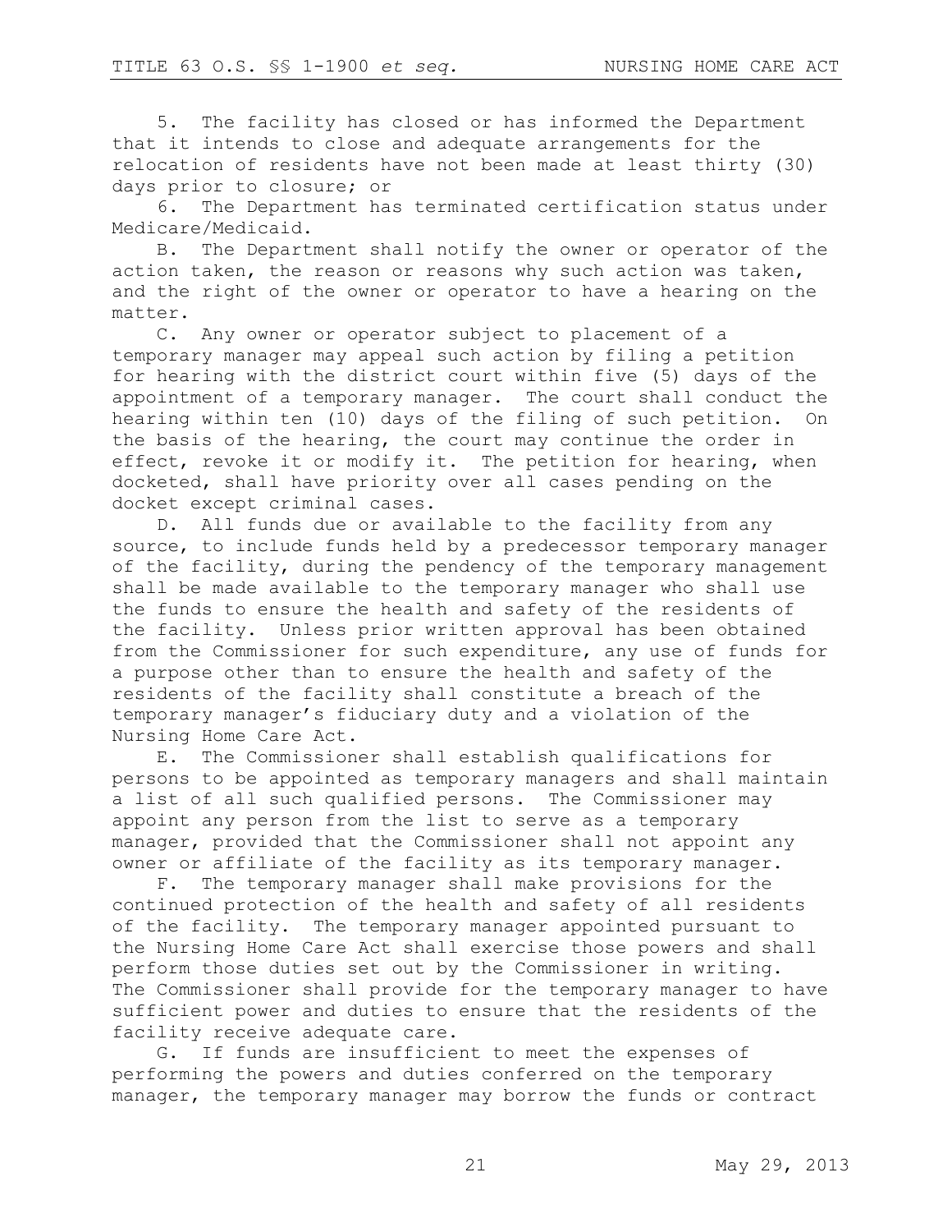5. The facility has closed or has informed the Department that it intends to close and adequate arrangements for the relocation of residents have not been made at least thirty (30) days prior to closure; or

6. The Department has terminated certification status under Medicare/Medicaid.

B. The Department shall notify the owner or operator of the action taken, the reason or reasons why such action was taken, and the right of the owner or operator to have a hearing on the matter.

C. Any owner or operator subject to placement of a temporary manager may appeal such action by filing a petition for hearing with the district court within five (5) days of the appointment of a temporary manager. The court shall conduct the hearing within ten (10) days of the filing of such petition. On the basis of the hearing, the court may continue the order in effect, revoke it or modify it. The petition for hearing, when docketed, shall have priority over all cases pending on the docket except criminal cases.

D. All funds due or available to the facility from any source, to include funds held by a predecessor temporary manager of the facility, during the pendency of the temporary management shall be made available to the temporary manager who shall use the funds to ensure the health and safety of the residents of the facility. Unless prior written approval has been obtained from the Commissioner for such expenditure, any use of funds for a purpose other than to ensure the health and safety of the residents of the facility shall constitute a breach of the temporary manager's fiduciary duty and a violation of the Nursing Home Care Act.

E. The Commissioner shall establish qualifications for persons to be appointed as temporary managers and shall maintain a list of all such qualified persons. The Commissioner may appoint any person from the list to serve as a temporary manager, provided that the Commissioner shall not appoint any owner or affiliate of the facility as its temporary manager.

F. The temporary manager shall make provisions for the continued protection of the health and safety of all residents of the facility. The temporary manager appointed pursuant to the Nursing Home Care Act shall exercise those powers and shall perform those duties set out by the Commissioner in writing. The Commissioner shall provide for the temporary manager to have sufficient power and duties to ensure that the residents of the facility receive adequate care.

G. If funds are insufficient to meet the expenses of performing the powers and duties conferred on the temporary manager, the temporary manager may borrow the funds or contract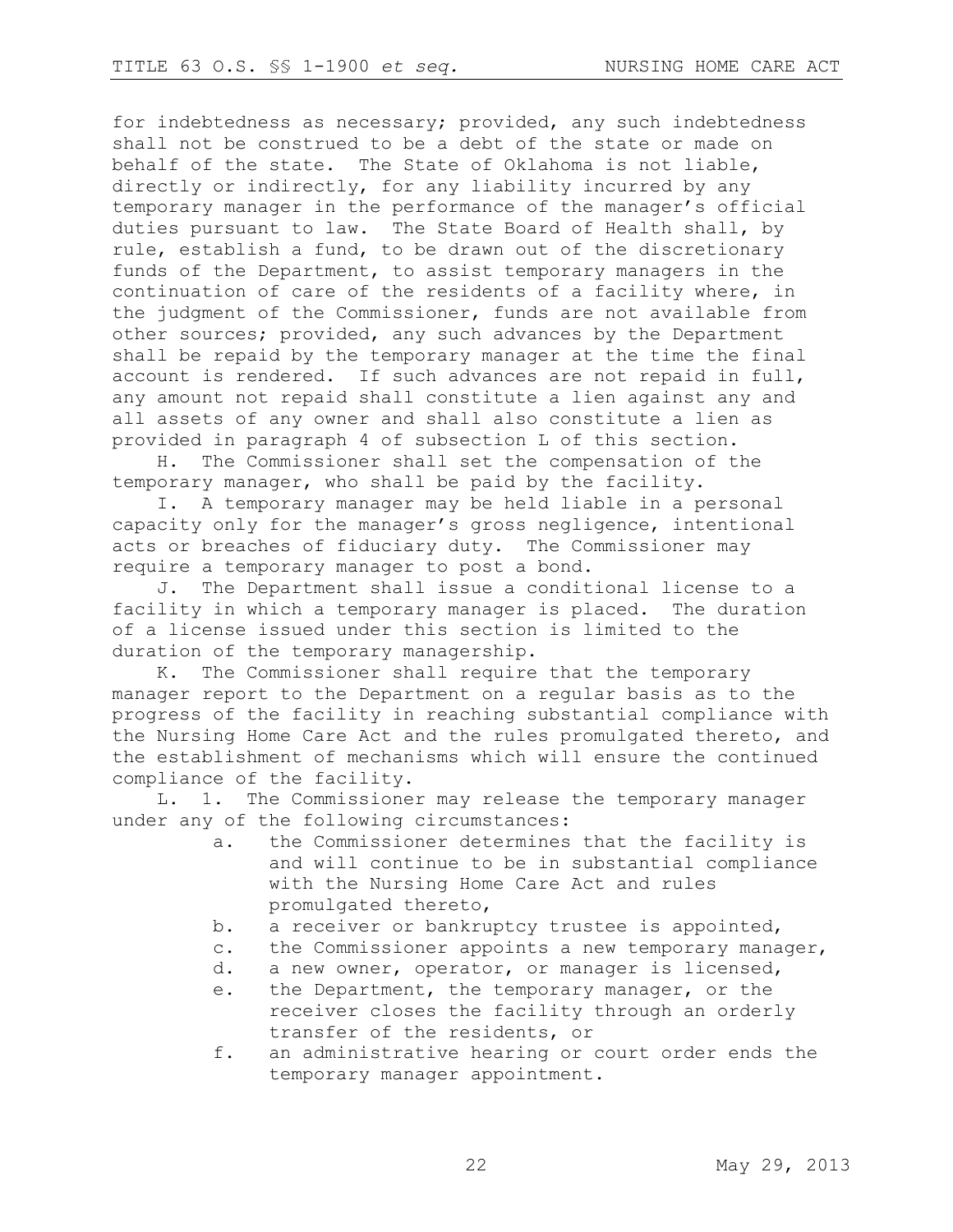for indebtedness as necessary; provided, any such indebtedness shall not be construed to be a debt of the state or made on behalf of the state. The State of Oklahoma is not liable, directly or indirectly, for any liability incurred by any temporary manager in the performance of the manager's official duties pursuant to law. The State Board of Health shall, by rule, establish a fund, to be drawn out of the discretionary funds of the Department, to assist temporary managers in the continuation of care of the residents of a facility where, in the judgment of the Commissioner, funds are not available from other sources; provided, any such advances by the Department shall be repaid by the temporary manager at the time the final account is rendered. If such advances are not repaid in full, any amount not repaid shall constitute a lien against any and all assets of any owner and shall also constitute a lien as provided in paragraph 4 of subsection L of this section.

H. The Commissioner shall set the compensation of the temporary manager, who shall be paid by the facility.

I. A temporary manager may be held liable in a personal capacity only for the manager's gross negligence, intentional acts or breaches of fiduciary duty. The Commissioner may require a temporary manager to post a bond.

J. The Department shall issue a conditional license to a facility in which a temporary manager is placed. The duration of a license issued under this section is limited to the duration of the temporary managership.

K. The Commissioner shall require that the temporary manager report to the Department on a regular basis as to the progress of the facility in reaching substantial compliance with the Nursing Home Care Act and the rules promulgated thereto, and the establishment of mechanisms which will ensure the continued compliance of the facility.

L. 1. The Commissioner may release the temporary manager under any of the following circumstances:

a. the Commissioner determines that the facility is and will continue to be in substantial compliance with the Nursing Home Care Act and rules promulgated thereto,

b. a receiver or bankruptcy trustee is appointed,

c. the Commissioner appoints a new temporary manager,

d. a new owner, operator, or manager is licensed,

e. the Department, the temporary manager, or the receiver closes the facility through an orderly transfer of the residents, or

f. an administrative hearing or court order ends the temporary manager appointment.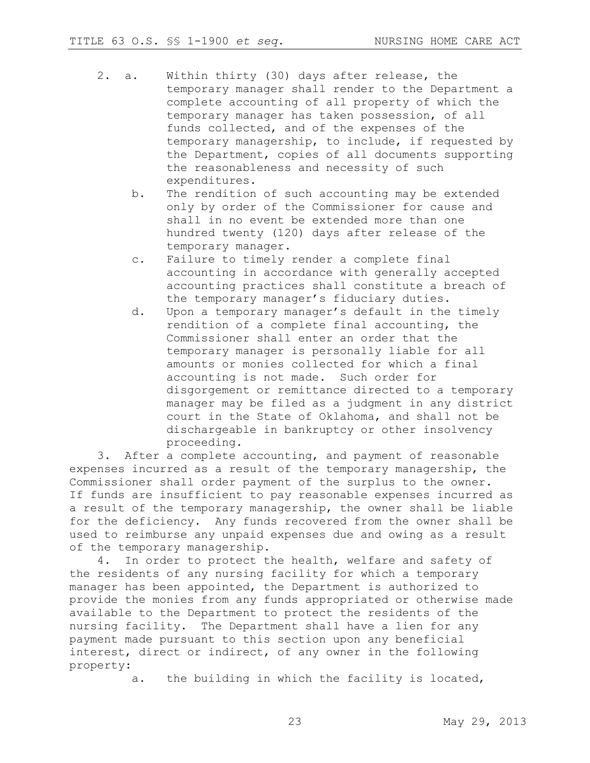2. a. Within thirty (30) days after release, the temporary manager shall render to the Department a complete accounting of all property of which the temporary manager has taken possession, of all funds collected, and of the expenses of the temporary managership, to include, if requested by the Department, copies of all documents supporting the reasonableness and necessity of such expenditures.

   b. The rendition of such accounting may be extended only by order of the Commissioner for cause and shall in no event be extended more than one hundred twenty (120) days after release of the temporary manager.

   c. Failure to timely render a complete final accounting in accordance with generally accepted accounting practices shall constitute a breach of the temporary manager's fiduciary duties.

   d. Upon a temporary manager's default in the timely rendition of a complete final accounting, the Commissioner shall enter an order that the temporary manager is personally liable for all amounts or monies collected for which a final accounting is not made. Such order for disgorgement or remittance directed to a temporary manager may be filed as a judgment in any district court in the State of Oklahoma, and shall not be dischargeable in bankruptcy or other insolvency proceeding.

3. After a complete accounting, and payment of reasonable expenses incurred as a result of the temporary managership, the Commissioner shall order payment of the surplus to the owner. If funds are insufficient to pay reasonable expenses incurred as a result of the temporary managership, the owner shall be liable for the deficiency. Any funds recovered from the owner shall be used to reimburse any unpaid expenses due and owing as a result of the temporary managership.

4. In order to protect the health, welfare and safety of the residents of any nursing facility for which a temporary manager has been appointed, the Department is authorized to provide the monies from any funds appropriated or otherwise made available to the Department to protect the residents of the nursing facility. The Department shall have a lien for any payment made pursuant to this section upon any beneficial interest, direct or indirect, of any owner in the following property:

   a. the building in which the facility is located,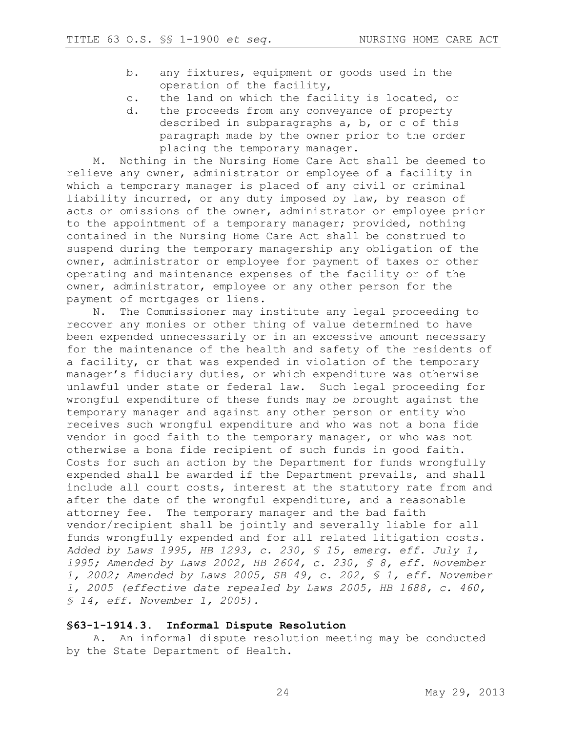b. any fixtures, equipment or goods used in the operation of the facility,

c. the land on which the facility is located, or

d. the proceeds from any conveyance of property described in subparagraphs a, b, or c of this paragraph made by the owner prior to the order placing the temporary manager.

M. Nothing in the Nursing Home Care Act shall be deemed to relieve any owner, administrator or employee of a facility in which a temporary manager is placed of any civil or criminal liability incurred, or any duty imposed by law, by reason of acts or omissions of the owner, administrator or employee prior to the appointment of a temporary manager; provided, nothing contained in the Nursing Home Care Act shall be construed to suspend during the temporary managership any obligation of the owner, administrator or employee for payment of taxes or other operating and maintenance expenses of the facility or of the owner, administrator, employee or any other person for the payment of mortgages or liens.

N. The Commissioner may institute any legal proceeding to recover any monies or other thing of value determined to have been expended unnecessarily or in an excessive amount necessary for the maintenance of the health and safety of the residents of a facility, or that was expended in violation of the temporary manager's fiduciary duties, or which expenditure was otherwise unlawful under state or federal law. Such legal proceeding for wrongful expenditure of these funds may be brought against the temporary manager and against any other person or entity who receives such wrongful expenditure and who was not a bona fide vendor in good faith to the temporary manager, or who was not otherwise a bona fide recipient of such funds in good faith. Costs for such an action by the Department for funds wrongfully expended shall be awarded if the Department prevails, and shall include all court costs, interest at the statutory rate from and after the date of the wrongful expenditure, and a reasonable attorney fee. The temporary manager and the bad faith vendor/recipient shall be jointly and severally liable for all funds wrongfully expended and for all related litigation costs.

*Added by Laws 1995, HB 1293, c. 230, § 15, emerg. eff. July 1, 1995; Amended by Laws 2002, HB 2604, c. 230, § 8, eff. November 1, 2002; Amended by Laws 2005, SB 49, c. 202, § 1, eff. November 1, 2005 (effective date repealed by Laws 2005, HB 1688, c. 460, § 14, eff. November 1, 2005).*

**§63-1-1914.3. Informal Dispute Resolution**

A. An informal dispute resolution meeting may be conducted by the State Department of Health.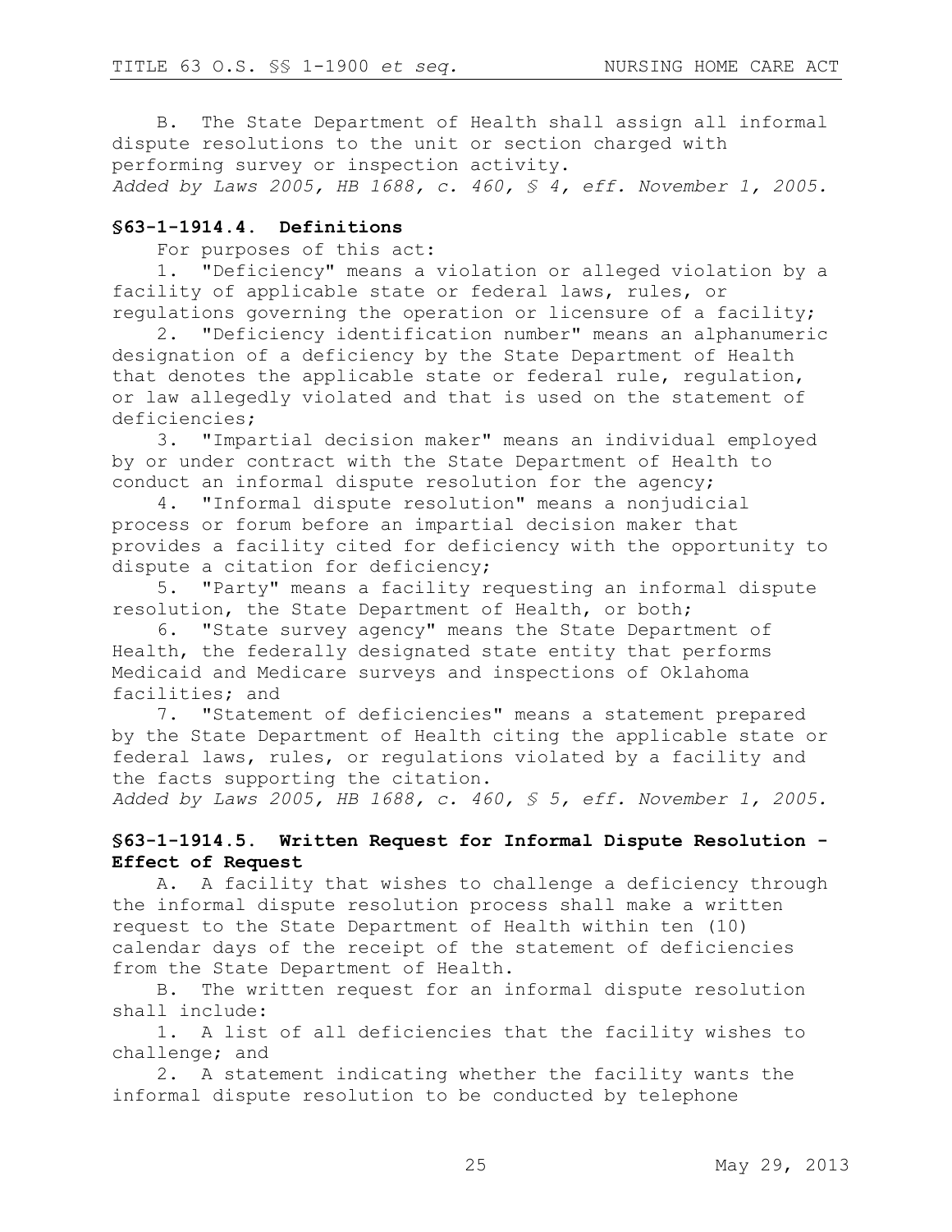B. The State Department of Health shall assign all informal dispute resolutions to the unit or section charged with performing survey or inspection activity.

*Added by Laws 2005, HB 1688, c. 460, § 4, eff. November 1, 2005.*

### §63-1-1914.4. Definitions

For purposes of this act:

1. "Deficiency" means a violation or alleged violation by a facility of applicable state or federal laws, rules, or regulations governing the operation or licensure of a facility;
2. "Deficiency identification number" means an alphanumeric designation of a deficiency by the State Department of Health that denotes the applicable state or federal rule, regulation, or law allegedly violated and that is used on the statement of deficiencies;
3. "Impartial decision maker" means an individual employed by or under contract with the State Department of Health to conduct an informal dispute resolution for the agency;
4. "Informal dispute resolution" means a nonjudicial process or forum before an impartial decision maker that provides a facility cited for deficiency with the opportunity to dispute a citation for deficiency;
5. "Party" means a facility requesting an informal dispute resolution, the State Department of Health, or both;
6. "State survey agency" means the State Department of Health, the federally designated state entity that performs Medicaid and Medicare surveys and inspections of Oklahoma facilities; and
7. "Statement of deficiencies" means a statement prepared by the State Department of Health citing the applicable state or federal laws, rules, or regulations violated by a facility and the facts supporting the citation.

*Added by Laws 2005, HB 1688, c. 460, § 5, eff. November 1, 2005.*

### §63-1-1914.5. Written Request for Informal Dispute Resolution - Effect of Request

A. A facility that wishes to challenge a deficiency through the informal dispute resolution process shall make a written request to the State Department of Health within ten (10) calendar days of the receipt of the statement of deficiencies from the State Department of Health.

B. The written request for an informal dispute resolution shall include:

1. A list of all deficiencies that the facility wishes to challenge; and
2. A statement indicating whether the facility wants the informal dispute resolution to be conducted by telephone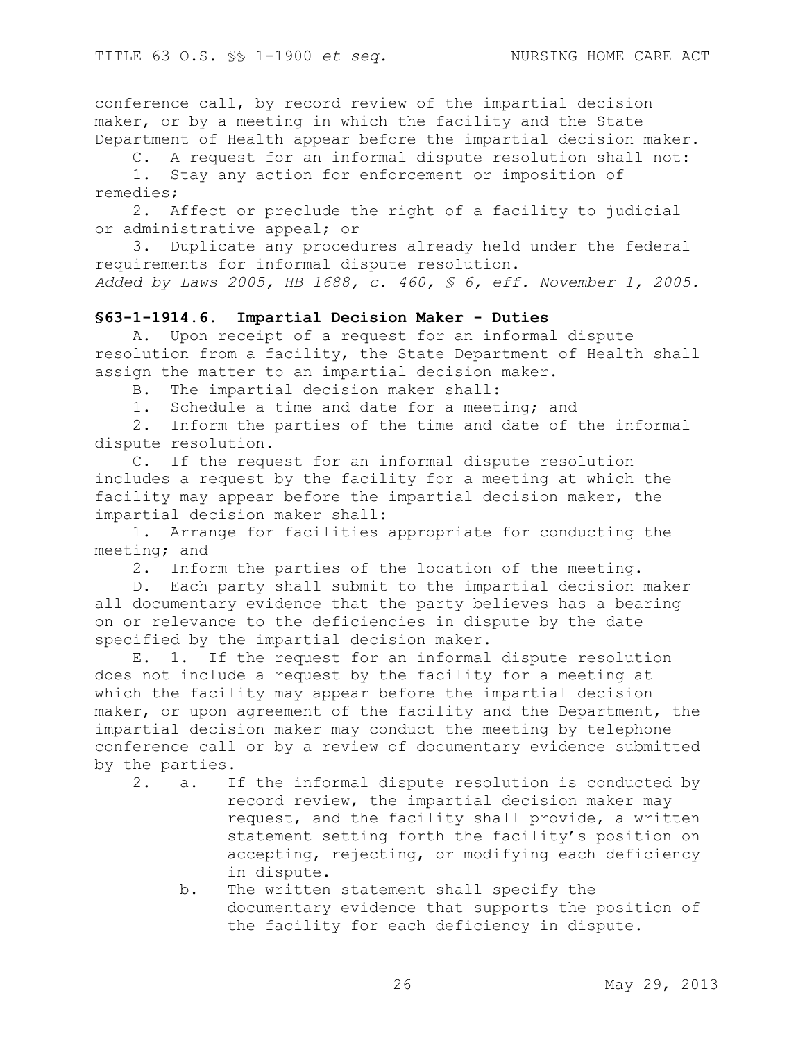conference call, by record review of the impartial decision maker, or by a meeting in which the facility and the State Department of Health appear before the impartial decision maker.

C. A request for an informal dispute resolution shall not:

1. Stay any action for enforcement or imposition of remedies;

2. Affect or preclude the right of a facility to judicial or administrative appeal; or

3. Duplicate any procedures already held under the federal requirements for informal dispute resolution.

*Added by Laws 2005, HB 1688, c. 460, § 6, eff. November 1, 2005.*

### §63-1-1914.6. Impartial Decision Maker - Duties

A. Upon receipt of a request for an informal dispute resolution from a facility, the State Department of Health shall assign the matter to an impartial decision maker.

B. The impartial decision maker shall:

1. Schedule a time and date for a meeting; and

2. Inform the parties of the time and date of the informal dispute resolution.

C. If the request for an informal dispute resolution includes a request by the facility for a meeting at which the facility may appear before the impartial decision maker, the impartial decision maker shall:

1. Arrange for facilities appropriate for conducting the meeting; and

2. Inform the parties of the location of the meeting.

D. Each party shall submit to the impartial decision maker all documentary evidence that the party believes has a bearing on or relevance to the deficiencies in dispute by the date specified by the impartial decision maker.

E. 1. If the request for an informal dispute resolution does not include a request by the facility for a meeting at which the facility may appear before the impartial decision maker, or upon agreement of the facility and the Department, the impartial decision maker may conduct the meeting by telephone conference call or by a review of documentary evidence submitted by the parties.

2. a. If the informal dispute resolution is conducted by record review, the impartial decision maker may request, and the facility shall provide, a written statement setting forth the facility's position on accepting, rejecting, or modifying each deficiency in dispute.

   b. The written statement shall specify the documentary evidence that supports the position of the facility for each deficiency in dispute.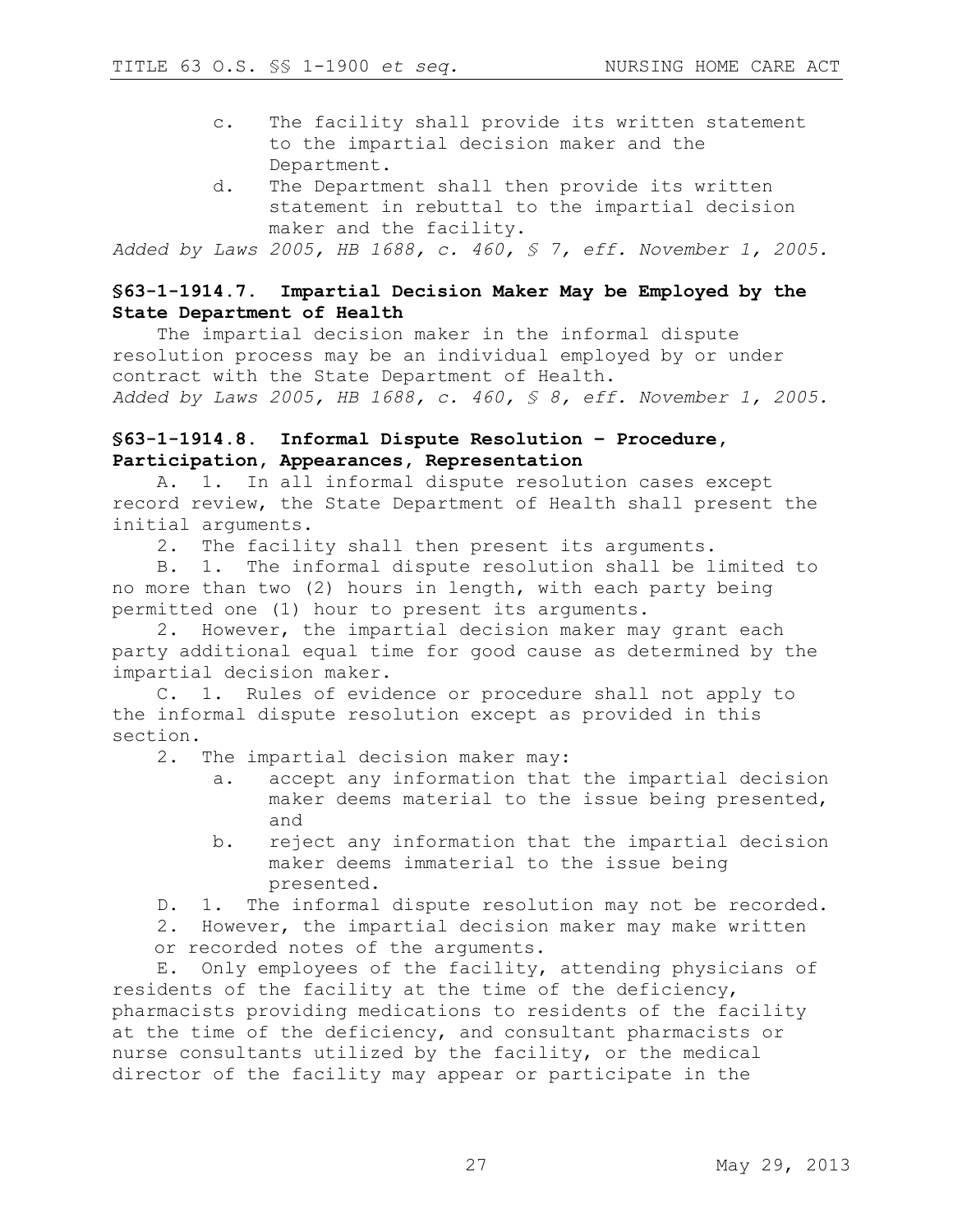c. The facility shall provide its written statement to the impartial decision maker and the Department.

d. The Department shall then provide its written statement in rebuttal to the impartial decision maker and the facility.

*Added by Laws 2005, HB 1688, c. 460, § 7, eff. November 1, 2005.*

### §63-1-1914.7. Impartial Decision Maker May be Employed by the State Department of Health

The impartial decision maker in the informal dispute resolution process may be an individual employed by or under contract with the State Department of Health.

*Added by Laws 2005, HB 1688, c. 460, § 8, eff. November 1, 2005.*

### §63-1-1914.8. Informal Dispute Resolution – Procedure, Participation, Appearances, Representation

A. 1. In all informal dispute resolution cases except record review, the State Department of Health shall present the initial arguments.

2. The facility shall then present its arguments.

B. 1. The informal dispute resolution shall be limited to no more than two (2) hours in length, with each party being permitted one (1) hour to present its arguments.

2. However, the impartial decision maker may grant each party additional equal time for good cause as determined by the impartial decision maker.

C. 1. Rules of evidence or procedure shall not apply to the informal dispute resolution except as provided in this section.

2. The impartial decision maker may:

a. accept any information that the impartial decision maker deems material to the issue being presented, and

b. reject any information that the impartial decision maker deems immaterial to the issue being presented.

D. 1. The informal dispute resolution may not be recorded.

2. However, the impartial decision maker may make written or recorded notes of the arguments.

E. Only employees of the facility, attending physicians of residents of the facility at the time of the deficiency, pharmacists providing medications to residents of the facility at the time of the deficiency, and consultant pharmacists or nurse consultants utilized by the facility, or the medical director of the facility may appear or participate in the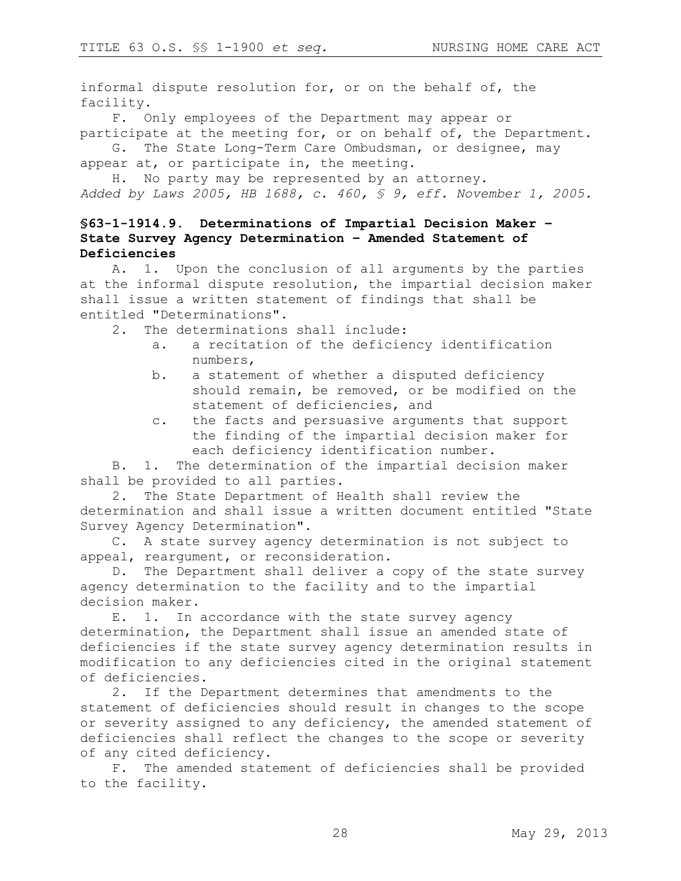informal dispute resolution for, or on the behalf of, the facility.

F. Only employees of the Department may appear or participate at the meeting for, or on behalf of, the Department.

G. The State Long-Term Care Ombudsman, or designee, may appear at, or participate in, the meeting.

H. No party may be represented by an attorney.

*Added by Laws 2005, HB 1688, c. 460, § 9, eff. November 1, 2005.*

### §63-1-1914.9. Determinations of Impartial Decision Maker – State Survey Agency Determination – Amended Statement of Deficiencies

A. 1. Upon the conclusion of all arguments by the parties at the informal dispute resolution, the impartial decision maker shall issue a written statement of findings that shall be entitled "Determinations".

2. The determinations shall include:

   a. a recitation of the deficiency identification numbers,

   b. a statement of whether a disputed deficiency should remain, be removed, or be modified on the statement of deficiencies, and

   c. the facts and persuasive arguments that support the finding of the impartial decision maker for each deficiency identification number.

B. 1. The determination of the impartial decision maker shall be provided to all parties.

2. The State Department of Health shall review the determination and shall issue a written document entitled "State Survey Agency Determination".

C. A state survey agency determination is not subject to appeal, reargument, or reconsideration.

D. The Department shall deliver a copy of the state survey agency determination to the facility and to the impartial decision maker.

E. 1. In accordance with the state survey agency determination, the Department shall issue an amended state of deficiencies if the state survey agency determination results in modification to any deficiencies cited in the original statement of deficiencies.

2. If the Department determines that amendments to the statement of deficiencies should result in changes to the scope or severity assigned to any deficiency, the amended statement of deficiencies shall reflect the changes to the scope or severity of any cited deficiency.

F. The amended statement of deficiencies shall be provided to the facility.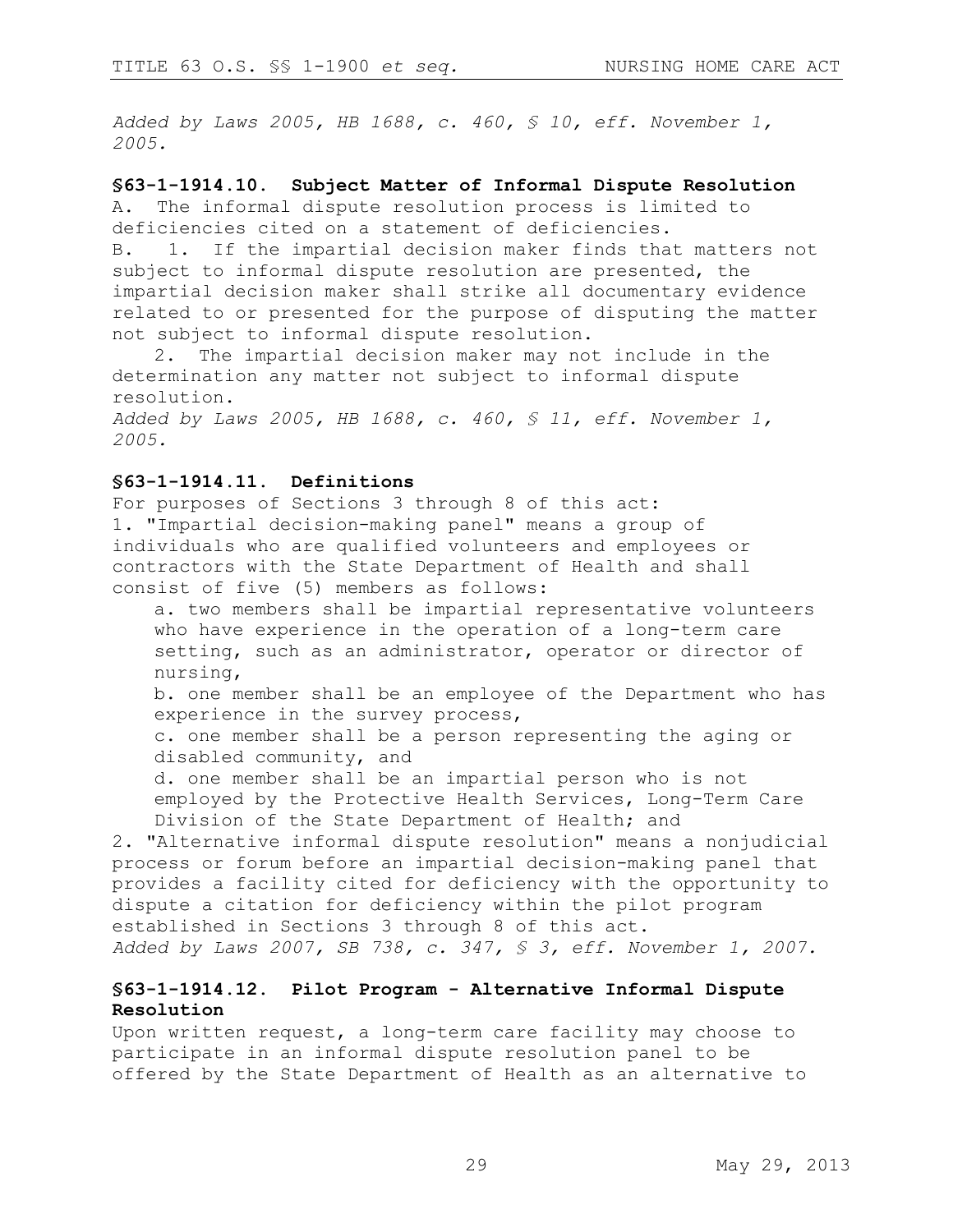*Added by Laws 2005, HB 1688, c. 460, § 10, eff. November 1, 2005.*

**§63-1-1914.10. Subject Matter of Informal Dispute Resolution**

A. The informal dispute resolution process is limited to deficiencies cited on a statement of deficiencies.

B. 1. If the impartial decision maker finds that matters not subject to informal dispute resolution are presented, the impartial decision maker shall strike all documentary evidence related to or presented for the purpose of disputing the matter not subject to informal dispute resolution.

2. The impartial decision maker may not include in the determination any matter not subject to informal dispute resolution.

*Added by Laws 2005, HB 1688, c. 460, § 11, eff. November 1, 2005.*

**§63-1-1914.11. Definitions**

For purposes of Sections 3 through 8 of this act:

1. "Impartial decision-making panel" means a group of individuals who are qualified volunteers and employees or contractors with the State Department of Health and shall consist of five (5) members as follows:

   a. two members shall be impartial representative volunteers who have experience in the operation of a long-term care setting, such as an administrator, operator or director of nursing,

   b. one member shall be an employee of the Department who has experience in the survey process,

   c. one member shall be a person representing the aging or disabled community, and

   d. one member shall be an impartial person who is not employed by the Protective Health Services, Long-Term Care Division of the State Department of Health; and

2. "Alternative informal dispute resolution" means a nonjudicial process or forum before an impartial decision-making panel that provides a facility cited for deficiency with the opportunity to dispute a citation for deficiency within the pilot program established in Sections 3 through 8 of this act.

*Added by Laws 2007, SB 738, c. 347, § 3, eff. November 1, 2007.*

**§63-1-1914.12. Pilot Program - Alternative Informal Dispute Resolution**

Upon written request, a long-term care facility may choose to participate in an informal dispute resolution panel to be offered by the State Department of Health as an alternative to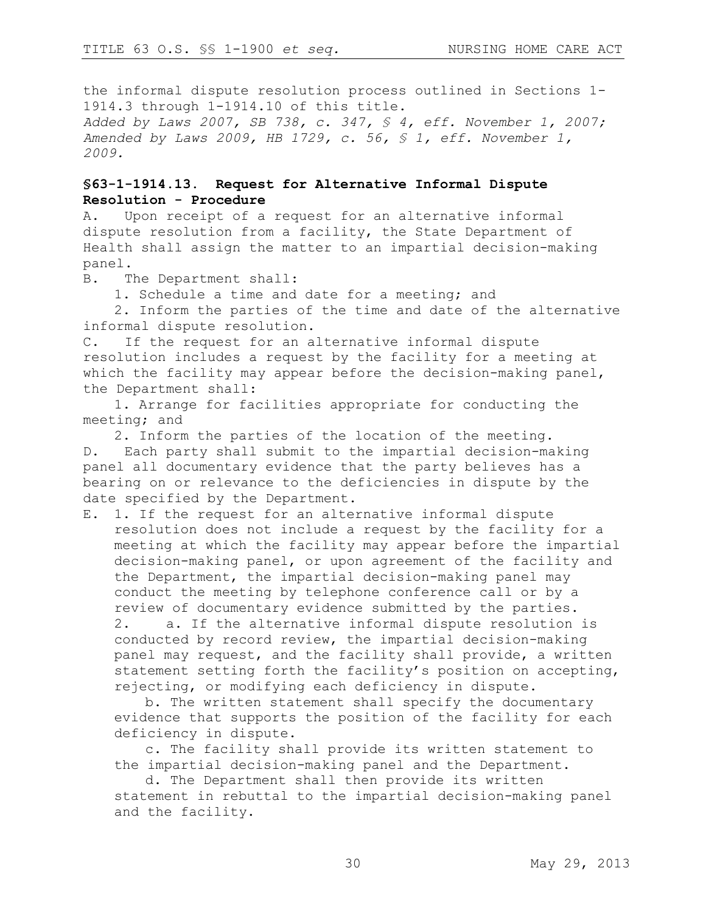the informal dispute resolution process outlined in Sections 1-1914.3 through 1-1914.10 of this title.
*Added by Laws 2007, SB 738, c. 347, § 4, eff. November 1, 2007; Amended by Laws 2009, HB 1729, c. 56, § 1, eff. November 1, 2009.*

**§63-1-1914.13. Request for Alternative Informal Dispute Resolution - Procedure**

A. Upon receipt of a request for an alternative informal dispute resolution from a facility, the State Department of Health shall assign the matter to an impartial decision-making panel.

B. The Department shall:

1. Schedule a time and date for a meeting; and
2. Inform the parties of the time and date of the alternative informal dispute resolution.

C. If the request for an alternative informal dispute resolution includes a request by the facility for a meeting at which the facility may appear before the decision-making panel, the Department shall:

1. Arrange for facilities appropriate for conducting the meeting; and
2. Inform the parties of the location of the meeting.

D. Each party shall submit to the impartial decision-making panel all documentary evidence that the party believes has a bearing on or relevance to the deficiencies in dispute by the date specified by the Department.

E. 1. If the request for an alternative informal dispute resolution does not include a request by the facility for a meeting at which the facility may appear before the impartial decision-making panel, or upon agreement of the facility and the Department, the impartial decision-making panel may conduct the meeting by telephone conference call or by a review of documentary evidence submitted by the parties.

2. a. If the alternative informal dispute resolution is conducted by record review, the impartial decision-making panel may request, and the facility shall provide, a written statement setting forth the facility's position on accepting, rejecting, or modifying each deficiency in dispute.

b. The written statement shall specify the documentary evidence that supports the position of the facility for each deficiency in dispute.

c. The facility shall provide its written statement to the impartial decision-making panel and the Department.

d. The Department shall then provide its written statement in rebuttal to the impartial decision-making panel and the facility.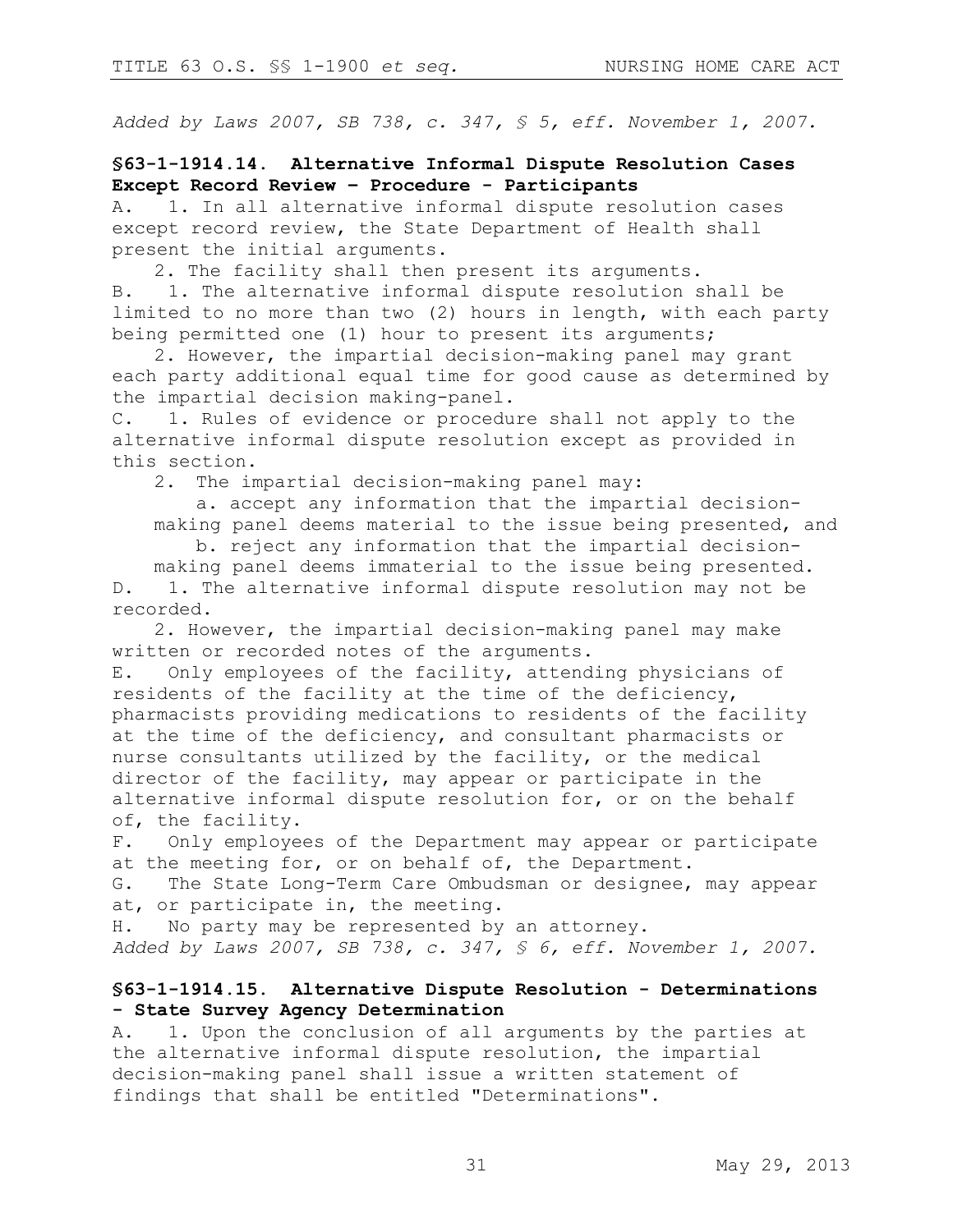*Added by Laws 2007, SB 738, c. 347, § 5, eff. November 1, 2007.*

**§63-1-1914.14. Alternative Informal Dispute Resolution Cases Except Record Review – Procedure - Participants**

A. 1. In all alternative informal dispute resolution cases except record review, the State Department of Health shall present the initial arguments.

2. The facility shall then present its arguments.

B. 1. The alternative informal dispute resolution shall be limited to no more than two (2) hours in length, with each party being permitted one (1) hour to present its arguments;

2. However, the impartial decision-making panel may grant each party additional equal time for good cause as determined by the impartial decision making-panel.

C. 1. Rules of evidence or procedure shall not apply to the alternative informal dispute resolution except as provided in this section.

2. The impartial decision-making panel may:

a. accept any information that the impartial decision-making panel deems material to the issue being presented, and

b. reject any information that the impartial decision-making panel deems immaterial to the issue being presented.

D. 1. The alternative informal dispute resolution may not be recorded.

2. However, the impartial decision-making panel may make written or recorded notes of the arguments.

E. Only employees of the facility, attending physicians of residents of the facility at the time of the deficiency, pharmacists providing medications to residents of the facility at the time of the deficiency, and consultant pharmacists or nurse consultants utilized by the facility, or the medical director of the facility, may appear or participate in the alternative informal dispute resolution for, or on the behalf of, the facility.

F. Only employees of the Department may appear or participate at the meeting for, or on behalf of, the Department.

G. The State Long-Term Care Ombudsman or designee, may appear at, or participate in, the meeting.

H. No party may be represented by an attorney.

*Added by Laws 2007, SB 738, c. 347, § 6, eff. November 1, 2007.*

**§63-1-1914.15. Alternative Dispute Resolution - Determinations - State Survey Agency Determination**

A. 1. Upon the conclusion of all arguments by the parties at the alternative informal dispute resolution, the impartial decision-making panel shall issue a written statement of findings that shall be entitled "Determinations".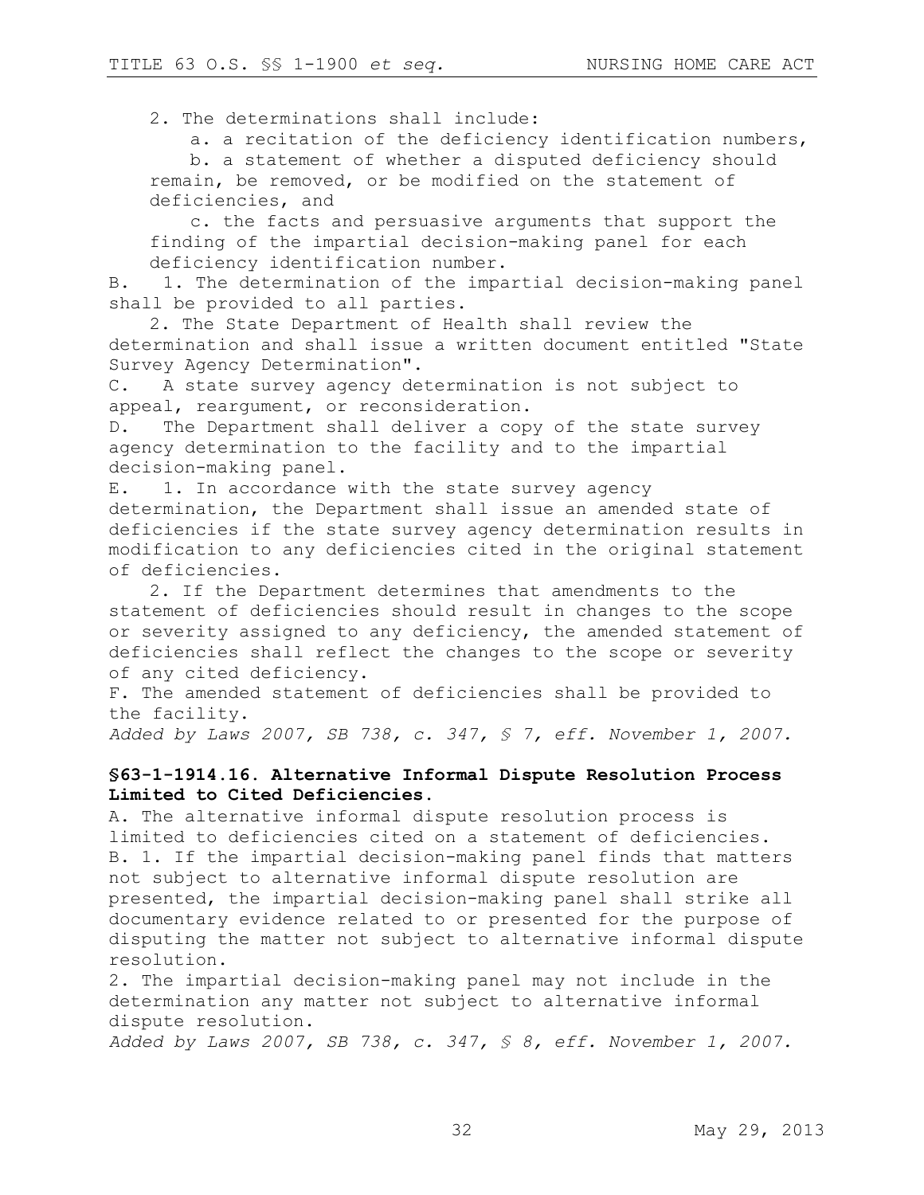2. The determinations shall include:

a. a recitation of the deficiency identification numbers,

b. a statement of whether a disputed deficiency should remain, be removed, or be modified on the statement of deficiencies, and

c. the facts and persuasive arguments that support the finding of the impartial decision-making panel for each deficiency identification number.

B. 1. The determination of the impartial decision-making panel shall be provided to all parties.

2. The State Department of Health shall review the determination and shall issue a written document entitled "State Survey Agency Determination".

C. A state survey agency determination is not subject to appeal, reargument, or reconsideration.

D. The Department shall deliver a copy of the state survey agency determination to the facility and to the impartial decision-making panel.

E. 1. In accordance with the state survey agency determination, the Department shall issue an amended state of deficiencies if the state survey agency determination results in modification to any deficiencies cited in the original statement of deficiencies.

2. If the Department determines that amendments to the statement of deficiencies should result in changes to the scope or severity assigned to any deficiency, the amended statement of deficiencies shall reflect the changes to the scope or severity of any cited deficiency.

F. The amended statement of deficiencies shall be provided to the facility.

*Added by Laws 2007, SB 738, c. 347, § 7, eff. November 1, 2007.*

**§63-1-1914.16. Alternative Informal Dispute Resolution Process Limited to Cited Deficiencies.**

A. The alternative informal dispute resolution process is limited to deficiencies cited on a statement of deficiencies.

B. 1. If the impartial decision-making panel finds that matters not subject to alternative informal dispute resolution are presented, the impartial decision-making panel shall strike all documentary evidence related to or presented for the purpose of disputing the matter not subject to alternative informal dispute resolution.

2. The impartial decision-making panel may not include in the determination any matter not subject to alternative informal dispute resolution.

*Added by Laws 2007, SB 738, c. 347, § 8, eff. November 1, 2007.*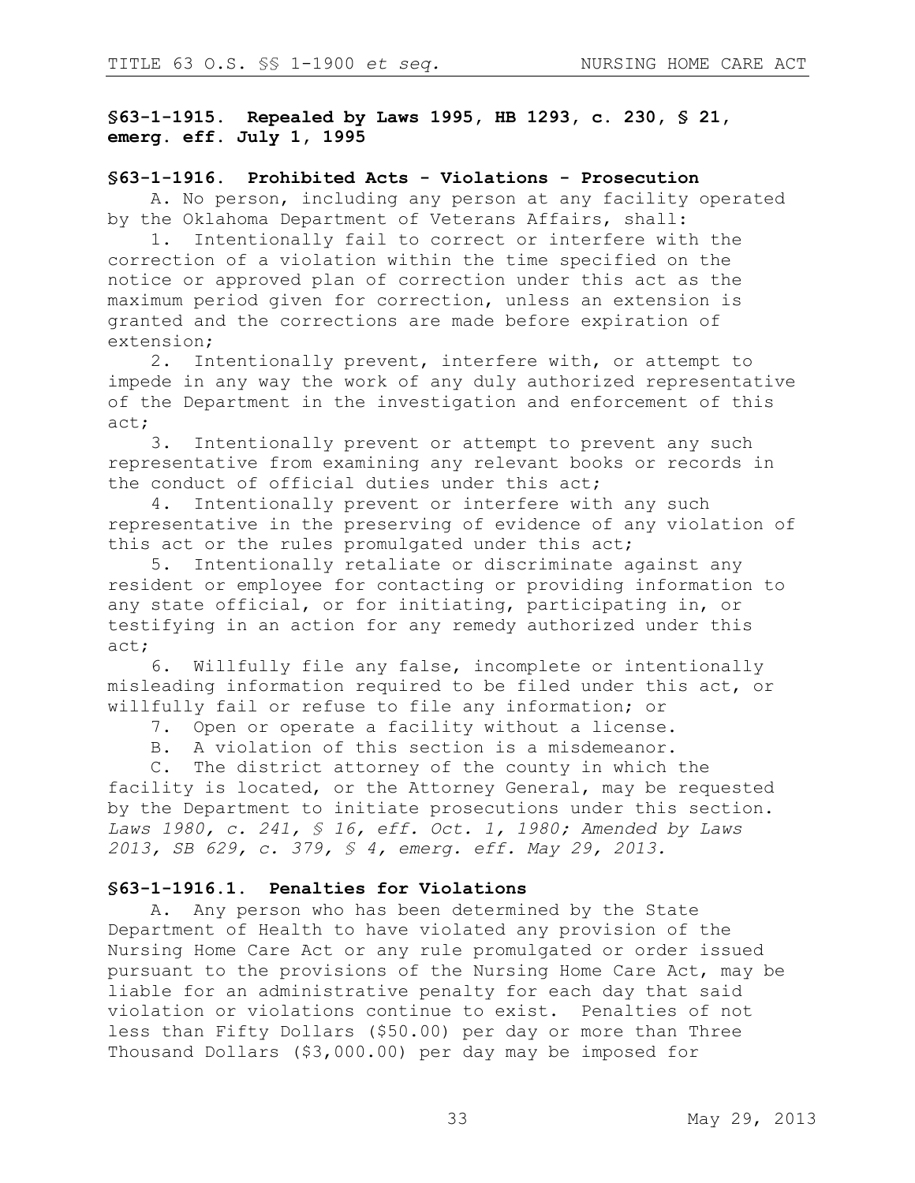**§63-1-1915. Repealed by Laws 1995, HB 1293, c. 230, § 21, emerg. eff. July 1, 1995**

**§63-1-1916. Prohibited Acts - Violations - Prosecution**

A. No person, including any person at any facility operated by the Oklahoma Department of Veterans Affairs, shall:

1. Intentionally fail to correct or interfere with the correction of a violation within the time specified on the notice or approved plan of correction under this act as the maximum period given for correction, unless an extension is granted and the corrections are made before expiration of extension;

2. Intentionally prevent, interfere with, or attempt to impede in any way the work of any duly authorized representative of the Department in the investigation and enforcement of this act;

3. Intentionally prevent or attempt to prevent any such representative from examining any relevant books or records in the conduct of official duties under this act;

4. Intentionally prevent or interfere with any such representative in the preserving of evidence of any violation of this act or the rules promulgated under this act;

5. Intentionally retaliate or discriminate against any resident or employee for contacting or providing information to any state official, or for initiating, participating in, or testifying in an action for any remedy authorized under this act;

6. Willfully file any false, incomplete or intentionally misleading information required to be filed under this act, or willfully fail or refuse to file any information; or

7. Open or operate a facility without a license.

B. A violation of this section is a misdemeanor.

C. The district attorney of the county in which the facility is located, or the Attorney General, may be requested by the Department to initiate prosecutions under this section.
*Laws 1980, c. 241, § 16, eff. Oct. 1, 1980; Amended by Laws 2013, SB 629, c. 379, § 4, emerg. eff. May 29, 2013.*

**§63-1-1916.1. Penalties for Violations**

A. Any person who has been determined by the State Department of Health to have violated any provision of the Nursing Home Care Act or any rule promulgated or order issued pursuant to the provisions of the Nursing Home Care Act, may be liable for an administrative penalty for each day that said violation or violations continue to exist. Penalties of not less than Fifty Dollars ($50.00) per day or more than Three Thousand Dollars ($3,000.00) per day may be imposed for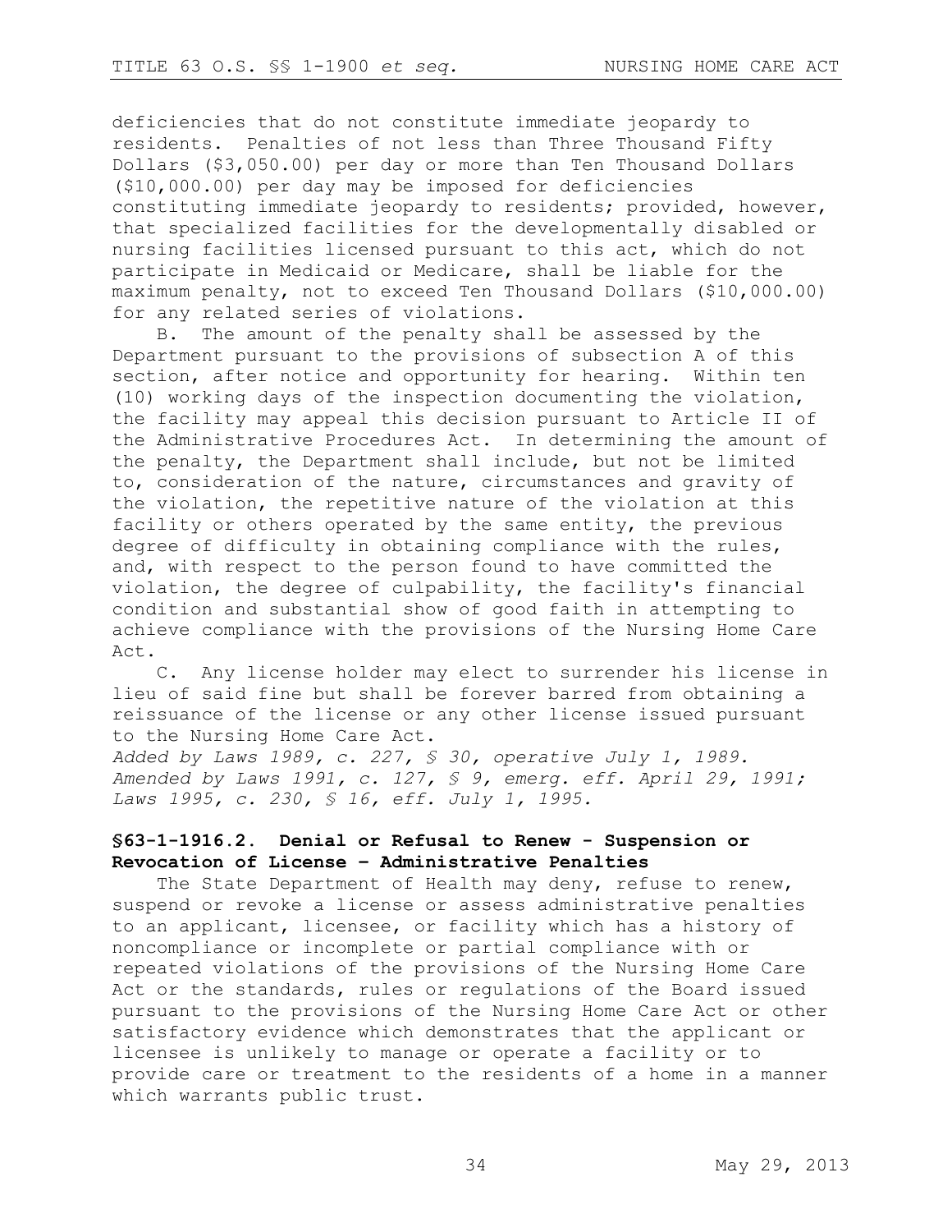deficiencies that do not constitute immediate jeopardy to residents. Penalties of not less than Three Thousand Fifty Dollars ($3,050.00) per day or more than Ten Thousand Dollars ($10,000.00) per day may be imposed for deficiencies constituting immediate jeopardy to residents; provided, however, that specialized facilities for the developmentally disabled or nursing facilities licensed pursuant to this act, which do not participate in Medicaid or Medicare, shall be liable for the maximum penalty, not to exceed Ten Thousand Dollars ($10,000.00) for any related series of violations.

B. The amount of the penalty shall be assessed by the Department pursuant to the provisions of subsection A of this section, after notice and opportunity for hearing. Within ten (10) working days of the inspection documenting the violation, the facility may appeal this decision pursuant to Article II of the Administrative Procedures Act. In determining the amount of the penalty, the Department shall include, but not be limited to, consideration of the nature, circumstances and gravity of the violation, the repetitive nature of the violation at this facility or others operated by the same entity, the previous degree of difficulty in obtaining compliance with the rules, and, with respect to the person found to have committed the violation, the degree of culpability, the facility's financial condition and substantial show of good faith in attempting to achieve compliance with the provisions of the Nursing Home Care Act.

C. Any license holder may elect to surrender his license in lieu of said fine but shall be forever barred from obtaining a reissuance of the license or any other license issued pursuant to the Nursing Home Care Act.

*Added by Laws 1989, c. 227, § 30, operative July 1, 1989. Amended by Laws 1991, c. 127, § 9, emerg. eff. April 29, 1991; Laws 1995, c. 230, § 16, eff. July 1, 1995.*

### §63-1-1916.2. Denial or Refusal to Renew - Suspension or Revocation of License – Administrative Penalties

The State Department of Health may deny, refuse to renew, suspend or revoke a license or assess administrative penalties to an applicant, licensee, or facility which has a history of noncompliance or incomplete or partial compliance with or repeated violations of the provisions of the Nursing Home Care Act or the standards, rules or regulations of the Board issued pursuant to the provisions of the Nursing Home Care Act or other satisfactory evidence which demonstrates that the applicant or licensee is unlikely to manage or operate a facility or to provide care or treatment to the residents of a home in a manner which warrants public trust.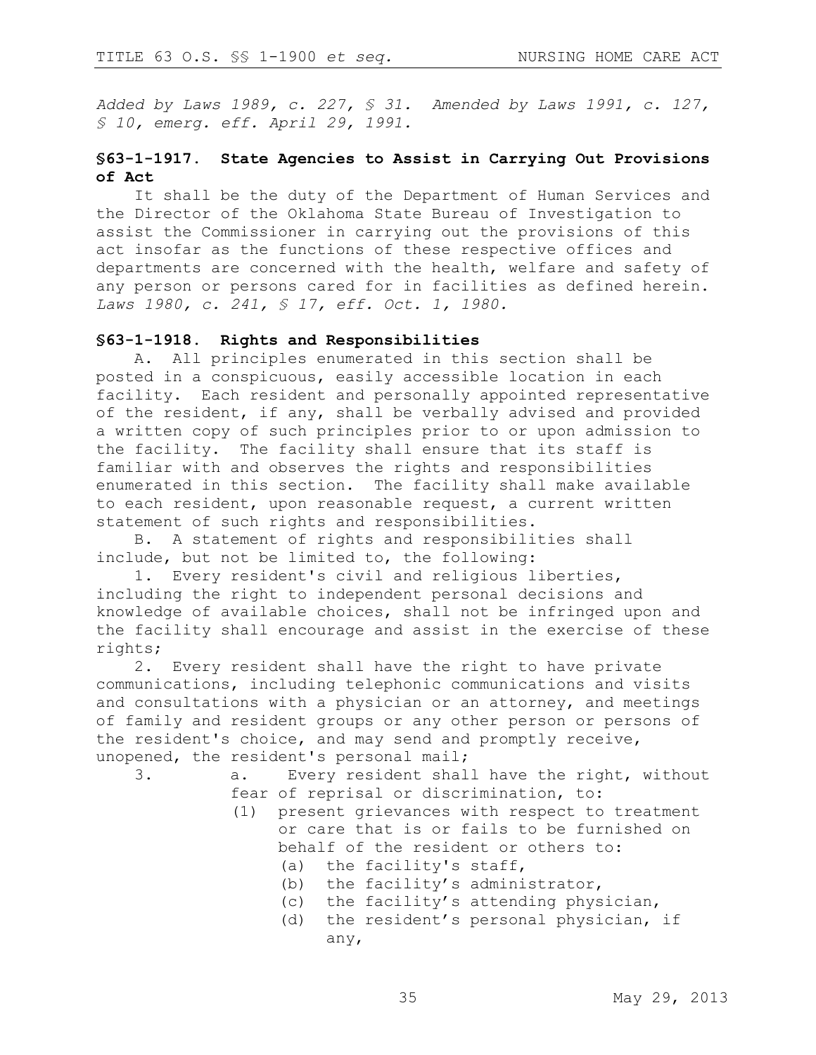*Added by Laws 1989, c. 227, § 31. Amended by Laws 1991, c. 127, § 10, emerg. eff. April 29, 1991.*

### §63-1-1917. State Agencies to Assist in Carrying Out Provisions of Act

It shall be the duty of the Department of Human Services and the Director of the Oklahoma State Bureau of Investigation to assist the Commissioner in carrying out the provisions of this act insofar as the functions of these respective offices and departments are concerned with the health, welfare and safety of any person or persons cared for in facilities as defined herein. *Laws 1980, c. 241, § 17, eff. Oct. 1, 1980.*

### §63-1-1918. Rights and Responsibilities

A. All principles enumerated in this section shall be posted in a conspicuous, easily accessible location in each facility. Each resident and personally appointed representative of the resident, if any, shall be verbally advised and provided a written copy of such principles prior to or upon admission to the facility. The facility shall ensure that its staff is familiar with and observes the rights and responsibilities enumerated in this section. The facility shall make available to each resident, upon reasonable request, a current written statement of such rights and responsibilities.

B. A statement of rights and responsibilities shall include, but not be limited to, the following:

1. Every resident's civil and religious liberties, including the right to independent personal decisions and knowledge of available choices, shall not be infringed upon and the facility shall encourage and assist in the exercise of these rights;

2. Every resident shall have the right to have private communications, including telephonic communications and visits and consultations with a physician or an attorney, and meetings of family and resident groups or any other person or persons of the resident's choice, and may send and promptly receive, unopened, the resident's personal mail;

3. a. Every resident shall have the right, without fear of reprisal or discrimination, to:
   - (1) present grievances with respect to treatment or care that is or fails to be furnished on behalf of the resident or others to:
     - (a) the facility's staff,
     - (b) the facility's administrator,
     - (c) the facility's attending physician,
     - (d) the resident's personal physician, if any,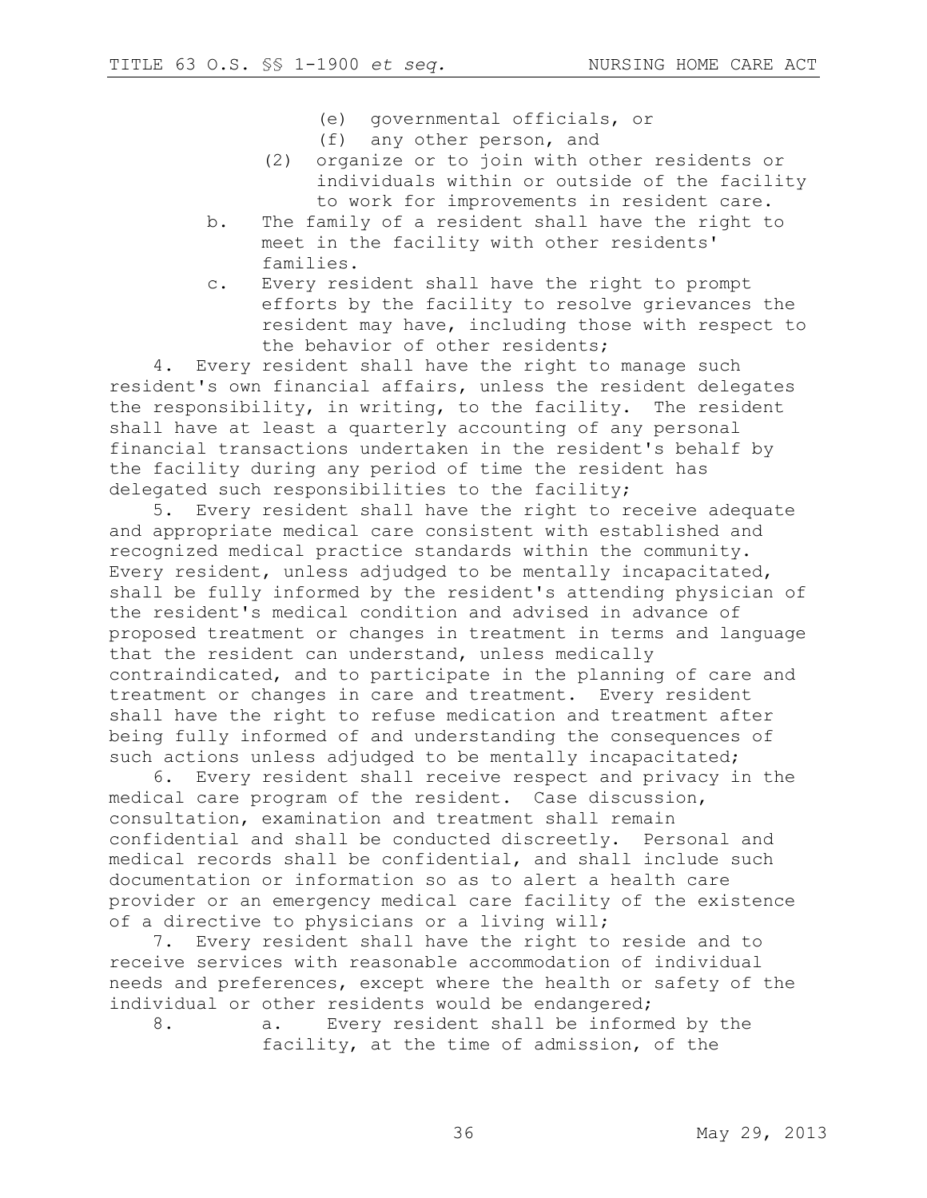(e) governmental officials, or

(f) any other person, and

(2) organize or to join with other residents or individuals within or outside of the facility to work for improvements in resident care.

b. The family of a resident shall have the right to meet in the facility with other residents' families.

c. Every resident shall have the right to prompt efforts by the facility to resolve grievances the resident may have, including those with respect to the behavior of other residents;

4. Every resident shall have the right to manage such resident's own financial affairs, unless the resident delegates the responsibility, in writing, to the facility. The resident shall have at least a quarterly accounting of any personal financial transactions undertaken in the resident's behalf by the facility during any period of time the resident has delegated such responsibilities to the facility;

5. Every resident shall have the right to receive adequate and appropriate medical care consistent with established and recognized medical practice standards within the community. Every resident, unless adjudged to be mentally incapacitated, shall be fully informed by the resident's attending physician of the resident's medical condition and advised in advance of proposed treatment or changes in treatment in terms and language that the resident can understand, unless medically contraindicated, and to participate in the planning of care and treatment or changes in care and treatment. Every resident shall have the right to refuse medication and treatment after being fully informed of and understanding the consequences of such actions unless adjudged to be mentally incapacitated;

6. Every resident shall receive respect and privacy in the medical care program of the resident. Case discussion, consultation, examination and treatment shall remain confidential and shall be conducted discreetly. Personal and medical records shall be confidential, and shall include such documentation or information so as to alert a health care provider or an emergency medical care facility of the existence of a directive to physicians or a living will;

7. Every resident shall have the right to reside and to receive services with reasonable accommodation of individual needs and preferences, except where the health or safety of the individual or other residents would be endangered;

8. a. Every resident shall be informed by the facility, at the time of admission, of the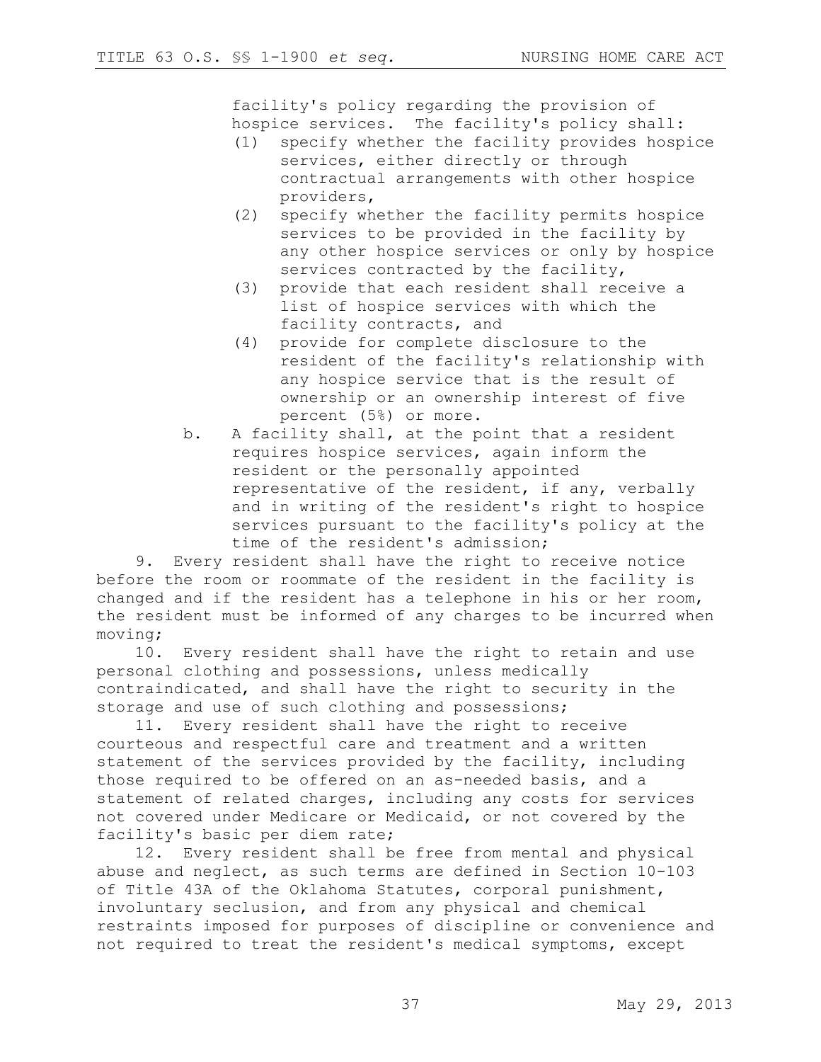facility's policy regarding the provision of hospice services. The facility's policy shall:

(1) specify whether the facility provides hospice services, either directly or through contractual arrangements with other hospice providers,

(2) specify whether the facility permits hospice services to be provided in the facility by any other hospice services or only by hospice services contracted by the facility,

(3) provide that each resident shall receive a list of hospice services with which the facility contracts, and

(4) provide for complete disclosure to the resident of the facility's relationship with any hospice service that is the result of ownership or an ownership interest of five percent (5%) or more.

b. A facility shall, at the point that a resident requires hospice services, again inform the resident or the personally appointed representative of the resident, if any, verbally and in writing of the resident's right to hospice services pursuant to the facility's policy at the time of the resident's admission;

9. Every resident shall have the right to receive notice before the room or roommate of the resident in the facility is changed and if the resident has a telephone in his or her room, the resident must be informed of any charges to be incurred when moving;

10. Every resident shall have the right to retain and use personal clothing and possessions, unless medically contraindicated, and shall have the right to security in the storage and use of such clothing and possessions;

11. Every resident shall have the right to receive courteous and respectful care and treatment and a written statement of the services provided by the facility, including those required to be offered on an as-needed basis, and a statement of related charges, including any costs for services not covered under Medicare or Medicaid, or not covered by the facility's basic per diem rate;

12. Every resident shall be free from mental and physical abuse and neglect, as such terms are defined in Section 10-103 of Title 43A of the Oklahoma Statutes, corporal punishment, involuntary seclusion, and from any physical and chemical restraints imposed for purposes of discipline or convenience and not required to treat the resident's medical symptoms, except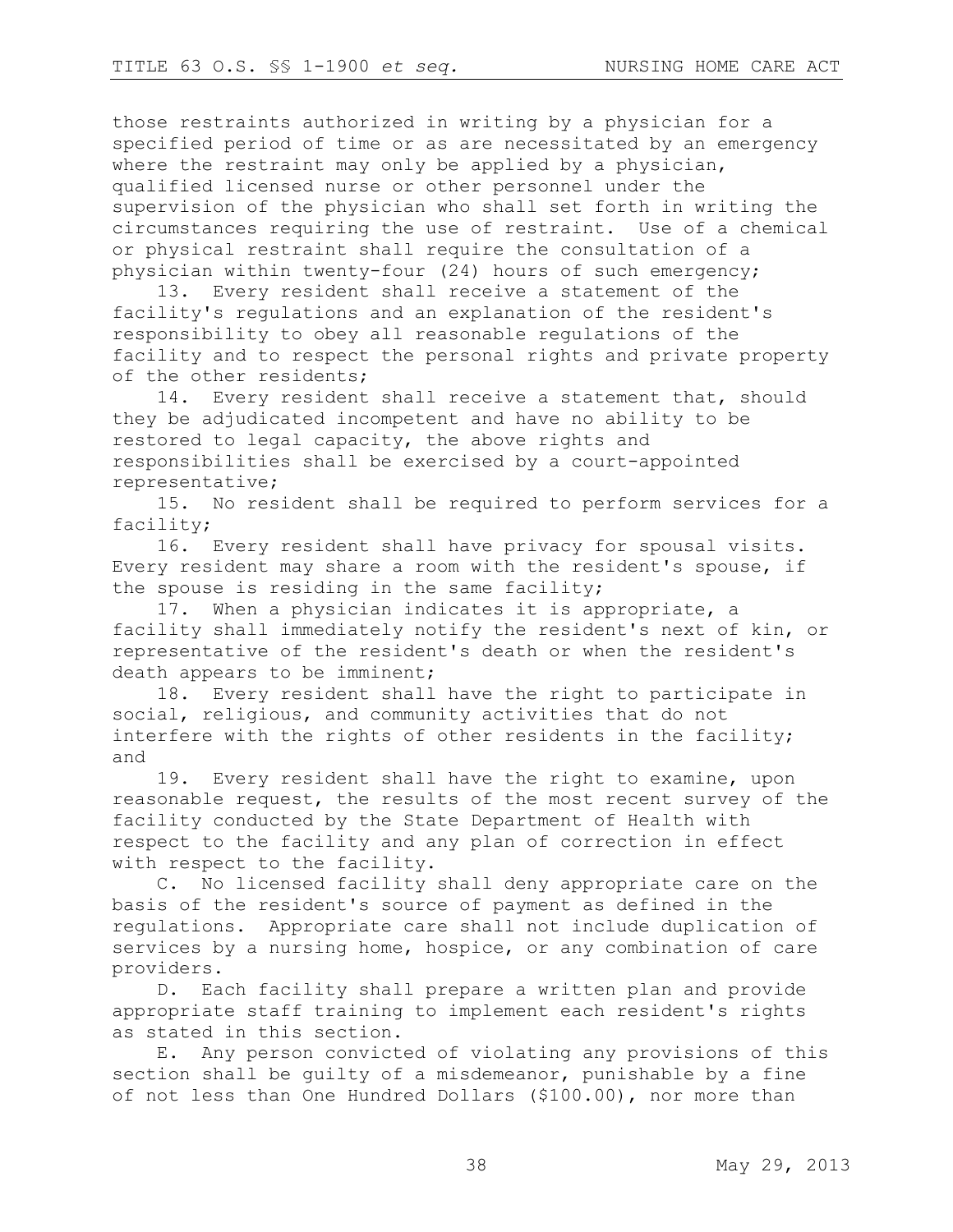those restraints authorized in writing by a physician for a specified period of time or as are necessitated by an emergency where the restraint may only be applied by a physician, qualified licensed nurse or other personnel under the supervision of the physician who shall set forth in writing the circumstances requiring the use of restraint. Use of a chemical or physical restraint shall require the consultation of a physician within twenty-four (24) hours of such emergency;

13. Every resident shall receive a statement of the facility's regulations and an explanation of the resident's responsibility to obey all reasonable regulations of the facility and to respect the personal rights and private property of the other residents;

14. Every resident shall receive a statement that, should they be adjudicated incompetent and have no ability to be restored to legal capacity, the above rights and responsibilities shall be exercised by a court-appointed representative;

15. No resident shall be required to perform services for a facility;

16. Every resident shall have privacy for spousal visits. Every resident may share a room with the resident's spouse, if the spouse is residing in the same facility;

17. When a physician indicates it is appropriate, a facility shall immediately notify the resident's next of kin, or representative of the resident's death or when the resident's death appears to be imminent;

18. Every resident shall have the right to participate in social, religious, and community activities that do not interfere with the rights of other residents in the facility; and

19. Every resident shall have the right to examine, upon reasonable request, the results of the most recent survey of the facility conducted by the State Department of Health with respect to the facility and any plan of correction in effect with respect to the facility.

C. No licensed facility shall deny appropriate care on the basis of the resident's source of payment as defined in the regulations. Appropriate care shall not include duplication of services by a nursing home, hospice, or any combination of care providers.

D. Each facility shall prepare a written plan and provide appropriate staff training to implement each resident's rights as stated in this section.

E. Any person convicted of violating any provisions of this section shall be guilty of a misdemeanor, punishable by a fine of not less than One Hundred Dollars ($100.00), nor more than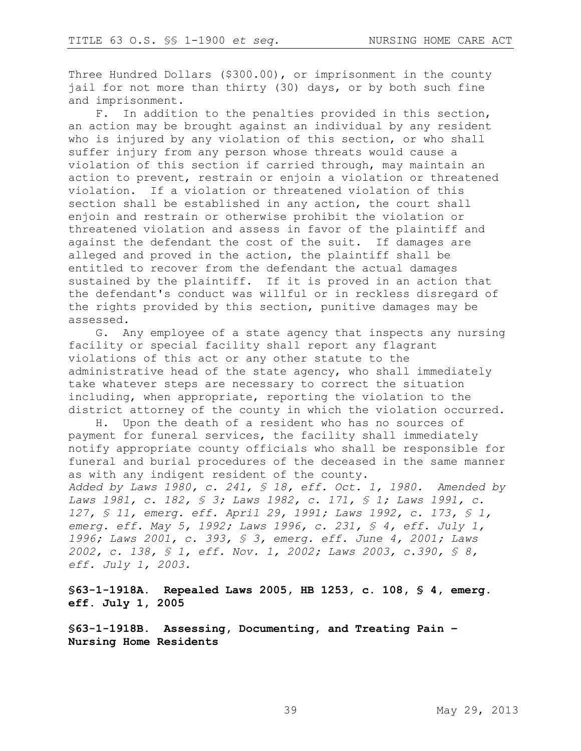Three Hundred Dollars ($300.00), or imprisonment in the county jail for not more than thirty (30) days, or by both such fine and imprisonment.

F. In addition to the penalties provided in this section, an action may be brought against an individual by any resident who is injured by any violation of this section, or who shall suffer injury from any person whose threats would cause a violation of this section if carried through, may maintain an action to prevent, restrain or enjoin a violation or threatened violation. If a violation or threatened violation of this section shall be established in any action, the court shall enjoin and restrain or otherwise prohibit the violation or threatened violation and assess in favor of the plaintiff and against the defendant the cost of the suit. If damages are alleged and proved in the action, the plaintiff shall be entitled to recover from the defendant the actual damages sustained by the plaintiff. If it is proved in an action that the defendant's conduct was willful or in reckless disregard of the rights provided by this section, punitive damages may be assessed.

G. Any employee of a state agency that inspects any nursing facility or special facility shall report any flagrant violations of this act or any other statute to the administrative head of the state agency, who shall immediately take whatever steps are necessary to correct the situation including, when appropriate, reporting the violation to the district attorney of the county in which the violation occurred.

H. Upon the death of a resident who has no sources of payment for funeral services, the facility shall immediately notify appropriate county officials who shall be responsible for funeral and burial procedures of the deceased in the same manner as with any indigent resident of the county.

*Added by Laws 1980, c. 241, § 18, eff. Oct. 1, 1980. Amended by Laws 1981, c. 182, § 3; Laws 1982, c. 171, § 1; Laws 1991, c. 127, § 11, emerg. eff. April 29, 1991; Laws 1992, c. 173, § 1, emerg. eff. May 5, 1992; Laws 1996, c. 231, § 4, eff. July 1, 1996; Laws 2001, c. 393, § 3, emerg. eff. June 4, 2001; Laws 2002, c. 138, § 1, eff. Nov. 1, 2002; Laws 2003, c.390, § 8, eff. July 1, 2003.*

**§63-1-1918A. Repealed Laws 2005, HB 1253, c. 108, § 4, emerg. eff. July 1, 2005**

**§63-1-1918B. Assessing, Documenting, and Treating Pain – Nursing Home Residents**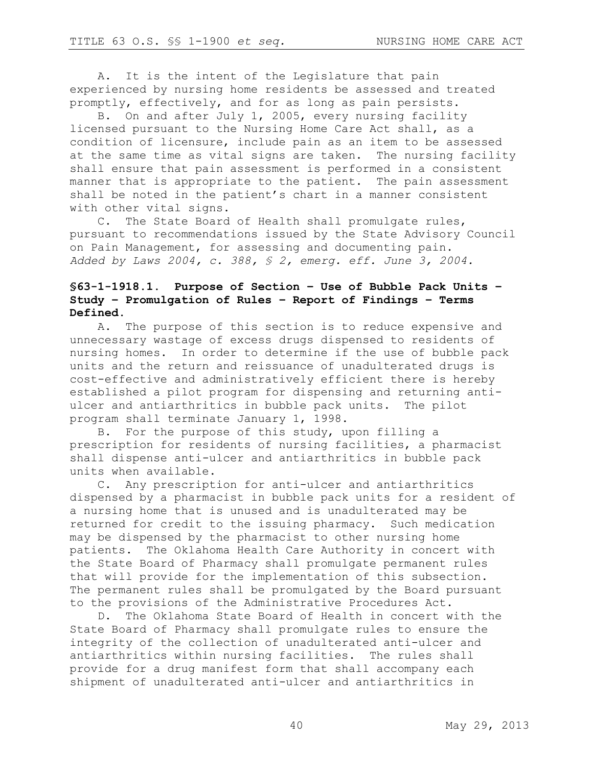A. It is the intent of the Legislature that pain experienced by nursing home residents be assessed and treated promptly, effectively, and for as long as pain persists.

B. On and after July 1, 2005, every nursing facility licensed pursuant to the Nursing Home Care Act shall, as a condition of licensure, include pain as an item to be assessed at the same time as vital signs are taken. The nursing facility shall ensure that pain assessment is performed in a consistent manner that is appropriate to the patient. The pain assessment shall be noted in the patient's chart in a manner consistent with other vital signs.

C. The State Board of Health shall promulgate rules, pursuant to recommendations issued by the State Advisory Council on Pain Management, for assessing and documenting pain.

*Added by Laws 2004, c. 388, § 2, emerg. eff. June 3, 2004.*

### §63-1-1918.1. Purpose of Section – Use of Bubble Pack Units – Study – Promulgation of Rules – Report of Findings – Terms Defined.

A. The purpose of this section is to reduce expensive and unnecessary wastage of excess drugs dispensed to residents of nursing homes. In order to determine if the use of bubble pack units and the return and reissuance of unadulterated drugs is cost-effective and administratively efficient there is hereby established a pilot program for dispensing and returning anti-ulcer and antiarthritics in bubble pack units. The pilot program shall terminate January 1, 1998.

B. For the purpose of this study, upon filling a prescription for residents of nursing facilities, a pharmacist shall dispense anti-ulcer and antiarthritics in bubble pack units when available.

C. Any prescription for anti-ulcer and antiarthritics dispensed by a pharmacist in bubble pack units for a resident of a nursing home that is unused and is unadulterated may be returned for credit to the issuing pharmacy. Such medication may be dispensed by the pharmacist to other nursing home patients. The Oklahoma Health Care Authority in concert with the State Board of Pharmacy shall promulgate permanent rules that will provide for the implementation of this subsection. The permanent rules shall be promulgated by the Board pursuant to the provisions of the Administrative Procedures Act.

D. The Oklahoma State Board of Health in concert with the State Board of Pharmacy shall promulgate rules to ensure the integrity of the collection of unadulterated anti-ulcer and antiarthritics within nursing facilities. The rules shall provide for a drug manifest form that shall accompany each shipment of unadulterated anti-ulcer and antiarthritics in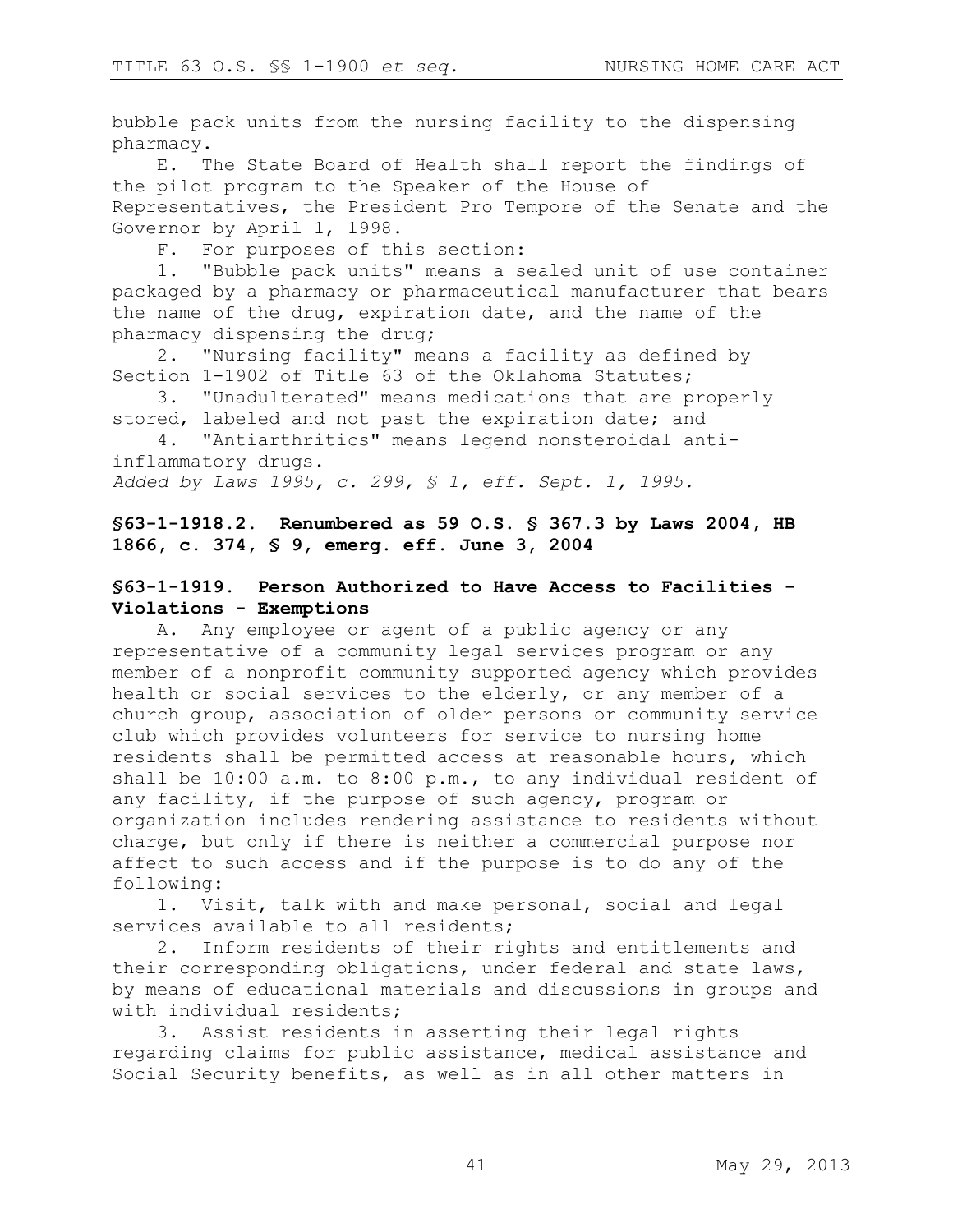bubble pack units from the nursing facility to the dispensing pharmacy.

E. The State Board of Health shall report the findings of the pilot program to the Speaker of the House of Representatives, the President Pro Tempore of the Senate and the Governor by April 1, 1998.

F. For purposes of this section:

1. "Bubble pack units" means a sealed unit of use container packaged by a pharmacy or pharmaceutical manufacturer that bears the name of the drug, expiration date, and the name of the pharmacy dispensing the drug;

2. "Nursing facility" means a facility as defined by Section 1-1902 of Title 63 of the Oklahoma Statutes;

3. "Unadulterated" means medications that are properly stored, labeled and not past the expiration date; and

4. "Antiarthritics" means legend nonsteroidal anti-inflammatory drugs.

*Added by Laws 1995, c. 299, § 1, eff. Sept. 1, 1995.*

**§63-1-1918.2. Renumbered as 59 O.S. § 367.3 by Laws 2004, HB 1866, c. 374, § 9, emerg. eff. June 3, 2004**

**§63-1-1919. Person Authorized to Have Access to Facilities - Violations - Exemptions**

A. Any employee or agent of a public agency or any representative of a community legal services program or any member of a nonprofit community supported agency which provides health or social services to the elderly, or any member of a church group, association of older persons or community service club which provides volunteers for service to nursing home residents shall be permitted access at reasonable hours, which shall be 10:00 a.m. to 8:00 p.m., to any individual resident of any facility, if the purpose of such agency, program or organization includes rendering assistance to residents without charge, but only if there is neither a commercial purpose nor affect to such access and if the purpose is to do any of the following:

1. Visit, talk with and make personal, social and legal services available to all residents;

2. Inform residents of their rights and entitlements and their corresponding obligations, under federal and state laws, by means of educational materials and discussions in groups and with individual residents;

3. Assist residents in asserting their legal rights regarding claims for public assistance, medical assistance and Social Security benefits, as well as in all other matters in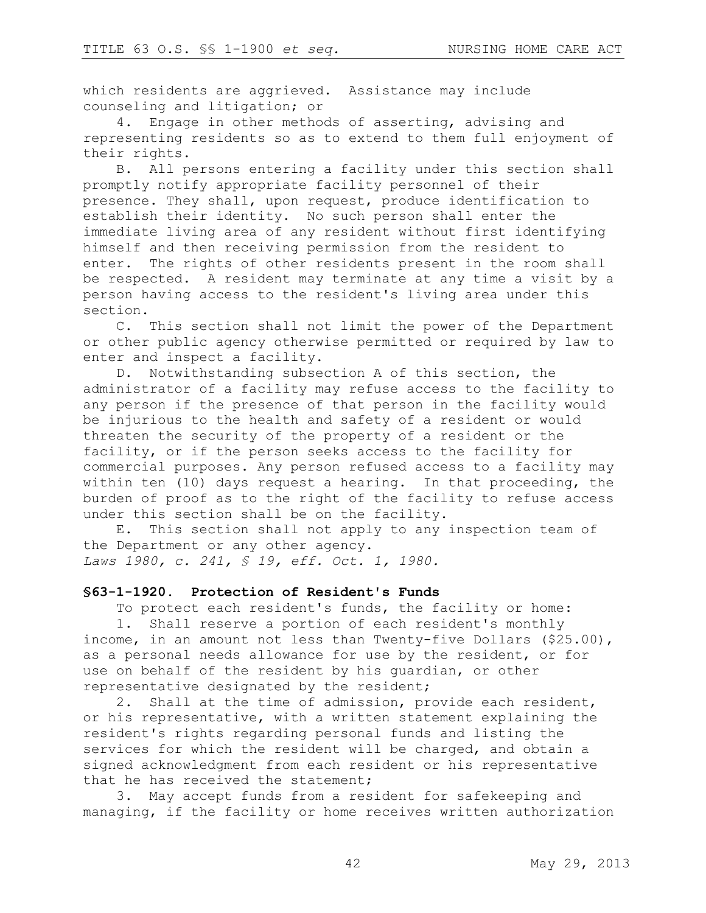which residents are aggrieved. Assistance may include counseling and litigation; or

4. Engage in other methods of asserting, advising and representing residents so as to extend to them full enjoyment of their rights.

B. All persons entering a facility under this section shall promptly notify appropriate facility personnel of their presence. They shall, upon request, produce identification to establish their identity. No such person shall enter the immediate living area of any resident without first identifying himself and then receiving permission from the resident to enter. The rights of other residents present in the room shall be respected. A resident may terminate at any time a visit by a person having access to the resident's living area under this section.

C. This section shall not limit the power of the Department or other public agency otherwise permitted or required by law to enter and inspect a facility.

D. Notwithstanding subsection A of this section, the administrator of a facility may refuse access to the facility to any person if the presence of that person in the facility would be injurious to the health and safety of a resident or would threaten the security of the property of a resident or the facility, or if the person seeks access to the facility for commercial purposes. Any person refused access to a facility may within ten (10) days request a hearing. In that proceeding, the burden of proof as to the right of the facility to refuse access under this section shall be on the facility.

E. This section shall not apply to any inspection team of the Department or any other agency.

*Laws 1980, c. 241, § 19, eff. Oct. 1, 1980.*

### §63-1-1920. Protection of Resident's Funds

To protect each resident's funds, the facility or home:

1. Shall reserve a portion of each resident's monthly income, in an amount not less than Twenty-five Dollars ($25.00), as a personal needs allowance for use by the resident, or for use on behalf of the resident by his guardian, or other representative designated by the resident;

2. Shall at the time of admission, provide each resident, or his representative, with a written statement explaining the resident's rights regarding personal funds and listing the services for which the resident will be charged, and obtain a signed acknowledgment from each resident or his representative that he has received the statement;

3. May accept funds from a resident for safekeeping and managing, if the facility or home receives written authorization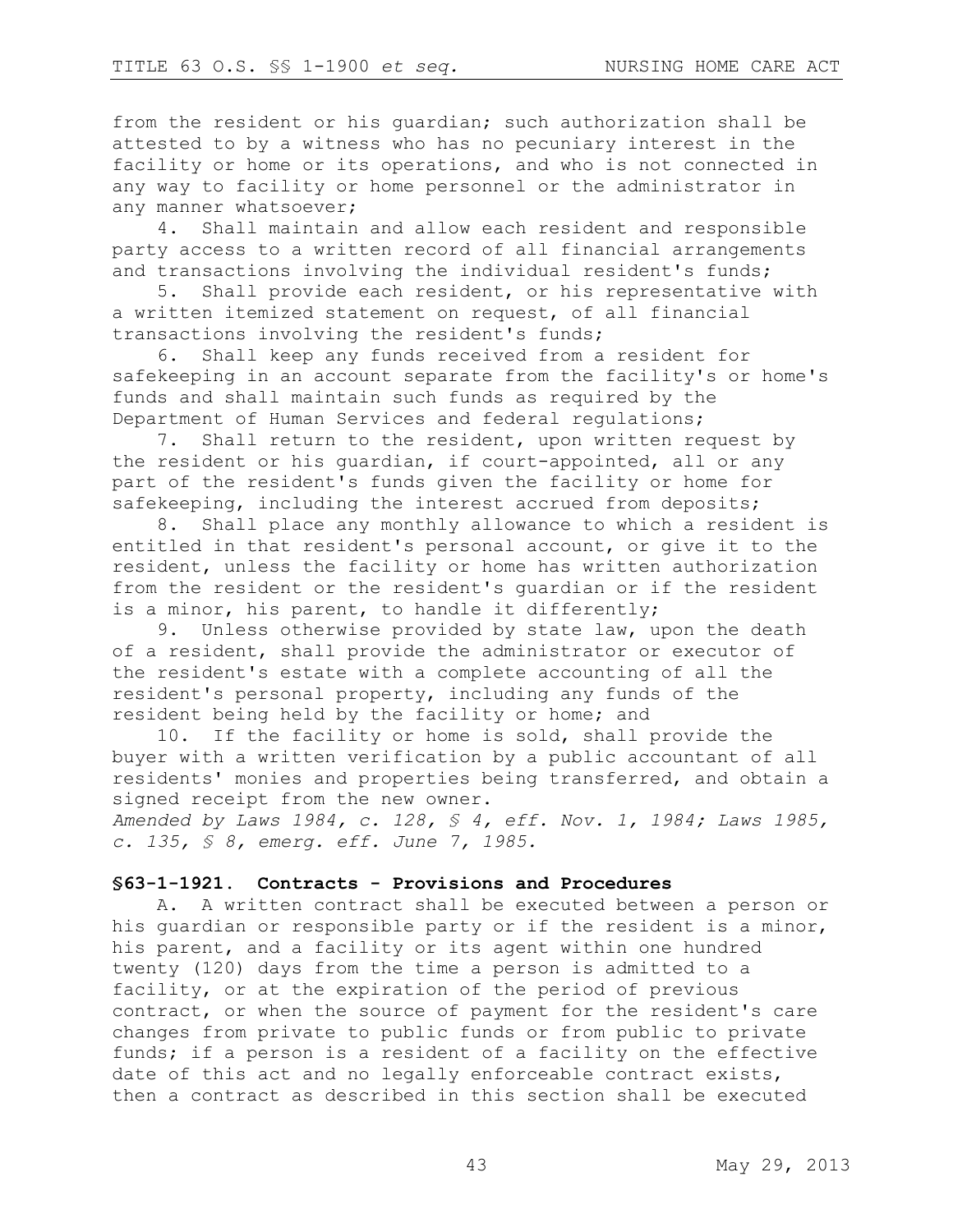from the resident or his guardian; such authorization shall be attested to by a witness who has no pecuniary interest in the facility or home or its operations, and who is not connected in any way to facility or home personnel or the administrator in any manner whatsoever;

4. Shall maintain and allow each resident and responsible party access to a written record of all financial arrangements and transactions involving the individual resident's funds;

5. Shall provide each resident, or his representative with a written itemized statement on request, of all financial transactions involving the resident's funds;

6. Shall keep any funds received from a resident for safekeeping in an account separate from the facility's or home's funds and shall maintain such funds as required by the Department of Human Services and federal regulations;

7. Shall return to the resident, upon written request by the resident or his guardian, if court-appointed, all or any part of the resident's funds given the facility or home for safekeeping, including the interest accrued from deposits;

8. Shall place any monthly allowance to which a resident is entitled in that resident's personal account, or give it to the resident, unless the facility or home has written authorization from the resident or the resident's guardian or if the resident is a minor, his parent, to handle it differently;

9. Unless otherwise provided by state law, upon the death of a resident, shall provide the administrator or executor of the resident's estate with a complete accounting of all the resident's personal property, including any funds of the resident being held by the facility or home; and

10. If the facility or home is sold, shall provide the buyer with a written verification by a public accountant of all residents' monies and properties being transferred, and obtain a signed receipt from the new owner.

*Amended by Laws 1984, c. 128, § 4, eff. Nov. 1, 1984; Laws 1985, c. 135, § 8, emerg. eff. June 7, 1985.*

### §63-1-1921. Contracts - Provisions and Procedures

A. A written contract shall be executed between a person or his guardian or responsible party or if the resident is a minor, his parent, and a facility or its agent within one hundred twenty (120) days from the time a person is admitted to a facility, or at the expiration of the period of previous contract, or when the source of payment for the resident's care changes from private to public funds or from public to private funds; if a person is a resident of a facility on the effective date of this act and no legally enforceable contract exists, then a contract as described in this section shall be executed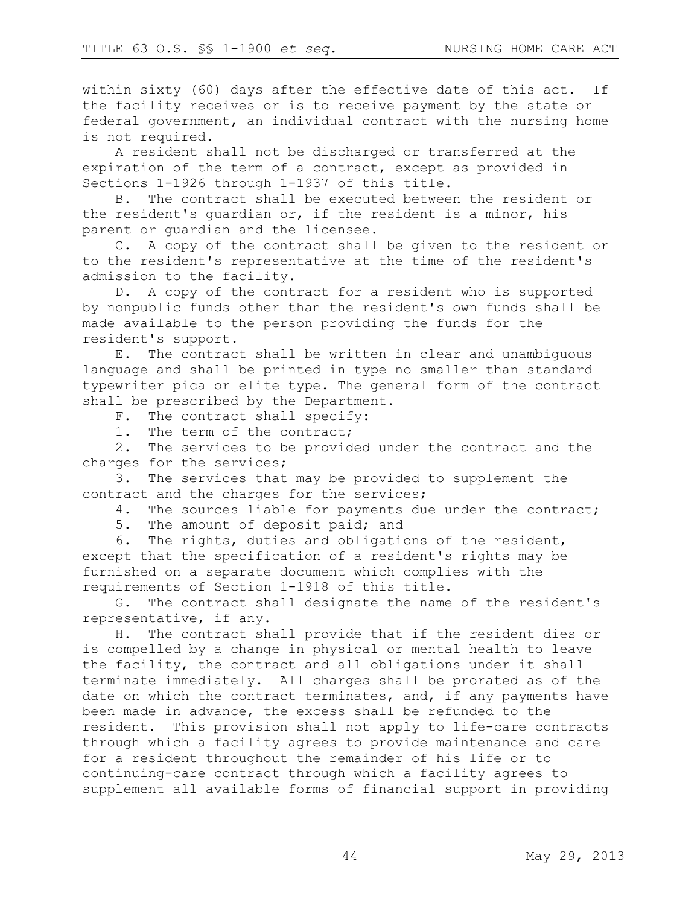within sixty (60) days after the effective date of this act. If the facility receives or is to receive payment by the state or federal government, an individual contract with the nursing home is not required.

A resident shall not be discharged or transferred at the expiration of the term of a contract, except as provided in Sections 1-1926 through 1-1937 of this title.

B. The contract shall be executed between the resident or the resident's guardian or, if the resident is a minor, his parent or guardian and the licensee.

C. A copy of the contract shall be given to the resident or to the resident's representative at the time of the resident's admission to the facility.

D. A copy of the contract for a resident who is supported by nonpublic funds other than the resident's own funds shall be made available to the person providing the funds for the resident's support.

E. The contract shall be written in clear and unambiguous language and shall be printed in type no smaller than standard typewriter pica or elite type. The general form of the contract shall be prescribed by the Department.

F. The contract shall specify:

1. The term of the contract;

2. The services to be provided under the contract and the charges for the services;

3. The services that may be provided to supplement the contract and the charges for the services;

4. The sources liable for payments due under the contract;

5. The amount of deposit paid; and

6. The rights, duties and obligations of the resident, except that the specification of a resident's rights may be furnished on a separate document which complies with the requirements of Section 1-1918 of this title.

G. The contract shall designate the name of the resident's representative, if any.

H. The contract shall provide that if the resident dies or is compelled by a change in physical or mental health to leave the facility, the contract and all obligations under it shall terminate immediately. All charges shall be prorated as of the date on which the contract terminates, and, if any payments have been made in advance, the excess shall be refunded to the resident. This provision shall not apply to life-care contracts through which a facility agrees to provide maintenance and care for a resident throughout the remainder of his life or to continuing-care contract through which a facility agrees to supplement all available forms of financial support in providing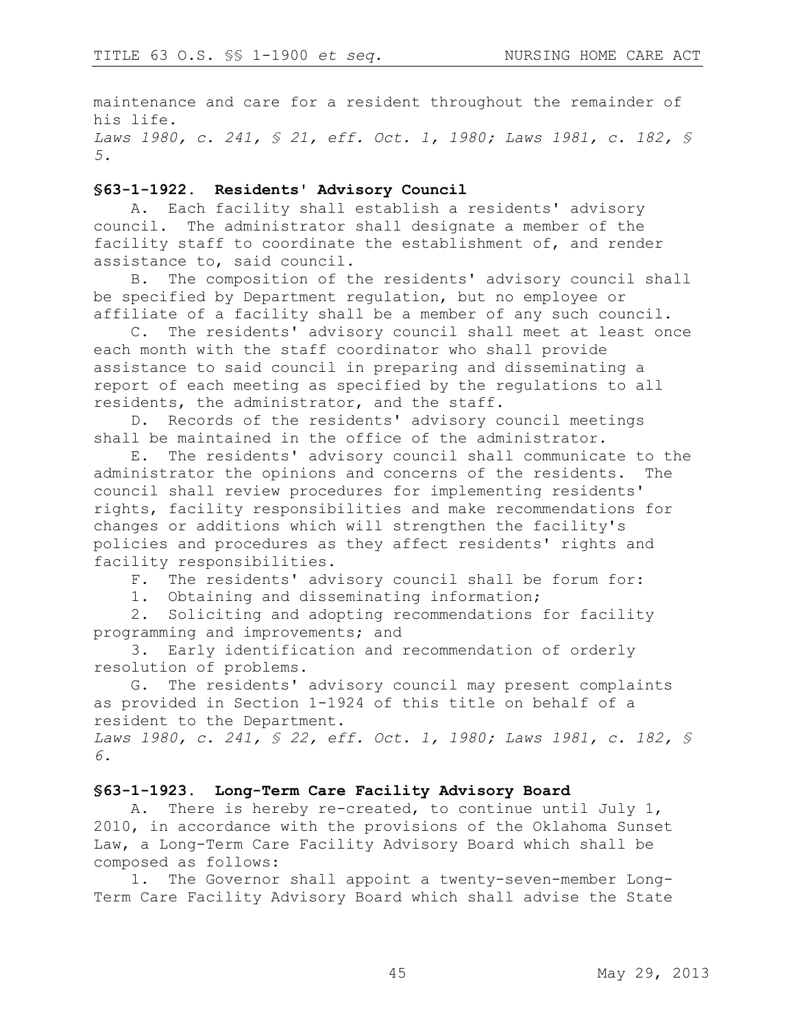maintenance and care for a resident throughout the remainder of his life.

*Laws 1980, c. 241, § 21, eff. Oct. 1, 1980; Laws 1981, c. 182, § 5.*

## §63-1-1922. Residents' Advisory Council

A. Each facility shall establish a residents' advisory council. The administrator shall designate a member of the facility staff to coordinate the establishment of, and render assistance to, said council.

B. The composition of the residents' advisory council shall be specified by Department regulation, but no employee or affiliate of a facility shall be a member of any such council.

C. The residents' advisory council shall meet at least once each month with the staff coordinator who shall provide assistance to said council in preparing and disseminating a report of each meeting as specified by the regulations to all residents, the administrator, and the staff.

D. Records of the residents' advisory council meetings shall be maintained in the office of the administrator.

E. The residents' advisory council shall communicate to the administrator the opinions and concerns of the residents. The council shall review procedures for implementing residents' rights, facility responsibilities and make recommendations for changes or additions which will strengthen the facility's policies and procedures as they affect residents' rights and facility responsibilities.

F. The residents' advisory council shall be forum for:

1. Obtaining and disseminating information;
2. Soliciting and adopting recommendations for facility programming and improvements; and
3. Early identification and recommendation of orderly resolution of problems.

G. The residents' advisory council may present complaints as provided in Section 1-1924 of this title on behalf of a resident to the Department.

*Laws 1980, c. 241, § 22, eff. Oct. 1, 1980; Laws 1981, c. 182, § 6.*

## §63-1-1923. Long-Term Care Facility Advisory Board

A. There is hereby re-created, to continue until July 1, 2010, in accordance with the provisions of the Oklahoma Sunset Law, a Long-Term Care Facility Advisory Board which shall be composed as follows:

1. The Governor shall appoint a twenty-seven-member Long-Term Care Facility Advisory Board which shall advise the State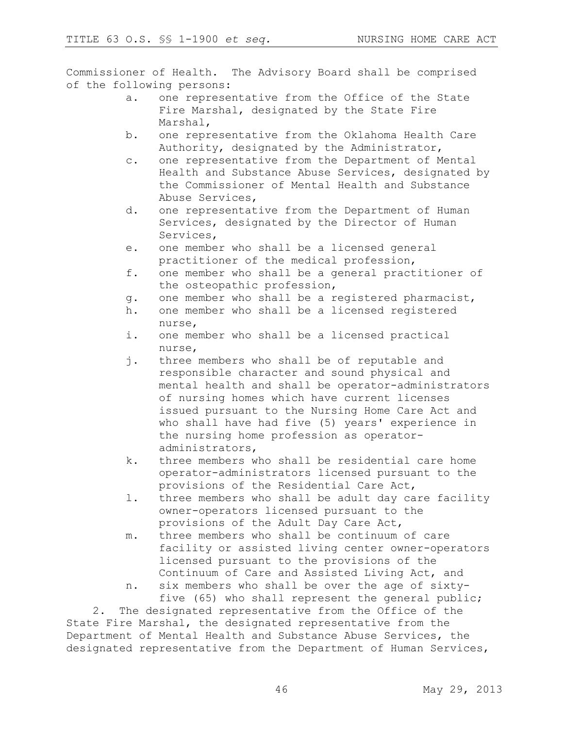Commissioner of Health. The Advisory Board shall be comprised of the following persons:

a. one representative from the Office of the State Fire Marshal, designated by the State Fire Marshal,
b. one representative from the Oklahoma Health Care Authority, designated by the Administrator,
c. one representative from the Department of Mental Health and Substance Abuse Services, designated by the Commissioner of Mental Health and Substance Abuse Services,
d. one representative from the Department of Human Services, designated by the Director of Human Services,
e. one member who shall be a licensed general practitioner of the medical profession,
f. one member who shall be a general practitioner of the osteopathic profession,
g. one member who shall be a registered pharmacist,
h. one member who shall be a licensed registered nurse,
i. one member who shall be a licensed practical nurse,
j. three members who shall be of reputable and responsible character and sound physical and mental health and shall be operator-administrators of nursing homes which have current licenses issued pursuant to the Nursing Home Care Act and who shall have had five (5) years' experience in the nursing home profession as operator-administrators,
k. three members who shall be residential care home operator-administrators licensed pursuant to the provisions of the Residential Care Act,
l. three members who shall be adult day care facility owner-operators licensed pursuant to the provisions of the Adult Day Care Act,
m. three members who shall be continuum of care facility or assisted living center owner-operators licensed pursuant to the provisions of the Continuum of Care and Assisted Living Act, and
n. six members who shall be over the age of sixty-five (65) who shall represent the general public;

2. The designated representative from the Office of the State Fire Marshal, the designated representative from the Department of Mental Health and Substance Abuse Services, the designated representative from the Department of Human Services,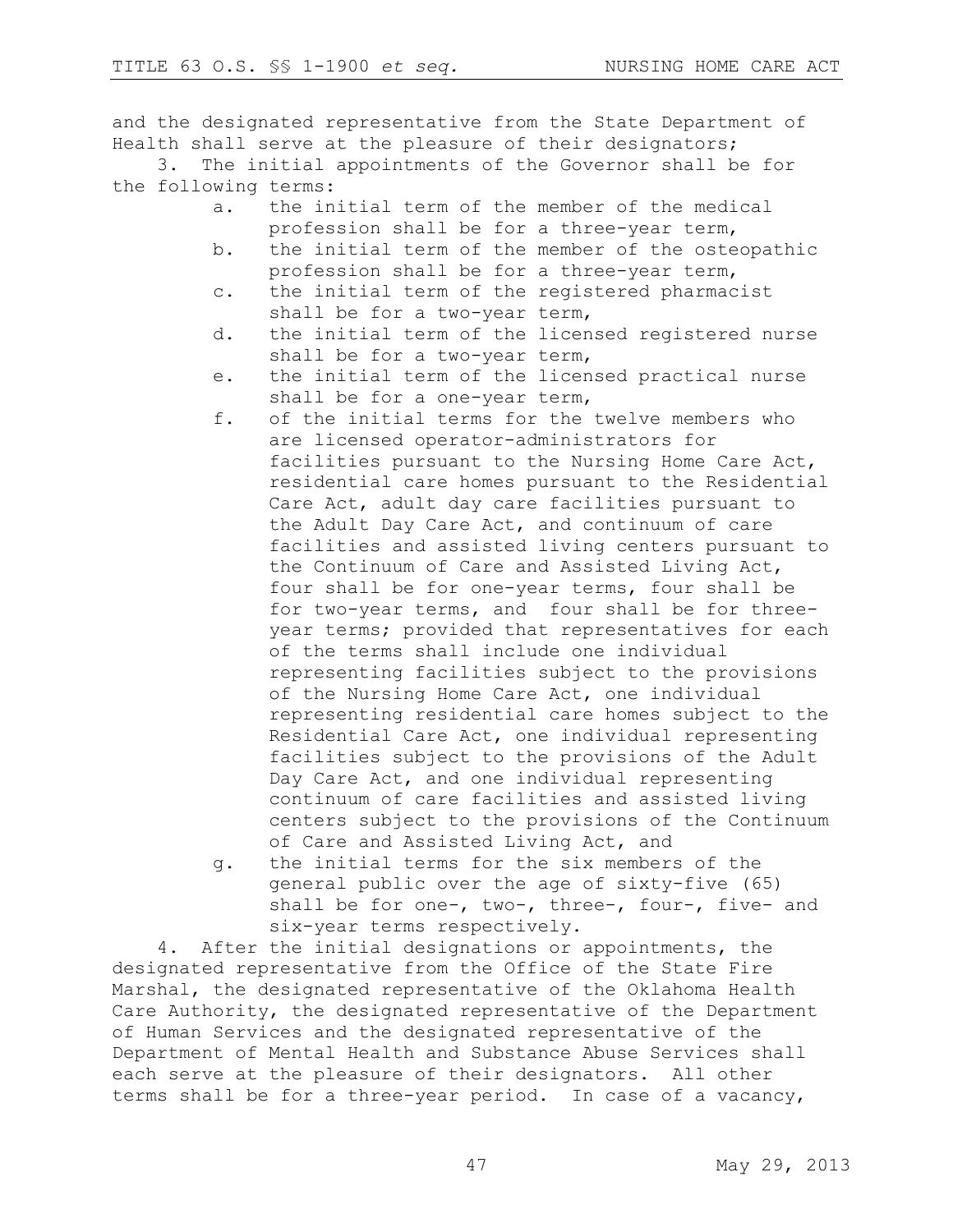and the designated representative from the State Department of Health shall serve at the pleasure of their designators;

3. The initial appointments of the Governor shall be for the following terms:

   a. the initial term of the member of the medical profession shall be for a three-year term,

   b. the initial term of the member of the osteopathic profession shall be for a three-year term,

   c. the initial term of the registered pharmacist shall be for a two-year term,

   d. the initial term of the licensed registered nurse shall be for a two-year term,

   e. the initial term of the licensed practical nurse shall be for a one-year term,

   f. of the initial terms for the twelve members who are licensed operator-administrators for facilities pursuant to the Nursing Home Care Act, residential care homes pursuant to the Residential Care Act, adult day care facilities pursuant to the Adult Day Care Act, and continuum of care facilities and assisted living centers pursuant to the Continuum of Care and Assisted Living Act, four shall be for one-year terms, four shall be for two-year terms, and four shall be for three-year terms; provided that representatives for each of the terms shall include one individual representing facilities subject to the provisions of the Nursing Home Care Act, one individual representing residential care homes subject to the Residential Care Act, one individual representing facilities subject to the provisions of the Adult Day Care Act, and one individual representing continuum of care facilities and assisted living centers subject to the provisions of the Continuum of Care and Assisted Living Act, and

   g. the initial terms for the six members of the general public over the age of sixty-five (65) shall be for one-, two-, three-, four-, five- and six-year terms respectively.

4. After the initial designations or appointments, the designated representative from the Office of the State Fire Marshal, the designated representative of the Oklahoma Health Care Authority, the designated representative of the Department of Human Services and the designated representative of the Department of Mental Health and Substance Abuse Services shall each serve at the pleasure of their designators. All other terms shall be for a three-year period. In case of a vacancy,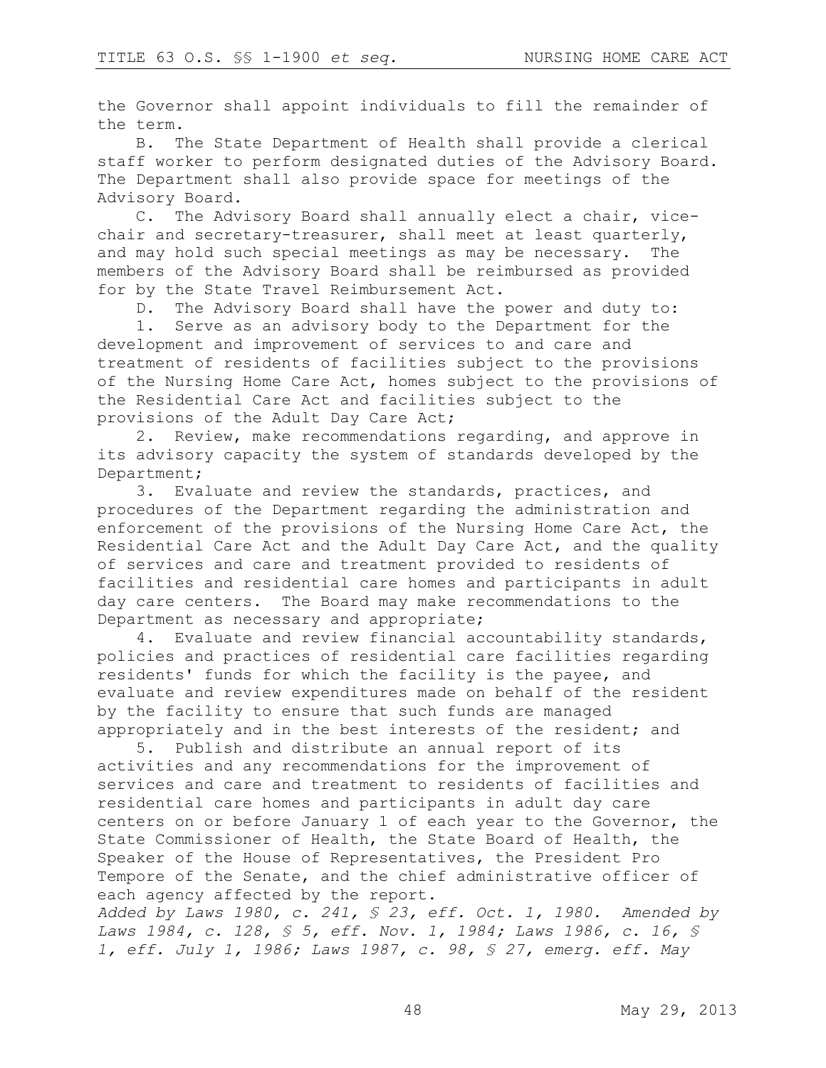the Governor shall appoint individuals to fill the remainder of the term.

B. The State Department of Health shall provide a clerical staff worker to perform designated duties of the Advisory Board. The Department shall also provide space for meetings of the Advisory Board.

C. The Advisory Board shall annually elect a chair, vice-chair and secretary-treasurer, shall meet at least quarterly, and may hold such special meetings as may be necessary. The members of the Advisory Board shall be reimbursed as provided for by the State Travel Reimbursement Act.

D. The Advisory Board shall have the power and duty to:

1. Serve as an advisory body to the Department for the development and improvement of services to and care and treatment of residents of facilities subject to the provisions of the Nursing Home Care Act, homes subject to the provisions of the Residential Care Act and facilities subject to the provisions of the Adult Day Care Act;

2. Review, make recommendations regarding, and approve in its advisory capacity the system of standards developed by the Department;

3. Evaluate and review the standards, practices, and procedures of the Department regarding the administration and enforcement of the provisions of the Nursing Home Care Act, the Residential Care Act and the Adult Day Care Act, and the quality of services and care and treatment provided to residents of facilities and residential care homes and participants in adult day care centers. The Board may make recommendations to the Department as necessary and appropriate;

4. Evaluate and review financial accountability standards, policies and practices of residential care facilities regarding residents' funds for which the facility is the payee, and evaluate and review expenditures made on behalf of the resident by the facility to ensure that such funds are managed appropriately and in the best interests of the resident; and

5. Publish and distribute an annual report of its activities and any recommendations for the improvement of services and care and treatment to residents of facilities and residential care homes and participants in adult day care centers on or before January 1 of each year to the Governor, the State Commissioner of Health, the State Board of Health, the Speaker of the House of Representatives, the President Pro Tempore of the Senate, and the chief administrative officer of each agency affected by the report.

*Added by Laws 1980, c. 241, § 23, eff. Oct. 1, 1980. Amended by Laws 1984, c. 128, § 5, eff. Nov. 1, 1984; Laws 1986, c. 16, § 1, eff. July 1, 1986; Laws 1987, c. 98, § 27, emerg. eff. May*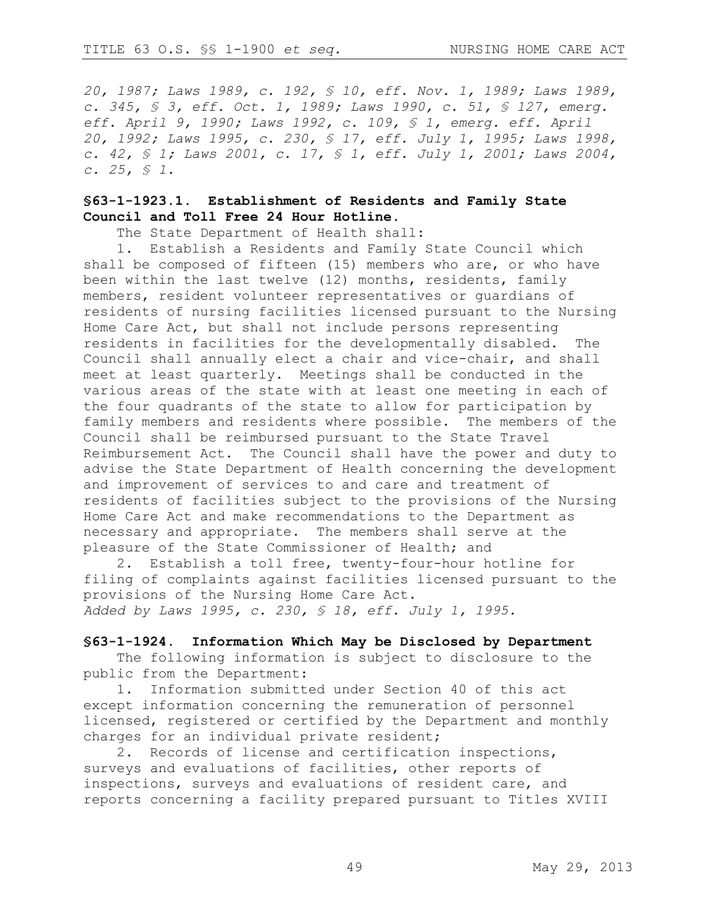*20, 1987; Laws 1989, c. 192, § 10, eff. Nov. 1, 1989; Laws 1989, c. 345, § 3, eff. Oct. 1, 1989; Laws 1990, c. 51, § 127, emerg. eff. April 9, 1990; Laws 1992, c. 109, § 1, emerg. eff. April 20, 1992; Laws 1995, c. 230, § 17, eff. July 1, 1995; Laws 1998, c. 42, § 1; Laws 2001, c. 17, § 1, eff. July 1, 2001; Laws 2004, c. 25, § 1.*

**§63-1-1923.1. Establishment of Residents and Family State Council and Toll Free 24 Hour Hotline.**

The State Department of Health shall:

1. Establish a Residents and Family State Council which shall be composed of fifteen (15) members who are, or who have been within the last twelve (12) months, residents, family members, resident volunteer representatives or guardians of residents of nursing facilities licensed pursuant to the Nursing Home Care Act, but shall not include persons representing residents in facilities for the developmentally disabled. The Council shall annually elect a chair and vice-chair, and shall meet at least quarterly. Meetings shall be conducted in the various areas of the state with at least one meeting in each of the four quadrants of the state to allow for participation by family members and residents where possible. The members of the Council shall be reimbursed pursuant to the State Travel Reimbursement Act. The Council shall have the power and duty to advise the State Department of Health concerning the development and improvement of services to and care and treatment of residents of facilities subject to the provisions of the Nursing Home Care Act and make recommendations to the Department as necessary and appropriate. The members shall serve at the pleasure of the State Commissioner of Health; and

2. Establish a toll free, twenty-four-hour hotline for filing of complaints against facilities licensed pursuant to the provisions of the Nursing Home Care Act.

*Added by Laws 1995, c. 230, § 18, eff. July 1, 1995.*

**§63-1-1924. Information Which May be Disclosed by Department**

The following information is subject to disclosure to the public from the Department:

1. Information submitted under Section 40 of this act except information concerning the remuneration of personnel licensed, registered or certified by the Department and monthly charges for an individual private resident;

2. Records of license and certification inspections, surveys and evaluations of facilities, other reports of inspections, surveys and evaluations of resident care, and reports concerning a facility prepared pursuant to Titles XVIII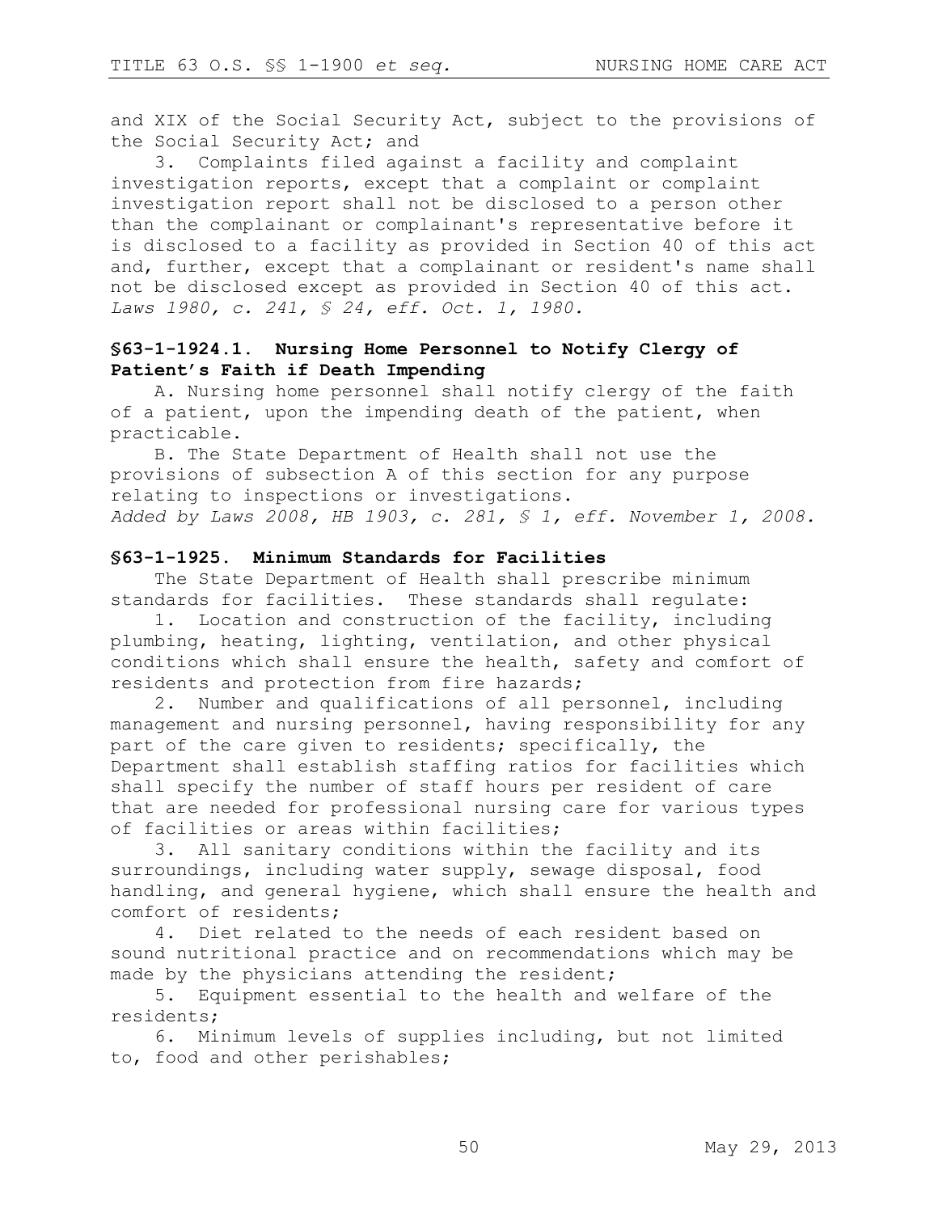and XIX of the Social Security Act, subject to the provisions of the Social Security Act; and

3. Complaints filed against a facility and complaint investigation reports, except that a complaint or complaint investigation report shall not be disclosed to a person other than the complainant or complainant's representative before it is disclosed to a facility as provided in Section 40 of this act and, further, except that a complainant or resident's name shall not be disclosed except as provided in Section 40 of this act.

*Laws 1980, c. 241, § 24, eff. Oct. 1, 1980.*

### §63-1-1924.1. Nursing Home Personnel to Notify Clergy of Patient's Faith if Death Impending

A. Nursing home personnel shall notify clergy of the faith of a patient, upon the impending death of the patient, when practicable.

B. The State Department of Health shall not use the provisions of subsection A of this section for any purpose relating to inspections or investigations.

*Added by Laws 2008, HB 1903, c. 281, § 1, eff. November 1, 2008.*

### §63-1-1925. Minimum Standards for Facilities

The State Department of Health shall prescribe minimum standards for facilities. These standards shall regulate:

1. Location and construction of the facility, including plumbing, heating, lighting, ventilation, and other physical conditions which shall ensure the health, safety and comfort of residents and protection from fire hazards;

2. Number and qualifications of all personnel, including management and nursing personnel, having responsibility for any part of the care given to residents; specifically, the Department shall establish staffing ratios for facilities which shall specify the number of staff hours per resident of care that are needed for professional nursing care for various types of facilities or areas within facilities;

3. All sanitary conditions within the facility and its surroundings, including water supply, sewage disposal, food handling, and general hygiene, which shall ensure the health and comfort of residents;

4. Diet related to the needs of each resident based on sound nutritional practice and on recommendations which may be made by the physicians attending the resident;

5. Equipment essential to the health and welfare of the residents;

6. Minimum levels of supplies including, but not limited to, food and other perishables;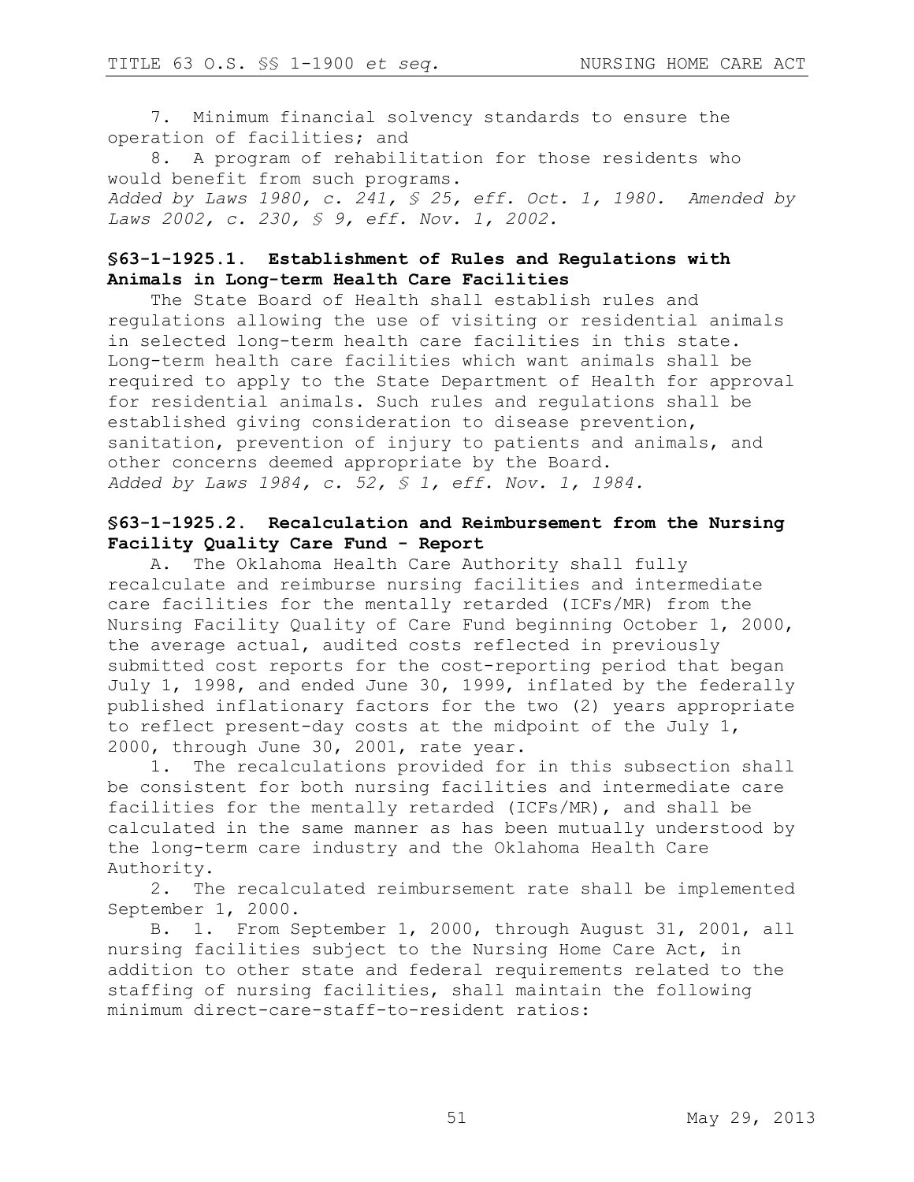7. Minimum financial solvency standards to ensure the operation of facilities; and

8. A program of rehabilitation for those residents who would benefit from such programs.

*Added by Laws 1980, c. 241, § 25, eff. Oct. 1, 1980. Amended by Laws 2002, c. 230, § 9, eff. Nov. 1, 2002.*

### §63-1-1925.1. Establishment of Rules and Regulations with Animals in Long-term Health Care Facilities

The State Board of Health shall establish rules and regulations allowing the use of visiting or residential animals in selected long-term health care facilities in this state. Long-term health care facilities which want animals shall be required to apply to the State Department of Health for approval for residential animals. Such rules and regulations shall be established giving consideration to disease prevention, sanitation, prevention of injury to patients and animals, and other concerns deemed appropriate by the Board.

*Added by Laws 1984, c. 52, § 1, eff. Nov. 1, 1984.*

### §63-1-1925.2. Recalculation and Reimbursement from the Nursing Facility Quality Care Fund - Report

A. The Oklahoma Health Care Authority shall fully recalculate and reimburse nursing facilities and intermediate care facilities for the mentally retarded (ICFs/MR) from the Nursing Facility Quality of Care Fund beginning October 1, 2000, the average actual, audited costs reflected in previously submitted cost reports for the cost-reporting period that began July 1, 1998, and ended June 30, 1999, inflated by the federally published inflationary factors for the two (2) years appropriate to reflect present-day costs at the midpoint of the July 1, 2000, through June 30, 2001, rate year.

1. The recalculations provided for in this subsection shall be consistent for both nursing facilities and intermediate care facilities for the mentally retarded (ICFs/MR), and shall be calculated in the same manner as has been mutually understood by the long-term care industry and the Oklahoma Health Care Authority.

2. The recalculated reimbursement rate shall be implemented September 1, 2000.

B. 1. From September 1, 2000, through August 31, 2001, all nursing facilities subject to the Nursing Home Care Act, in addition to other state and federal requirements related to the staffing of nursing facilities, shall maintain the following minimum direct-care-staff-to-resident ratios: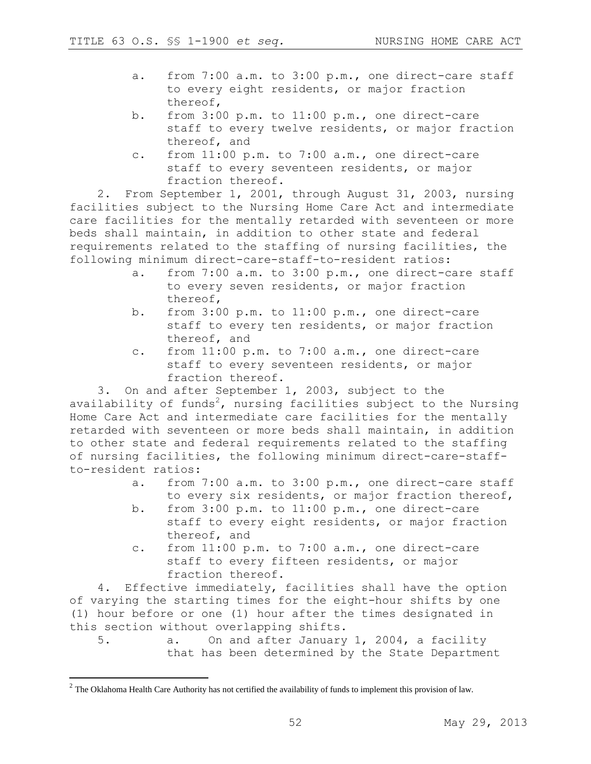a. from 7:00 a.m. to 3:00 p.m., one direct-care staff to every eight residents, or major fraction thereof,

b. from 3:00 p.m. to 11:00 p.m., one direct-care staff to every twelve residents, or major fraction thereof, and

c. from 11:00 p.m. to 7:00 a.m., one direct-care staff to every seventeen residents, or major fraction thereof.

2. From September 1, 2001, through August 31, 2003, nursing facilities subject to the Nursing Home Care Act and intermediate care facilities for the mentally retarded with seventeen or more beds shall maintain, in addition to other state and federal requirements related to the staffing of nursing facilities, the following minimum direct-care-staff-to-resident ratios:

a. from 7:00 a.m. to 3:00 p.m., one direct-care staff to every seven residents, or major fraction thereof,

b. from 3:00 p.m. to 11:00 p.m., one direct-care staff to every ten residents, or major fraction thereof, and

c. from 11:00 p.m. to 7:00 a.m., one direct-care staff to every seventeen residents, or major fraction thereof.

3. On and after September 1, 2003, subject to the availability of funds[2], nursing facilities subject to the Nursing Home Care Act and intermediate care facilities for the mentally retarded with seventeen or more beds shall maintain, in addition to other state and federal requirements related to the staffing of nursing facilities, the following minimum direct-care-staff-to-resident ratios:

a. from 7:00 a.m. to 3:00 p.m., one direct-care staff to every six residents, or major fraction thereof,

b. from 3:00 p.m. to 11:00 p.m., one direct-care staff to every eight residents, or major fraction thereof, and

c. from 11:00 p.m. to 7:00 a.m., one direct-care staff to every fifteen residents, or major fraction thereof.

4. Effective immediately, facilities shall have the option of varying the starting times for the eight-hour shifts by one (1) hour before or one (1) hour after the times designated in this section without overlapping shifts.

5. a. On and after January 1, 2004, a facility that has been determined by the State Department

[2] The Oklahoma Health Care Authority has not certified the availability of funds to implement this provision of law.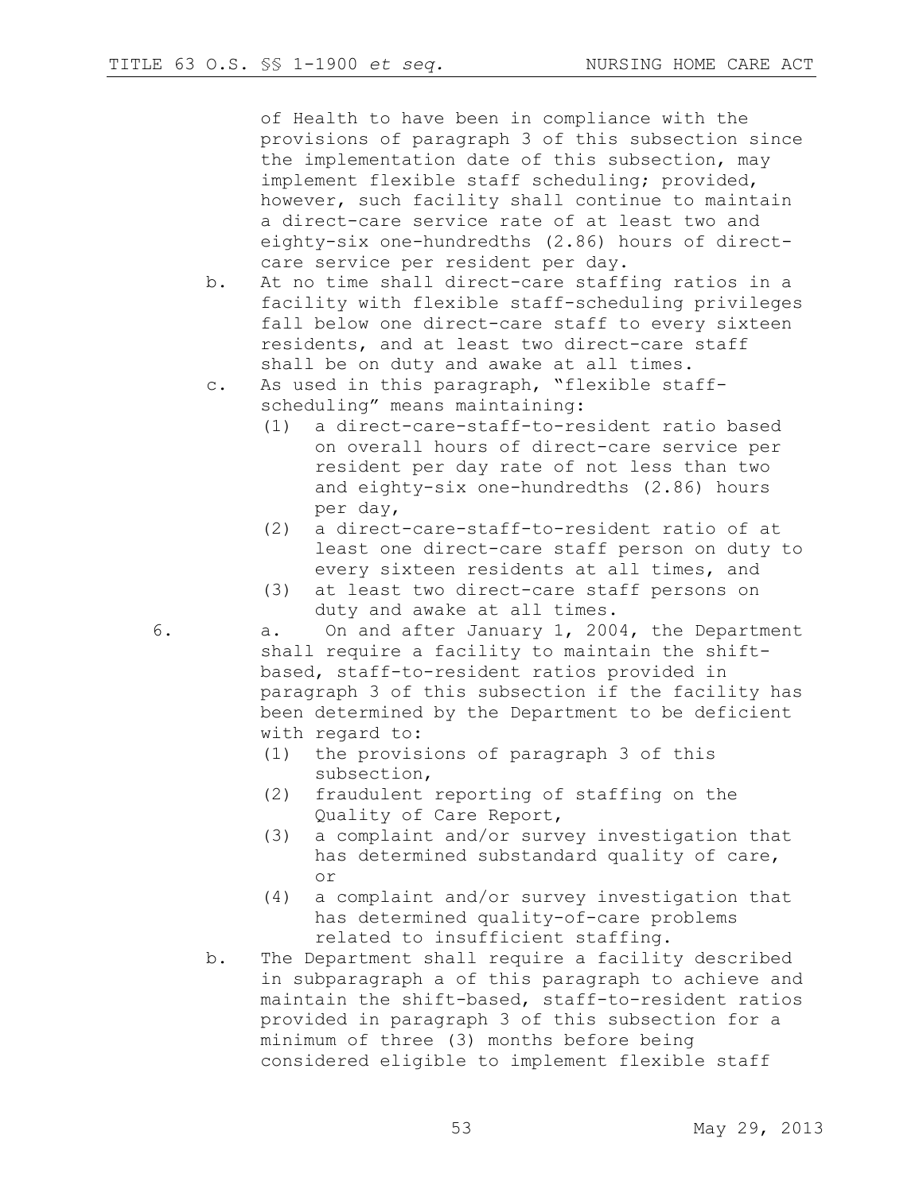of Health to have been in compliance with the provisions of paragraph 3 of this subsection since the implementation date of this subsection, may implement flexible staff scheduling; provided, however, such facility shall continue to maintain a direct-care service rate of at least two and eighty-six one-hundredths (2.86) hours of direct-care service per resident per day.

b. At no time shall direct-care staffing ratios in a facility with flexible staff-scheduling privileges fall below one direct-care staff to every sixteen residents, and at least two direct-care staff shall be on duty and awake at all times.

c. As used in this paragraph, "flexible staff-scheduling" means maintaining:

   (1) a direct-care-staff-to-resident ratio based on overall hours of direct-care service per resident per day rate of not less than two and eighty-six one-hundredths (2.86) hours per day,

   (2) a direct-care-staff-to-resident ratio of at least one direct-care staff person on duty to every sixteen residents at all times, and

   (3) at least two direct-care staff persons on duty and awake at all times.

6. a. On and after January 1, 2004, the Department shall require a facility to maintain the shift-based, staff-to-resident ratios provided in paragraph 3 of this subsection if the facility has been determined by the Department to be deficient with regard to:

   (1) the provisions of paragraph 3 of this subsection,

   (2) fraudulent reporting of staffing on the Quality of Care Report,

   (3) a complaint and/or survey investigation that has determined substandard quality of care, or

   (4) a complaint and/or survey investigation that has determined quality-of-care problems related to insufficient staffing.

b. The Department shall require a facility described in subparagraph a of this paragraph to achieve and maintain the shift-based, staff-to-resident ratios provided in paragraph 3 of this subsection for a minimum of three (3) months before being considered eligible to implement flexible staff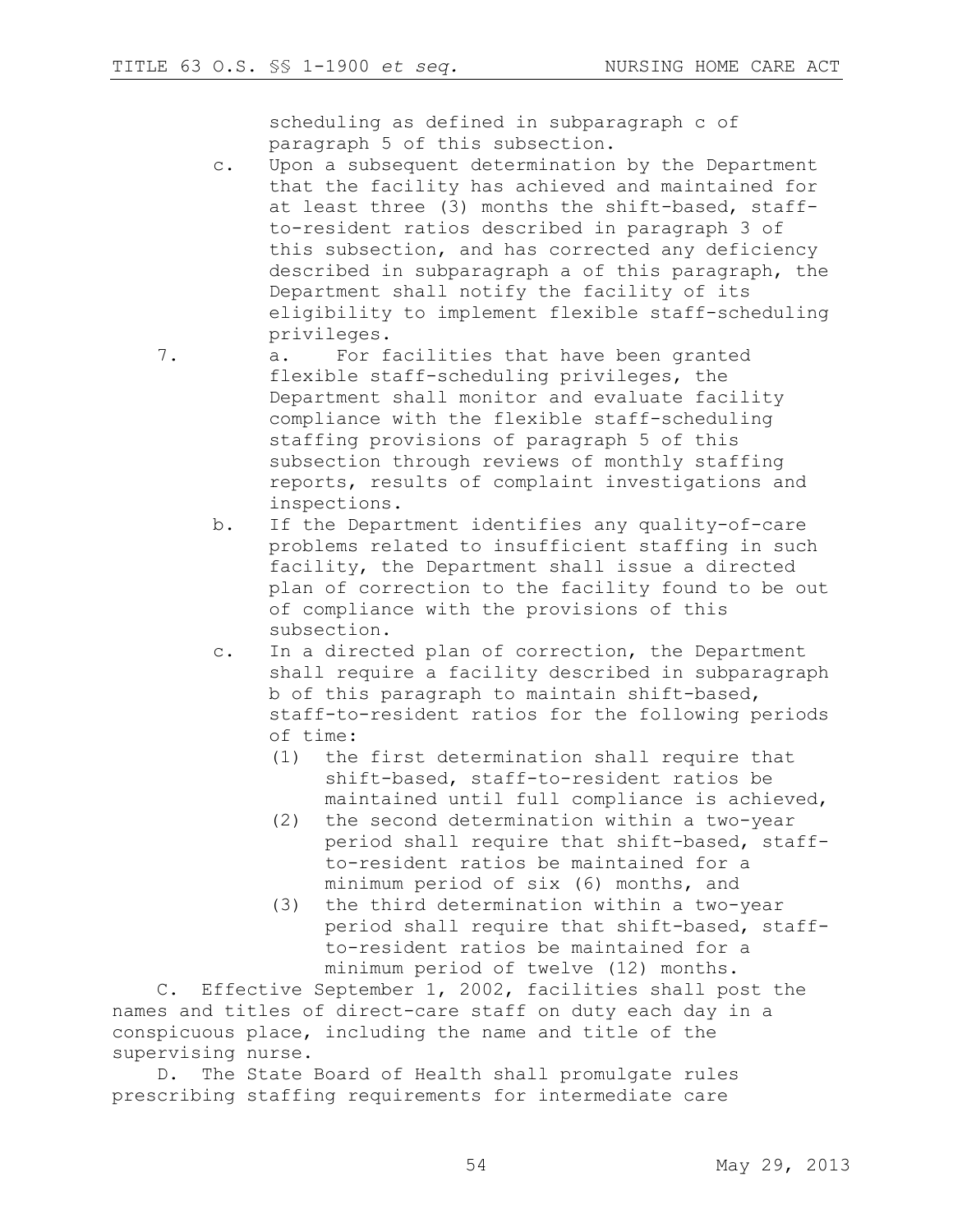scheduling as defined in subparagraph c of paragraph 5 of this subsection.

c. Upon a subsequent determination by the Department that the facility has achieved and maintained for at least three (3) months the shift-based, staff-to-resident ratios described in paragraph 3 of this subsection, and has corrected any deficiency described in subparagraph a of this paragraph, the Department shall notify the facility of its eligibility to implement flexible staff-scheduling privileges.

7. a. For facilities that have been granted flexible staff-scheduling privileges, the Department shall monitor and evaluate facility compliance with the flexible staff-scheduling staffing provisions of paragraph 5 of this subsection through reviews of monthly staffing reports, results of complaint investigations and inspections.

b. If the Department identifies any quality-of-care problems related to insufficient staffing in such facility, the Department shall issue a directed plan of correction to the facility found to be out of compliance with the provisions of this subsection.

c. In a directed plan of correction, the Department shall require a facility described in subparagraph b of this paragraph to maintain shift-based, staff-to-resident ratios for the following periods of time:

(1) the first determination shall require that shift-based, staff-to-resident ratios be maintained until full compliance is achieved,

(2) the second determination within a two-year period shall require that shift-based, staff-to-resident ratios be maintained for a minimum period of six (6) months, and

(3) the third determination within a two-year period shall require that shift-based, staff-to-resident ratios be maintained for a minimum period of twelve (12) months.

C. Effective September 1, 2002, facilities shall post the names and titles of direct-care staff on duty each day in a conspicuous place, including the name and title of the supervising nurse.

D. The State Board of Health shall promulgate rules prescribing staffing requirements for intermediate care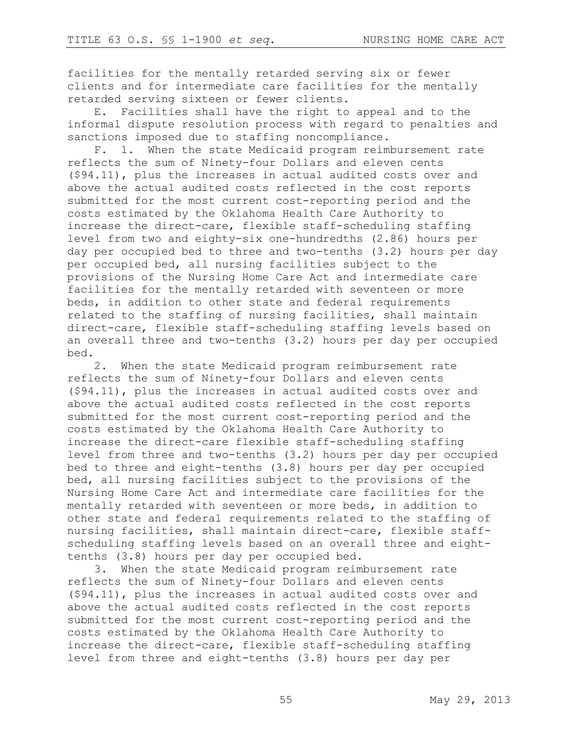facilities for the mentally retarded serving six or fewer clients and for intermediate care facilities for the mentally retarded serving sixteen or fewer clients.

E. Facilities shall have the right to appeal and to the informal dispute resolution process with regard to penalties and sanctions imposed due to staffing noncompliance.

F. 1. When the state Medicaid program reimbursement rate reflects the sum of Ninety-four Dollars and eleven cents ($94.11), plus the increases in actual audited costs over and above the actual audited costs reflected in the cost reports submitted for the most current cost-reporting period and the costs estimated by the Oklahoma Health Care Authority to increase the direct-care, flexible staff-scheduling staffing level from two and eighty-six one-hundredths (2.86) hours per day per occupied bed to three and two-tenths (3.2) hours per day per occupied bed, all nursing facilities subject to the provisions of the Nursing Home Care Act and intermediate care facilities for the mentally retarded with seventeen or more beds, in addition to other state and federal requirements related to the staffing of nursing facilities, shall maintain direct-care, flexible staff-scheduling staffing levels based on an overall three and two-tenths (3.2) hours per day per occupied bed.

2. When the state Medicaid program reimbursement rate reflects the sum of Ninety-four Dollars and eleven cents ($94.11), plus the increases in actual audited costs over and above the actual audited costs reflected in the cost reports submitted for the most current cost-reporting period and the costs estimated by the Oklahoma Health Care Authority to increase the direct-care flexible staff-scheduling staffing level from three and two-tenths (3.2) hours per day per occupied bed to three and eight-tenths (3.8) hours per day per occupied bed, all nursing facilities subject to the provisions of the Nursing Home Care Act and intermediate care facilities for the mentally retarded with seventeen or more beds, in addition to other state and federal requirements related to the staffing of nursing facilities, shall maintain direct-care, flexible staff-scheduling staffing levels based on an overall three and eight-tenths (3.8) hours per day per occupied bed.

3. When the state Medicaid program reimbursement rate reflects the sum of Ninety-four Dollars and eleven cents ($94.11), plus the increases in actual audited costs over and above the actual audited costs reflected in the cost reports submitted for the most current cost-reporting period and the costs estimated by the Oklahoma Health Care Authority to increase the direct-care, flexible staff-scheduling staffing level from three and eight-tenths (3.8) hours per day per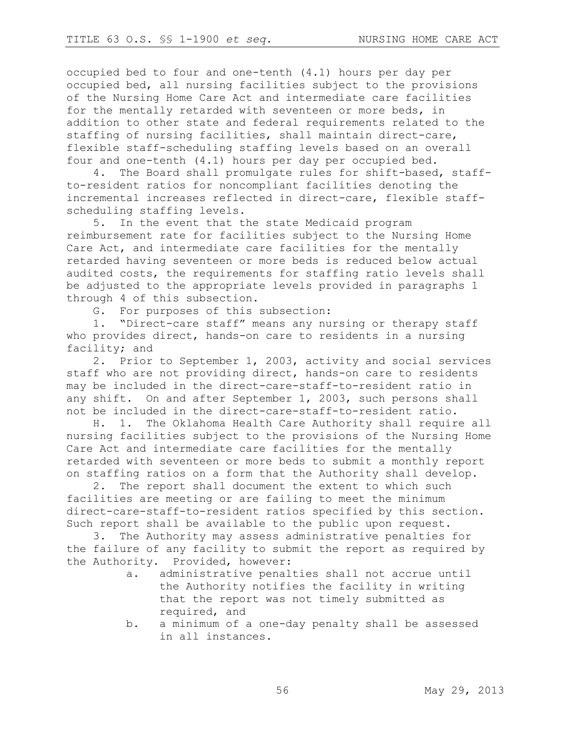occupied bed to four and one-tenth (4.1) hours per day per occupied bed, all nursing facilities subject to the provisions of the Nursing Home Care Act and intermediate care facilities for the mentally retarded with seventeen or more beds, in addition to other state and federal requirements related to the staffing of nursing facilities, shall maintain direct-care, flexible staff-scheduling staffing levels based on an overall four and one-tenth (4.1) hours per day per occupied bed.

4. The Board shall promulgate rules for shift-based, staff-to-resident ratios for noncompliant facilities denoting the incremental increases reflected in direct-care, flexible staff-scheduling staffing levels.

5. In the event that the state Medicaid program reimbursement rate for facilities subject to the Nursing Home Care Act, and intermediate care facilities for the mentally retarded having seventeen or more beds is reduced below actual audited costs, the requirements for staffing ratio levels shall be adjusted to the appropriate levels provided in paragraphs 1 through 4 of this subsection.

G. For purposes of this subsection:

1. "Direct-care staff" means any nursing or therapy staff who provides direct, hands-on care to residents in a nursing facility; and

2. Prior to September 1, 2003, activity and social services staff who are not providing direct, hands-on care to residents may be included in the direct-care-staff-to-resident ratio in any shift. On and after September 1, 2003, such persons shall not be included in the direct-care-staff-to-resident ratio.

H. 1. The Oklahoma Health Care Authority shall require all nursing facilities subject to the provisions of the Nursing Home Care Act and intermediate care facilities for the mentally retarded with seventeen or more beds to submit a monthly report on staffing ratios on a form that the Authority shall develop.

2. The report shall document the extent to which such facilities are meeting or are failing to meet the minimum direct-care-staff-to-resident ratios specified by this section. Such report shall be available to the public upon request.

3. The Authority may assess administrative penalties for the failure of any facility to submit the report as required by the Authority. Provided, however:

   a. administrative penalties shall not accrue until the Authority notifies the facility in writing that the report was not timely submitted as required, and

   b. a minimum of a one-day penalty shall be assessed in all instances.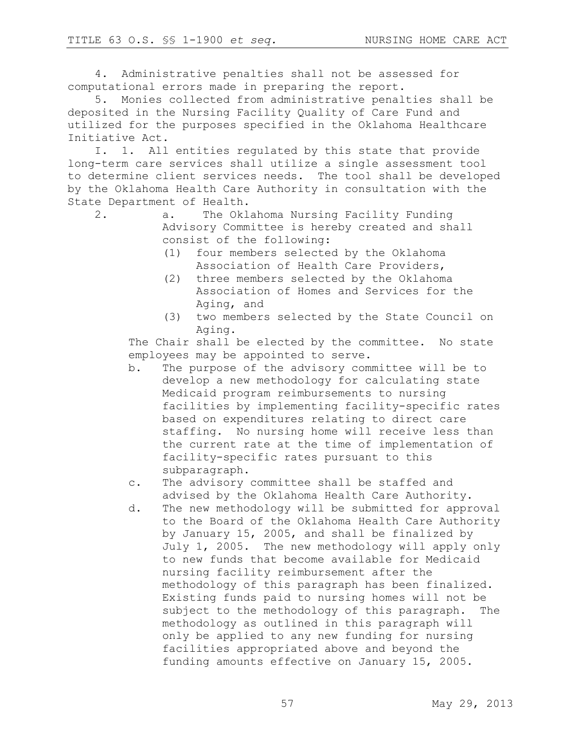4. Administrative penalties shall not be assessed for computational errors made in preparing the report.

5. Monies collected from administrative penalties shall be deposited in the Nursing Facility Quality of Care Fund and utilized for the purposes specified in the Oklahoma Healthcare Initiative Act.

I. 1. All entities regulated by this state that provide long-term care services shall utilize a single assessment tool to determine client services needs. The tool shall be developed by the Oklahoma Health Care Authority in consultation with the State Department of Health.

2. a. The Oklahoma Nursing Facility Funding Advisory Committee is hereby created and shall consist of the following:
   - (1) four members selected by the Oklahoma Association of Health Care Providers,
   - (2) three members selected by the Oklahoma Association of Homes and Services for the Aging, and
   - (3) two members selected by the State Council on Aging.

   The Chair shall be elected by the committee. No state employees may be appointed to serve.

   b. The purpose of the advisory committee will be to develop a new methodology for calculating state Medicaid program reimbursements to nursing facilities by implementing facility-specific rates based on expenditures relating to direct care staffing. No nursing home will receive less than the current rate at the time of implementation of facility-specific rates pursuant to this subparagraph.

   c. The advisory committee shall be staffed and advised by the Oklahoma Health Care Authority.

   d. The new methodology will be submitted for approval to the Board of the Oklahoma Health Care Authority by January 15, 2005, and shall be finalized by July 1, 2005. The new methodology will apply only to new funds that become available for Medicaid nursing facility reimbursement after the methodology of this paragraph has been finalized. Existing funds paid to nursing homes will not be subject to the methodology of this paragraph. The methodology as outlined in this paragraph will only be applied to any new funding for nursing facilities appropriated above and beyond the funding amounts effective on January 15, 2005.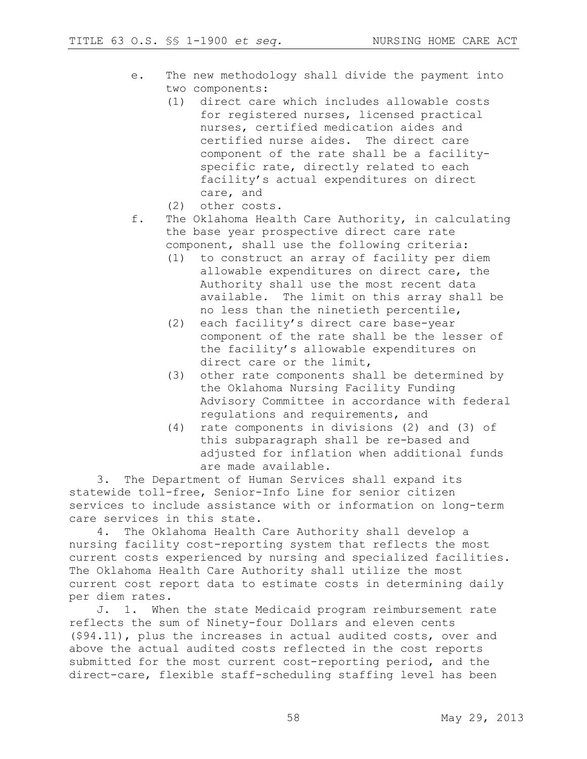e. The new methodology shall divide the payment into two components:
   (1) direct care which includes allowable costs for registered nurses, licensed practical nurses, certified medication aides and certified nurse aides. The direct care component of the rate shall be a facility-specific rate, directly related to each facility's actual expenditures on direct care, and
   (2) other costs.

f. The Oklahoma Health Care Authority, in calculating the base year prospective direct care rate component, shall use the following criteria:
   (1) to construct an array of facility per diem allowable expenditures on direct care, the Authority shall use the most recent data available. The limit on this array shall be no less than the ninetieth percentile,
   (2) each facility's direct care base-year component of the rate shall be the lesser of the facility's allowable expenditures on direct care or the limit,
   (3) other rate components shall be determined by the Oklahoma Nursing Facility Funding Advisory Committee in accordance with federal regulations and requirements, and
   (4) rate components in divisions (2) and (3) of this subparagraph shall be re-based and adjusted for inflation when additional funds are made available.

3. The Department of Human Services shall expand its statewide toll-free, Senior-Info Line for senior citizen services to include assistance with or information on long-term care services in this state.

4. The Oklahoma Health Care Authority shall develop a nursing facility cost-reporting system that reflects the most current costs experienced by nursing and specialized facilities. The Oklahoma Health Care Authority shall utilize the most current cost report data to estimate costs in determining daily per diem rates.

J. 1. When the state Medicaid program reimbursement rate reflects the sum of Ninety-four Dollars and eleven cents ($94.11), plus the increases in actual audited costs, over and above the actual audited costs reflected in the cost reports submitted for the most current cost-reporting period, and the direct-care, flexible staff-scheduling staffing level has been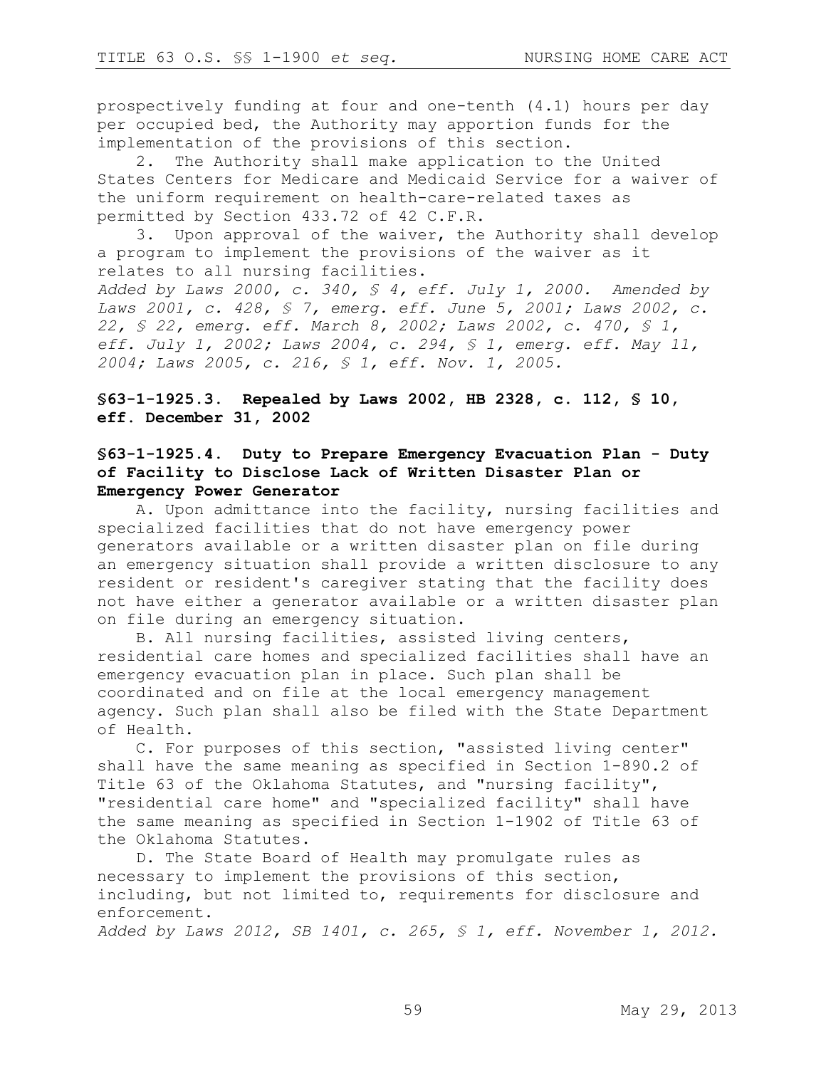prospectively funding at four and one-tenth (4.1) hours per day per occupied bed, the Authority may apportion funds for the implementation of the provisions of this section.

2. The Authority shall make application to the United States Centers for Medicare and Medicaid Service for a waiver of the uniform requirement on health-care-related taxes as permitted by Section 433.72 of 42 C.F.R.

3. Upon approval of the waiver, the Authority shall develop a program to implement the provisions of the waiver as it relates to all nursing facilities.

*Added by Laws 2000, c. 340, § 4, eff. July 1, 2000. Amended by Laws 2001, c. 428, § 7, emerg. eff. June 5, 2001; Laws 2002, c. 22, § 22, emerg. eff. March 8, 2002; Laws 2002, c. 470, § 1, eff. July 1, 2002; Laws 2004, c. 294, § 1, emerg. eff. May 11, 2004; Laws 2005, c. 216, § 1, eff. Nov. 1, 2005.*

**§63-1-1925.3. Repealed by Laws 2002, HB 2328, c. 112, § 10, eff. December 31, 2002**

**§63-1-1925.4. Duty to Prepare Emergency Evacuation Plan - Duty of Facility to Disclose Lack of Written Disaster Plan or Emergency Power Generator**

A. Upon admittance into the facility, nursing facilities and specialized facilities that do not have emergency power generators available or a written disaster plan on file during an emergency situation shall provide a written disclosure to any resident or resident's caregiver stating that the facility does not have either a generator available or a written disaster plan on file during an emergency situation.

B. All nursing facilities, assisted living centers, residential care homes and specialized facilities shall have an emergency evacuation plan in place. Such plan shall be coordinated and on file at the local emergency management agency. Such plan shall also be filed with the State Department of Health.

C. For purposes of this section, "assisted living center" shall have the same meaning as specified in Section 1-890.2 of Title 63 of the Oklahoma Statutes, and "nursing facility", "residential care home" and "specialized facility" shall have the same meaning as specified in Section 1-1902 of Title 63 of the Oklahoma Statutes.

D. The State Board of Health may promulgate rules as necessary to implement the provisions of this section, including, but not limited to, requirements for disclosure and enforcement.

*Added by Laws 2012, SB 1401, c. 265, § 1, eff. November 1, 2012.*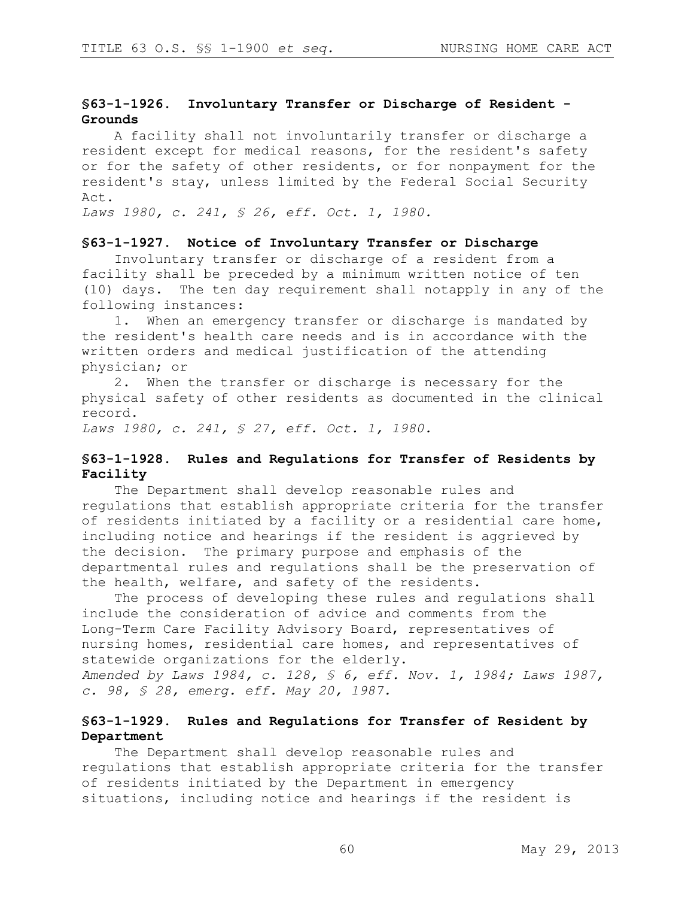### §63-1-1926. Involuntary Transfer or Discharge of Resident - Grounds

A facility shall not involuntarily transfer or discharge a resident except for medical reasons, for the resident's safety or for the safety of other residents, or for nonpayment for the resident's stay, unless limited by the Federal Social Security Act.

*Laws 1980, c. 241, § 26, eff. Oct. 1, 1980.*

### §63-1-1927. Notice of Involuntary Transfer or Discharge

Involuntary transfer or discharge of a resident from a facility shall be preceded by a minimum written notice of ten (10) days. The ten day requirement shall notapply in any of the following instances:

1. When an emergency transfer or discharge is mandated by the resident's health care needs and is in accordance with the written orders and medical justification of the attending physician; or
2. When the transfer or discharge is necessary for the physical safety of other residents as documented in the clinical record.

*Laws 1980, c. 241, § 27, eff. Oct. 1, 1980.*

### §63-1-1928. Rules and Regulations for Transfer of Residents by Facility

The Department shall develop reasonable rules and regulations that establish appropriate criteria for the transfer of residents initiated by a facility or a residential care home, including notice and hearings if the resident is aggrieved by the decision. The primary purpose and emphasis of the departmental rules and regulations shall be the preservation of the health, welfare, and safety of the residents.

The process of developing these rules and regulations shall include the consideration of advice and comments from the Long-Term Care Facility Advisory Board, representatives of nursing homes, residential care homes, and representatives of statewide organizations for the elderly.

*Amended by Laws 1984, c. 128, § 6, eff. Nov. 1, 1984; Laws 1987, c. 98, § 28, emerg. eff. May 20, 1987.*

### §63-1-1929. Rules and Regulations for Transfer of Resident by Department

The Department shall develop reasonable rules and regulations that establish appropriate criteria for the transfer of residents initiated by the Department in emergency situations, including notice and hearings if the resident is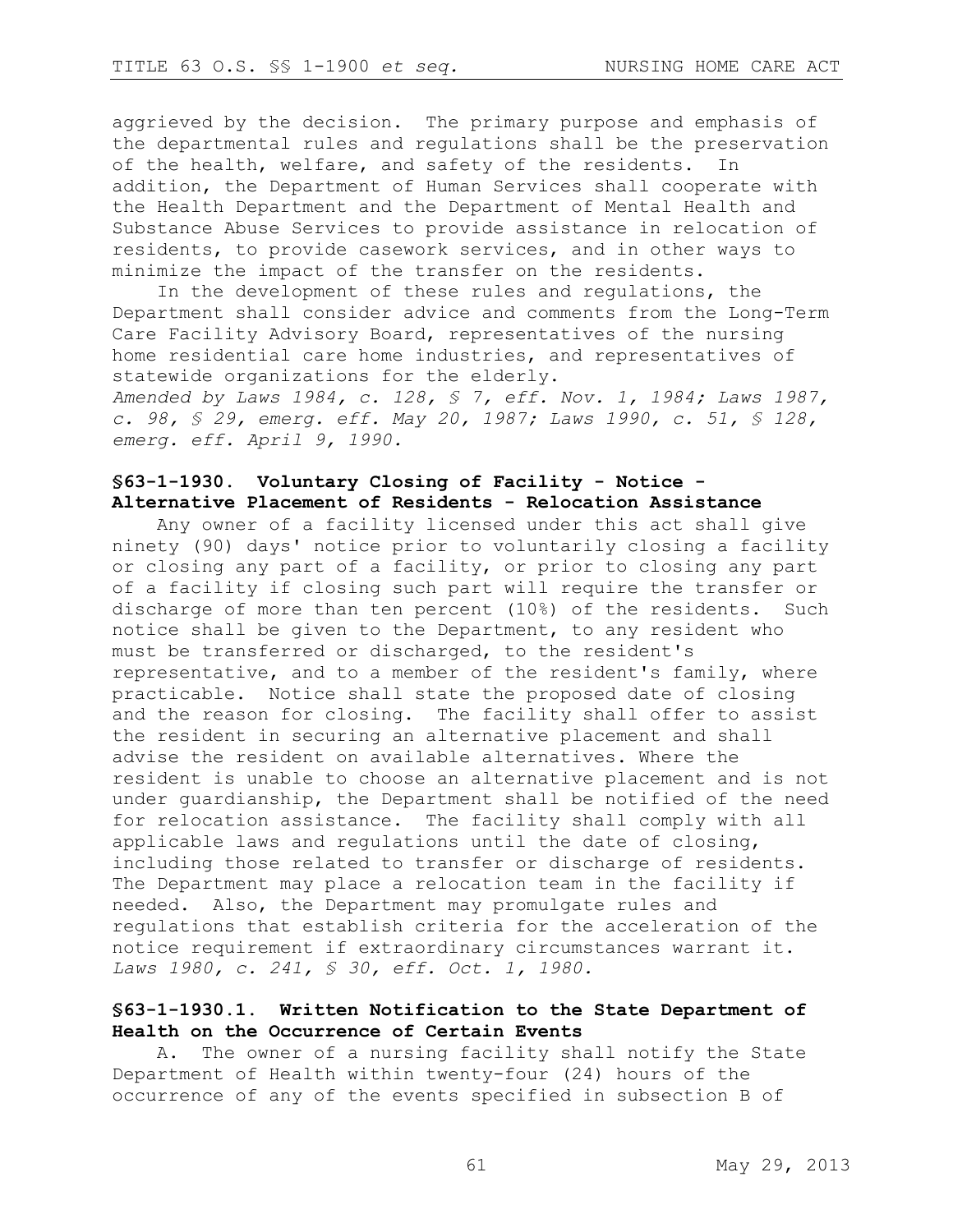aggrieved by the decision. The primary purpose and emphasis of the departmental rules and regulations shall be the preservation of the health, welfare, and safety of the residents. In addition, the Department of Human Services shall cooperate with the Health Department and the Department of Mental Health and Substance Abuse Services to provide assistance in relocation of residents, to provide casework services, and in other ways to minimize the impact of the transfer on the residents.

In the development of these rules and regulations, the Department shall consider advice and comments from the Long-Term Care Facility Advisory Board, representatives of the nursing home residential care home industries, and representatives of statewide organizations for the elderly.

*Amended by Laws 1984, c. 128, § 7, eff. Nov. 1, 1984; Laws 1987, c. 98, § 29, emerg. eff. May 20, 1987; Laws 1990, c. 51, § 128, emerg. eff. April 9, 1990.*

### §63-1-1930. Voluntary Closing of Facility - Notice - Alternative Placement of Residents - Relocation Assistance

Any owner of a facility licensed under this act shall give ninety (90) days' notice prior to voluntarily closing a facility or closing any part of a facility, or prior to closing any part of a facility if closing such part will require the transfer or discharge of more than ten percent (10%) of the residents. Such notice shall be given to the Department, to any resident who must be transferred or discharged, to the resident's representative, and to a member of the resident's family, where practicable. Notice shall state the proposed date of closing and the reason for closing. The facility shall offer to assist the resident in securing an alternative placement and shall advise the resident on available alternatives. Where the resident is unable to choose an alternative placement and is not under guardianship, the Department shall be notified of the need for relocation assistance. The facility shall comply with all applicable laws and regulations until the date of closing, including those related to transfer or discharge of residents. The Department may place a relocation team in the facility if needed. Also, the Department may promulgate rules and regulations that establish criteria for the acceleration of the notice requirement if extraordinary circumstances warrant it.

*Laws 1980, c. 241, § 30, eff. Oct. 1, 1980.*

### §63-1-1930.1. Written Notification to the State Department of Health on the Occurrence of Certain Events

A. The owner of a nursing facility shall notify the State Department of Health within twenty-four (24) hours of the occurrence of any of the events specified in subsection B of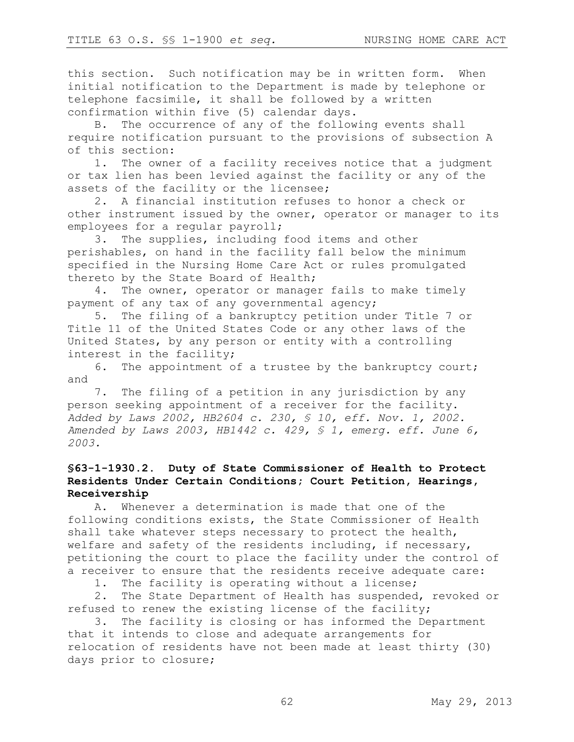this section. Such notification may be in written form. When initial notification to the Department is made by telephone or telephone facsimile, it shall be followed by a written confirmation within five (5) calendar days.

B. The occurrence of any of the following events shall require notification pursuant to the provisions of subsection A of this section:

1. The owner of a facility receives notice that a judgment or tax lien has been levied against the facility or any of the assets of the facility or the licensee;
2. A financial institution refuses to honor a check or other instrument issued by the owner, operator or manager to its employees for a regular payroll;
3. The supplies, including food items and other perishables, on hand in the facility fall below the minimum specified in the Nursing Home Care Act or rules promulgated thereto by the State Board of Health;
4. The owner, operator or manager fails to make timely payment of any tax of any governmental agency;
5. The filing of a bankruptcy petition under Title 7 or Title 11 of the United States Code or any other laws of the United States, by any person or entity with a controlling interest in the facility;
6. The appointment of a trustee by the bankruptcy court; and
7. The filing of a petition in any jurisdiction by any person seeking appointment of a receiver for the facility.

*Added by Laws 2002, HB2604 c. 230, § 10, eff. Nov. 1, 2002. Amended by Laws 2003, HB1442 c. 429, § 1, emerg. eff. June 6, 2003.*

### §63-1-1930.2. Duty of State Commissioner of Health to Protect Residents Under Certain Conditions; Court Petition, Hearings, Receivership

A. Whenever a determination is made that one of the following conditions exists, the State Commissioner of Health shall take whatever steps necessary to protect the health, welfare and safety of the residents including, if necessary, petitioning the court to place the facility under the control of a receiver to ensure that the residents receive adequate care:

1. The facility is operating without a license;
2. The State Department of Health has suspended, revoked or refused to renew the existing license of the facility;
3. The facility is closing or has informed the Department that it intends to close and adequate arrangements for relocation of residents have not been made at least thirty (30) days prior to closure;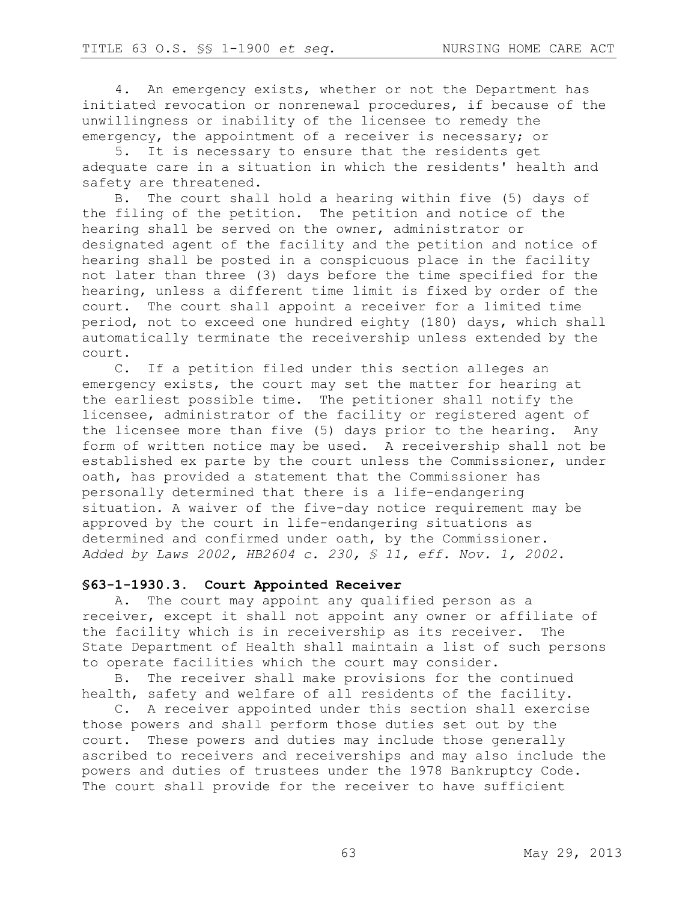4. An emergency exists, whether or not the Department has initiated revocation or nonrenewal procedures, if because of the unwillingness or inability of the licensee to remedy the emergency, the appointment of a receiver is necessary; or

5. It is necessary to ensure that the residents get adequate care in a situation in which the residents' health and safety are threatened.

B. The court shall hold a hearing within five (5) days of the filing of the petition. The petition and notice of the hearing shall be served on the owner, administrator or designated agent of the facility and the petition and notice of hearing shall be posted in a conspicuous place in the facility not later than three (3) days before the time specified for the hearing, unless a different time limit is fixed by order of the court. The court shall appoint a receiver for a limited time period, not to exceed one hundred eighty (180) days, which shall automatically terminate the receivership unless extended by the court.

C. If a petition filed under this section alleges an emergency exists, the court may set the matter for hearing at the earliest possible time. The petitioner shall notify the licensee, administrator of the facility or registered agent of the licensee more than five (5) days prior to the hearing. Any form of written notice may be used. A receivership shall not be established ex parte by the court unless the Commissioner, under oath, has provided a statement that the Commissioner has personally determined that there is a life-endangering situation. A waiver of the five-day notice requirement may be approved by the court in life-endangering situations as determined and confirmed under oath, by the Commissioner.

*Added by Laws 2002, HB2604 c. 230, § 11, eff. Nov. 1, 2002.*

**§63-1-1930.3. Court Appointed Receiver**

A. The court may appoint any qualified person as a receiver, except it shall not appoint any owner or affiliate of the facility which is in receivership as its receiver. The State Department of Health shall maintain a list of such persons to operate facilities which the court may consider.

B. The receiver shall make provisions for the continued health, safety and welfare of all residents of the facility.

C. A receiver appointed under this section shall exercise those powers and shall perform those duties set out by the court. These powers and duties may include those generally ascribed to receivers and receiverships and may also include the powers and duties of trustees under the 1978 Bankruptcy Code. The court shall provide for the receiver to have sufficient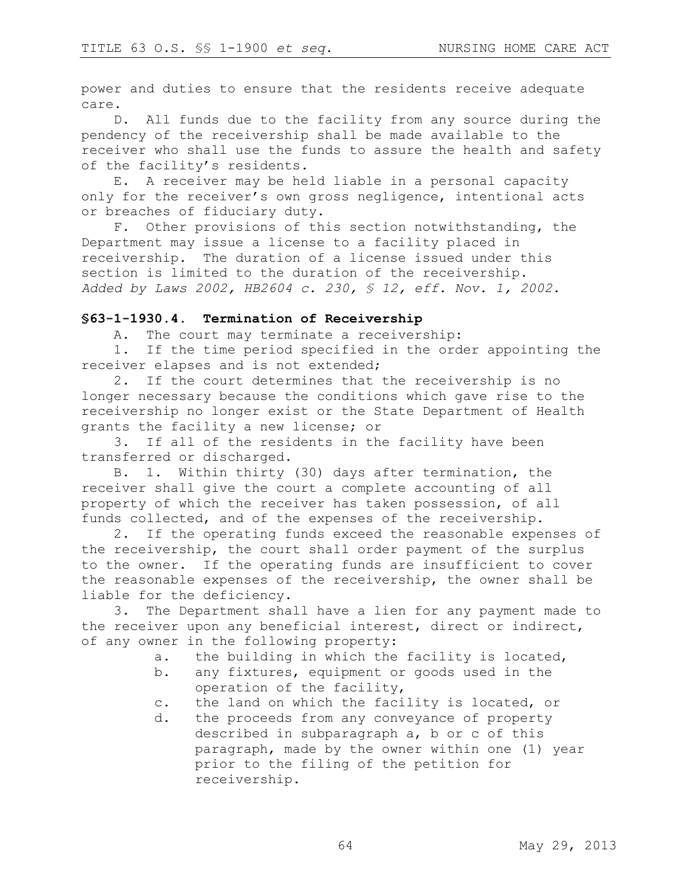power and duties to ensure that the residents receive adequate care.

D. All funds due to the facility from any source during the pendency of the receivership shall be made available to the receiver who shall use the funds to assure the health and safety of the facility's residents.

E. A receiver may be held liable in a personal capacity only for the receiver's own gross negligence, intentional acts or breaches of fiduciary duty.

F. Other provisions of this section notwithstanding, the Department may issue a license to a facility placed in receivership. The duration of a license issued under this section is limited to the duration of the receivership.
*Added by Laws 2002, HB2604 c. 230, § 12, eff. Nov. 1, 2002.*

### §63-1-1930.4. Termination of Receivership

A. The court may terminate a receivership:

1. If the time period specified in the order appointing the receiver elapses and is not extended;

2. If the court determines that the receivership is no longer necessary because the conditions which gave rise to the receivership no longer exist or the State Department of Health grants the facility a new license; or

3. If all of the residents in the facility have been transferred or discharged.

B. 1. Within thirty (30) days after termination, the receiver shall give the court a complete accounting of all property of which the receiver has taken possession, of all funds collected, and of the expenses of the receivership.

2. If the operating funds exceed the reasonable expenses of the receivership, the court shall order payment of the surplus to the owner. If the operating funds are insufficient to cover the reasonable expenses of the receivership, the owner shall be liable for the deficiency.

3. The Department shall have a lien for any payment made to the receiver upon any beneficial interest, direct or indirect, of any owner in the following property:

a. the building in which the facility is located,

b. any fixtures, equipment or goods used in the operation of the facility,

c. the land on which the facility is located, or

d. the proceeds from any conveyance of property described in subparagraph a, b or c of this paragraph, made by the owner within one (1) year prior to the filing of the petition for receivership.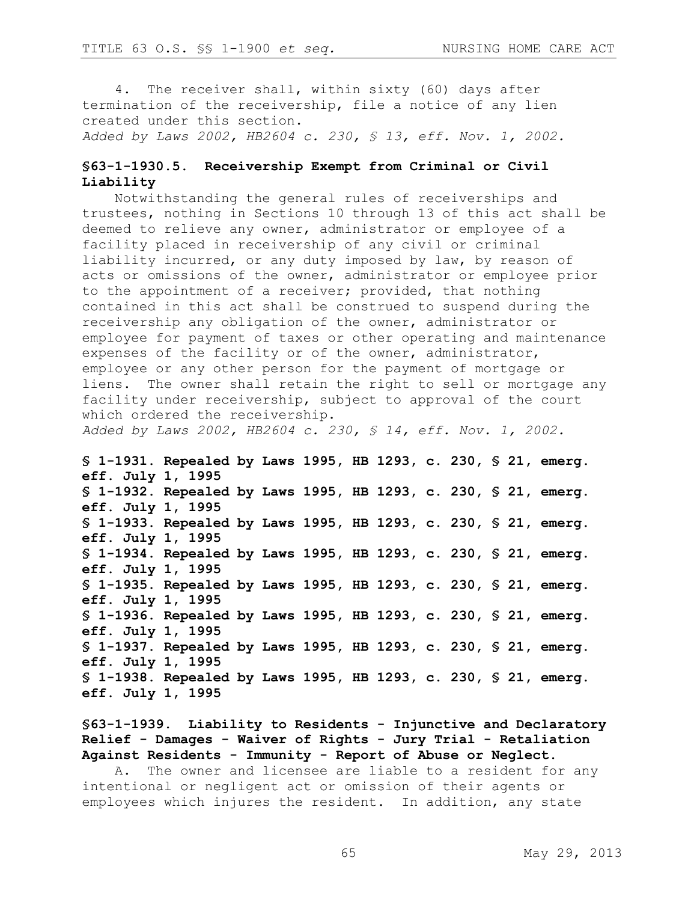4. The receiver shall, within sixty (60) days after termination of the receivership, file a notice of any lien created under this section.

*Added by Laws 2002, HB2604 c. 230, § 13, eff. Nov. 1, 2002.*

### §63-1-1930.5. Receivership Exempt from Criminal or Civil Liability

Notwithstanding the general rules of receiverships and trustees, nothing in Sections 10 through 13 of this act shall be deemed to relieve any owner, administrator or employee of a facility placed in receivership of any civil or criminal liability incurred, or any duty imposed by law, by reason of acts or omissions of the owner, administrator or employee prior to the appointment of a receiver; provided, that nothing contained in this act shall be construed to suspend during the receivership any obligation of the owner, administrator or employee for payment of taxes or other operating and maintenance expenses of the facility or of the owner, administrator, employee or any other person for the payment of mortgage or liens. The owner shall retain the right to sell or mortgage any facility under receivership, subject to approval of the court which ordered the receivership.

*Added by Laws 2002, HB2604 c. 230, § 14, eff. Nov. 1, 2002.*

**§ 1-1931. Repealed by Laws 1995, HB 1293, c. 230, § 21, emerg. eff. July 1, 1995**
**§ 1-1932. Repealed by Laws 1995, HB 1293, c. 230, § 21, emerg. eff. July 1, 1995**
**§ 1-1933. Repealed by Laws 1995, HB 1293, c. 230, § 21, emerg. eff. July 1, 1995**
**§ 1-1934. Repealed by Laws 1995, HB 1293, c. 230, § 21, emerg. eff. July 1, 1995**
**§ 1-1935. Repealed by Laws 1995, HB 1293, c. 230, § 21, emerg. eff. July 1, 1995**
**§ 1-1936. Repealed by Laws 1995, HB 1293, c. 230, § 21, emerg. eff. July 1, 1995**
**§ 1-1937. Repealed by Laws 1995, HB 1293, c. 230, § 21, emerg. eff. July 1, 1995**
**§ 1-1938. Repealed by Laws 1995, HB 1293, c. 230, § 21, emerg. eff. July 1, 1995**

### §63-1-1939. Liability to Residents - Injunctive and Declaratory Relief - Damages - Waiver of Rights - Jury Trial - Retaliation Against Residents - Immunity - Report of Abuse or Neglect.

A. The owner and licensee are liable to a resident for any intentional or negligent act or omission of their agents or employees which injures the resident. In addition, any state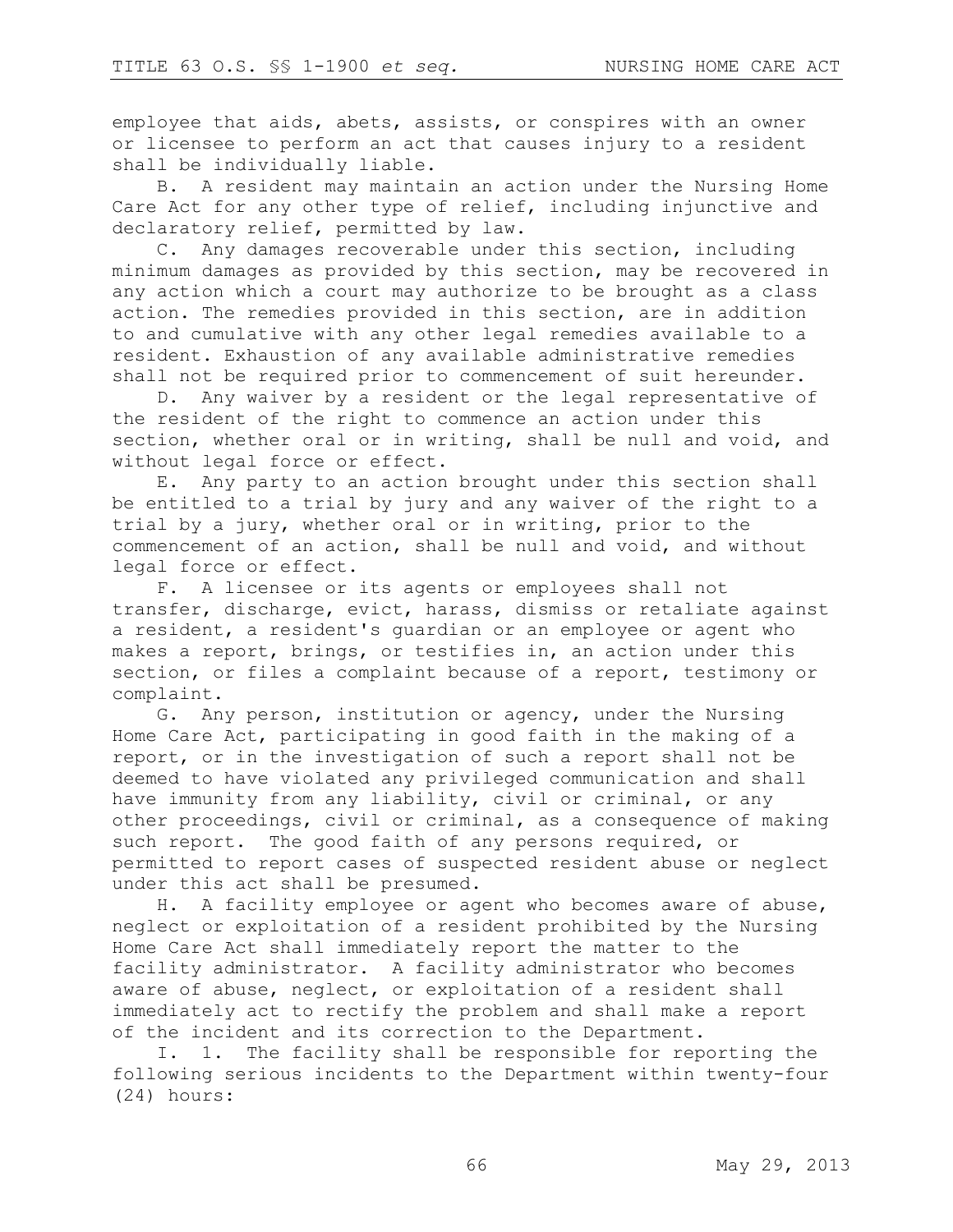employee that aids, abets, assists, or conspires with an owner or licensee to perform an act that causes injury to a resident shall be individually liable.

B. A resident may maintain an action under the Nursing Home Care Act for any other type of relief, including injunctive and declaratory relief, permitted by law.

C. Any damages recoverable under this section, including minimum damages as provided by this section, may be recovered in any action which a court may authorize to be brought as a class action. The remedies provided in this section, are in addition to and cumulative with any other legal remedies available to a resident. Exhaustion of any available administrative remedies shall not be required prior to commencement of suit hereunder.

D. Any waiver by a resident or the legal representative of the resident of the right to commence an action under this section, whether oral or in writing, shall be null and void, and without legal force or effect.

E. Any party to an action brought under this section shall be entitled to a trial by jury and any waiver of the right to a trial by a jury, whether oral or in writing, prior to the commencement of an action, shall be null and void, and without legal force or effect.

F. A licensee or its agents or employees shall not transfer, discharge, evict, harass, dismiss or retaliate against a resident, a resident's guardian or an employee or agent who makes a report, brings, or testifies in, an action under this section, or files a complaint because of a report, testimony or complaint.

G. Any person, institution or agency, under the Nursing Home Care Act, participating in good faith in the making of a report, or in the investigation of such a report shall not be deemed to have violated any privileged communication and shall have immunity from any liability, civil or criminal, or any other proceedings, civil or criminal, as a consequence of making such report. The good faith of any persons required, or permitted to report cases of suspected resident abuse or neglect under this act shall be presumed.

H. A facility employee or agent who becomes aware of abuse, neglect or exploitation of a resident prohibited by the Nursing Home Care Act shall immediately report the matter to the facility administrator. A facility administrator who becomes aware of abuse, neglect, or exploitation of a resident shall immediately act to rectify the problem and shall make a report of the incident and its correction to the Department.

I. 1. The facility shall be responsible for reporting the following serious incidents to the Department within twenty-four (24) hours: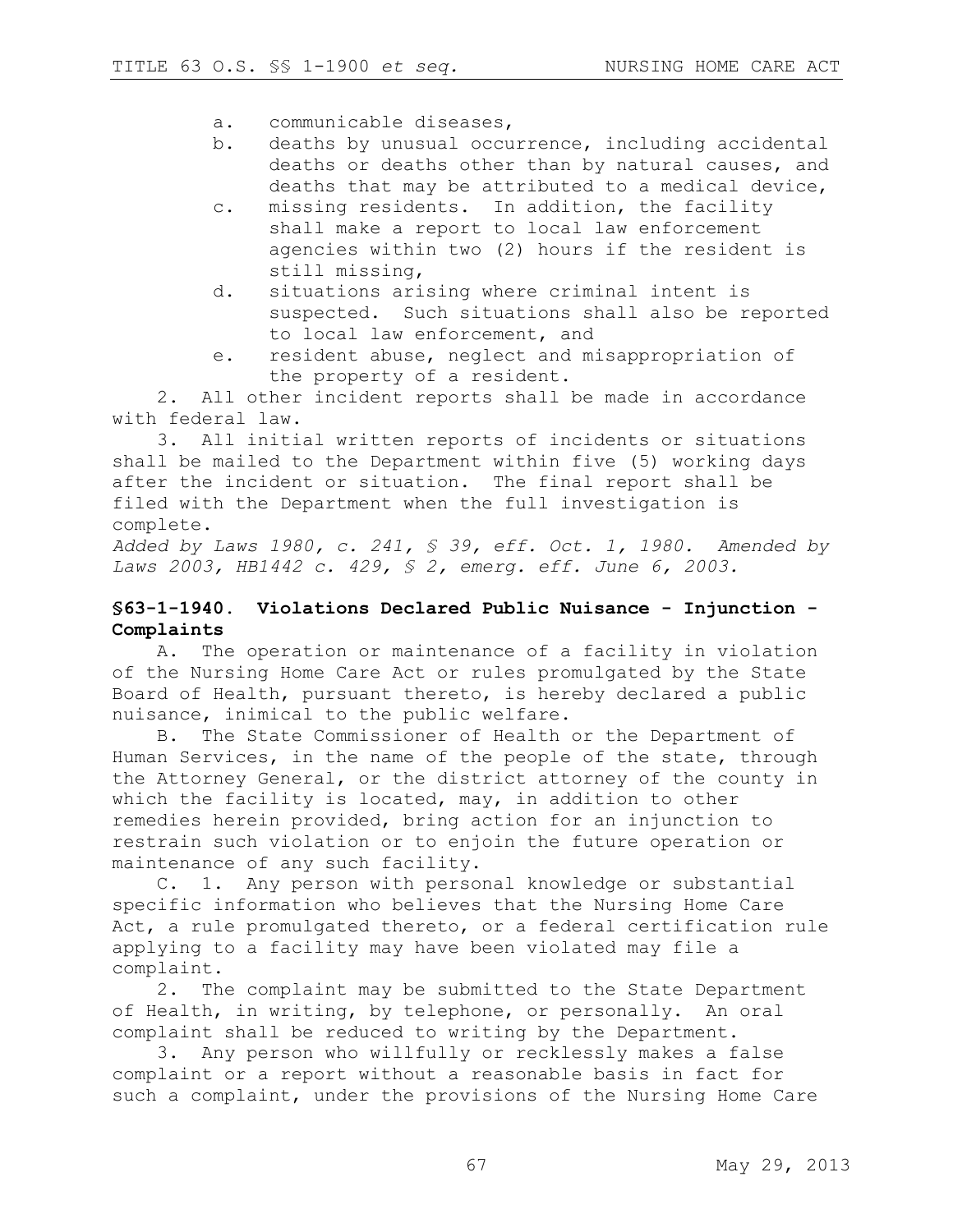a. communicable diseases,
b. deaths by unusual occurrence, including accidental deaths or deaths other than by natural causes, and deaths that may be attributed to a medical device,
c. missing residents. In addition, the facility shall make a report to local law enforcement agencies within two (2) hours if the resident is still missing,
d. situations arising where criminal intent is suspected. Such situations shall also be reported to local law enforcement, and
e. resident abuse, neglect and misappropriation of the property of a resident.

2. All other incident reports shall be made in accordance with federal law.

3. All initial written reports of incidents or situations shall be mailed to the Department within five (5) working days after the incident or situation. The final report shall be filed with the Department when the full investigation is complete.

*Added by Laws 1980, c. 241, § 39, eff. Oct. 1, 1980. Amended by Laws 2003, HB1442 c. 429, § 2, emerg. eff. June 6, 2003.*

### §63-1-1940. Violations Declared Public Nuisance - Injunction - Complaints

A. The operation or maintenance of a facility in violation of the Nursing Home Care Act or rules promulgated by the State Board of Health, pursuant thereto, is hereby declared a public nuisance, inimical to the public welfare.

B. The State Commissioner of Health or the Department of Human Services, in the name of the people of the state, through the Attorney General, or the district attorney of the county in which the facility is located, may, in addition to other remedies herein provided, bring action for an injunction to restrain such violation or to enjoin the future operation or maintenance of any such facility.

C. 1. Any person with personal knowledge or substantial specific information who believes that the Nursing Home Care Act, a rule promulgated thereto, or a federal certification rule applying to a facility may have been violated may file a complaint.

2. The complaint may be submitted to the State Department of Health, in writing, by telephone, or personally. An oral complaint shall be reduced to writing by the Department.

3. Any person who willfully or recklessly makes a false complaint or a report without a reasonable basis in fact for such a complaint, under the provisions of the Nursing Home Care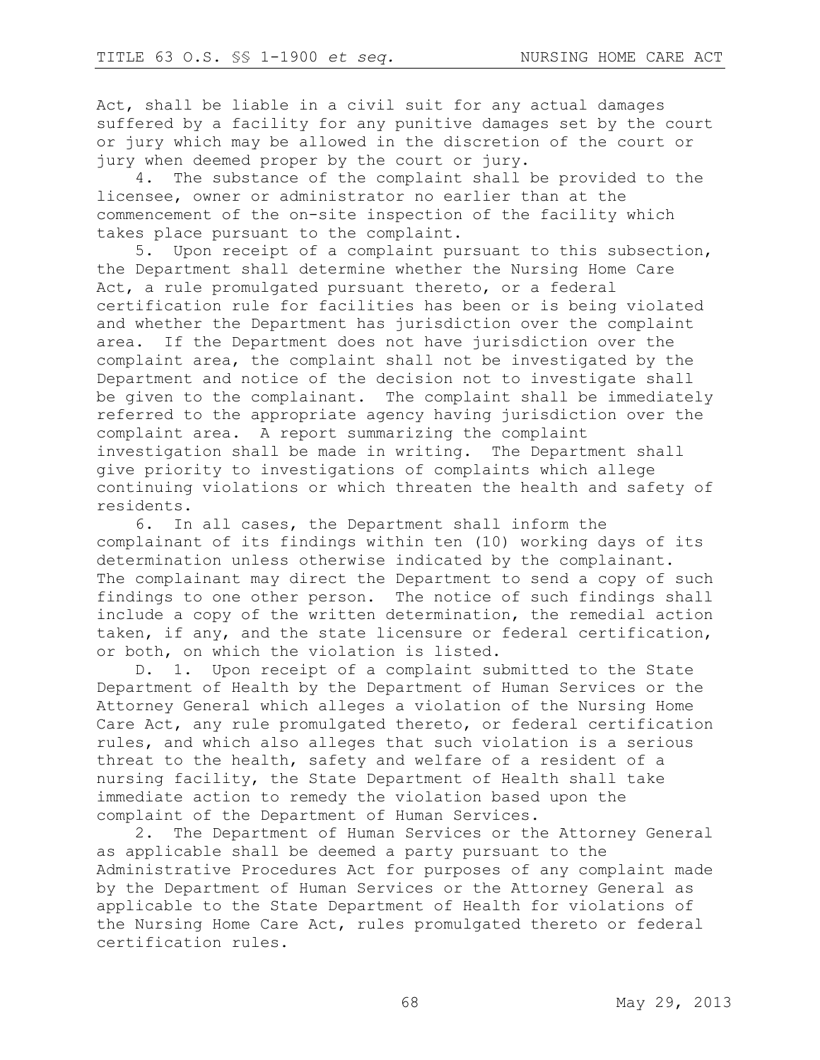Act, shall be liable in a civil suit for any actual damages suffered by a facility for any punitive damages set by the court or jury which may be allowed in the discretion of the court or jury when deemed proper by the court or jury.

4. The substance of the complaint shall be provided to the licensee, owner or administrator no earlier than at the commencement of the on-site inspection of the facility which takes place pursuant to the complaint.

5. Upon receipt of a complaint pursuant to this subsection, the Department shall determine whether the Nursing Home Care Act, a rule promulgated pursuant thereto, or a federal certification rule for facilities has been or is being violated and whether the Department has jurisdiction over the complaint area. If the Department does not have jurisdiction over the complaint area, the complaint shall not be investigated by the Department and notice of the decision not to investigate shall be given to the complainant. The complaint shall be immediately referred to the appropriate agency having jurisdiction over the complaint area. A report summarizing the complaint investigation shall be made in writing. The Department shall give priority to investigations of complaints which allege continuing violations or which threaten the health and safety of residents.

6. In all cases, the Department shall inform the complainant of its findings within ten (10) working days of its determination unless otherwise indicated by the complainant. The complainant may direct the Department to send a copy of such findings to one other person. The notice of such findings shall include a copy of the written determination, the remedial action taken, if any, and the state licensure or federal certification, or both, on which the violation is listed.

D. 1. Upon receipt of a complaint submitted to the State Department of Health by the Department of Human Services or the Attorney General which alleges a violation of the Nursing Home Care Act, any rule promulgated thereto, or federal certification rules, and which also alleges that such violation is a serious threat to the health, safety and welfare of a resident of a nursing facility, the State Department of Health shall take immediate action to remedy the violation based upon the complaint of the Department of Human Services.

2. The Department of Human Services or the Attorney General as applicable shall be deemed a party pursuant to the Administrative Procedures Act for purposes of any complaint made by the Department of Human Services or the Attorney General as applicable to the State Department of Health for violations of the Nursing Home Care Act, rules promulgated thereto or federal certification rules.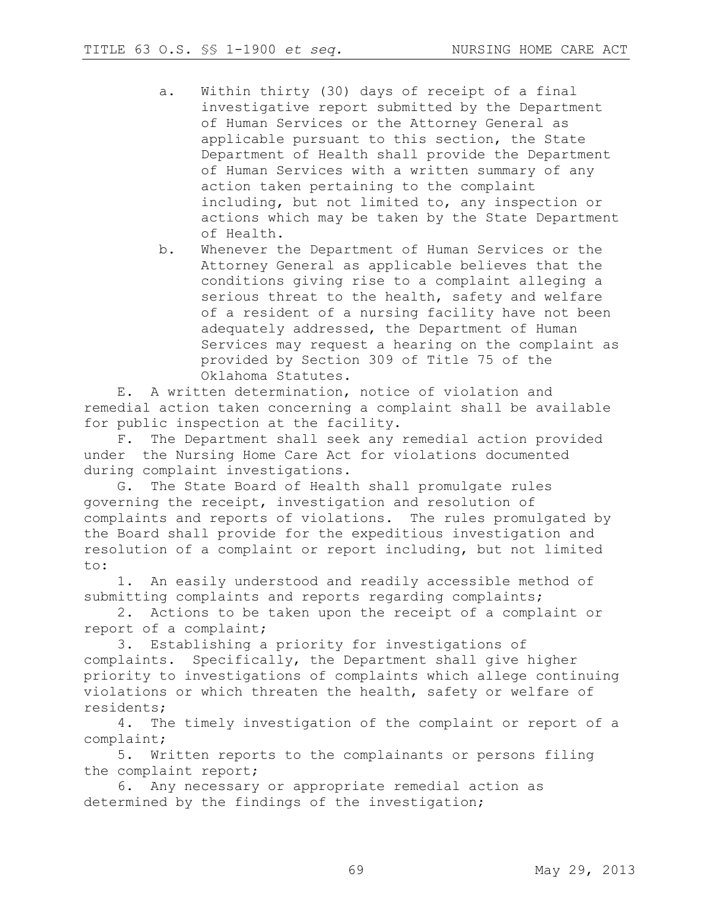a. Within thirty (30) days of receipt of a final investigative report submitted by the Department of Human Services or the Attorney General as applicable pursuant to this section, the State Department of Health shall provide the Department of Human Services with a written summary of any action taken pertaining to the complaint including, but not limited to, any inspection or actions which may be taken by the State Department of Health.

b. Whenever the Department of Human Services or the Attorney General as applicable believes that the conditions giving rise to a complaint alleging a serious threat to the health, safety and welfare of a resident of a nursing facility have not been adequately addressed, the Department of Human Services may request a hearing on the complaint as provided by Section 309 of Title 75 of the Oklahoma Statutes.

E. A written determination, notice of violation and remedial action taken concerning a complaint shall be available for public inspection at the facility.

F. The Department shall seek any remedial action provided under the Nursing Home Care Act for violations documented during complaint investigations.

G. The State Board of Health shall promulgate rules governing the receipt, investigation and resolution of complaints and reports of violations. The rules promulgated by the Board shall provide for the expeditious investigation and resolution of a complaint or report including, but not limited to:

1. An easily understood and readily accessible method of submitting complaints and reports regarding complaints;
2. Actions to be taken upon the receipt of a complaint or report of a complaint;
3. Establishing a priority for investigations of complaints. Specifically, the Department shall give higher priority to investigations of complaints which allege continuing violations or which threaten the health, safety or welfare of residents;
4. The timely investigation of the complaint or report of a complaint;
5. Written reports to the complainants or persons filing the complaint report;
6. Any necessary or appropriate remedial action as determined by the findings of the investigation;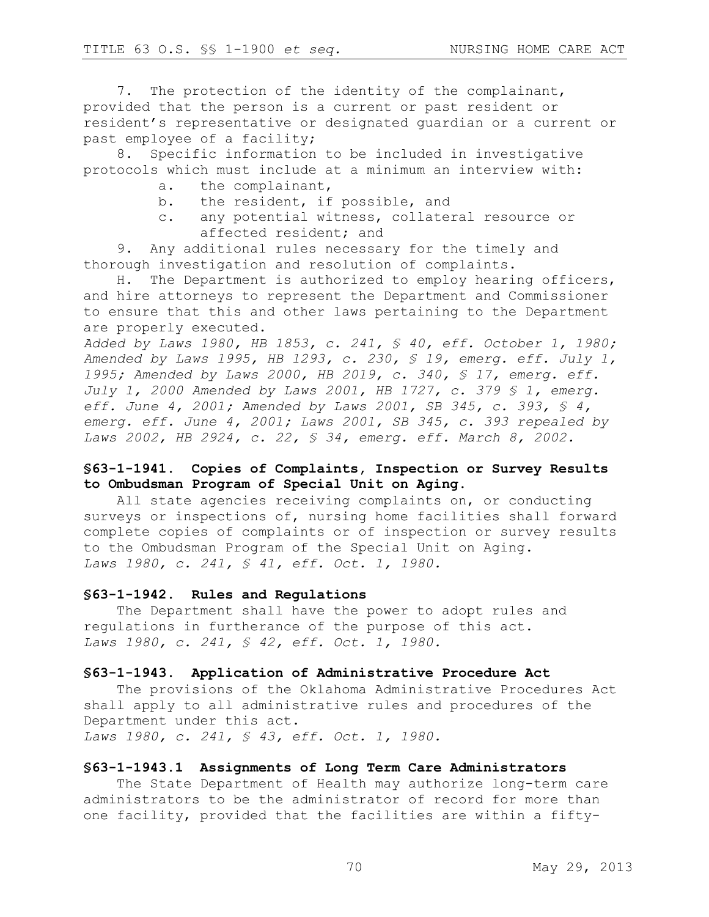7. The protection of the identity of the complainant, provided that the person is a current or past resident or resident's representative or designated guardian or a current or past employee of a facility;

8. Specific information to be included in investigative protocols which must include at a minimum an interview with:

 a. the complainant,

 b. the resident, if possible, and

 c. any potential witness, collateral resource or affected resident; and

9. Any additional rules necessary for the timely and thorough investigation and resolution of complaints.

H. The Department is authorized to employ hearing officers, and hire attorneys to represent the Department and Commissioner to ensure that this and other laws pertaining to the Department are properly executed.

*Added by Laws 1980, HB 1853, c. 241, § 40, eff. October 1, 1980; Amended by Laws 1995, HB 1293, c. 230, § 19, emerg. eff. July 1, 1995; Amended by Laws 2000, HB 2019, c. 340, § 17, emerg. eff. July 1, 2000 Amended by Laws 2001, HB 1727, c. 379 § 1, emerg. eff. June 4, 2001; Amended by Laws 2001, SB 345, c. 393, § 4, emerg. eff. June 4, 2001; Laws 2001, SB 345, c. 393 repealed by Laws 2002, HB 2924, c. 22, § 34, emerg. eff. March 8, 2002.*

### §63-1-1941. Copies of Complaints, Inspection or Survey Results to Ombudsman Program of Special Unit on Aging.

All state agencies receiving complaints on, or conducting surveys or inspections of, nursing home facilities shall forward complete copies of complaints or of inspection or survey results to the Ombudsman Program of the Special Unit on Aging.

*Laws 1980, c. 241, § 41, eff. Oct. 1, 1980.*

### §63-1-1942. Rules and Regulations

The Department shall have the power to adopt rules and regulations in furtherance of the purpose of this act.

*Laws 1980, c. 241, § 42, eff. Oct. 1, 1980.*

### §63-1-1943. Application of Administrative Procedure Act

The provisions of the Oklahoma Administrative Procedures Act shall apply to all administrative rules and procedures of the Department under this act.

*Laws 1980, c. 241, § 43, eff. Oct. 1, 1980.*

### §63-1-1943.1 Assignments of Long Term Care Administrators

The State Department of Health may authorize long-term care administrators to be the administrator of record for more than one facility, provided that the facilities are within a fifty-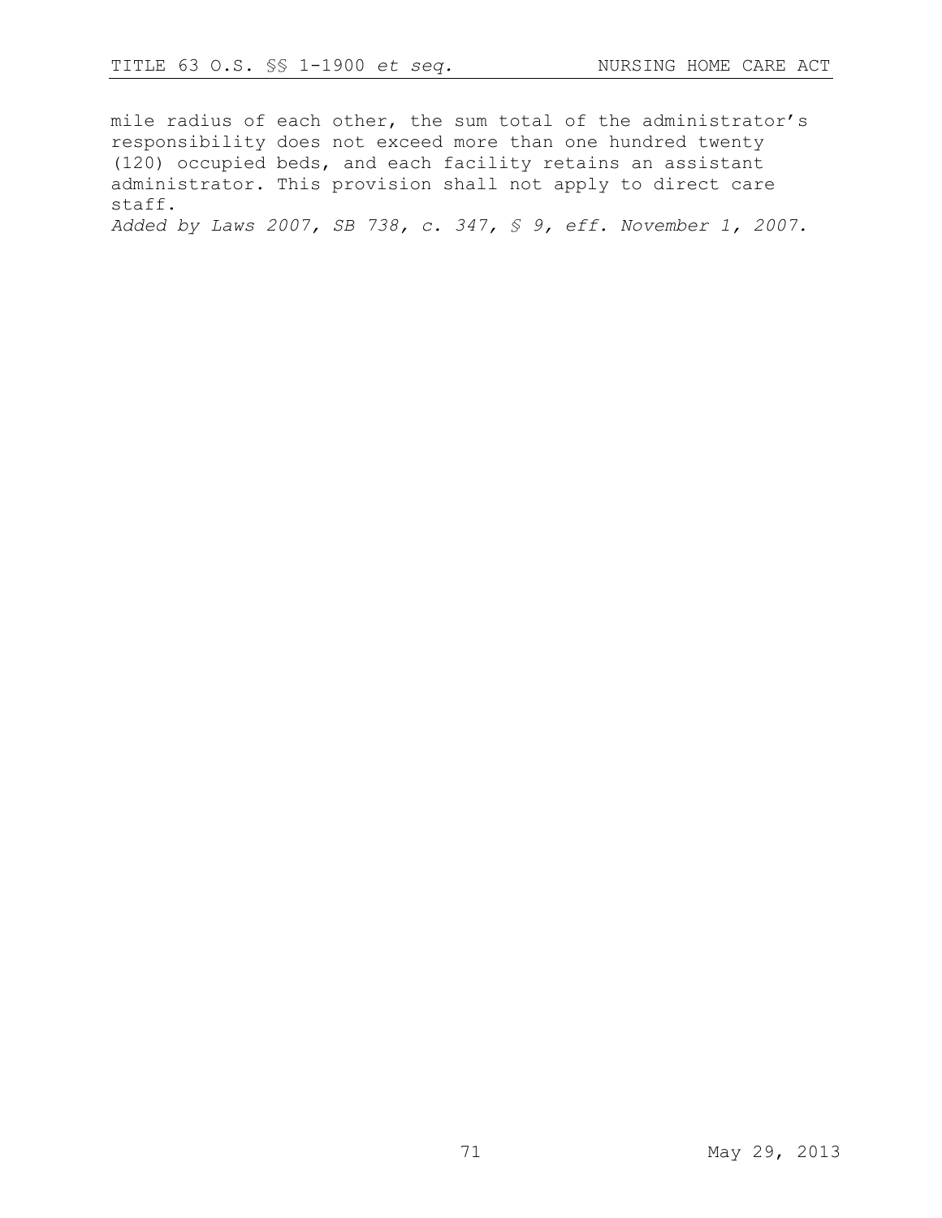mile radius of each other, the sum total of the administrator's responsibility does not exceed more than one hundred twenty (120) occupied beds, and each facility retains an assistant administrator. This provision shall not apply to direct care staff.

*Added by Laws 2007, SB 738, c. 347, § 9, eff. November 1, 2007.*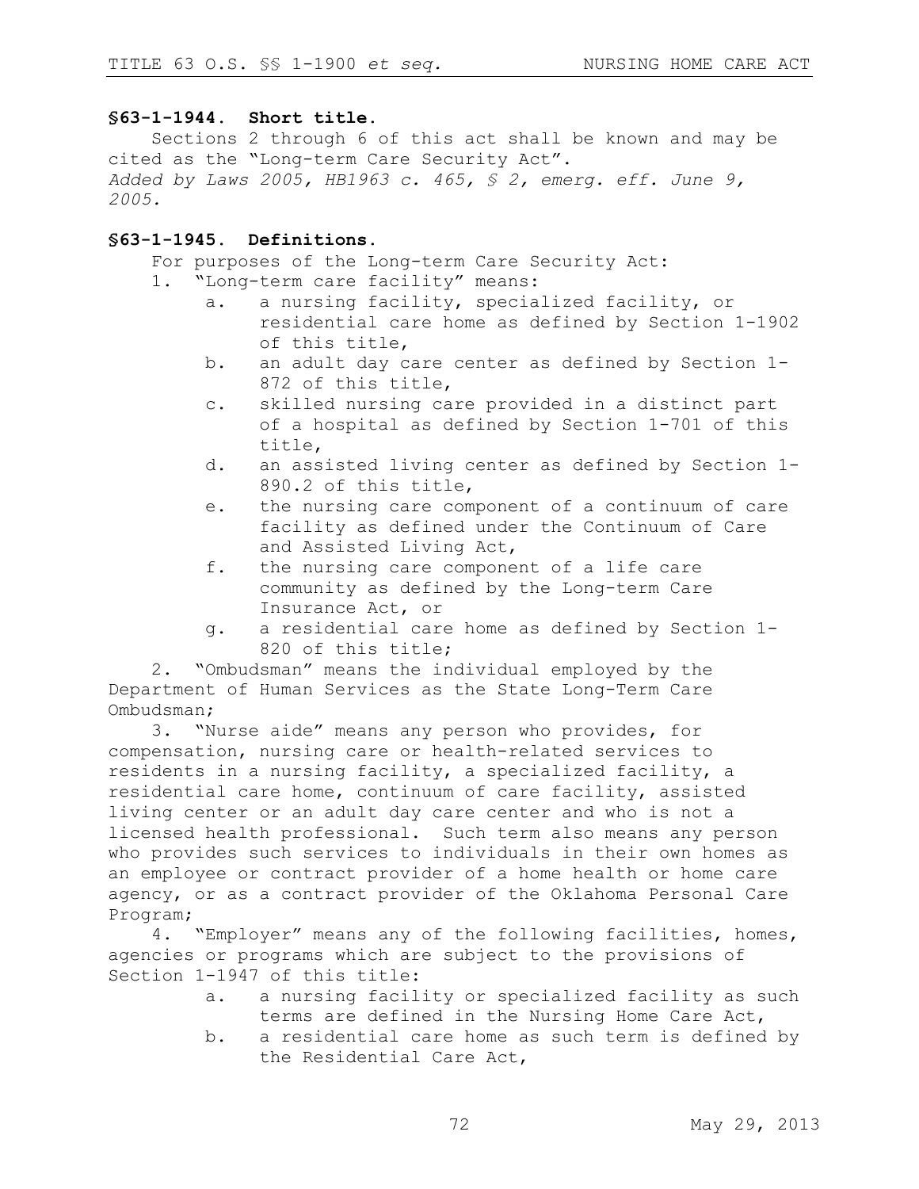### §63-1-1944. Short title.

Sections 2 through 6 of this act shall be known and may be cited as the "Long-term Care Security Act".

*Added by Laws 2005, HB1963 c. 465, § 2, emerg. eff. June 9, 2005.*

### §63-1-1945. Definitions.

For purposes of the Long-term Care Security Act:

1. "Long-term care facility" means:
   - a. a nursing facility, specialized facility, or residential care home as defined by Section 1-1902 of this title,
   - b. an adult day care center as defined by Section 1-872 of this title,
   - c. skilled nursing care provided in a distinct part of a hospital as defined by Section 1-701 of this title,
   - d. an assisted living center as defined by Section 1-890.2 of this title,
   - e. the nursing care component of a continuum of care facility as defined under the Continuum of Care and Assisted Living Act,
   - f. the nursing care component of a life care community as defined by the Long-term Care Insurance Act, or
   - g. a residential care home as defined by Section 1-820 of this title;
2. "Ombudsman" means the individual employed by the Department of Human Services as the State Long-Term Care Ombudsman;
3. "Nurse aide" means any person who provides, for compensation, nursing care or health-related services to residents in a nursing facility, a specialized facility, a residential care home, continuum of care facility, assisted living center or an adult day care center and who is not a licensed health professional. Such term also means any person who provides such services to individuals in their own homes as an employee or contract provider of a home health or home care agency, or as a contract provider of the Oklahoma Personal Care Program;
4. "Employer" means any of the following facilities, homes, agencies or programs which are subject to the provisions of Section 1-1947 of this title:
   - a. a nursing facility or specialized facility as such terms are defined in the Nursing Home Care Act,
   - b. a residential care home as such term is defined by the Residential Care Act,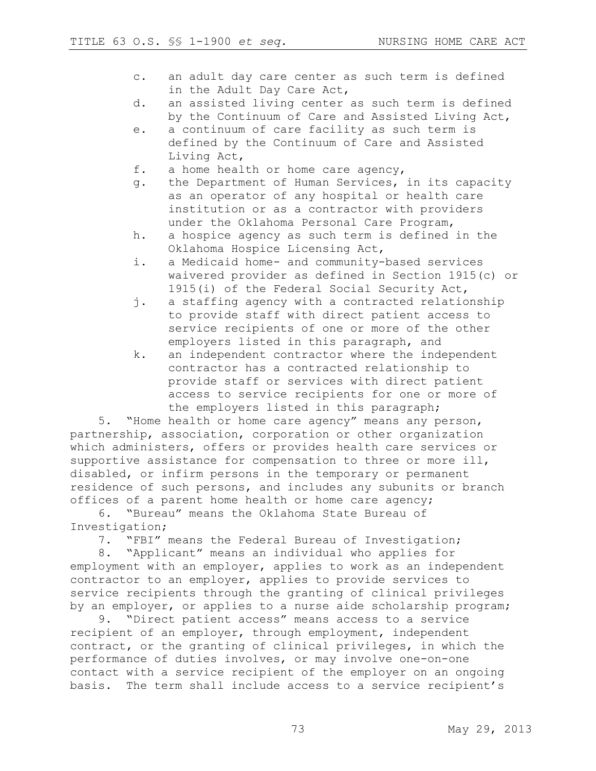c. an adult day care center as such term is defined in the Adult Day Care Act,

d. an assisted living center as such term is defined by the Continuum of Care and Assisted Living Act,

e. a continuum of care facility as such term is defined by the Continuum of Care and Assisted Living Act,

f. a home health or home care agency,

g. the Department of Human Services, in its capacity as an operator of any hospital or health care institution or as a contractor with providers under the Oklahoma Personal Care Program,

h. a hospice agency as such term is defined in the Oklahoma Hospice Licensing Act,

i. a Medicaid home- and community-based services waivered provider as defined in Section 1915(c) or 1915(i) of the Federal Social Security Act,

j. a staffing agency with a contracted relationship to provide staff with direct patient access to service recipients of one or more of the other employers listed in this paragraph, and

k. an independent contractor where the independent contractor has a contracted relationship to provide staff or services with direct patient access to service recipients for one or more of the employers listed in this paragraph;

5. "Home health or home care agency" means any person, partnership, association, corporation or other organization which administers, offers or provides health care services or supportive assistance for compensation to three or more ill, disabled, or infirm persons in the temporary or permanent residence of such persons, and includes any subunits or branch offices of a parent home health or home care agency;

6. "Bureau" means the Oklahoma State Bureau of Investigation;

7. "FBI" means the Federal Bureau of Investigation;

8. "Applicant" means an individual who applies for employment with an employer, applies to work as an independent contractor to an employer, applies to provide services to service recipients through the granting of clinical privileges by an employer, or applies to a nurse aide scholarship program;

9. "Direct patient access" means access to a service recipient of an employer, through employment, independent contract, or the granting of clinical privileges, in which the performance of duties involves, or may involve one-on-one contact with a service recipient of the employer on an ongoing basis. The term shall include access to a service recipient's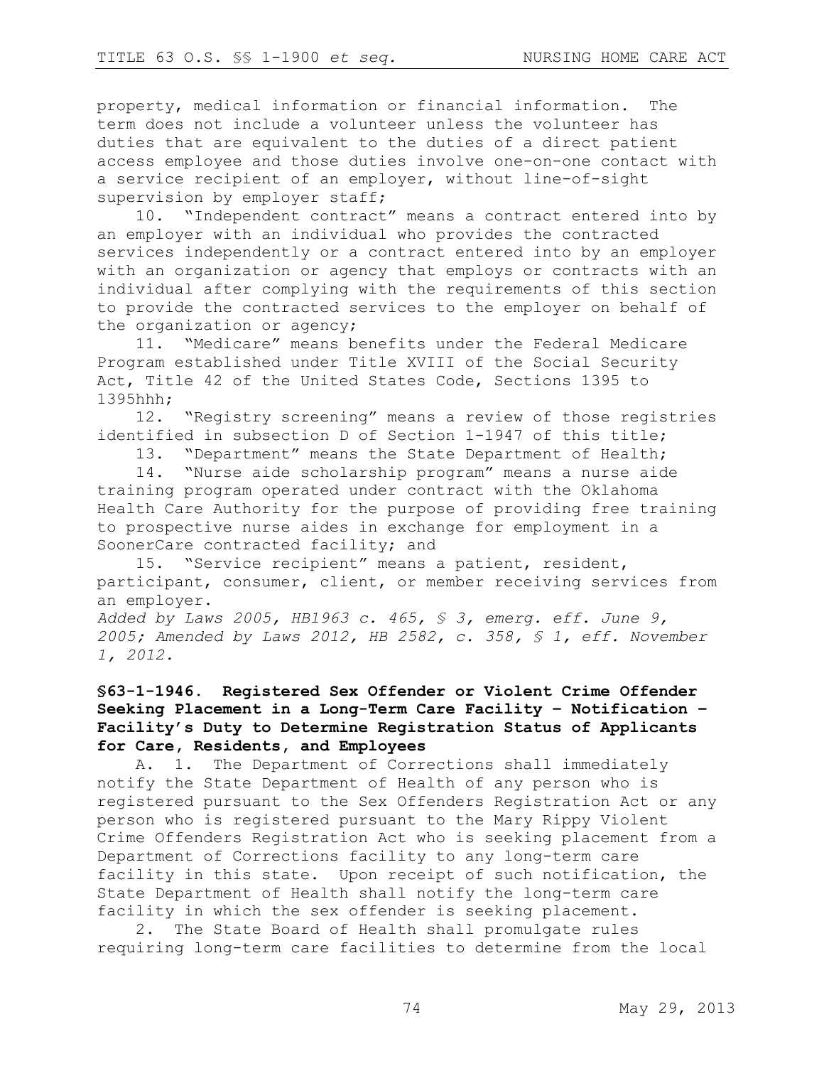property, medical information or financial information. The term does not include a volunteer unless the volunteer has duties that are equivalent to the duties of a direct patient access employee and those duties involve one-on-one contact with a service recipient of an employer, without line-of-sight supervision by employer staff;

10. "Independent contract" means a contract entered into by an employer with an individual who provides the contracted services independently or a contract entered into by an employer with an organization or agency that employs or contracts with an individual after complying with the requirements of this section to provide the contracted services to the employer on behalf of the organization or agency;

11. "Medicare" means benefits under the Federal Medicare Program established under Title XVIII of the Social Security Act, Title 42 of the United States Code, Sections 1395 to 1395hhh;

12. "Registry screening" means a review of those registries identified in subsection D of Section 1-1947 of this title;

13. "Department" means the State Department of Health;

14. "Nurse aide scholarship program" means a nurse aide training program operated under contract with the Oklahoma Health Care Authority for the purpose of providing free training to prospective nurse aides in exchange for employment in a SoonerCare contracted facility; and

15. "Service recipient" means a patient, resident, participant, consumer, client, or member receiving services from an employer.

*Added by Laws 2005, HB1963 c. 465, § 3, emerg. eff. June 9, 2005; Amended by Laws 2012, HB 2582, c. 358, § 1, eff. November 1, 2012.*

**§63-1-1946. Registered Sex Offender or Violent Crime Offender Seeking Placement in a Long-Term Care Facility – Notification – Facility's Duty to Determine Registration Status of Applicants for Care, Residents, and Employees**

A. 1. The Department of Corrections shall immediately notify the State Department of Health of any person who is registered pursuant to the Sex Offenders Registration Act or any person who is registered pursuant to the Mary Rippy Violent Crime Offenders Registration Act who is seeking placement from a Department of Corrections facility to any long-term care facility in this state. Upon receipt of such notification, the State Department of Health shall notify the long-term care facility in which the sex offender is seeking placement.

2. The State Board of Health shall promulgate rules requiring long-term care facilities to determine from the local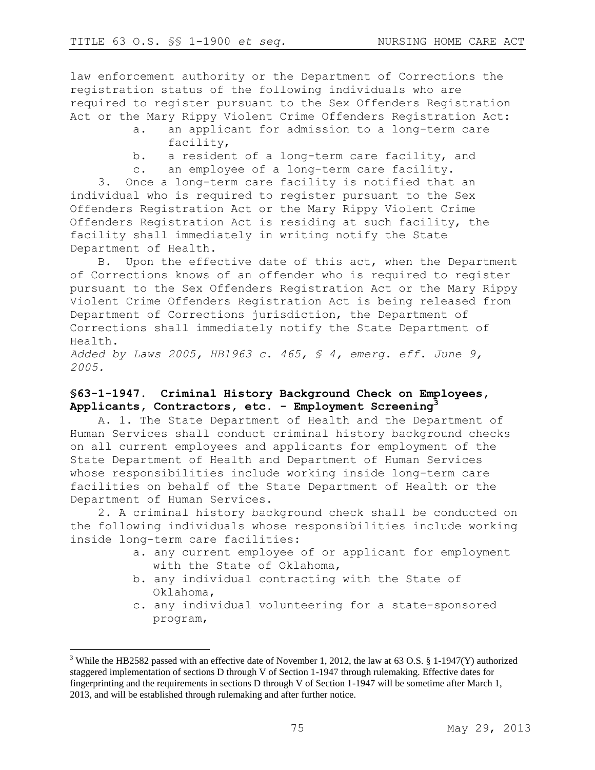law enforcement authority or the Department of Corrections the registration status of the following individuals who are required to register pursuant to the Sex Offenders Registration Act or the Mary Rippy Violent Crime Offenders Registration Act:

a. an applicant for admission to a long-term care facility,

b. a resident of a long-term care facility, and

c. an employee of a long-term care facility.

3. Once a long-term care facility is notified that an individual who is required to register pursuant to the Sex Offenders Registration Act or the Mary Rippy Violent Crime Offenders Registration Act is residing at such facility, the facility shall immediately in writing notify the State Department of Health.

B. Upon the effective date of this act, when the Department of Corrections knows of an offender who is required to register pursuant to the Sex Offenders Registration Act or the Mary Rippy Violent Crime Offenders Registration Act is being released from Department of Corrections jurisdiction, the Department of Corrections shall immediately notify the State Department of Health.

*Added by Laws 2005, HB1963 c. 465, § 4, emerg. eff. June 9, 2005.*

### §63-1-1947. Criminal History Background Check on Employees, Applicants, Contractors, etc. - Employment Screening[3]

A. 1. The State Department of Health and the Department of Human Services shall conduct criminal history background checks on all current employees and applicants for employment of the State Department of Health and Department of Human Services whose responsibilities include working inside long-term care facilities on behalf of the State Department of Health or the Department of Human Services.

2. A criminal history background check shall be conducted on the following individuals whose responsibilities include working inside long-term care facilities:

a. any current employee of or applicant for employment with the State of Oklahoma,

b. any individual contracting with the State of Oklahoma,

c. any individual volunteering for a state-sponsored program,

---

[3] While the HB2582 passed with an effective date of November 1, 2012, the law at 63 O.S. § 1-1947(Y) authorized staggered implementation of sections D through V of Section 1-1947 through rulemaking. Effective dates for fingerprinting and the requirements in sections D through V of Section 1-1947 will be sometime after March 1, 2013, and will be established through rulemaking and after further notice.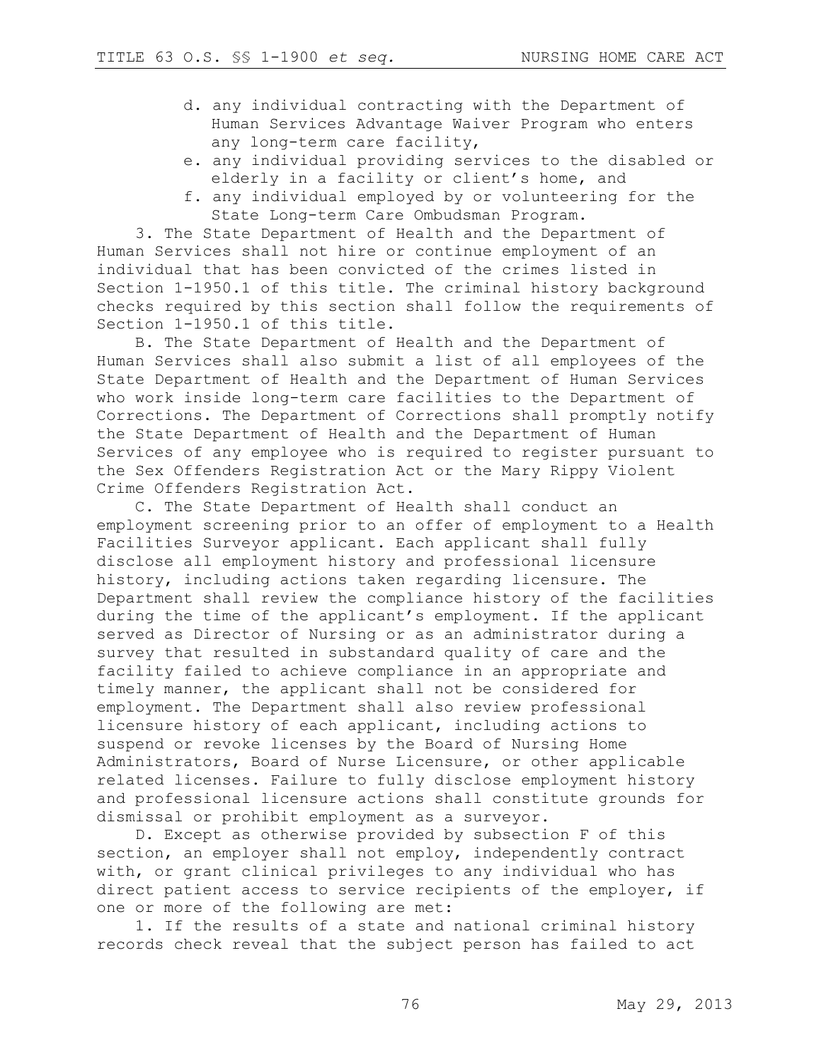d. any individual contracting with the Department of Human Services Advantage Waiver Program who enters any long-term care facility,

e. any individual providing services to the disabled or elderly in a facility or client's home, and

f. any individual employed by or volunteering for the State Long-term Care Ombudsman Program.

3. The State Department of Health and the Department of Human Services shall not hire or continue employment of an individual that has been convicted of the crimes listed in Section 1-1950.1 of this title. The criminal history background checks required by this section shall follow the requirements of Section 1-1950.1 of this title.

B. The State Department of Health and the Department of Human Services shall also submit a list of all employees of the State Department of Health and the Department of Human Services who work inside long-term care facilities to the Department of Corrections. The Department of Corrections shall promptly notify the State Department of Health and the Department of Human Services of any employee who is required to register pursuant to the Sex Offenders Registration Act or the Mary Rippy Violent Crime Offenders Registration Act.

C. The State Department of Health shall conduct an employment screening prior to an offer of employment to a Health Facilities Surveyor applicant. Each applicant shall fully disclose all employment history and professional licensure history, including actions taken regarding licensure. The Department shall review the compliance history of the facilities during the time of the applicant's employment. If the applicant served as Director of Nursing or as an administrator during a survey that resulted in substandard quality of care and the facility failed to achieve compliance in an appropriate and timely manner, the applicant shall not be considered for employment. The Department shall also review professional licensure history of each applicant, including actions to suspend or revoke licenses by the Board of Nursing Home Administrators, Board of Nurse Licensure, or other applicable related licenses. Failure to fully disclose employment history and professional licensure actions shall constitute grounds for dismissal or prohibit employment as a surveyor.

D. Except as otherwise provided by subsection F of this section, an employer shall not employ, independently contract with, or grant clinical privileges to any individual who has direct patient access to service recipients of the employer, if one or more of the following are met:

1. If the results of a state and national criminal history records check reveal that the subject person has failed to act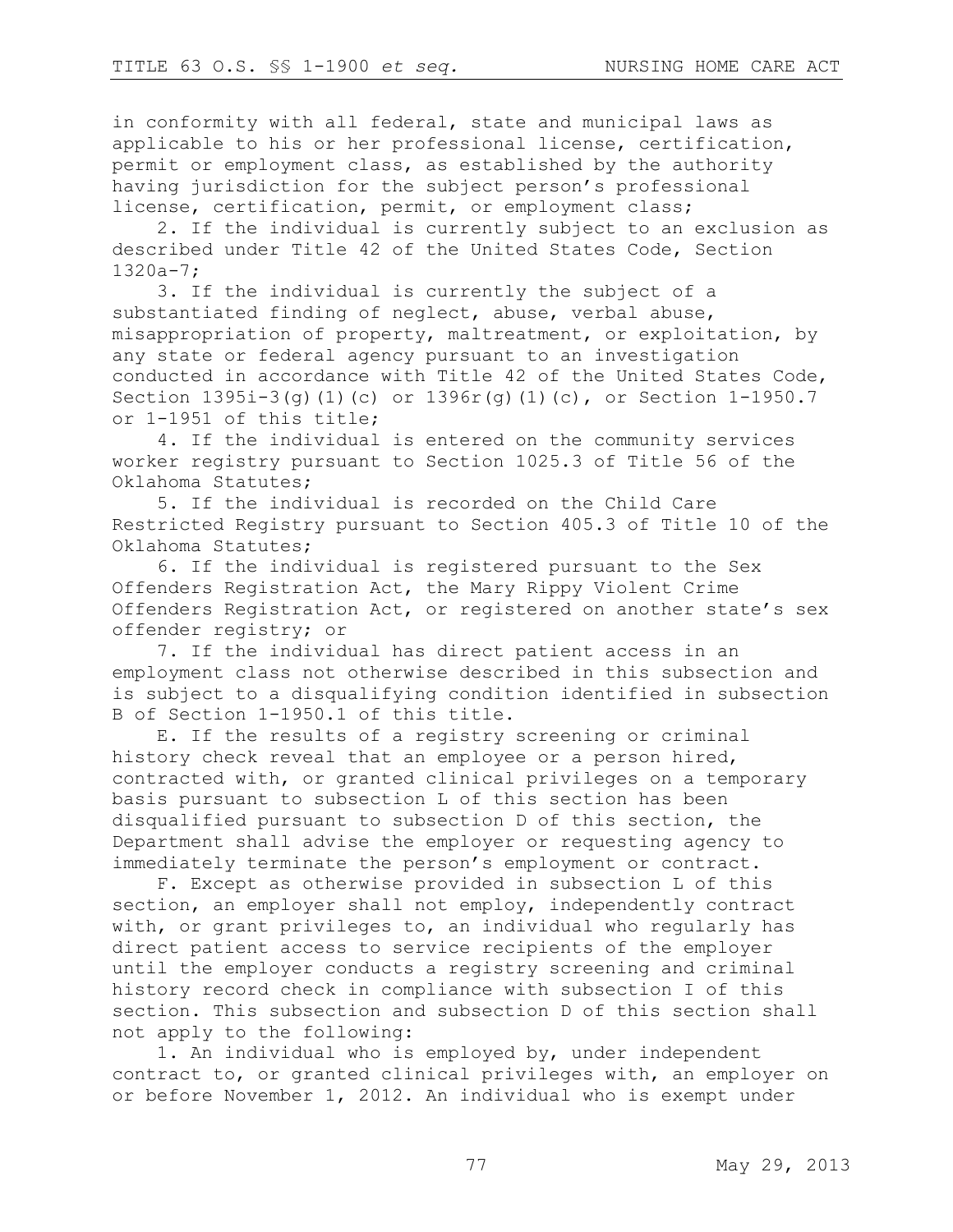in conformity with all federal, state and municipal laws as applicable to his or her professional license, certification, permit or employment class, as established by the authority having jurisdiction for the subject person's professional license, certification, permit, or employment class;

2. If the individual is currently subject to an exclusion as described under Title 42 of the United States Code, Section 1320a-7;

3. If the individual is currently the subject of a substantiated finding of neglect, abuse, verbal abuse, misappropriation of property, maltreatment, or exploitation, by any state or federal agency pursuant to an investigation conducted in accordance with Title 42 of the United States Code, Section 1395i-3(g)(1)(c) or 1396r(g)(1)(c), or Section 1-1950.7 or 1-1951 of this title;

4. If the individual is entered on the community services worker registry pursuant to Section 1025.3 of Title 56 of the Oklahoma Statutes;

5. If the individual is recorded on the Child Care Restricted Registry pursuant to Section 405.3 of Title 10 of the Oklahoma Statutes;

6. If the individual is registered pursuant to the Sex Offenders Registration Act, the Mary Rippy Violent Crime Offenders Registration Act, or registered on another state's sex offender registry; or

7. If the individual has direct patient access in an employment class not otherwise described in this subsection and is subject to a disqualifying condition identified in subsection B of Section 1-1950.1 of this title.

E. If the results of a registry screening or criminal history check reveal that an employee or a person hired, contracted with, or granted clinical privileges on a temporary basis pursuant to subsection L of this section has been disqualified pursuant to subsection D of this section, the Department shall advise the employer or requesting agency to immediately terminate the person's employment or contract.

F. Except as otherwise provided in subsection L of this section, an employer shall not employ, independently contract with, or grant privileges to, an individual who regularly has direct patient access to service recipients of the employer until the employer conducts a registry screening and criminal history record check in compliance with subsection I of this section. This subsection and subsection D of this section shall not apply to the following:

1. An individual who is employed by, under independent contract to, or granted clinical privileges with, an employer on or before November 1, 2012. An individual who is exempt under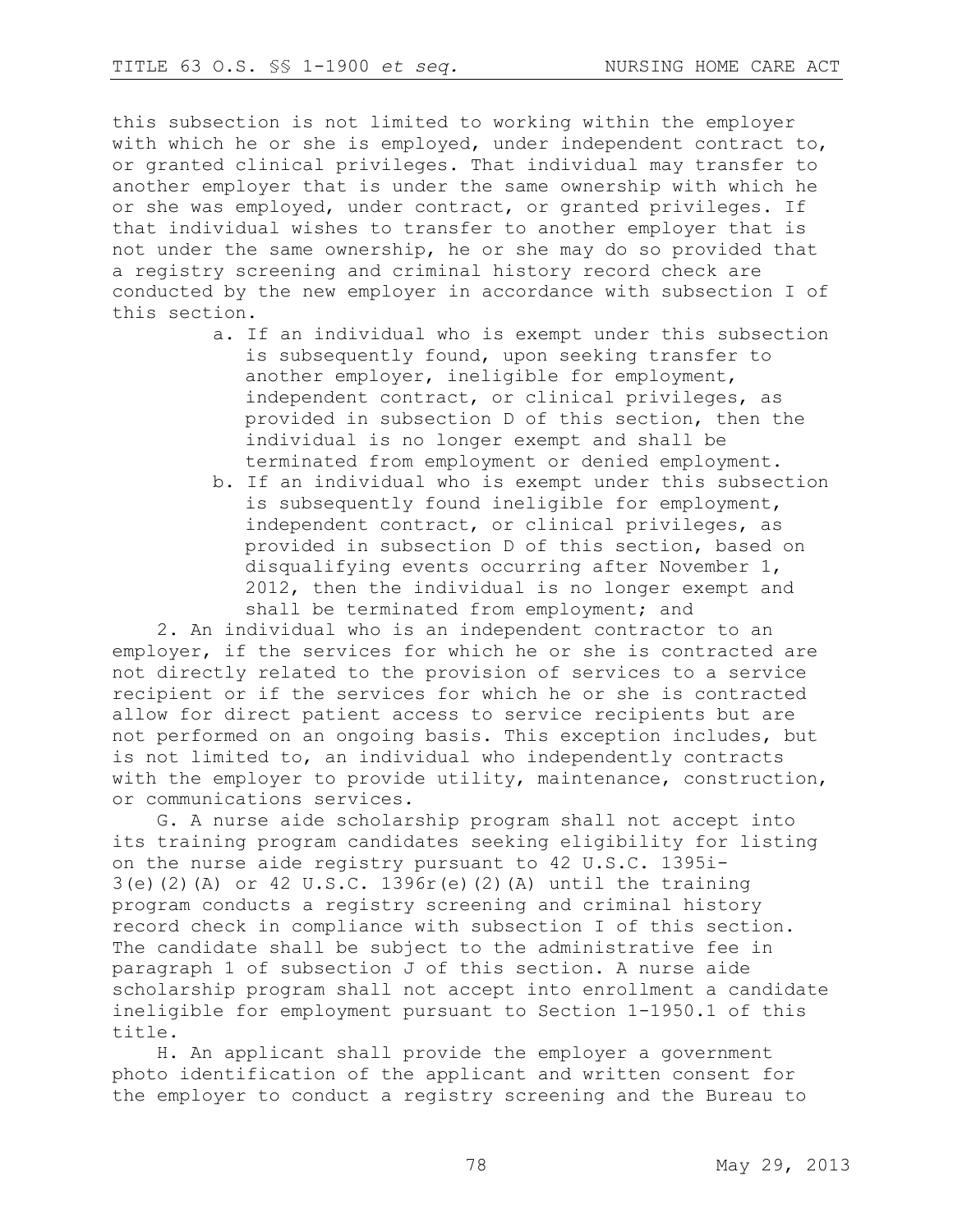this subsection is not limited to working within the employer with which he or she is employed, under independent contract to, or granted clinical privileges. That individual may transfer to another employer that is under the same ownership with which he or she was employed, under contract, or granted privileges. If that individual wishes to transfer to another employer that is not under the same ownership, he or she may do so provided that a registry screening and criminal history record check are conducted by the new employer in accordance with subsection I of this section.

- a. If an individual who is exempt under this subsection is subsequently found, upon seeking transfer to another employer, ineligible for employment, independent contract, or clinical privileges, as provided in subsection D of this section, then the individual is no longer exempt and shall be terminated from employment or denied employment.
- b. If an individual who is exempt under this subsection is subsequently found ineligible for employment, independent contract, or clinical privileges, as provided in subsection D of this section, based on disqualifying events occurring after November 1, 2012, then the individual is no longer exempt and shall be terminated from employment; and

2. An individual who is an independent contractor to an employer, if the services for which he or she is contracted are not directly related to the provision of services to a service recipient or if the services for which he or she is contracted allow for direct patient access to service recipients but are not performed on an ongoing basis. This exception includes, but is not limited to, an individual who independently contracts with the employer to provide utility, maintenance, construction, or communications services.

G. A nurse aide scholarship program shall not accept into its training program candidates seeking eligibility for listing on the nurse aide registry pursuant to 42 U.S.C. 1395i-3(e)(2)(A) or 42 U.S.C. 1396r(e)(2)(A) until the training program conducts a registry screening and criminal history record check in compliance with subsection I of this section. The candidate shall be subject to the administrative fee in paragraph 1 of subsection J of this section. A nurse aide scholarship program shall not accept into enrollment a candidate ineligible for employment pursuant to Section 1-1950.1 of this title.

H. An applicant shall provide the employer a government photo identification of the applicant and written consent for the employer to conduct a registry screening and the Bureau to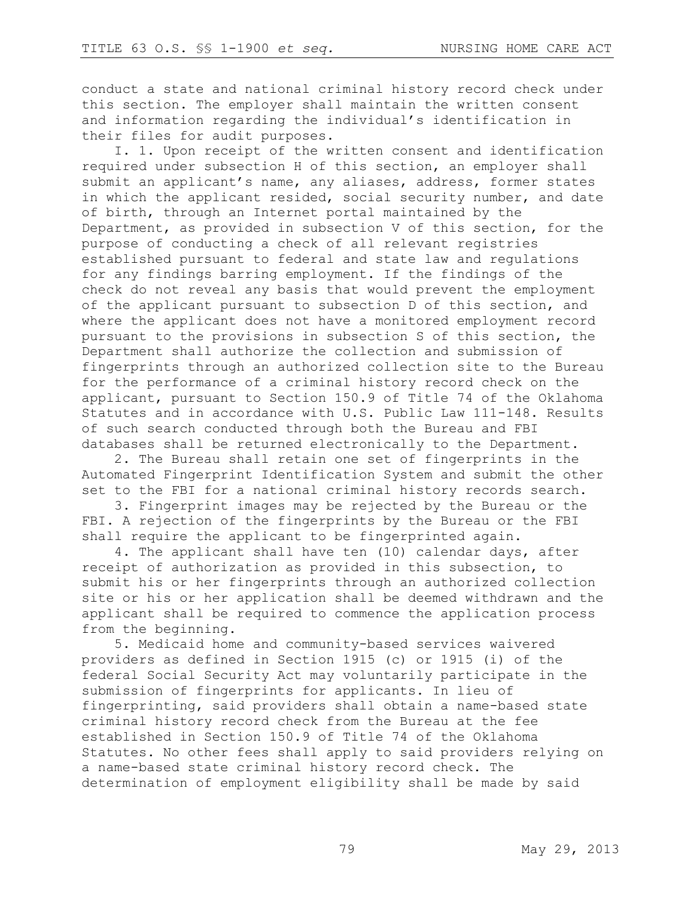conduct a state and national criminal history record check under this section. The employer shall maintain the written consent and information regarding the individual's identification in their files for audit purposes.

I. 1. Upon receipt of the written consent and identification required under subsection H of this section, an employer shall submit an applicant's name, any aliases, address, former states in which the applicant resided, social security number, and date of birth, through an Internet portal maintained by the Department, as provided in subsection V of this section, for the purpose of conducting a check of all relevant registries established pursuant to federal and state law and regulations for any findings barring employment. If the findings of the check do not reveal any basis that would prevent the employment of the applicant pursuant to subsection D of this section, and where the applicant does not have a monitored employment record pursuant to the provisions in subsection S of this section, the Department shall authorize the collection and submission of fingerprints through an authorized collection site to the Bureau for the performance of a criminal history record check on the applicant, pursuant to Section 150.9 of Title 74 of the Oklahoma Statutes and in accordance with U.S. Public Law 111-148. Results of such search conducted through both the Bureau and FBI databases shall be returned electronically to the Department.

2. The Bureau shall retain one set of fingerprints in the Automated Fingerprint Identification System and submit the other set to the FBI for a national criminal history records search.

3. Fingerprint images may be rejected by the Bureau or the FBI. A rejection of the fingerprints by the Bureau or the FBI shall require the applicant to be fingerprinted again.

4. The applicant shall have ten (10) calendar days, after receipt of authorization as provided in this subsection, to submit his or her fingerprints through an authorized collection site or his or her application shall be deemed withdrawn and the applicant shall be required to commence the application process from the beginning.

5. Medicaid home and community-based services waivered providers as defined in Section 1915 (c) or 1915 (i) of the federal Social Security Act may voluntarily participate in the submission of fingerprints for applicants. In lieu of fingerprinting, said providers shall obtain a name-based state criminal history record check from the Bureau at the fee established in Section 150.9 of Title 74 of the Oklahoma Statutes. No other fees shall apply to said providers relying on a name-based state criminal history record check. The determination of employment eligibility shall be made by said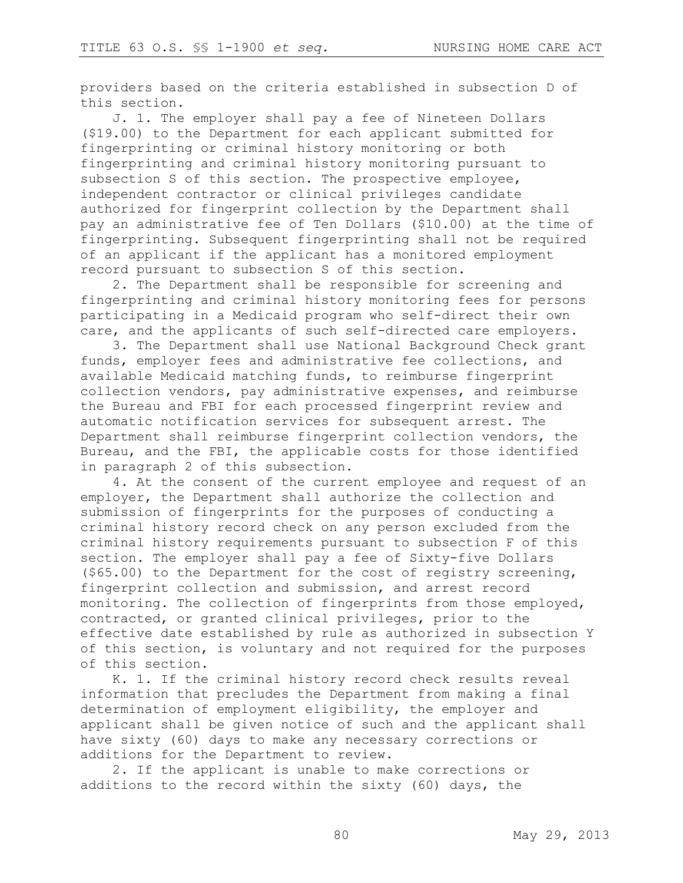providers based on the criteria established in subsection D of this section.

J. 1. The employer shall pay a fee of Nineteen Dollars ($19.00) to the Department for each applicant submitted for fingerprinting or criminal history monitoring or both fingerprinting and criminal history monitoring pursuant to subsection S of this section. The prospective employee, independent contractor or clinical privileges candidate authorized for fingerprint collection by the Department shall pay an administrative fee of Ten Dollars ($10.00) at the time of fingerprinting. Subsequent fingerprinting shall not be required of an applicant if the applicant has a monitored employment record pursuant to subsection S of this section.

2. The Department shall be responsible for screening and fingerprinting and criminal history monitoring fees for persons participating in a Medicaid program who self-direct their own care, and the applicants of such self-directed care employers.

3. The Department shall use National Background Check grant funds, employer fees and administrative fee collections, and available Medicaid matching funds, to reimburse fingerprint collection vendors, pay administrative expenses, and reimburse the Bureau and FBI for each processed fingerprint review and automatic notification services for subsequent arrest. The Department shall reimburse fingerprint collection vendors, the Bureau, and the FBI, the applicable costs for those identified in paragraph 2 of this subsection.

4. At the consent of the current employee and request of an employer, the Department shall authorize the collection and submission of fingerprints for the purposes of conducting a criminal history record check on any person excluded from the criminal history requirements pursuant to subsection F of this section. The employer shall pay a fee of Sixty-five Dollars ($65.00) to the Department for the cost of registry screening, fingerprint collection and submission, and arrest record monitoring. The collection of fingerprints from those employed, contracted, or granted clinical privileges, prior to the effective date established by rule as authorized in subsection Y of this section, is voluntary and not required for the purposes of this section.

K. 1. If the criminal history record check results reveal information that precludes the Department from making a final determination of employment eligibility, the employer and applicant shall be given notice of such and the applicant shall have sixty (60) days to make any necessary corrections or additions for the Department to review.

2. If the applicant is unable to make corrections or additions to the record within the sixty (60) days, the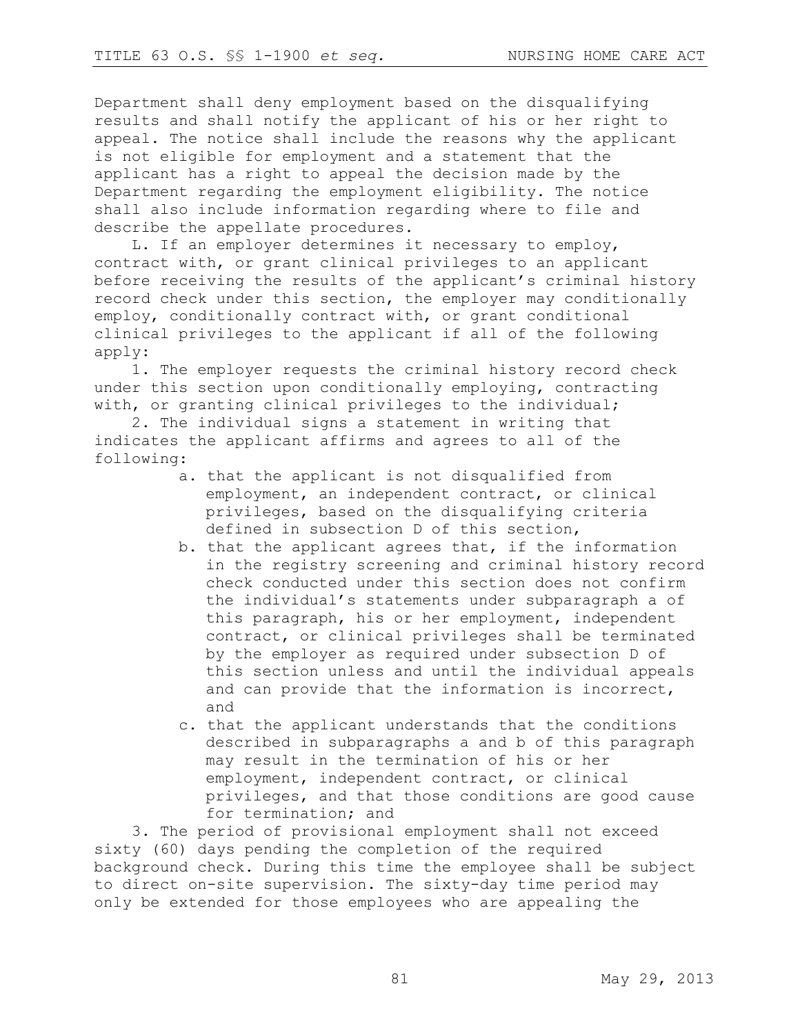Department shall deny employment based on the disqualifying results and shall notify the applicant of his or her right to appeal. The notice shall include the reasons why the applicant is not eligible for employment and a statement that the applicant has a right to appeal the decision made by the Department regarding the employment eligibility. The notice shall also include information regarding where to file and describe the appellate procedures.

L. If an employer determines it necessary to employ, contract with, or grant clinical privileges to an applicant before receiving the results of the applicant's criminal history record check under this section, the employer may conditionally employ, conditionally contract with, or grant conditional clinical privileges to the applicant if all of the following apply:

1. The employer requests the criminal history record check under this section upon conditionally employing, contracting with, or granting clinical privileges to the individual;

2. The individual signs a statement in writing that indicates the applicant affirms and agrees to all of the following:

   a. that the applicant is not disqualified from employment, an independent contract, or clinical privileges, based on the disqualifying criteria defined in subsection D of this section,

   b. that the applicant agrees that, if the information in the registry screening and criminal history record check conducted under this section does not confirm the individual's statements under subparagraph a of this paragraph, his or her employment, independent contract, or clinical privileges shall be terminated by the employer as required under subsection D of this section unless and until the individual appeals and can provide that the information is incorrect, and

   c. that the applicant understands that the conditions described in subparagraphs a and b of this paragraph may result in the termination of his or her employment, independent contract, or clinical privileges, and that those conditions are good cause for termination; and

3. The period of provisional employment shall not exceed sixty (60) days pending the completion of the required background check. During this time the employee shall be subject to direct on-site supervision. The sixty-day time period may only be extended for those employees who are appealing the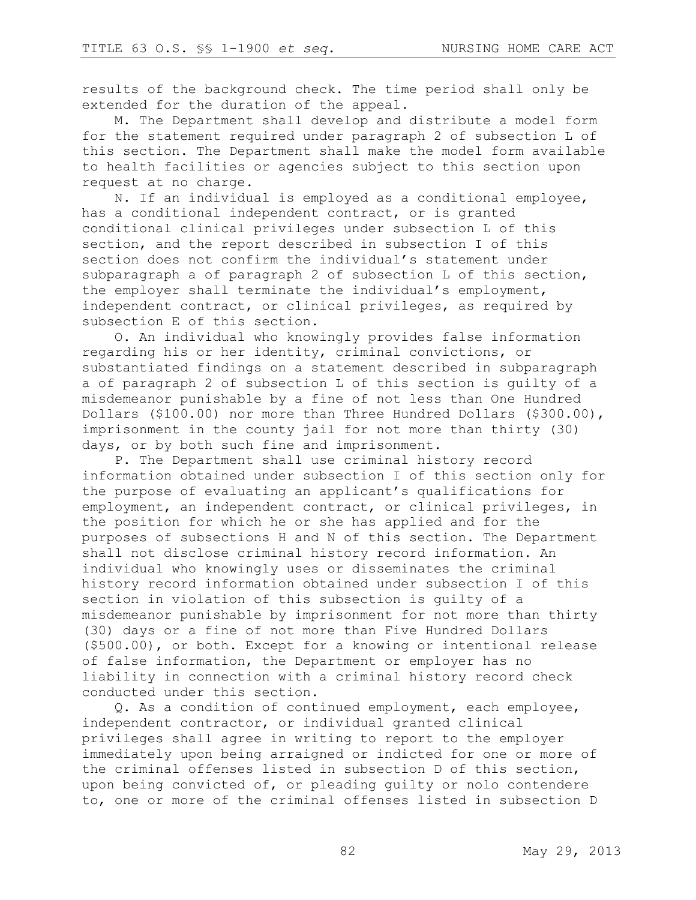results of the background check. The time period shall only be extended for the duration of the appeal.

M. The Department shall develop and distribute a model form for the statement required under paragraph 2 of subsection L of this section. The Department shall make the model form available to health facilities or agencies subject to this section upon request at no charge.

N. If an individual is employed as a conditional employee, has a conditional independent contract, or is granted conditional clinical privileges under subsection L of this section, and the report described in subsection I of this section does not confirm the individual's statement under subparagraph a of paragraph 2 of subsection L of this section, the employer shall terminate the individual's employment, independent contract, or clinical privileges, as required by subsection E of this section.

O. An individual who knowingly provides false information regarding his or her identity, criminal convictions, or substantiated findings on a statement described in subparagraph a of paragraph 2 of subsection L of this section is guilty of a misdemeanor punishable by a fine of not less than One Hundred Dollars ($100.00) nor more than Three Hundred Dollars ($300.00), imprisonment in the county jail for not more than thirty (30) days, or by both such fine and imprisonment.

P. The Department shall use criminal history record information obtained under subsection I of this section only for the purpose of evaluating an applicant's qualifications for employment, an independent contract, or clinical privileges, in the position for which he or she has applied and for the purposes of subsections H and N of this section. The Department shall not disclose criminal history record information. An individual who knowingly uses or disseminates the criminal history record information obtained under subsection I of this section in violation of this subsection is guilty of a misdemeanor punishable by imprisonment for not more than thirty (30) days or a fine of not more than Five Hundred Dollars ($500.00), or both. Except for a knowing or intentional release of false information, the Department or employer has no liability in connection with a criminal history record check conducted under this section.

Q. As a condition of continued employment, each employee, independent contractor, or individual granted clinical privileges shall agree in writing to report to the employer immediately upon being arraigned or indicted for one or more of the criminal offenses listed in subsection D of this section, upon being convicted of, or pleading guilty or nolo contendere to, one or more of the criminal offenses listed in subsection D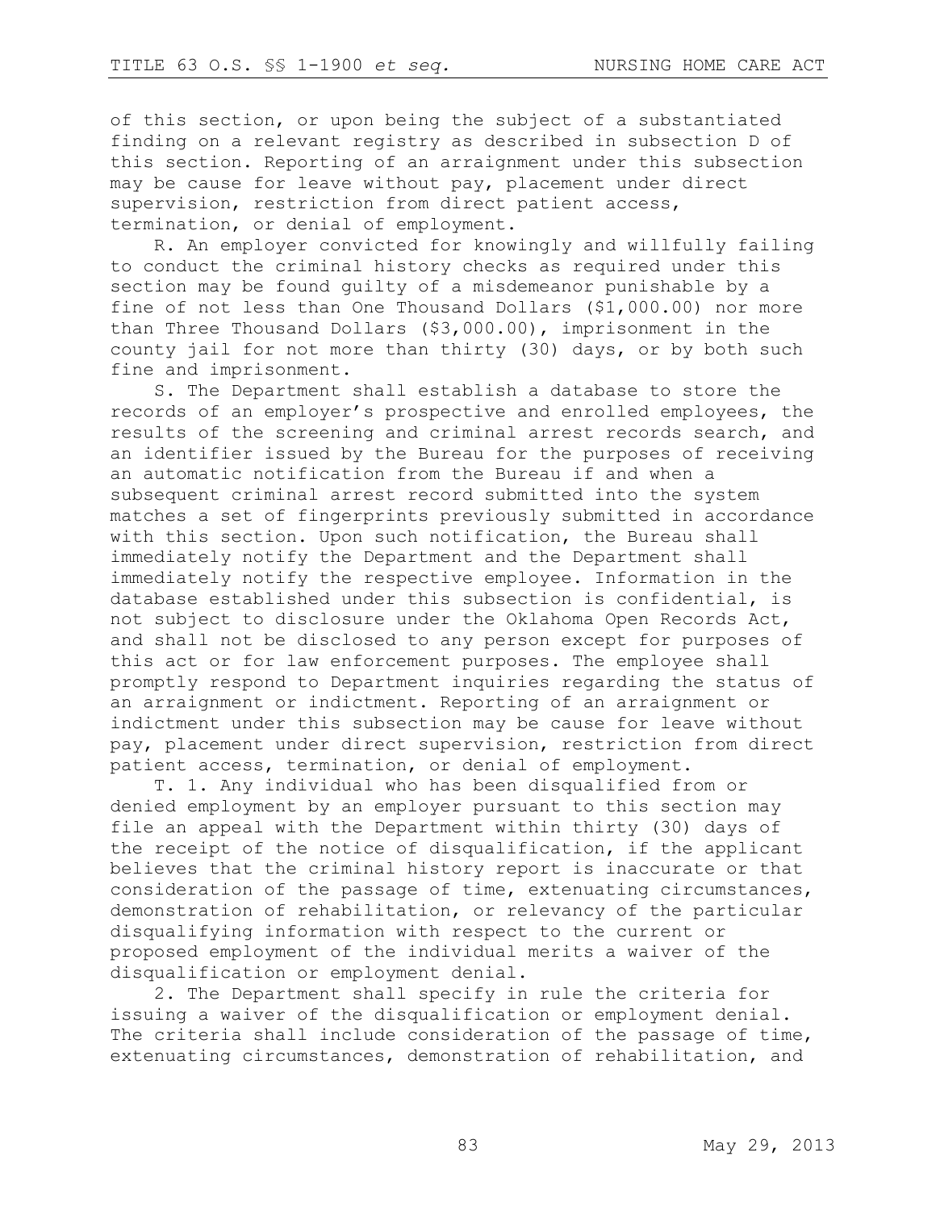of this section, or upon being the subject of a substantiated finding on a relevant registry as described in subsection D of this section. Reporting of an arraignment under this subsection may be cause for leave without pay, placement under direct supervision, restriction from direct patient access, termination, or denial of employment.

R. An employer convicted for knowingly and willfully failing to conduct the criminal history checks as required under this section may be found guilty of a misdemeanor punishable by a fine of not less than One Thousand Dollars ($1,000.00) nor more than Three Thousand Dollars ($3,000.00), imprisonment in the county jail for not more than thirty (30) days, or by both such fine and imprisonment.

S. The Department shall establish a database to store the records of an employer's prospective and enrolled employees, the results of the screening and criminal arrest records search, and an identifier issued by the Bureau for the purposes of receiving an automatic notification from the Bureau if and when a subsequent criminal arrest record submitted into the system matches a set of fingerprints previously submitted in accordance with this section. Upon such notification, the Bureau shall immediately notify the Department and the Department shall immediately notify the respective employee. Information in the database established under this subsection is confidential, is not subject to disclosure under the Oklahoma Open Records Act, and shall not be disclosed to any person except for purposes of this act or for law enforcement purposes. The employee shall promptly respond to Department inquiries regarding the status of an arraignment or indictment. Reporting of an arraignment or indictment under this subsection may be cause for leave without pay, placement under direct supervision, restriction from direct patient access, termination, or denial of employment.

T. 1. Any individual who has been disqualified from or denied employment by an employer pursuant to this section may file an appeal with the Department within thirty (30) days of the receipt of the notice of disqualification, if the applicant believes that the criminal history report is inaccurate or that consideration of the passage of time, extenuating circumstances, demonstration of rehabilitation, or relevancy of the particular disqualifying information with respect to the current or proposed employment of the individual merits a waiver of the disqualification or employment denial.

2. The Department shall specify in rule the criteria for issuing a waiver of the disqualification or employment denial. The criteria shall include consideration of the passage of time, extenuating circumstances, demonstration of rehabilitation, and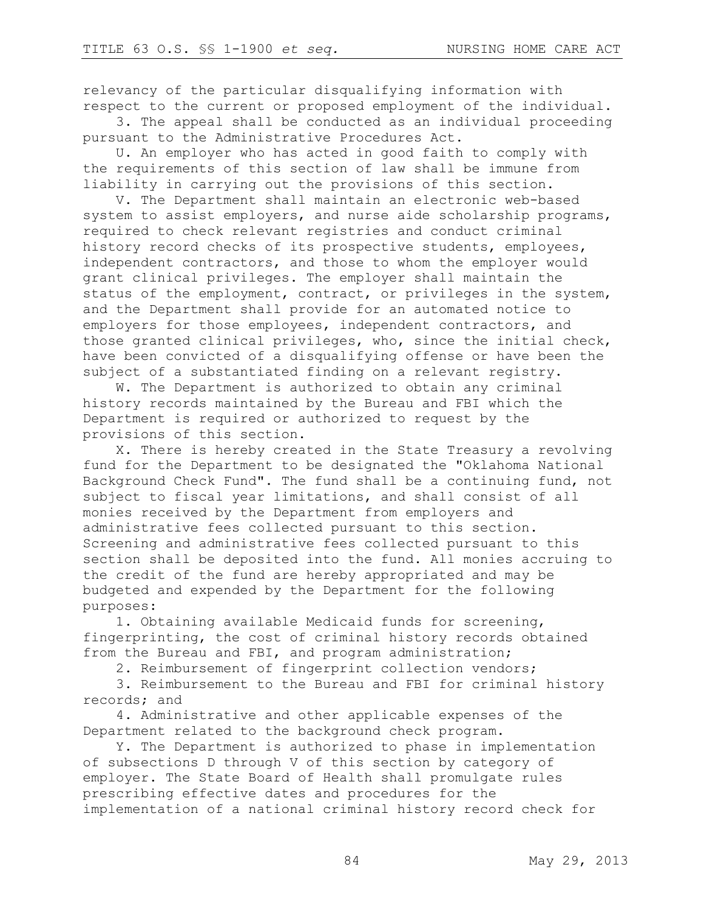relevancy of the particular disqualifying information with respect to the current or proposed employment of the individual.

3. The appeal shall be conducted as an individual proceeding pursuant to the Administrative Procedures Act.

U. An employer who has acted in good faith to comply with the requirements of this section of law shall be immune from liability in carrying out the provisions of this section.

V. The Department shall maintain an electronic web-based system to assist employers, and nurse aide scholarship programs, required to check relevant registries and conduct criminal history record checks of its prospective students, employees, independent contractors, and those to whom the employer would grant clinical privileges. The employer shall maintain the status of the employment, contract, or privileges in the system, and the Department shall provide for an automated notice to employers for those employees, independent contractors, and those granted clinical privileges, who, since the initial check, have been convicted of a disqualifying offense or have been the subject of a substantiated finding on a relevant registry.

W. The Department is authorized to obtain any criminal history records maintained by the Bureau and FBI which the Department is required or authorized to request by the provisions of this section.

X. There is hereby created in the State Treasury a revolving fund for the Department to be designated the "Oklahoma National Background Check Fund". The fund shall be a continuing fund, not subject to fiscal year limitations, and shall consist of all monies received by the Department from employers and administrative fees collected pursuant to this section. Screening and administrative fees collected pursuant to this section shall be deposited into the fund. All monies accruing to the credit of the fund are hereby appropriated and may be budgeted and expended by the Department for the following purposes:

1. Obtaining available Medicaid funds for screening, fingerprinting, the cost of criminal history records obtained from the Bureau and FBI, and program administration;

2. Reimbursement of fingerprint collection vendors;

3. Reimbursement to the Bureau and FBI for criminal history records; and

4. Administrative and other applicable expenses of the Department related to the background check program.

Y. The Department is authorized to phase in implementation of subsections D through V of this section by category of employer. The State Board of Health shall promulgate rules prescribing effective dates and procedures for the implementation of a national criminal history record check for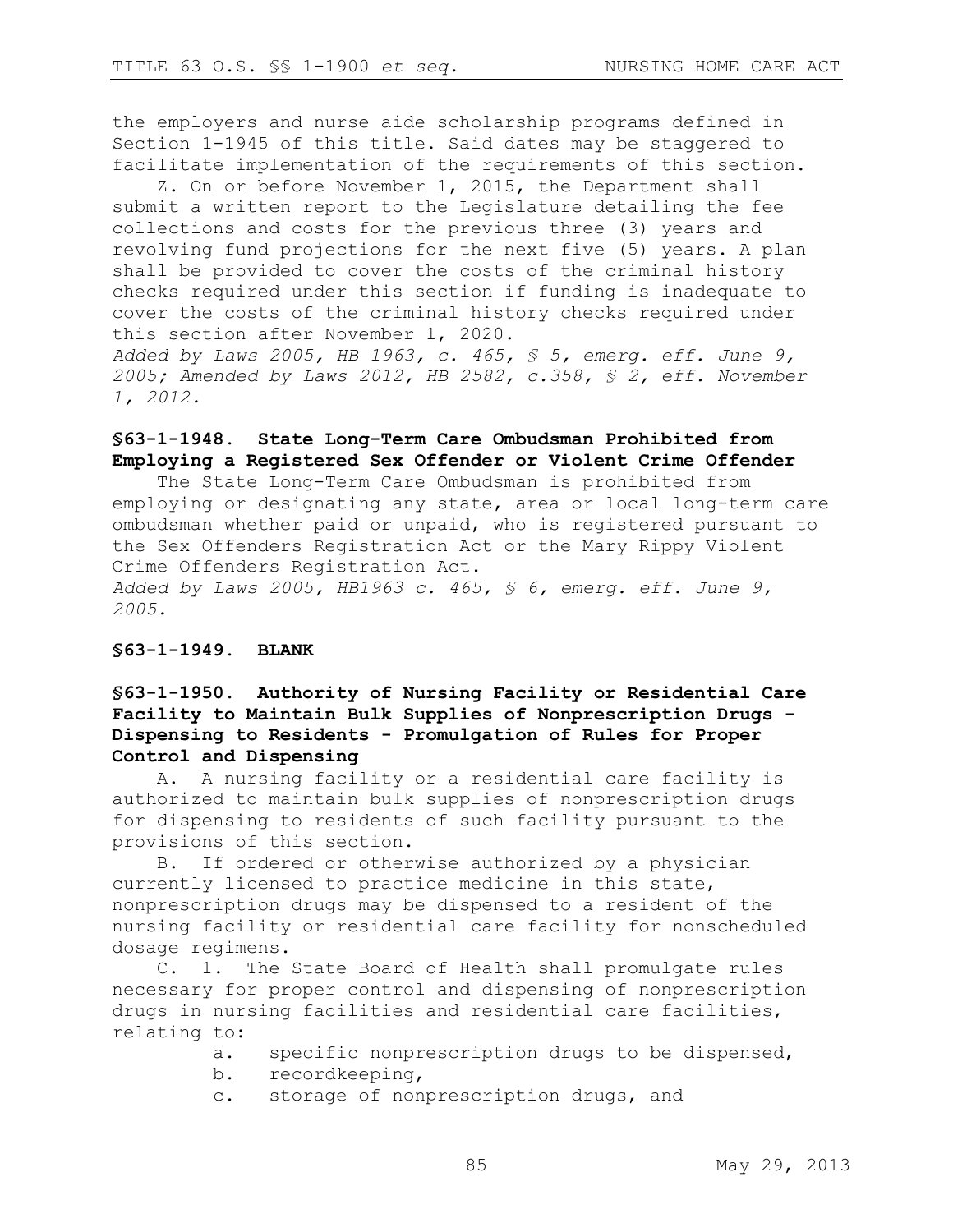the employers and nurse aide scholarship programs defined in Section 1-1945 of this title. Said dates may be staggered to facilitate implementation of the requirements of this section.

Z. On or before November 1, 2015, the Department shall submit a written report to the Legislature detailing the fee collections and costs for the previous three (3) years and revolving fund projections for the next five (5) years. A plan shall be provided to cover the costs of the criminal history checks required under this section if funding is inadequate to cover the costs of the criminal history checks required under this section after November 1, 2020.

*Added by Laws 2005, HB 1963, c. 465, § 5, emerg. eff. June 9, 2005; Amended by Laws 2012, HB 2582, c.358, § 2, eff. November 1, 2012.*

**§63-1-1948. State Long-Term Care Ombudsman Prohibited from Employing a Registered Sex Offender or Violent Crime Offender**

The State Long-Term Care Ombudsman is prohibited from employing or designating any state, area or local long-term care ombudsman whether paid or unpaid, who is registered pursuant to the Sex Offenders Registration Act or the Mary Rippy Violent Crime Offenders Registration Act.

*Added by Laws 2005, HB1963 c. 465, § 6, emerg. eff. June 9, 2005.*

**§63-1-1949. BLANK**

**§63-1-1950. Authority of Nursing Facility or Residential Care Facility to Maintain Bulk Supplies of Nonprescription Drugs - Dispensing to Residents - Promulgation of Rules for Proper Control and Dispensing**

A. A nursing facility or a residential care facility is authorized to maintain bulk supplies of nonprescription drugs for dispensing to residents of such facility pursuant to the provisions of this section.

B. If ordered or otherwise authorized by a physician currently licensed to practice medicine in this state, nonprescription drugs may be dispensed to a resident of the nursing facility or residential care facility for nonscheduled dosage regimens.

C. 1. The State Board of Health shall promulgate rules necessary for proper control and dispensing of nonprescription drugs in nursing facilities and residential care facilities, relating to:

a. specific nonprescription drugs to be dispensed,
b. recordkeeping,
c. storage of nonprescription drugs, and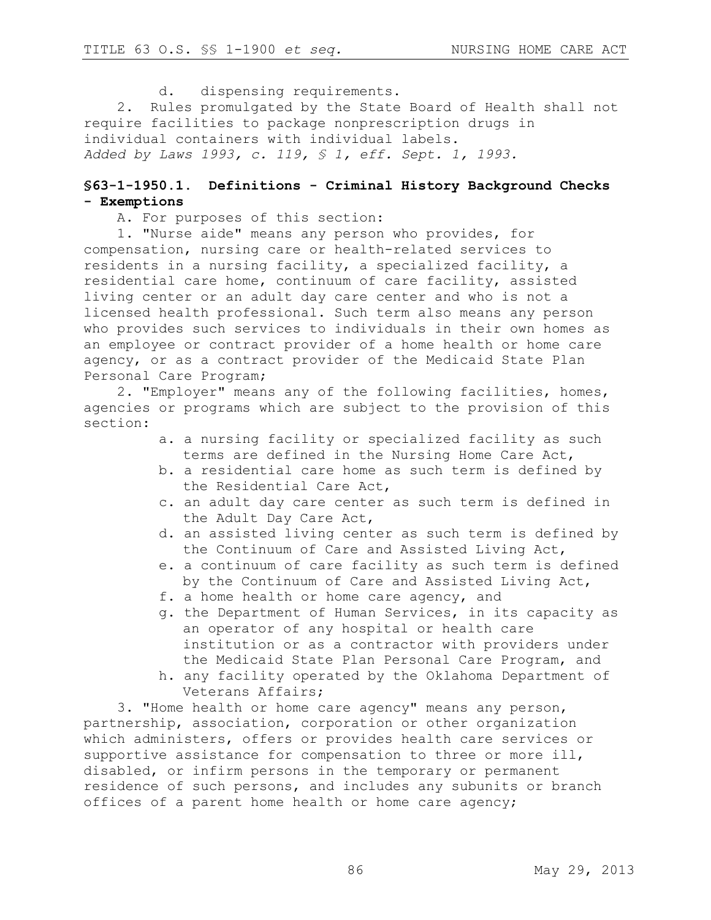d. dispensing requirements.

2. Rules promulgated by the State Board of Health shall not require facilities to package nonprescription drugs in individual containers with individual labels.

*Added by Laws 1993, c. 119, § 1, eff. Sept. 1, 1993.*

## §63-1-1950.1. Definitions - Criminal History Background Checks - Exemptions

A. For purposes of this section:

1. "Nurse aide" means any person who provides, for compensation, nursing care or health-related services to residents in a nursing facility, a specialized facility, a residential care home, continuum of care facility, assisted living center or an adult day care center and who is not a licensed health professional. Such term also means any person who provides such services to individuals in their own homes as an employee or contract provider of a home health or home care agency, or as a contract provider of the Medicaid State Plan Personal Care Program;

2. "Employer" means any of the following facilities, homes, agencies or programs which are subject to the provision of this section:

   a. a nursing facility or specialized facility as such terms are defined in the Nursing Home Care Act,
   b. a residential care home as such term is defined by the Residential Care Act,
   c. an adult day care center as such term is defined in the Adult Day Care Act,
   d. an assisted living center as such term is defined by the Continuum of Care and Assisted Living Act,
   e. a continuum of care facility as such term is defined by the Continuum of Care and Assisted Living Act,
   f. a home health or home care agency, and
   g. the Department of Human Services, in its capacity as an operator of any hospital or health care institution or as a contractor with providers under the Medicaid State Plan Personal Care Program, and
   h. any facility operated by the Oklahoma Department of Veterans Affairs;

3. "Home health or home care agency" means any person, partnership, association, corporation or other organization which administers, offers or provides health care services or supportive assistance for compensation to three or more ill, disabled, or infirm persons in the temporary or permanent residence of such persons, and includes any subunits or branch offices of a parent home health or home care agency;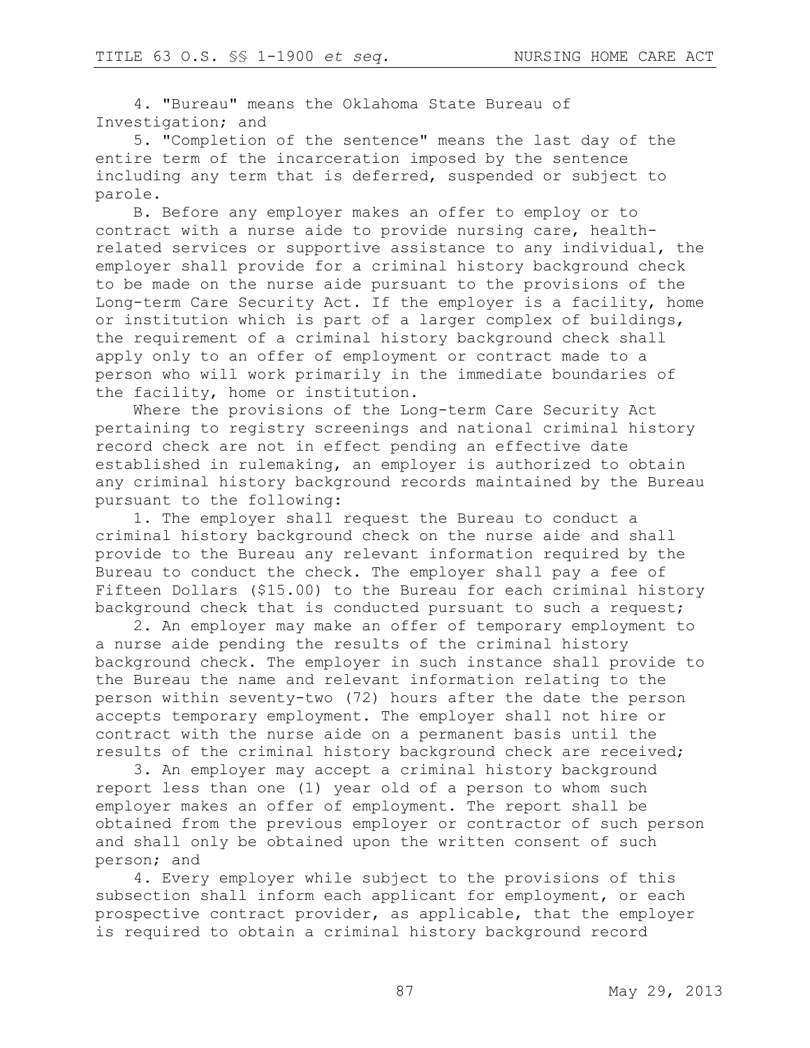4. "Bureau" means the Oklahoma State Bureau of Investigation; and

5. "Completion of the sentence" means the last day of the entire term of the incarceration imposed by the sentence including any term that is deferred, suspended or subject to parole.

B. Before any employer makes an offer to employ or to contract with a nurse aide to provide nursing care, health-related services or supportive assistance to any individual, the employer shall provide for a criminal history background check to be made on the nurse aide pursuant to the provisions of the Long-term Care Security Act. If the employer is a facility, home or institution which is part of a larger complex of buildings, the requirement of a criminal history background check shall apply only to an offer of employment or contract made to a person who will work primarily in the immediate boundaries of the facility, home or institution.

Where the provisions of the Long-term Care Security Act pertaining to registry screenings and national criminal history record check are not in effect pending an effective date established in rulemaking, an employer is authorized to obtain any criminal history background records maintained by the Bureau pursuant to the following:

1. The employer shall request the Bureau to conduct a criminal history background check on the nurse aide and shall provide to the Bureau any relevant information required by the Bureau to conduct the check. The employer shall pay a fee of Fifteen Dollars ($15.00) to the Bureau for each criminal history background check that is conducted pursuant to such a request;

2. An employer may make an offer of temporary employment to a nurse aide pending the results of the criminal history background check. The employer in such instance shall provide to the Bureau the name and relevant information relating to the person within seventy-two (72) hours after the date the person accepts temporary employment. The employer shall not hire or contract with the nurse aide on a permanent basis until the results of the criminal history background check are received;

3. An employer may accept a criminal history background report less than one (1) year old of a person to whom such employer makes an offer of employment. The report shall be obtained from the previous employer or contractor of such person and shall only be obtained upon the written consent of such person; and

4. Every employer while subject to the provisions of this subsection shall inform each applicant for employment, or each prospective contract provider, as applicable, that the employer is required to obtain a criminal history background record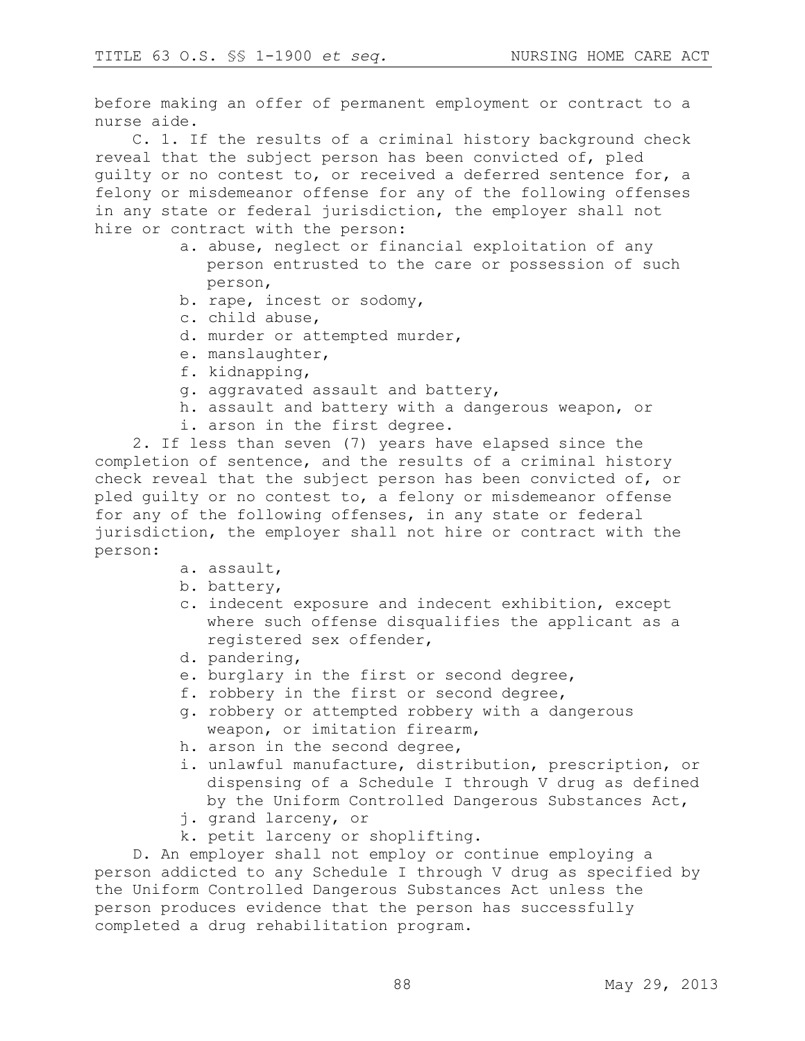before making an offer of permanent employment or contract to a nurse aide.

C. 1. If the results of a criminal history background check reveal that the subject person has been convicted of, pled guilty or no contest to, or received a deferred sentence for, a felony or misdemeanor offense for any of the following offenses in any state or federal jurisdiction, the employer shall not hire or contract with the person:

- a. abuse, neglect or financial exploitation of any person entrusted to the care or possession of such person,
- b. rape, incest or sodomy,
- c. child abuse,
- d. murder or attempted murder,
- e. manslaughter,
- f. kidnapping,
- g. aggravated assault and battery,
- h. assault and battery with a dangerous weapon, or
- i. arson in the first degree.

2. If less than seven (7) years have elapsed since the completion of sentence, and the results of a criminal history check reveal that the subject person has been convicted of, or pled guilty or no contest to, a felony or misdemeanor offense for any of the following offenses, in any state or federal jurisdiction, the employer shall not hire or contract with the person:

- a. assault,
- b. battery,
- c. indecent exposure and indecent exhibition, except where such offense disqualifies the applicant as a registered sex offender,
- d. pandering,
- e. burglary in the first or second degree,
- f. robbery in the first or second degree,
- g. robbery or attempted robbery with a dangerous weapon, or imitation firearm,
- h. arson in the second degree,
- i. unlawful manufacture, distribution, prescription, or dispensing of a Schedule I through V drug as defined by the Uniform Controlled Dangerous Substances Act,
- j. grand larceny, or
- k. petit larceny or shoplifting.

D. An employer shall not employ or continue employing a person addicted to any Schedule I through V drug as specified by the Uniform Controlled Dangerous Substances Act unless the person produces evidence that the person has successfully completed a drug rehabilitation program.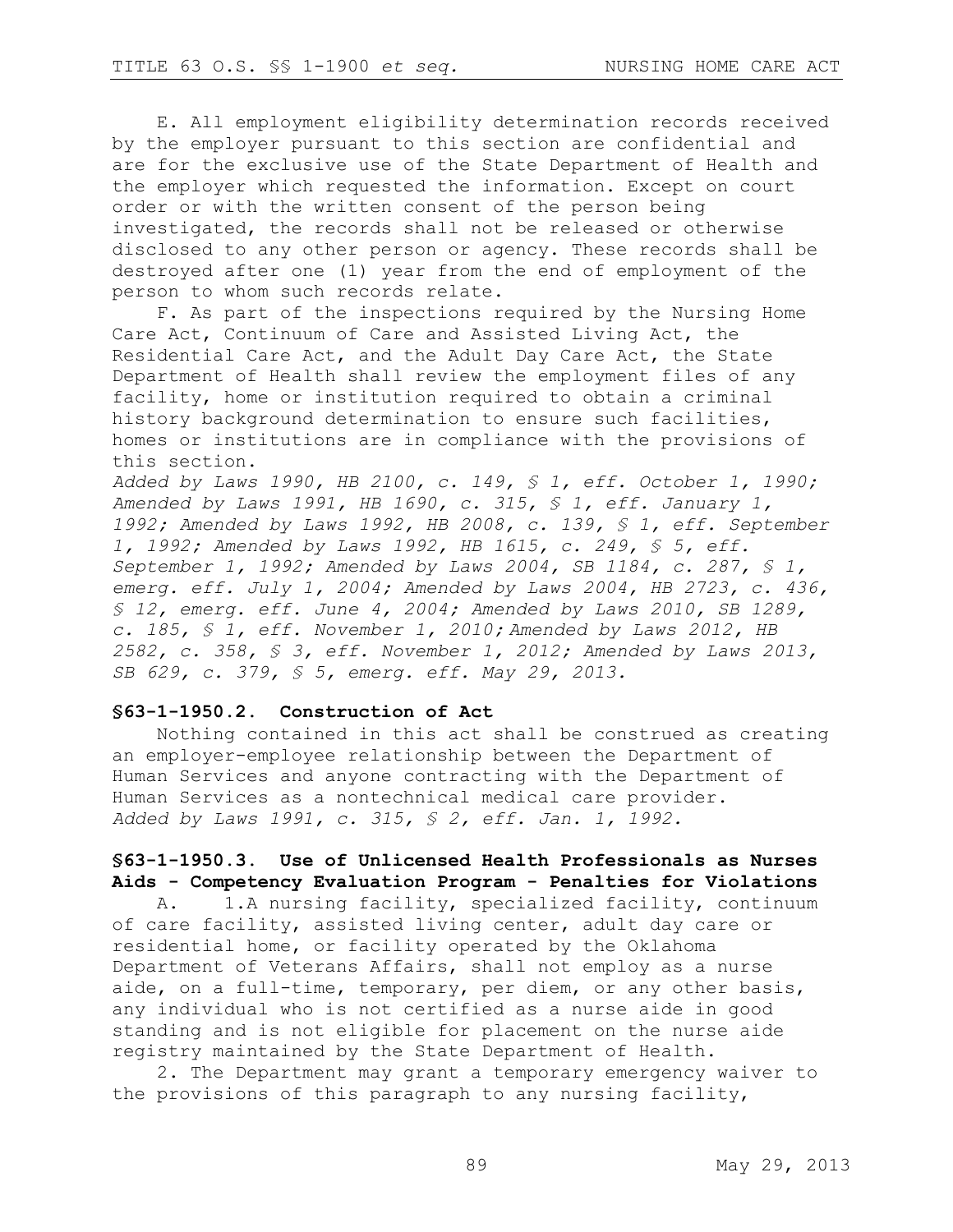E. All employment eligibility determination records received by the employer pursuant to this section are confidential and are for the exclusive use of the State Department of Health and the employer which requested the information. Except on court order or with the written consent of the person being investigated, the records shall not be released or otherwise disclosed to any other person or agency. These records shall be destroyed after one (1) year from the end of employment of the person to whom such records relate.

F. As part of the inspections required by the Nursing Home Care Act, Continuum of Care and Assisted Living Act, the Residential Care Act, and the Adult Day Care Act, the State Department of Health shall review the employment files of any facility, home or institution required to obtain a criminal history background determination to ensure such facilities, homes or institutions are in compliance with the provisions of this section.

*Added by Laws 1990, HB 2100, c. 149, § 1, eff. October 1, 1990; Amended by Laws 1991, HB 1690, c. 315, § 1, eff. January 1, 1992; Amended by Laws 1992, HB 2008, c. 139, § 1, eff. September 1, 1992; Amended by Laws 1992, HB 1615, c. 249, § 5, eff. September 1, 1992; Amended by Laws 2004, SB 1184, c. 287, § 1, emerg. eff. July 1, 2004; Amended by Laws 2004, HB 2723, c. 436, § 12, emerg. eff. June 4, 2004; Amended by Laws 2010, SB 1289, c. 185, § 1, eff. November 1, 2010; Amended by Laws 2012, HB 2582, c. 358, § 3, eff. November 1, 2012; Amended by Laws 2013, SB 629, c. 379, § 5, emerg. eff. May 29, 2013.*

### §63-1-1950.2. Construction of Act

Nothing contained in this act shall be construed as creating an employer-employee relationship between the Department of Human Services and anyone contracting with the Department of Human Services as a nontechnical medical care provider.

*Added by Laws 1991, c. 315, § 2, eff. Jan. 1, 1992.*

### §63-1-1950.3. Use of Unlicensed Health Professionals as Nurses Aids - Competency Evaluation Program - Penalties for Violations

A. 1.A nursing facility, specialized facility, continuum of care facility, assisted living center, adult day care or residential home, or facility operated by the Oklahoma Department of Veterans Affairs, shall not employ as a nurse aide, on a full-time, temporary, per diem, or any other basis, any individual who is not certified as a nurse aide in good standing and is not eligible for placement on the nurse aide registry maintained by the State Department of Health.

2. The Department may grant a temporary emergency waiver to the provisions of this paragraph to any nursing facility,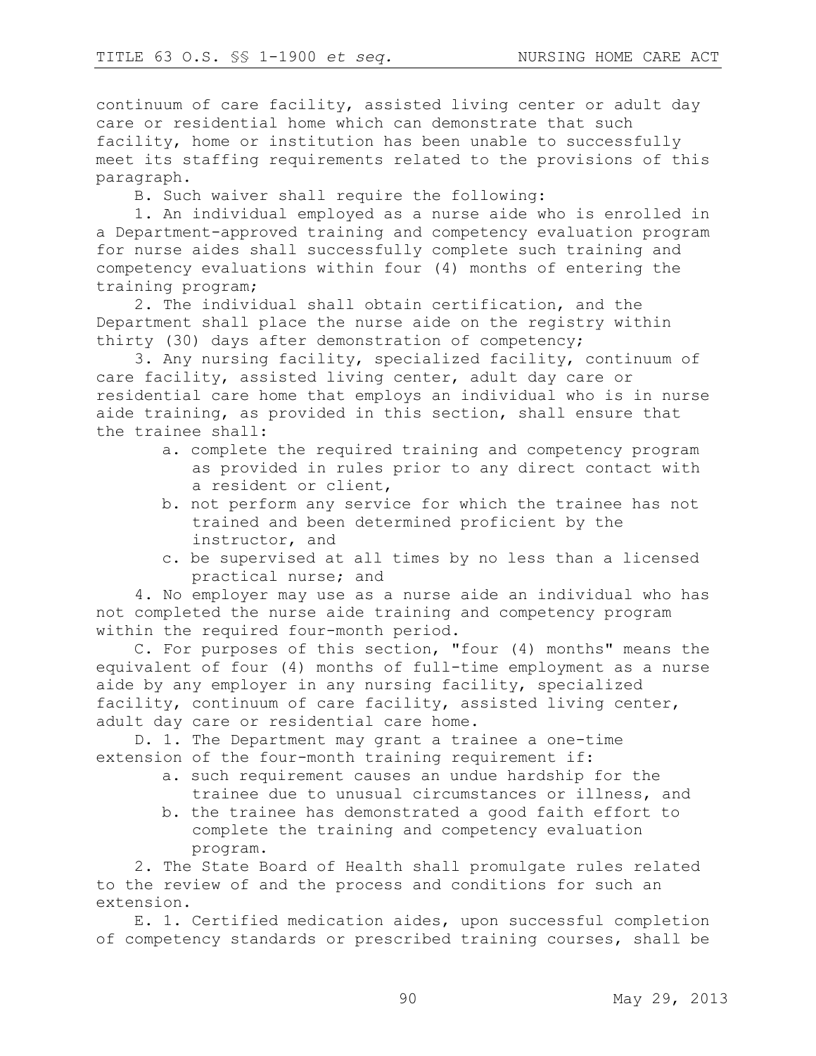continuum of care facility, assisted living center or adult day care or residential home which can demonstrate that such facility, home or institution has been unable to successfully meet its staffing requirements related to the provisions of this paragraph.

B. Such waiver shall require the following:

1. An individual employed as a nurse aide who is enrolled in a Department-approved training and competency evaluation program for nurse aides shall successfully complete such training and competency evaluations within four (4) months of entering the training program;

2. The individual shall obtain certification, and the Department shall place the nurse aide on the registry within thirty (30) days after demonstration of competency;

3. Any nursing facility, specialized facility, continuum of care facility, assisted living center, adult day care or residential care home that employs an individual who is in nurse aide training, as provided in this section, shall ensure that the trainee shall:

   a. complete the required training and competency program as provided in rules prior to any direct contact with a resident or client,

   b. not perform any service for which the trainee has not trained and been determined proficient by the instructor, and

   c. be supervised at all times by no less than a licensed practical nurse; and

4. No employer may use as a nurse aide an individual who has not completed the nurse aide training and competency program within the required four-month period.

C. For purposes of this section, "four (4) months" means the equivalent of four (4) months of full-time employment as a nurse aide by any employer in any nursing facility, specialized facility, continuum of care facility, assisted living center, adult day care or residential care home.

D. 1. The Department may grant a trainee a one-time extension of the four-month training requirement if:

   a. such requirement causes an undue hardship for the trainee due to unusual circumstances or illness, and

   b. the trainee has demonstrated a good faith effort to complete the training and competency evaluation program.

2. The State Board of Health shall promulgate rules related to the review of and the process and conditions for such an extension.

E. 1. Certified medication aides, upon successful completion of competency standards or prescribed training courses, shall be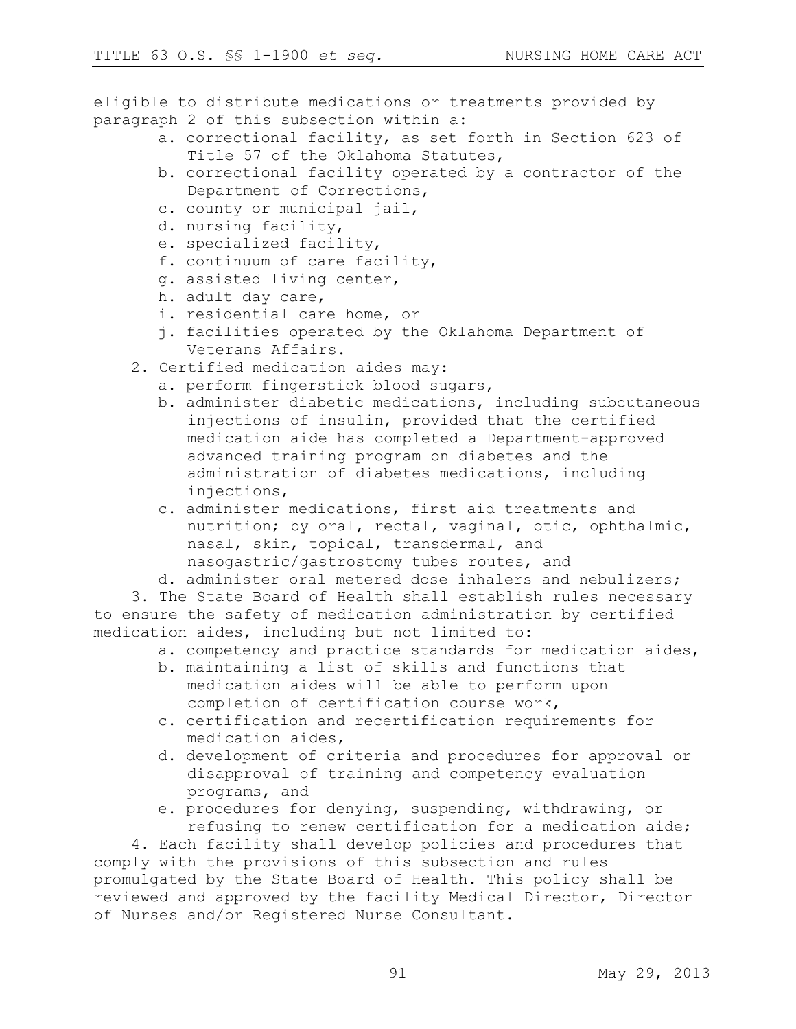eligible to distribute medications or treatments provided by paragraph 2 of this subsection within a:

a. correctional facility, as set forth in Section 623 of Title 57 of the Oklahoma Statutes,
b. correctional facility operated by a contractor of the Department of Corrections,
c. county or municipal jail,
d. nursing facility,
e. specialized facility,
f. continuum of care facility,
g. assisted living center,
h. adult day care,
i. residential care home, or
j. facilities operated by the Oklahoma Department of Veterans Affairs.

2. Certified medication aides may:

a. perform fingerstick blood sugars,
b. administer diabetic medications, including subcutaneous injections of insulin, provided that the certified medication aide has completed a Department-approved advanced training program on diabetes and the administration of diabetes medications, including injections,
c. administer medications, first aid treatments and nutrition; by oral, rectal, vaginal, otic, ophthalmic, nasal, skin, topical, transdermal, and nasogastric/gastrostomy tubes routes, and
d. administer oral metered dose inhalers and nebulizers;

3. The State Board of Health shall establish rules necessary to ensure the safety of medication administration by certified medication aides, including but not limited to:

a. competency and practice standards for medication aides,
b. maintaining a list of skills and functions that medication aides will be able to perform upon completion of certification course work,
c. certification and recertification requirements for medication aides,
d. development of criteria and procedures for approval or disapproval of training and competency evaluation programs, and
e. procedures for denying, suspending, withdrawing, or refusing to renew certification for a medication aide;

4. Each facility shall develop policies and procedures that comply with the provisions of this subsection and rules promulgated by the State Board of Health. This policy shall be reviewed and approved by the facility Medical Director, Director of Nurses and/or Registered Nurse Consultant.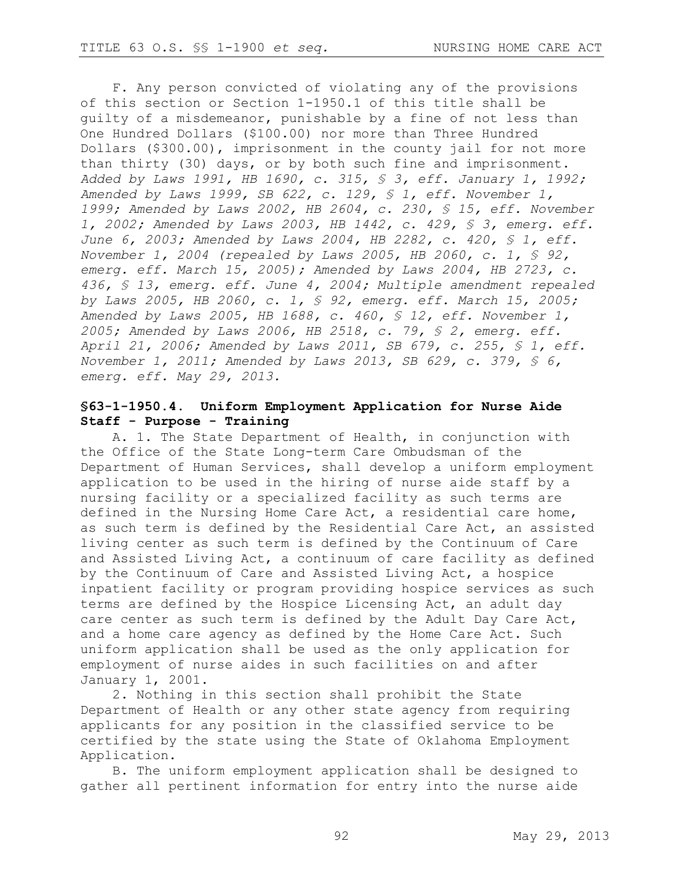F. Any person convicted of violating any of the provisions of this section or Section 1-1950.1 of this title shall be guilty of a misdemeanor, punishable by a fine of not less than One Hundred Dollars ($100.00) nor more than Three Hundred Dollars ($300.00), imprisonment in the county jail for not more than thirty (30) days, or by both such fine and imprisonment.
*Added by Laws 1991, HB 1690, c. 315, § 3, eff. January 1, 1992; Amended by Laws 1999, SB 622, c. 129, § 1, eff. November 1, 1999; Amended by Laws 2002, HB 2604, c. 230, § 15, eff. November 1, 2002; Amended by Laws 2003, HB 1442, c. 429, § 3, emerg. eff. June 6, 2003; Amended by Laws 2004, HB 2282, c. 420, § 1, eff. November 1, 2004 (repealed by Laws 2005, HB 2060, c. 1, § 92, emerg. eff. March 15, 2005); Amended by Laws 2004, HB 2723, c. 436, § 13, emerg. eff. June 4, 2004; Multiple amendment repealed by Laws 2005, HB 2060, c. 1, § 92, emerg. eff. March 15, 2005; Amended by Laws 2005, HB 1688, c. 460, § 12, eff. November 1, 2005; Amended by Laws 2006, HB 2518, c. 79, § 2, emerg. eff. April 21, 2006; Amended by Laws 2011, SB 679, c. 255, § 1, eff. November 1, 2011; Amended by Laws 2013, SB 629, c. 379, § 6, emerg. eff. May 29, 2013.*

### §63-1-1950.4. Uniform Employment Application for Nurse Aide Staff - Purpose - Training

A. 1. The State Department of Health, in conjunction with the Office of the State Long-term Care Ombudsman of the Department of Human Services, shall develop a uniform employment application to be used in the hiring of nurse aide staff by a nursing facility or a specialized facility as such terms are defined in the Nursing Home Care Act, a residential care home, as such term is defined by the Residential Care Act, an assisted living center as such term is defined by the Continuum of Care and Assisted Living Act, a continuum of care facility as defined by the Continuum of Care and Assisted Living Act, a hospice inpatient facility or program providing hospice services as such terms are defined by the Hospice Licensing Act, an adult day care center as such term is defined by the Adult Day Care Act, and a home care agency as defined by the Home Care Act. Such uniform application shall be used as the only application for employment of nurse aides in such facilities on and after January 1, 2001.

2. Nothing in this section shall prohibit the State Department of Health or any other state agency from requiring applicants for any position in the classified service to be certified by the state using the State of Oklahoma Employment Application.

B. The uniform employment application shall be designed to gather all pertinent information for entry into the nurse aide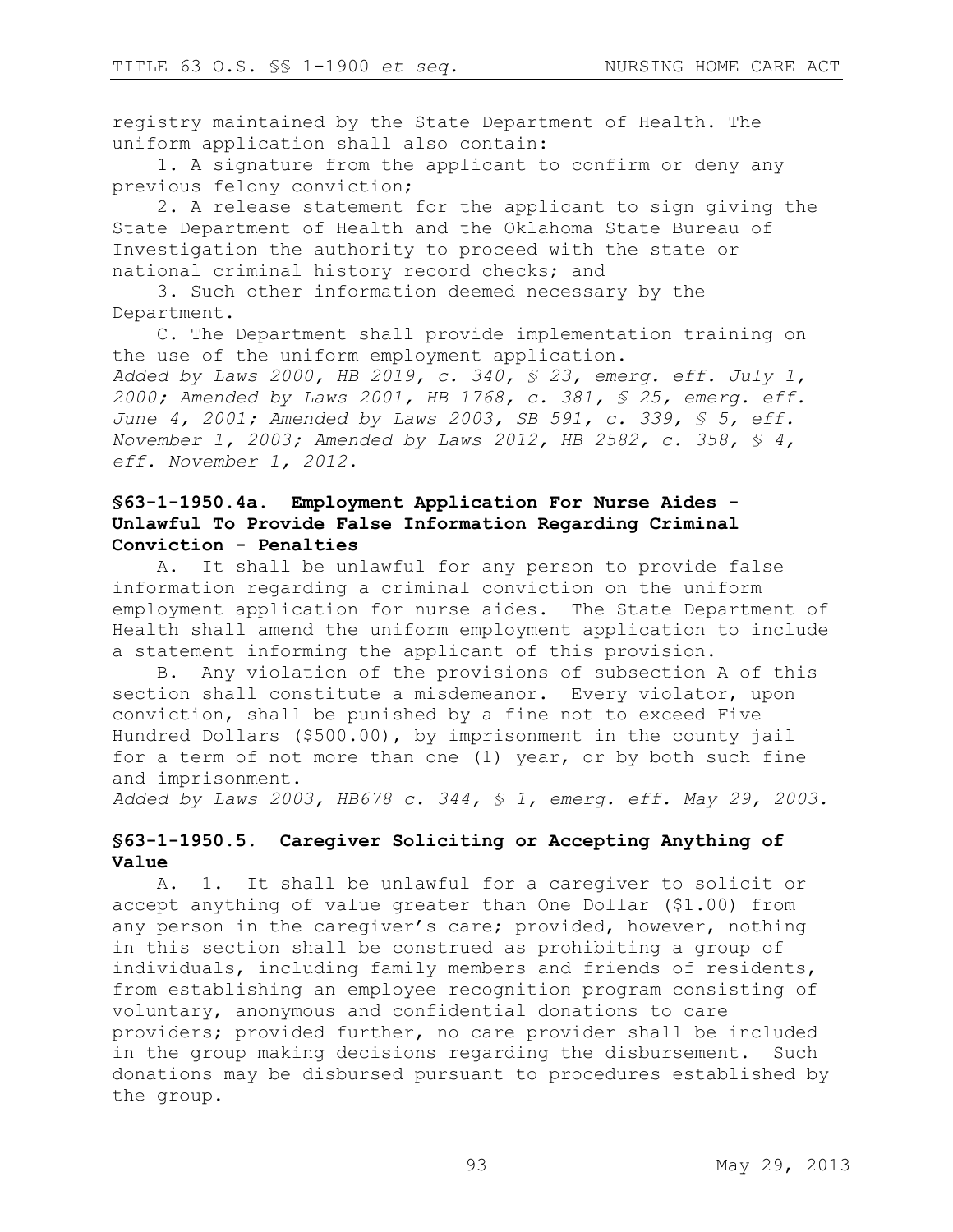registry maintained by the State Department of Health. The uniform application shall also contain:

1. A signature from the applicant to confirm or deny any previous felony conviction;

2. A release statement for the applicant to sign giving the State Department of Health and the Oklahoma State Bureau of Investigation the authority to proceed with the state or national criminal history record checks; and

3. Such other information deemed necessary by the Department.

C. The Department shall provide implementation training on the use of the uniform employment application.

*Added by Laws 2000, HB 2019, c. 340, § 23, emerg. eff. July 1, 2000; Amended by Laws 2001, HB 1768, c. 381, § 25, emerg. eff. June 4, 2001; Amended by Laws 2003, SB 591, c. 339, § 5, eff. November 1, 2003; Amended by Laws 2012, HB 2582, c. 358, § 4, eff. November 1, 2012.*

### §63-1-1950.4a. Employment Application For Nurse Aides - Unlawful To Provide False Information Regarding Criminal Conviction - Penalties

A. It shall be unlawful for any person to provide false information regarding a criminal conviction on the uniform employment application for nurse aides. The State Department of Health shall amend the uniform employment application to include a statement informing the applicant of this provision.

B. Any violation of the provisions of subsection A of this section shall constitute a misdemeanor. Every violator, upon conviction, shall be punished by a fine not to exceed Five Hundred Dollars ($500.00), by imprisonment in the county jail for a term of not more than one (1) year, or by both such fine and imprisonment.

*Added by Laws 2003, HB678 c. 344, § 1, emerg. eff. May 29, 2003.*

### §63-1-1950.5. Caregiver Soliciting or Accepting Anything of Value

A. 1. It shall be unlawful for a caregiver to solicit or accept anything of value greater than One Dollar ($1.00) from any person in the caregiver's care; provided, however, nothing in this section shall be construed as prohibiting a group of individuals, including family members and friends of residents, from establishing an employee recognition program consisting of voluntary, anonymous and confidential donations to care providers; provided further, no care provider shall be included in the group making decisions regarding the disbursement. Such donations may be disbursed pursuant to procedures established by the group.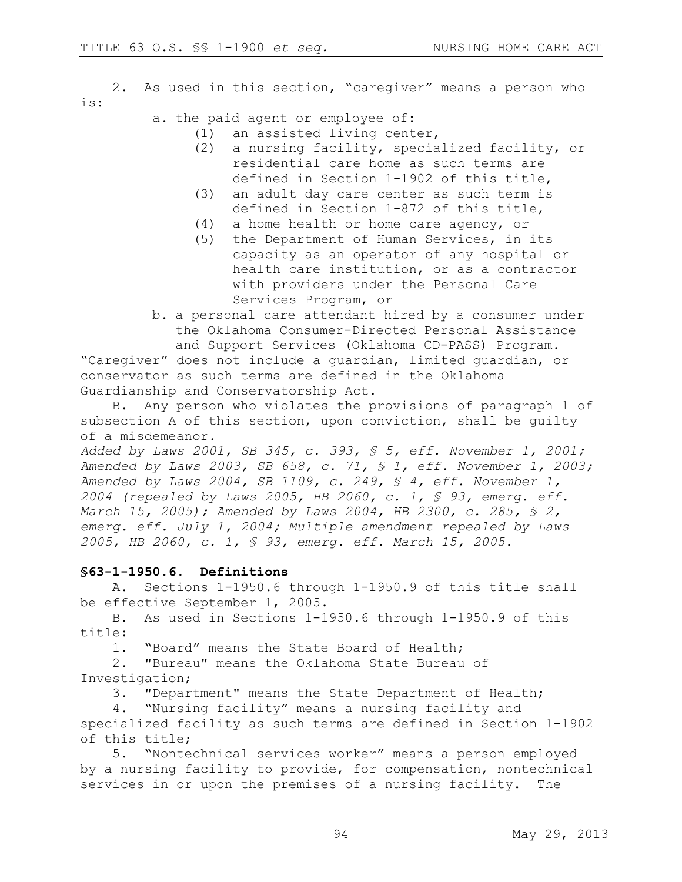2. As used in this section, "caregiver" means a person who is:

a. the paid agent or employee of:
   (1) an assisted living center,
   (2) a nursing facility, specialized facility, or residential care home as such terms are defined in Section 1-1902 of this title,
   (3) an adult day care center as such term is defined in Section 1-872 of this title,
   (4) a home health or home care agency, or
   (5) the Department of Human Services, in its capacity as an operator of any hospital or health care institution, or as a contractor with providers under the Personal Care Services Program, or

b. a personal care attendant hired by a consumer under the Oklahoma Consumer-Directed Personal Assistance and Support Services (Oklahoma CD-PASS) Program.

"Caregiver" does not include a guardian, limited guardian, or conservator as such terms are defined in the Oklahoma Guardianship and Conservatorship Act.

B. Any person who violates the provisions of paragraph 1 of subsection A of this section, upon conviction, shall be guilty of a misdemeanor.

*Added by Laws 2001, SB 345, c. 393, § 5, eff. November 1, 2001; Amended by Laws 2003, SB 658, c. 71, § 1, eff. November 1, 2003; Amended by Laws 2004, SB 1109, c. 249, § 4, eff. November 1, 2004 (repealed by Laws 2005, HB 2060, c. 1, § 93, emerg. eff. March 15, 2005); Amended by Laws 2004, HB 2300, c. 285, § 2, emerg. eff. July 1, 2004; Multiple amendment repealed by Laws 2005, HB 2060, c. 1, § 93, emerg. eff. March 15, 2005.*

### §63-1-1950.6. Definitions

A. Sections 1-1950.6 through 1-1950.9 of this title shall be effective September 1, 2005.

B. As used in Sections 1-1950.6 through 1-1950.9 of this title:

1. "Board" means the State Board of Health;

2. "Bureau" means the Oklahoma State Bureau of Investigation;

3. "Department" means the State Department of Health;

4. "Nursing facility" means a nursing facility and specialized facility as such terms are defined in Section 1-1902 of this title;

5. "Nontechnical services worker" means a person employed by a nursing facility to provide, for compensation, nontechnical services in or upon the premises of a nursing facility. The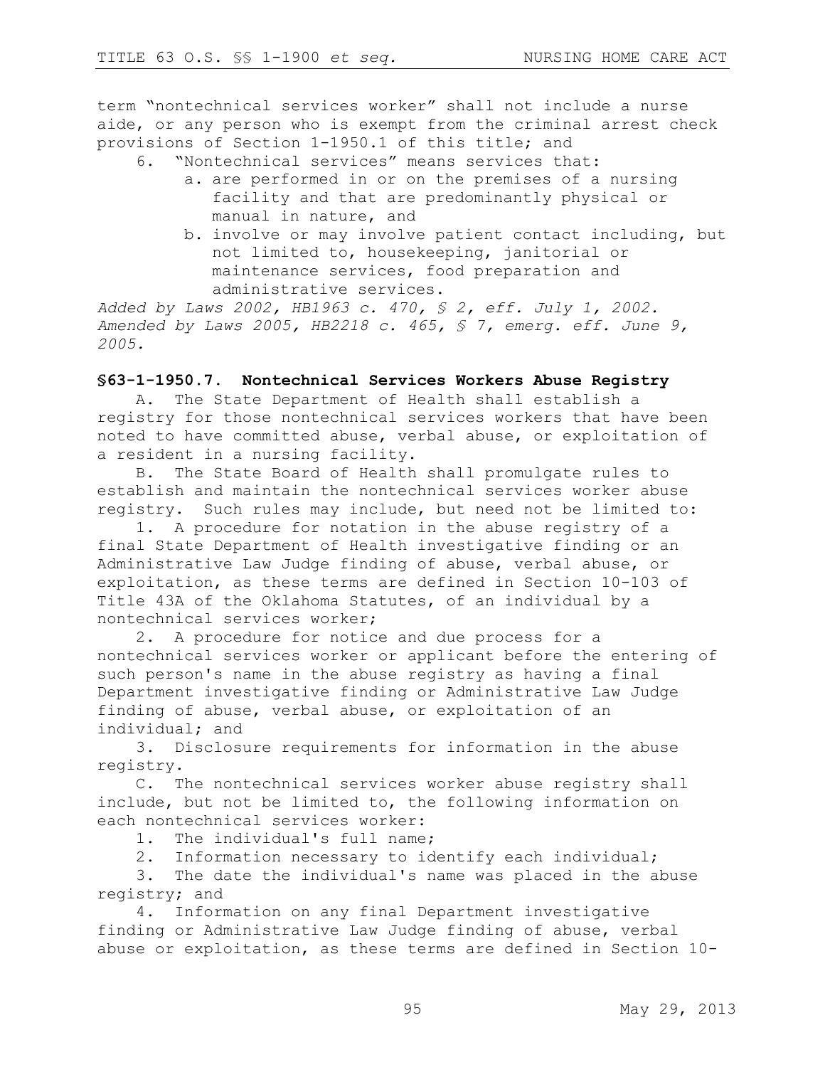term "nontechnical services worker" shall not include a nurse aide, or any person who is exempt from the criminal arrest check provisions of Section 1-1950.1 of this title; and

6. "Nontechnical services" means services that:
   a. are performed in or on the premises of a nursing facility and that are predominantly physical or manual in nature, and
   b. involve or may involve patient contact including, but not limited to, housekeeping, janitorial or maintenance services, food preparation and administrative services.

*Added by Laws 2002, HB1963 c. 470, § 2, eff. July 1, 2002. Amended by Laws 2005, HB2218 c. 465, § 7, emerg. eff. June 9, 2005.*

### §63-1-1950.7. Nontechnical Services Workers Abuse Registry

A. The State Department of Health shall establish a registry for those nontechnical services workers that have been noted to have committed abuse, verbal abuse, or exploitation of a resident in a nursing facility.

B. The State Board of Health shall promulgate rules to establish and maintain the nontechnical services worker abuse registry. Such rules may include, but need not be limited to:

1. A procedure for notation in the abuse registry of a final State Department of Health investigative finding or an Administrative Law Judge finding of abuse, verbal abuse, or exploitation, as these terms are defined in Section 10-103 of Title 43A of the Oklahoma Statutes, of an individual by a nontechnical services worker;

2. A procedure for notice and due process for a nontechnical services worker or applicant before the entering of such person's name in the abuse registry as having a final Department investigative finding or Administrative Law Judge finding of abuse, verbal abuse, or exploitation of an individual; and

3. Disclosure requirements for information in the abuse registry.

C. The nontechnical services worker abuse registry shall include, but not be limited to, the following information on each nontechnical services worker:

1. The individual's full name;

2. Information necessary to identify each individual;

3. The date the individual's name was placed in the abuse registry; and

4. Information on any final Department investigative finding or Administrative Law Judge finding of abuse, verbal abuse or exploitation, as these terms are defined in Section 10-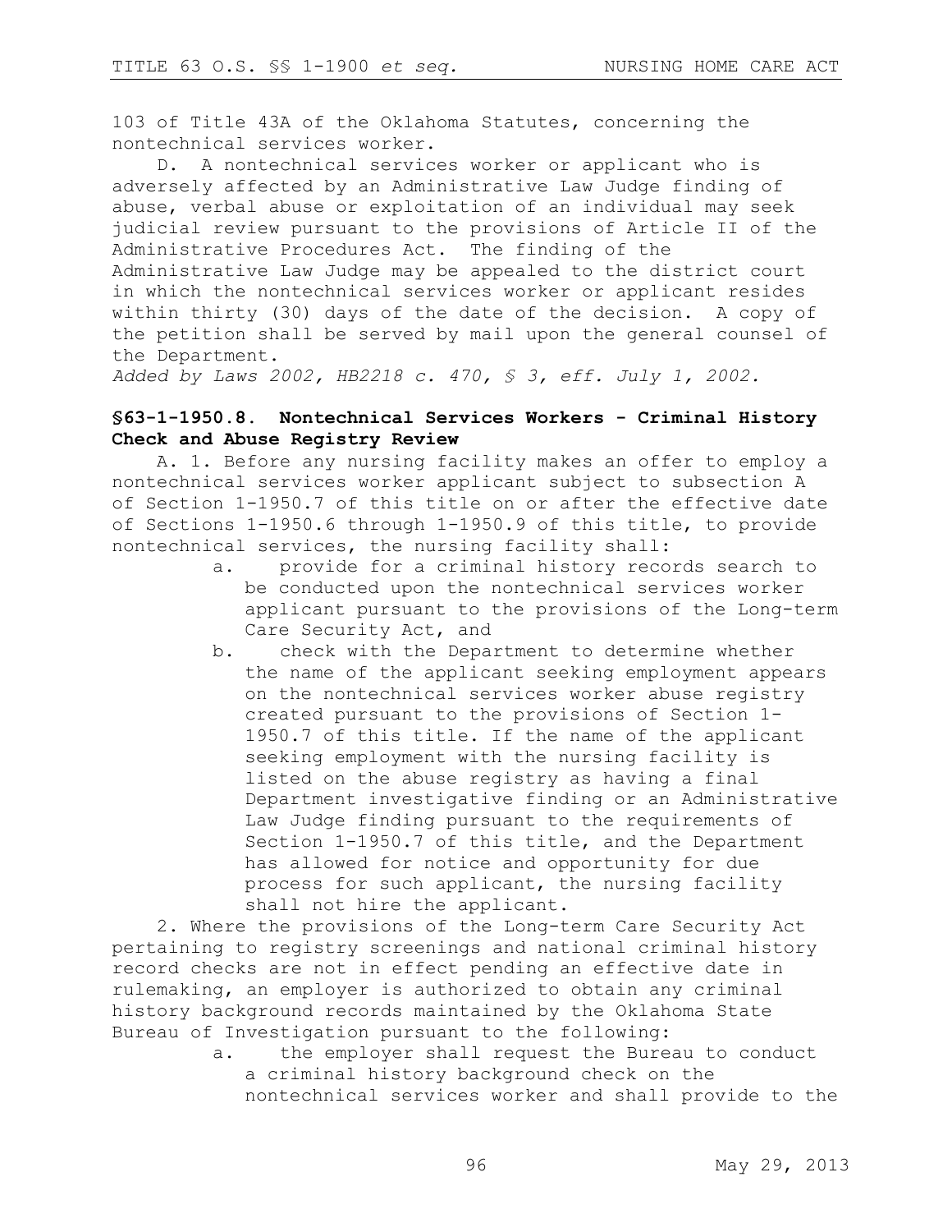103 of Title 43A of the Oklahoma Statutes, concerning the nontechnical services worker.

D. A nontechnical services worker or applicant who is adversely affected by an Administrative Law Judge finding of abuse, verbal abuse or exploitation of an individual may seek judicial review pursuant to the provisions of Article II of the Administrative Procedures Act. The finding of the Administrative Law Judge may be appealed to the district court in which the nontechnical services worker or applicant resides within thirty (30) days of the date of the decision. A copy of the petition shall be served by mail upon the general counsel of the Department.

*Added by Laws 2002, HB2218 c. 470, § 3, eff. July 1, 2002.*

### §63-1-1950.8. Nontechnical Services Workers - Criminal History Check and Abuse Registry Review

A. 1. Before any nursing facility makes an offer to employ a nontechnical services worker applicant subject to subsection A of Section 1-1950.7 of this title on or after the effective date of Sections 1-1950.6 through 1-1950.9 of this title, to provide nontechnical services, the nursing facility shall:

a. provide for a criminal history records search to be conducted upon the nontechnical services worker applicant pursuant to the provisions of the Long-term Care Security Act, and

b. check with the Department to determine whether the name of the applicant seeking employment appears on the nontechnical services worker abuse registry created pursuant to the provisions of Section 1-1950.7 of this title. If the name of the applicant seeking employment with the nursing facility is listed on the abuse registry as having a final Department investigative finding or an Administrative Law Judge finding pursuant to the requirements of Section 1-1950.7 of this title, and the Department has allowed for notice and opportunity for due process for such applicant, the nursing facility shall not hire the applicant.

2. Where the provisions of the Long-term Care Security Act pertaining to registry screenings and national criminal history record checks are not in effect pending an effective date in rulemaking, an employer is authorized to obtain any criminal history background records maintained by the Oklahoma State Bureau of Investigation pursuant to the following:

a. the employer shall request the Bureau to conduct a criminal history background check on the nontechnical services worker and shall provide to the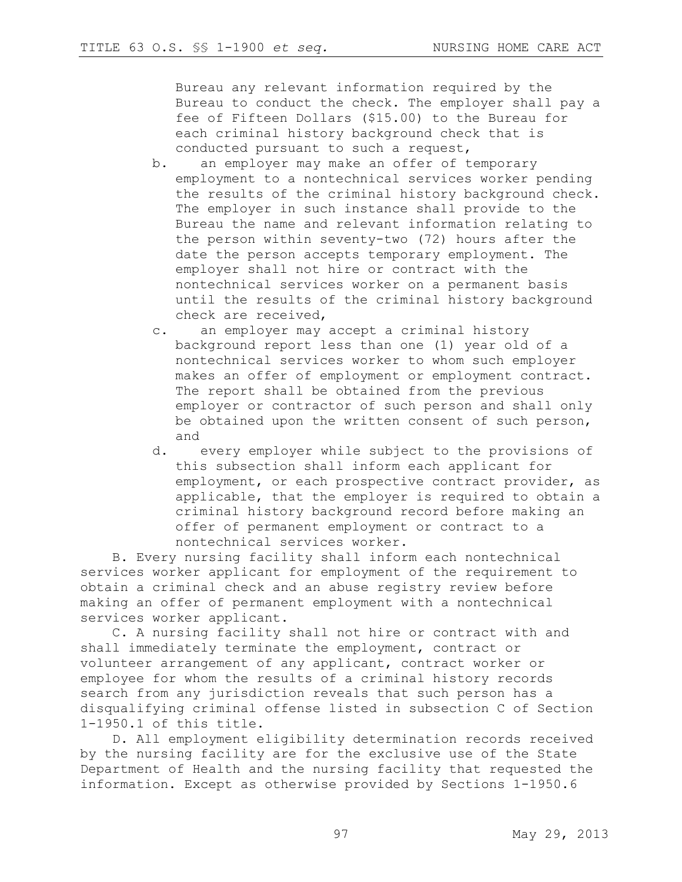Bureau any relevant information required by the Bureau to conduct the check. The employer shall pay a fee of Fifteen Dollars ($15.00) to the Bureau for each criminal history background check that is conducted pursuant to such a request,

b. an employer may make an offer of temporary employment to a nontechnical services worker pending the results of the criminal history background check. The employer in such instance shall provide to the Bureau the name and relevant information relating to the person within seventy-two (72) hours after the date the person accepts temporary employment. The employer shall not hire or contract with the nontechnical services worker on a permanent basis until the results of the criminal history background check are received,

c. an employer may accept a criminal history background report less than one (1) year old of a nontechnical services worker to whom such employer makes an offer of employment or employment contract. The report shall be obtained from the previous employer or contractor of such person and shall only be obtained upon the written consent of such person, and

d. every employer while subject to the provisions of this subsection shall inform each applicant for employment, or each prospective contract provider, as applicable, that the employer is required to obtain a criminal history background record before making an offer of permanent employment or contract to a nontechnical services worker.

B. Every nursing facility shall inform each nontechnical services worker applicant for employment of the requirement to obtain a criminal check and an abuse registry review before making an offer of permanent employment with a nontechnical services worker applicant.

C. A nursing facility shall not hire or contract with and shall immediately terminate the employment, contract or volunteer arrangement of any applicant, contract worker or employee for whom the results of a criminal history records search from any jurisdiction reveals that such person has a disqualifying criminal offense listed in subsection C of Section 1-1950.1 of this title.

D. All employment eligibility determination records received by the nursing facility are for the exclusive use of the State Department of Health and the nursing facility that requested the information. Except as otherwise provided by Sections 1-1950.6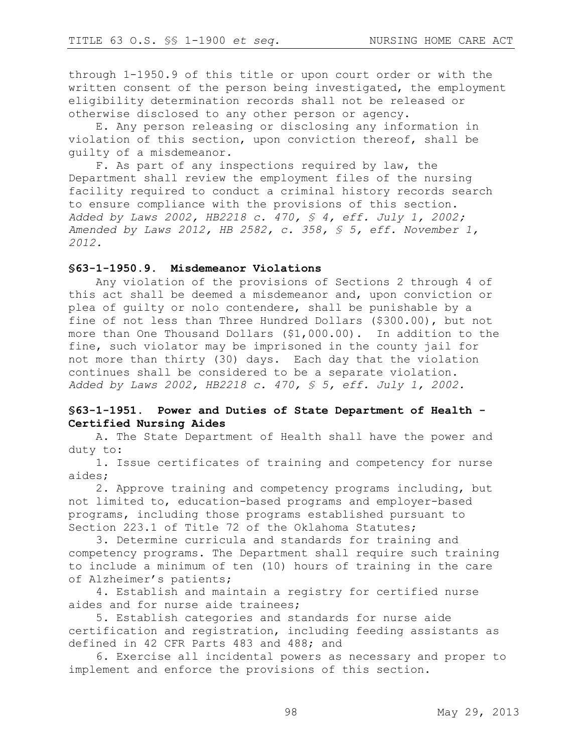through 1-1950.9 of this title or upon court order or with the written consent of the person being investigated, the employment eligibility determination records shall not be released or otherwise disclosed to any other person or agency.

E. Any person releasing or disclosing any information in violation of this section, upon conviction thereof, shall be guilty of a misdemeanor.

F. As part of any inspections required by law, the Department shall review the employment files of the nursing facility required to conduct a criminal history records search to ensure compliance with the provisions of this section.
*Added by Laws 2002, HB2218 c. 470, § 4, eff. July 1, 2002; Amended by Laws 2012, HB 2582, c. 358, § 5, eff. November 1, 2012.*

### §63-1-1950.9. Misdemeanor Violations

Any violation of the provisions of Sections 2 through 4 of this act shall be deemed a misdemeanor and, upon conviction or plea of guilty or nolo contendere, shall be punishable by a fine of not less than Three Hundred Dollars ($300.00), but not more than One Thousand Dollars ($1,000.00). In addition to the fine, such violator may be imprisoned in the county jail for not more than thirty (30) days. Each day that the violation continues shall be considered to be a separate violation.
*Added by Laws 2002, HB2218 c. 470, § 5, eff. July 1, 2002.*

### §63-1-1951. Power and Duties of State Department of Health - Certified Nursing Aides

A. The State Department of Health shall have the power and duty to:

1. Issue certificates of training and competency for nurse aides;

2. Approve training and competency programs including, but not limited to, education-based programs and employer-based programs, including those programs established pursuant to Section 223.1 of Title 72 of the Oklahoma Statutes;

3. Determine curricula and standards for training and competency programs. The Department shall require such training to include a minimum of ten (10) hours of training in the care of Alzheimer's patients;

4. Establish and maintain a registry for certified nurse aides and for nurse aide trainees;

5. Establish categories and standards for nurse aide certification and registration, including feeding assistants as defined in 42 CFR Parts 483 and 488; and

6. Exercise all incidental powers as necessary and proper to implement and enforce the provisions of this section.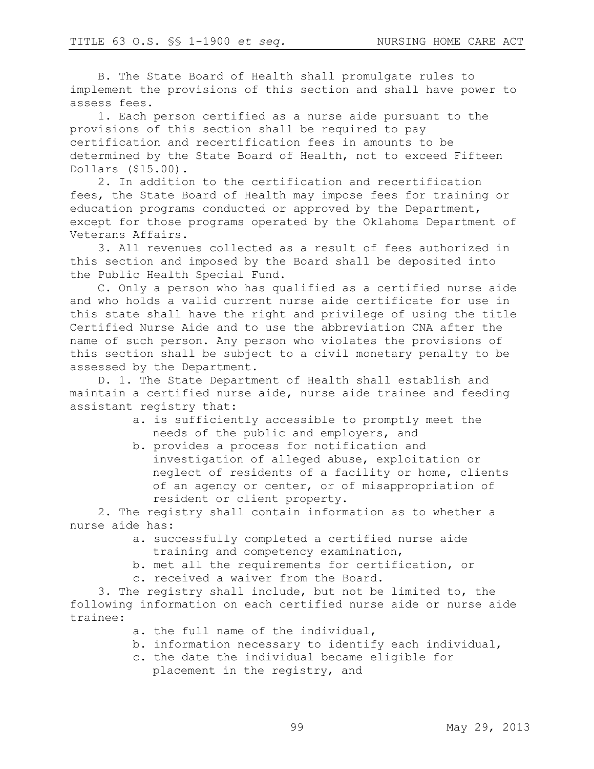B. The State Board of Health shall promulgate rules to implement the provisions of this section and shall have power to assess fees.

1. Each person certified as a nurse aide pursuant to the provisions of this section shall be required to pay certification and recertification fees in amounts to be determined by the State Board of Health, not to exceed Fifteen Dollars ($15.00).

2. In addition to the certification and recertification fees, the State Board of Health may impose fees for training or education programs conducted or approved by the Department, except for those programs operated by the Oklahoma Department of Veterans Affairs.

3. All revenues collected as a result of fees authorized in this section and imposed by the Board shall be deposited into the Public Health Special Fund.

C. Only a person who has qualified as a certified nurse aide and who holds a valid current nurse aide certificate for use in this state shall have the right and privilege of using the title Certified Nurse Aide and to use the abbreviation CNA after the name of such person. Any person who violates the provisions of this section shall be subject to a civil monetary penalty to be assessed by the Department.

D. 1. The State Department of Health shall establish and maintain a certified nurse aide, nurse aide trainee and feeding assistant registry that:

  a. is sufficiently accessible to promptly meet the needs of the public and employers, and
  b. provides a process for notification and investigation of alleged abuse, exploitation or neglect of residents of a facility or home, clients of an agency or center, or of misappropriation of resident or client property.

2. The registry shall contain information as to whether a nurse aide has:

  a. successfully completed a certified nurse aide training and competency examination,
  b. met all the requirements for certification, or
  c. received a waiver from the Board.

3. The registry shall include, but not be limited to, the following information on each certified nurse aide or nurse aide trainee:

  a. the full name of the individual,
  b. information necessary to identify each individual,
  c. the date the individual became eligible for placement in the registry, and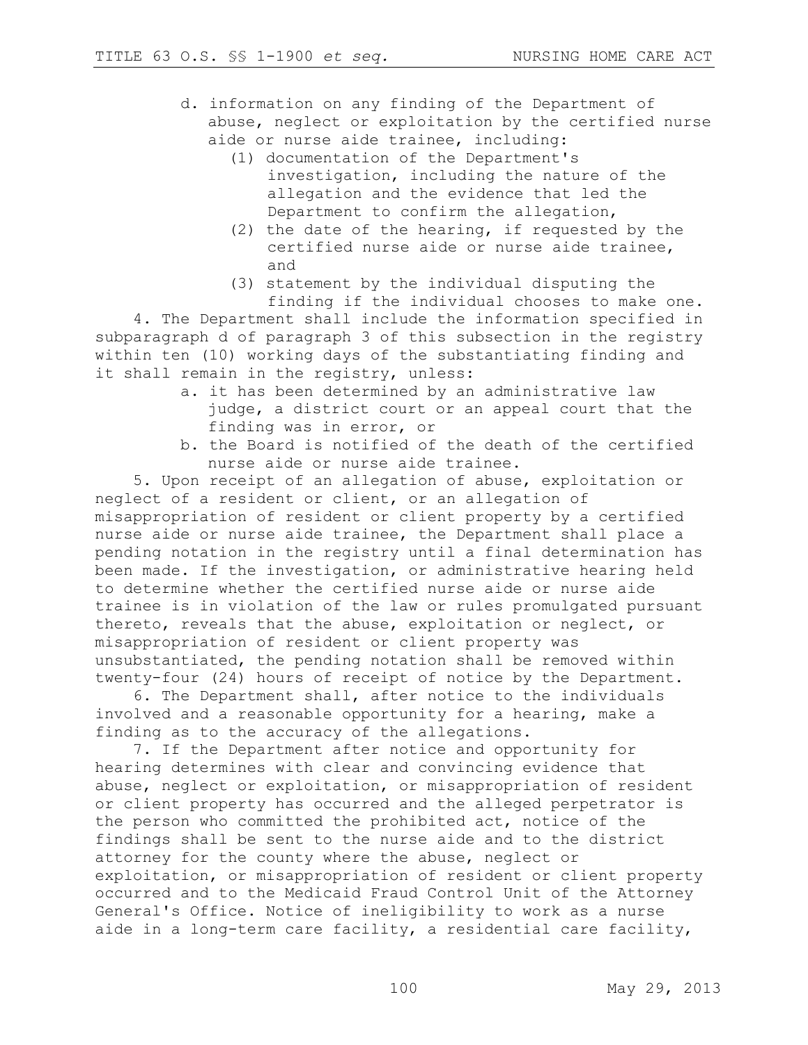d. information on any finding of the Department of abuse, neglect or exploitation by the certified nurse aide or nurse aide trainee, including:
   (1) documentation of the Department's investigation, including the nature of the allegation and the evidence that led the Department to confirm the allegation,
   (2) the date of the hearing, if requested by the certified nurse aide or nurse aide trainee, and
   (3) statement by the individual disputing the finding if the individual chooses to make one.

4. The Department shall include the information specified in subparagraph d of paragraph 3 of this subsection in the registry within ten (10) working days of the substantiating finding and it shall remain in the registry, unless:

   a. it has been determined by an administrative law judge, a district court or an appeal court that the finding was in error, or
   b. the Board is notified of the death of the certified nurse aide or nurse aide trainee.

5. Upon receipt of an allegation of abuse, exploitation or neglect of a resident or client, or an allegation of misappropriation of resident or client property by a certified nurse aide or nurse aide trainee, the Department shall place a pending notation in the registry until a final determination has been made. If the investigation, or administrative hearing held to determine whether the certified nurse aide or nurse aide trainee is in violation of the law or rules promulgated pursuant thereto, reveals that the abuse, exploitation or neglect, or misappropriation of resident or client property was unsubstantiated, the pending notation shall be removed within twenty-four (24) hours of receipt of notice by the Department.

6. The Department shall, after notice to the individuals involved and a reasonable opportunity for a hearing, make a finding as to the accuracy of the allegations.

7. If the Department after notice and opportunity for hearing determines with clear and convincing evidence that abuse, neglect or exploitation, or misappropriation of resident or client property has occurred and the alleged perpetrator is the person who committed the prohibited act, notice of the findings shall be sent to the nurse aide and to the district attorney for the county where the abuse, neglect or exploitation, or misappropriation of resident or client property occurred and to the Medicaid Fraud Control Unit of the Attorney General's Office. Notice of ineligibility to work as a nurse aide in a long-term care facility, a residential care facility,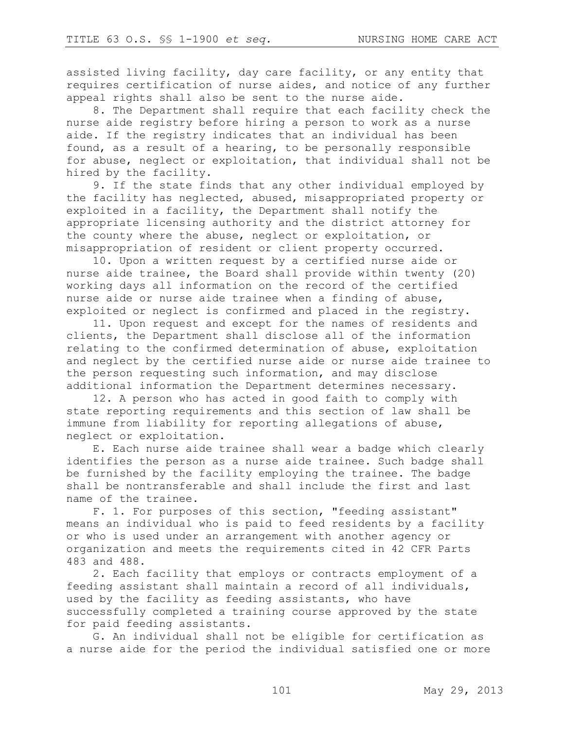assisted living facility, day care facility, or any entity that requires certification of nurse aides, and notice of any further appeal rights shall also be sent to the nurse aide.

8. The Department shall require that each facility check the nurse aide registry before hiring a person to work as a nurse aide. If the registry indicates that an individual has been found, as a result of a hearing, to be personally responsible for abuse, neglect or exploitation, that individual shall not be hired by the facility.

9. If the state finds that any other individual employed by the facility has neglected, abused, misappropriated property or exploited in a facility, the Department shall notify the appropriate licensing authority and the district attorney for the county where the abuse, neglect or exploitation, or misappropriation of resident or client property occurred.

10. Upon a written request by a certified nurse aide or nurse aide trainee, the Board shall provide within twenty (20) working days all information on the record of the certified nurse aide or nurse aide trainee when a finding of abuse, exploited or neglect is confirmed and placed in the registry.

11. Upon request and except for the names of residents and clients, the Department shall disclose all of the information relating to the confirmed determination of abuse, exploitation and neglect by the certified nurse aide or nurse aide trainee to the person requesting such information, and may disclose additional information the Department determines necessary.

12. A person who has acted in good faith to comply with state reporting requirements and this section of law shall be immune from liability for reporting allegations of abuse, neglect or exploitation.

E. Each nurse aide trainee shall wear a badge which clearly identifies the person as a nurse aide trainee. Such badge shall be furnished by the facility employing the trainee. The badge shall be nontransferable and shall include the first and last name of the trainee.

F. 1. For purposes of this section, "feeding assistant" means an individual who is paid to feed residents by a facility or who is used under an arrangement with another agency or organization and meets the requirements cited in 42 CFR Parts 483 and 488.

2. Each facility that employs or contracts employment of a feeding assistant shall maintain a record of all individuals, used by the facility as feeding assistants, who have successfully completed a training course approved by the state for paid feeding assistants.

G. An individual shall not be eligible for certification as a nurse aide for the period the individual satisfied one or more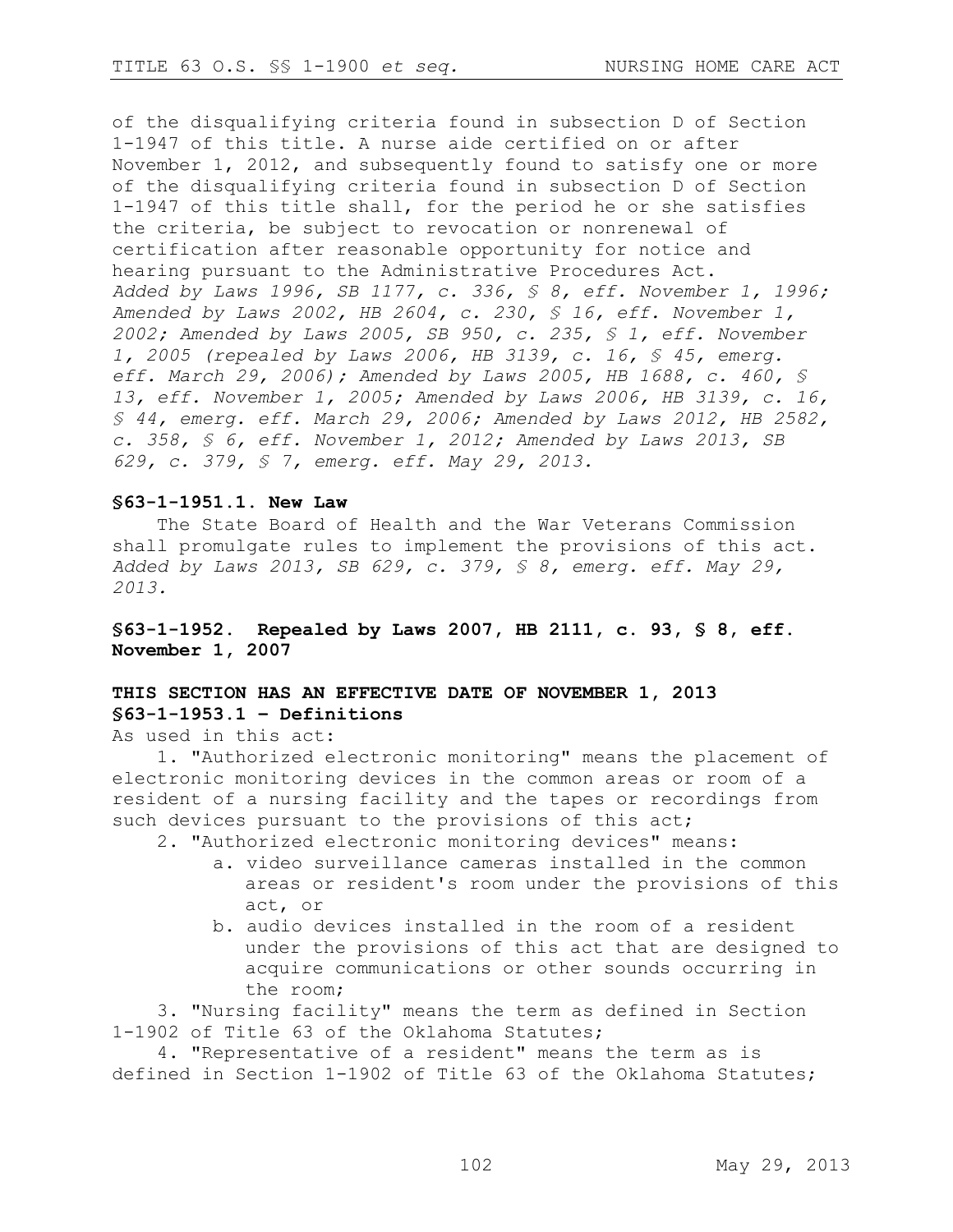of the disqualifying criteria found in subsection D of Section 1-1947 of this title. A nurse aide certified on or after November 1, 2012, and subsequently found to satisfy one or more of the disqualifying criteria found in subsection D of Section 1-1947 of this title shall, for the period he or she satisfies the criteria, be subject to revocation or nonrenewal of certification after reasonable opportunity for notice and hearing pursuant to the Administrative Procedures Act.
*Added by Laws 1996, SB 1177, c. 336, § 8, eff. November 1, 1996; Amended by Laws 2002, HB 2604, c. 230, § 16, eff. November 1, 2002; Amended by Laws 2005, SB 950, c. 235, § 1, eff. November 1, 2005 (repealed by Laws 2006, HB 3139, c. 16, § 45, emerg. eff. March 29, 2006); Amended by Laws 2005, HB 1688, c. 460, § 13, eff. November 1, 2005; Amended by Laws 2006, HB 3139, c. 16, § 44, emerg. eff. March 29, 2006; Amended by Laws 2012, HB 2582, c. 358, § 6, eff. November 1, 2012; Amended by Laws 2013, SB 629, c. 379, § 7, emerg. eff. May 29, 2013.*

**§63-1-1951.1. New Law**

The State Board of Health and the War Veterans Commission shall promulgate rules to implement the provisions of this act.
*Added by Laws 2013, SB 629, c. 379, § 8, emerg. eff. May 29, 2013.*

**§63-1-1952. Repealed by Laws 2007, HB 2111, c. 93, § 8, eff. November 1, 2007**

**THIS SECTION HAS AN EFFECTIVE DATE OF NOVEMBER 1, 2013**
**§63-1-1953.1 – Definitions**

As used in this act:

1. "Authorized electronic monitoring" means the placement of electronic monitoring devices in the common areas or room of a resident of a nursing facility and the tapes or recordings from such devices pursuant to the provisions of this act;
2. "Authorized electronic monitoring devices" means:
    a. video surveillance cameras installed in the common areas or resident's room under the provisions of this act, or
    b. audio devices installed in the room of a resident under the provisions of this act that are designed to acquire communications or other sounds occurring in the room;
3. "Nursing facility" means the term as defined in Section 1-1902 of Title 63 of the Oklahoma Statutes;
4. "Representative of a resident" means the term as is defined in Section 1-1902 of Title 63 of the Oklahoma Statutes;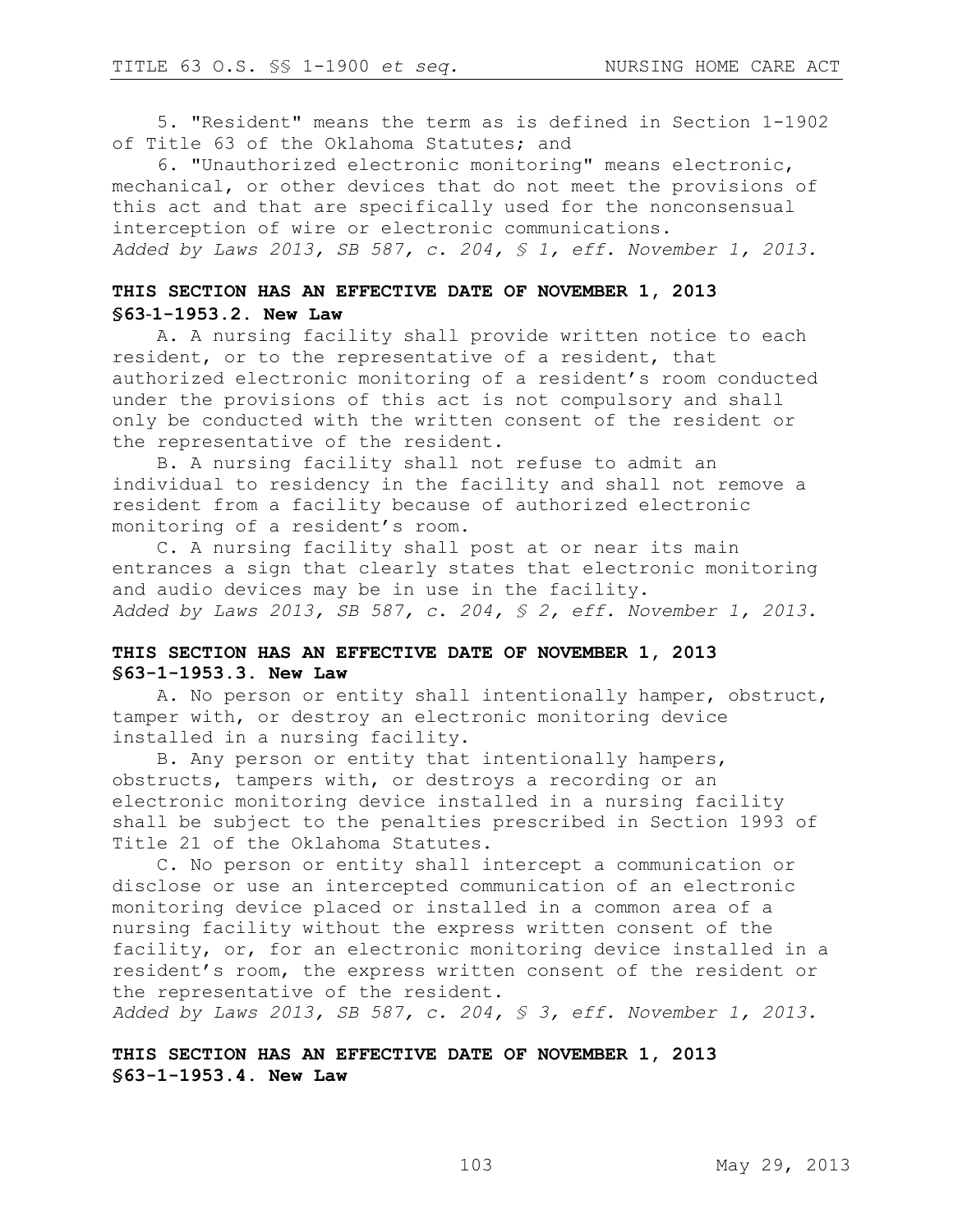5. "Resident" means the term as is defined in Section 1-1902 of Title 63 of the Oklahoma Statutes; and

6. "Unauthorized electronic monitoring" means electronic, mechanical, or other devices that do not meet the provisions of this act and that are specifically used for the nonconsensual interception of wire or electronic communications.

*Added by Laws 2013, SB 587, c. 204, § 1, eff. November 1, 2013.*

**THIS SECTION HAS AN EFFECTIVE DATE OF NOVEMBER 1, 2013**
**§63-1-1953.2. New Law**

A. A nursing facility shall provide written notice to each resident, or to the representative of a resident, that authorized electronic monitoring of a resident's room conducted under the provisions of this act is not compulsory and shall only be conducted with the written consent of the resident or the representative of the resident.

B. A nursing facility shall not refuse to admit an individual to residency in the facility and shall not remove a resident from a facility because of authorized electronic monitoring of a resident's room.

C. A nursing facility shall post at or near its main entrances a sign that clearly states that electronic monitoring and audio devices may be in use in the facility.

*Added by Laws 2013, SB 587, c. 204, § 2, eff. November 1, 2013.*

**THIS SECTION HAS AN EFFECTIVE DATE OF NOVEMBER 1, 2013**
**§63-1-1953.3. New Law**

A. No person or entity shall intentionally hamper, obstruct, tamper with, or destroy an electronic monitoring device installed in a nursing facility.

B. Any person or entity that intentionally hampers, obstructs, tampers with, or destroys a recording or an electronic monitoring device installed in a nursing facility shall be subject to the penalties prescribed in Section 1993 of Title 21 of the Oklahoma Statutes.

C. No person or entity shall intercept a communication or disclose or use an intercepted communication of an electronic monitoring device placed or installed in a common area of a nursing facility without the express written consent of the facility, or, for an electronic monitoring device installed in a resident's room, the express written consent of the resident or the representative of the resident.

*Added by Laws 2013, SB 587, c. 204, § 3, eff. November 1, 2013.*

**THIS SECTION HAS AN EFFECTIVE DATE OF NOVEMBER 1, 2013**
**§63-1-1953.4. New Law**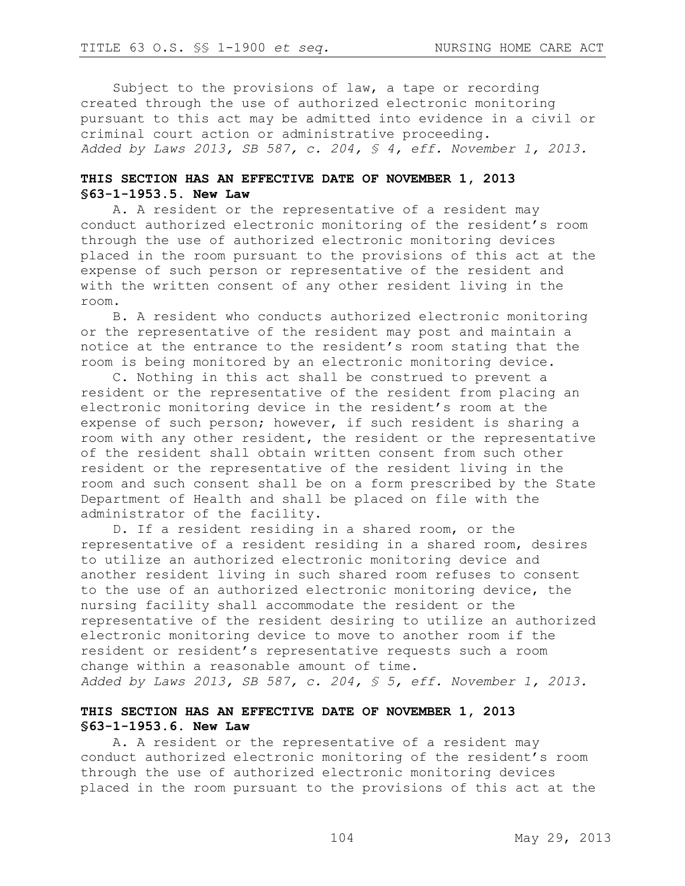Subject to the provisions of law, a tape or recording created through the use of authorized electronic monitoring pursuant to this act may be admitted into evidence in a civil or criminal court action or administrative proceeding.
*Added by Laws 2013, SB 587, c. 204, § 4, eff. November 1, 2013.*

**THIS SECTION HAS AN EFFECTIVE DATE OF NOVEMBER 1, 2013**
**§63-1-1953.5. New Law**

A. A resident or the representative of a resident may conduct authorized electronic monitoring of the resident's room through the use of authorized electronic monitoring devices placed in the room pursuant to the provisions of this act at the expense of such person or representative of the resident and with the written consent of any other resident living in the room.

B. A resident who conducts authorized electronic monitoring or the representative of the resident may post and maintain a notice at the entrance to the resident's room stating that the room is being monitored by an electronic monitoring device.

C. Nothing in this act shall be construed to prevent a resident or the representative of the resident from placing an electronic monitoring device in the resident's room at the expense of such person; however, if such resident is sharing a room with any other resident, the resident or the representative of the resident shall obtain written consent from such other resident or the representative of the resident living in the room and such consent shall be on a form prescribed by the State Department of Health and shall be placed on file with the administrator of the facility.

D. If a resident residing in a shared room, or the representative of a resident residing in a shared room, desires to utilize an authorized electronic monitoring device and another resident living in such shared room refuses to consent to the use of an authorized electronic monitoring device, the nursing facility shall accommodate the resident or the representative of the resident desiring to utilize an authorized electronic monitoring device to move to another room if the resident or resident's representative requests such a room change within a reasonable amount of time.
*Added by Laws 2013, SB 587, c. 204, § 5, eff. November 1, 2013.*

**THIS SECTION HAS AN EFFECTIVE DATE OF NOVEMBER 1, 2013**
**§63-1-1953.6. New Law**

A. A resident or the representative of a resident may conduct authorized electronic monitoring of the resident's room through the use of authorized electronic monitoring devices placed in the room pursuant to the provisions of this act at the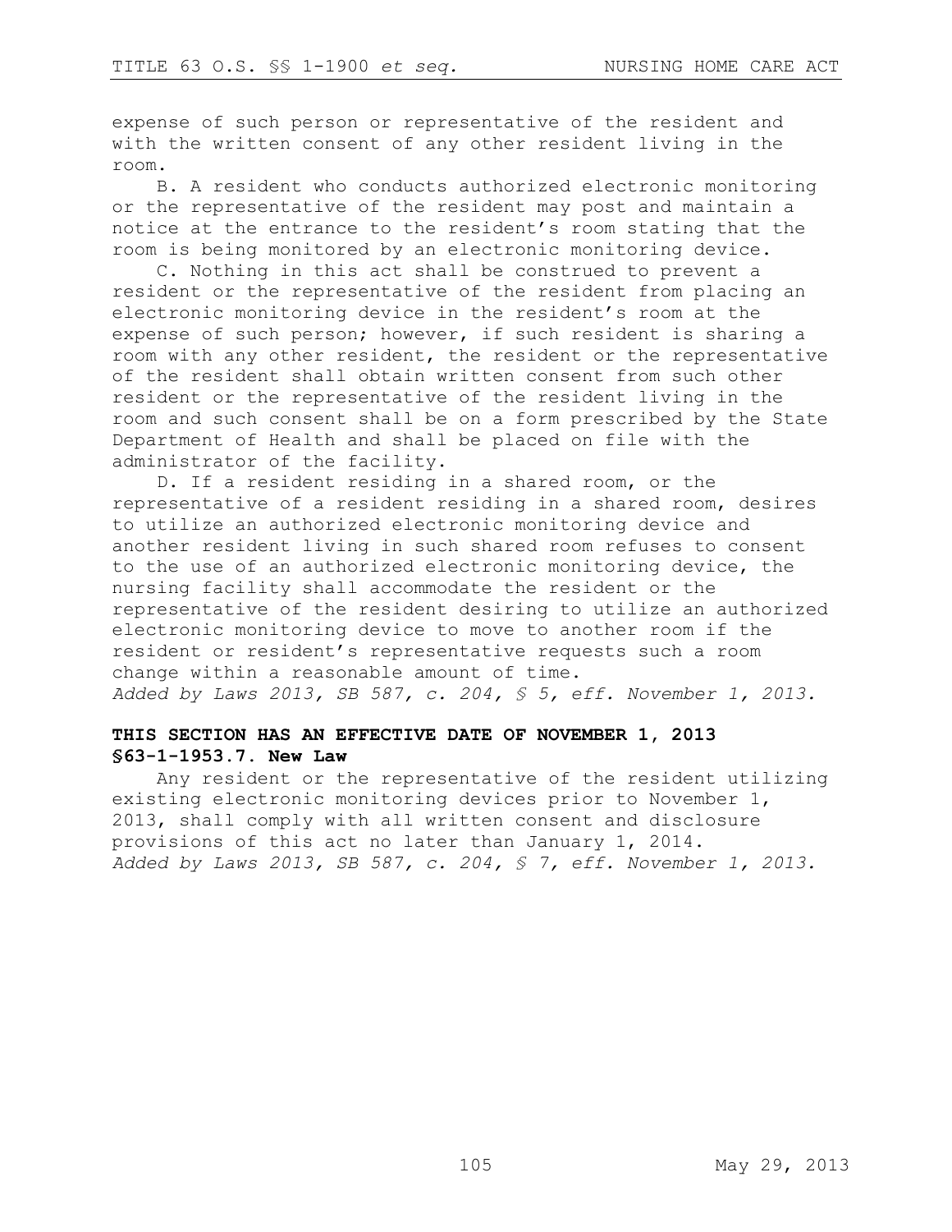expense of such person or representative of the resident and with the written consent of any other resident living in the room.

B. A resident who conducts authorized electronic monitoring or the representative of the resident may post and maintain a notice at the entrance to the resident's room stating that the room is being monitored by an electronic monitoring device.

C. Nothing in this act shall be construed to prevent a resident or the representative of the resident from placing an electronic monitoring device in the resident's room at the expense of such person; however, if such resident is sharing a room with any other resident, the resident or the representative of the resident shall obtain written consent from such other resident or the representative of the resident living in the room and such consent shall be on a form prescribed by the State Department of Health and shall be placed on file with the administrator of the facility.

D. If a resident residing in a shared room, or the representative of a resident residing in a shared room, desires to utilize an authorized electronic monitoring device and another resident living in such shared room refuses to consent to the use of an authorized electronic monitoring device, the nursing facility shall accommodate the resident or the representative of the resident desiring to utilize an authorized electronic monitoring device to move to another room if the resident or resident's representative requests such a room change within a reasonable amount of time.

*Added by Laws 2013, SB 587, c. 204, § 5, eff. November 1, 2013.*

**THIS SECTION HAS AN EFFECTIVE DATE OF NOVEMBER 1, 2013**

**§63-1-1953.7. New Law**

Any resident or the representative of the resident utilizing existing electronic monitoring devices prior to November 1, 2013, shall comply with all written consent and disclosure provisions of this act no later than January 1, 2014.

*Added by Laws 2013, SB 587, c. 204, § 7, eff. November 1, 2013.*